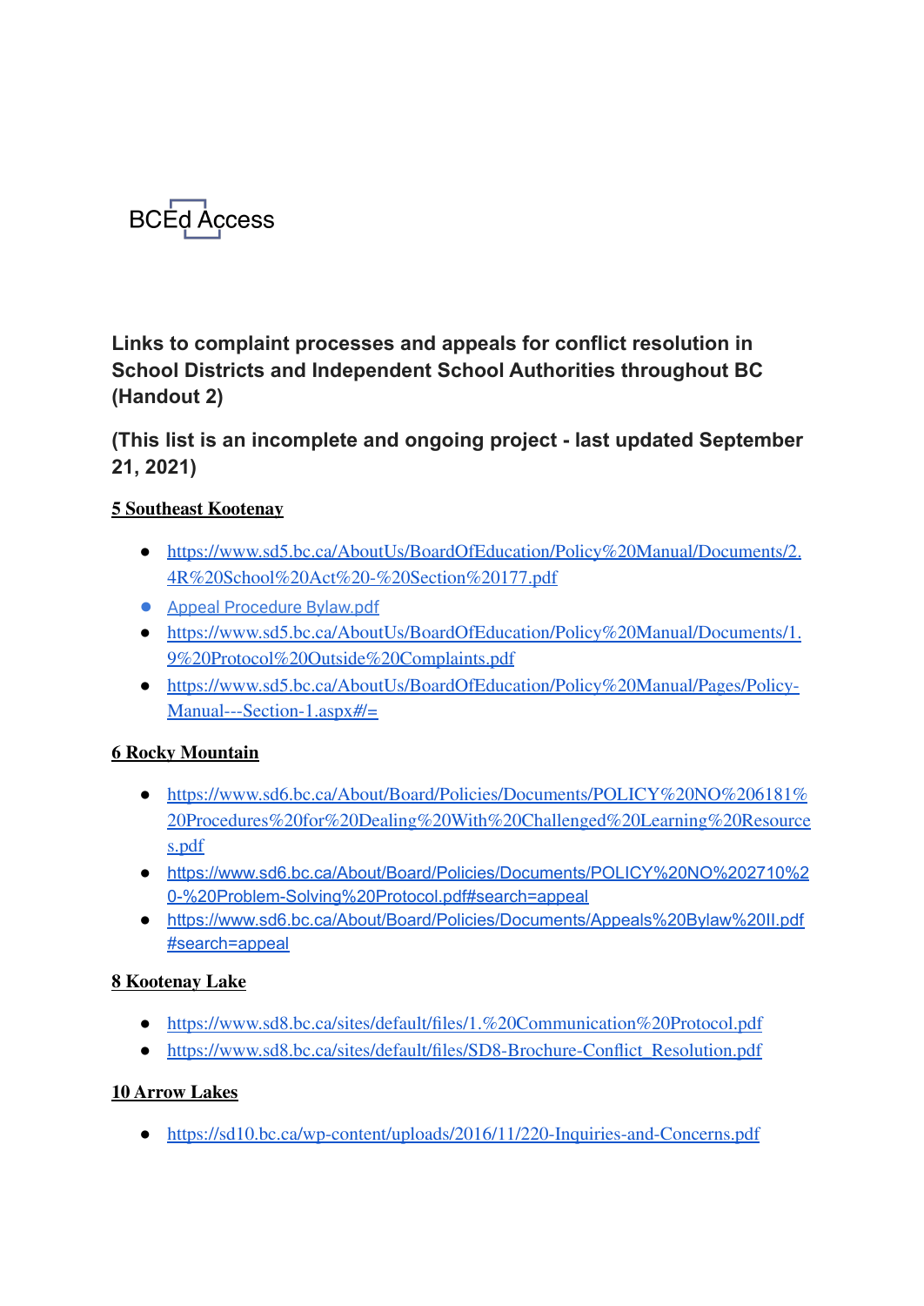BCEd Access

## Links to complaint processes and appeals for conflict resolution in School Districts and Independent School Authorities throughout BC (Handout 2)

## (This list is an incomplete and ongoing project - last updated September 21, 2021)

**5 Southeast Kootenay**

- https://www.sd5.bc.ca/AboutUs/BoardOfEducation/Policy%20Manual/Documents/2.4R%20School%20Act%20-%20Section%20177.pdf
- Appeal Procedure Bylaw.pdf
- https://www.sd5.bc.ca/AboutUs/BoardOfEducation/Policy%20Manual/Documents/1.9%20Protocol%20Outside%20Complaints.pdf
- https://www.sd5.bc.ca/AboutUs/BoardOfEducation/Policy%20Manual/Pages/Policy-Manual---Section-1.aspx#/=

**6 Rocky Mountain**

- https://www.sd6.bc.ca/About/Board/Policies/Documents/POLICY%20NO%206181%20Procedures%20for%20Dealing%20With%20Challenged%20Learning%20Resources.pdf
- https://www.sd6.bc.ca/About/Board/Policies/Documents/POLICY%20NO%202710%20-%20Problem-Solving%20Protocol.pdf#search=appeal
- https://www.sd6.bc.ca/About/Board/Policies/Documents/Appeals%20Bylaw%20II.pdf#search=appeal

**8 Kootenay Lake**

- https://www.sd8.bc.ca/sites/default/files/1.%20Communication%20Protocol.pdf
- https://www.sd8.bc.ca/sites/default/files/SD8-Brochure-Conflict_Resolution.pdf

**10 Arrow Lakes**

- https://sd10.bc.ca/wp-content/uploads/2016/11/220-Inquiries-and-Concerns.pdf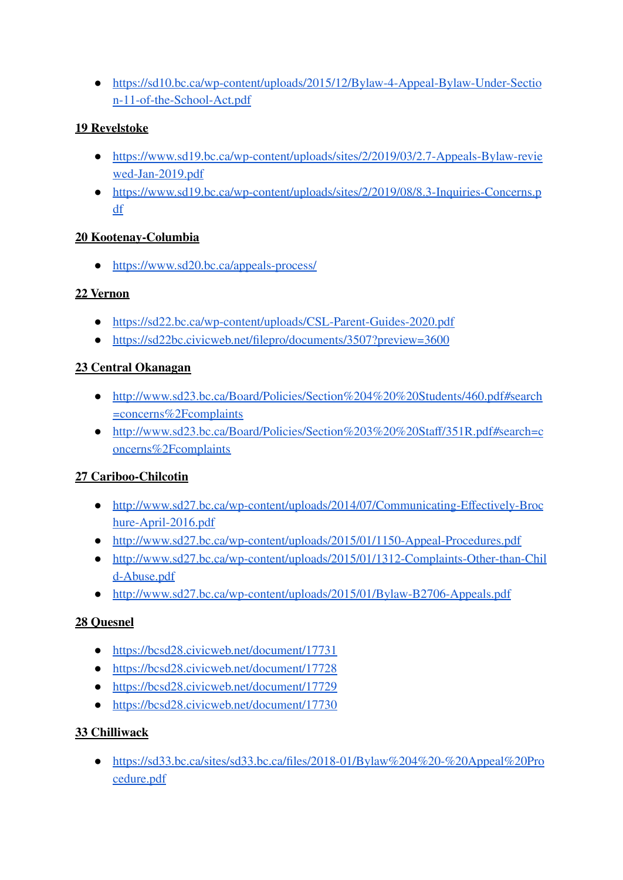- https://sd10.bc.ca/wp-content/uploads/2015/12/Bylaw-4-Appeal-Bylaw-Under-Section-11-of-the-School-Act.pdf

**19 Revelstoke**

- https://www.sd19.bc.ca/wp-content/uploads/sites/2/2019/03/2.7-Appeals-Bylaw-reviewed-Jan-2019.pdf
- https://www.sd19.bc.ca/wp-content/uploads/sites/2/2019/08/8.3-Inquiries-Concerns.pdf

**20 Kootenay-Columbia**

- https://www.sd20.bc.ca/appeals-process/

**22 Vernon**

- https://sd22.bc.ca/wp-content/uploads/CSL-Parent-Guides-2020.pdf
- https://sd22bc.civicweb.net/filepro/documents/3507?preview=3600

**23 Central Okanagan**

- http://www.sd23.bc.ca/Board/Policies/Section%204%20%20Students/460.pdf#search=concerns%2Fcomplaints
- http://www.sd23.bc.ca/Board/Policies/Section%203%20%20Staff/351R.pdf#search=concerns%2Fcomplaints

**27 Cariboo-Chilcotin**

- http://www.sd27.bc.ca/wp-content/uploads/2014/07/Communicating-Effectively-Brochure-April-2016.pdf
- http://www.sd27.bc.ca/wp-content/uploads/2015/01/1150-Appeal-Procedures.pdf
- http://www.sd27.bc.ca/wp-content/uploads/2015/01/1312-Complaints-Other-than-Child-Abuse.pdf
- http://www.sd27.bc.ca/wp-content/uploads/2015/01/Bylaw-B2706-Appeals.pdf

**28 Quesnel**

- https://bcsd28.civicweb.net/document/17731
- https://bcsd28.civicweb.net/document/17728
- https://bcsd28.civicweb.net/document/17729
- https://bcsd28.civicweb.net/document/17730

**33 Chilliwack**

- https://sd33.bc.ca/sites/sd33.bc.ca/files/2018-01/Bylaw%204%20-%20Appeal%20Procedure.pdf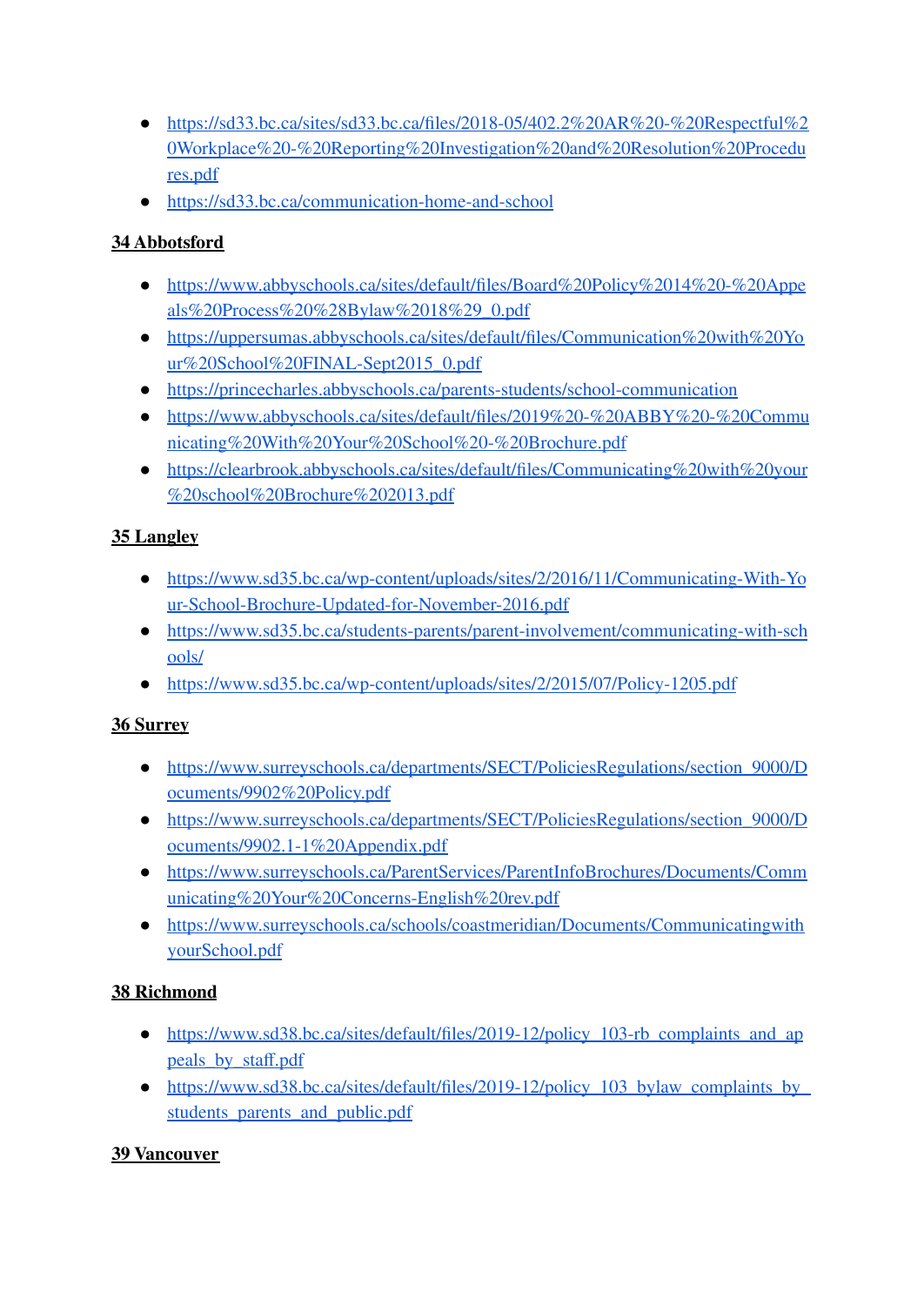- https://sd33.bc.ca/sites/sd33.bc.ca/files/2018-05/402.2%20AR%20-%20Respectful%20Workplace%20-%20Reporting%20Investigation%20and%20Resolution%20Procedures.pdf
- https://sd33.bc.ca/communication-home-and-school

**34 Abbotsford**

- https://www.abbyschools.ca/sites/default/files/Board%20Policy%2014%20-%20Appeals%20Process%20%28Bylaw%2018%29_0.pdf
- https://uppersumas.abbyschools.ca/sites/default/files/Communication%20with%20Your%20School%20FINAL-Sept2015_0.pdf
- https://princecharles.abbyschools.ca/parents-students/school-communication
- https://www.abbyschools.ca/sites/default/files/2019%20-%20ABBY%20-%20Communicating%20With%20Your%20School%20-%20Brochure.pdf
- https://clearbrook.abbyschools.ca/sites/default/files/Communicating%20with%20your%20school%20Brochure%202013.pdf

**35 Langley**

- https://www.sd35.bc.ca/wp-content/uploads/sites/2/2016/11/Communicating-With-Your-School-Brochure-Updated-for-November-2016.pdf
- https://www.sd35.bc.ca/students-parents/parent-involvement/communicating-with-schools/
- https://www.sd35.bc.ca/wp-content/uploads/sites/2/2015/07/Policy-1205.pdf

**36 Surrey**

- https://www.surreyschools.ca/departments/SECT/PoliciesRegulations/section_9000/Documents/9902%20Policy.pdf
- https://www.surreyschools.ca/departments/SECT/PoliciesRegulations/section_9000/Documents/9902.1-1%20Appendix.pdf
- https://www.surreyschools.ca/ParentServices/ParentInfoBrochures/Documents/Communicating%20Your%20Concerns-English%20rev.pdf
- https://www.surreyschools.ca/schools/coastmeridian/Documents/CommunicatingwithyourSchool.pdf

**38 Richmond**

- https://www.sd38.bc.ca/sites/default/files/2019-12/policy_103-rb_complaints_and_appeals_by_staff.pdf
- https://www.sd38.bc.ca/sites/default/files/2019-12/policy_103_bylaw_complaints_by_students_parents_and_public.pdf

**39 Vancouver**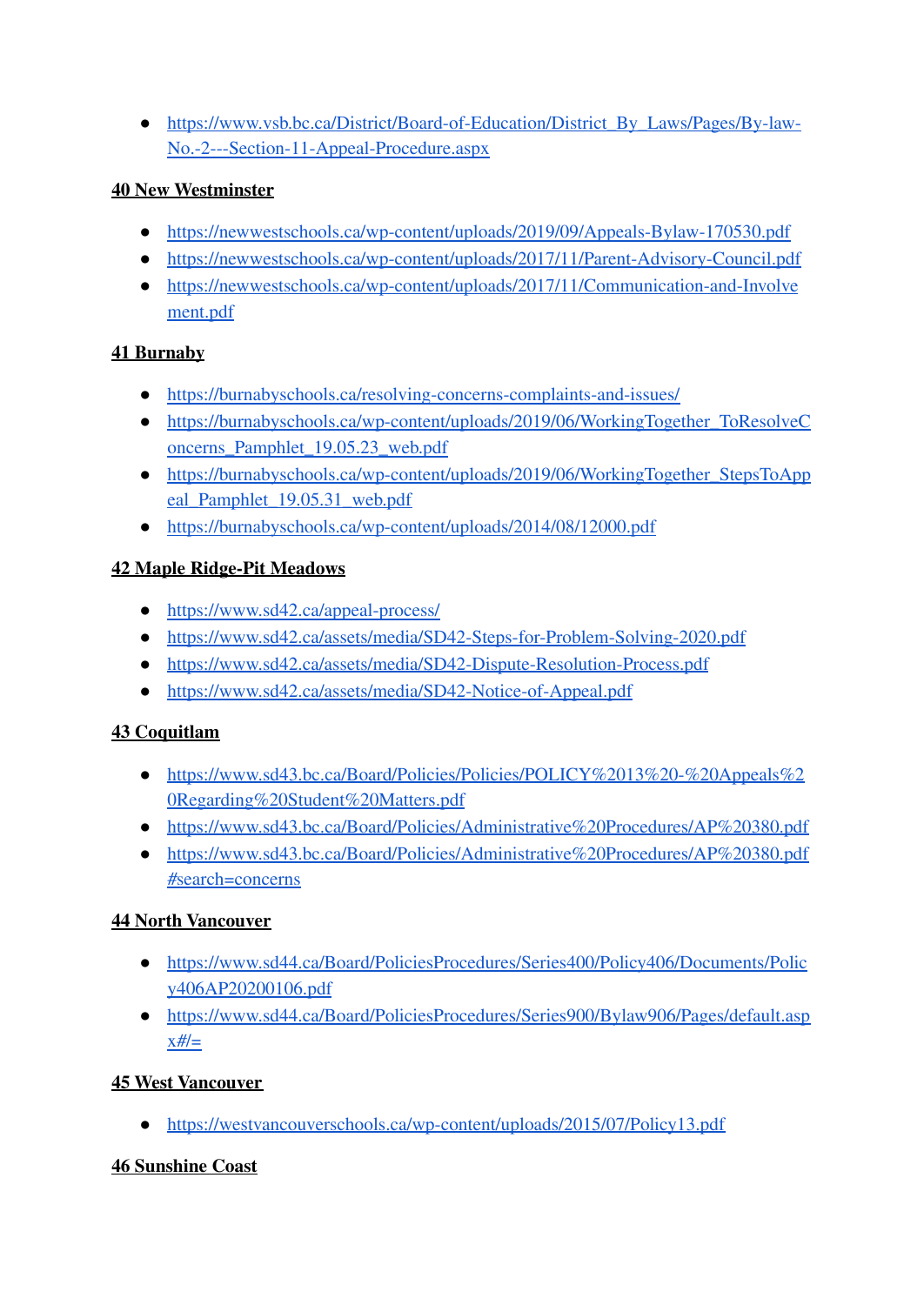- https://www.vsb.bc.ca/District/Board-of-Education/District_By_Laws/Pages/By-law-No.-2---Section-11-Appeal-Procedure.aspx

**40 New Westminster**

- https://newwestschools.ca/wp-content/uploads/2019/09/Appeals-Bylaw-170530.pdf
- https://newwestschools.ca/wp-content/uploads/2017/11/Parent-Advisory-Council.pdf
- https://newwestschools.ca/wp-content/uploads/2017/11/Communication-and-Involvement.pdf

**41 Burnaby**

- https://burnabyschools.ca/resolving-concerns-complaints-and-issues/
- https://burnabyschools.ca/wp-content/uploads/2019/06/WorkingTogether_ToResolveConcerns_Pamphlet_19.05.23_web.pdf
- https://burnabyschools.ca/wp-content/uploads/2019/06/WorkingTogether_StepsToAppeal_Pamphlet_19.05.31_web.pdf
- https://burnabyschools.ca/wp-content/uploads/2014/08/12000.pdf

**42 Maple Ridge-Pit Meadows**

- https://www.sd42.ca/appeal-process/
- https://www.sd42.ca/assets/media/SD42-Steps-for-Problem-Solving-2020.pdf
- https://www.sd42.ca/assets/media/SD42-Dispute-Resolution-Process.pdf
- https://www.sd42.ca/assets/media/SD42-Notice-of-Appeal.pdf

**43 Coquitlam**

- https://www.sd43.bc.ca/Board/Policies/Policies/POLICY%2013%20-%20Appeals%20Regarding%20Student%20Matters.pdf
- https://www.sd43.bc.ca/Board/Policies/Administrative%20Procedures/AP%20380.pdf
- https://www.sd43.bc.ca/Board/Policies/Administrative%20Procedures/AP%20380.pdf#search=concerns

**44 North Vancouver**

- https://www.sd44.ca/Board/PoliciesProcedures/Series400/Policy406/Documents/Policy406AP20200106.pdf
- https://www.sd44.ca/Board/PoliciesProcedures/Series900/Bylaw906/Pages/default.aspx#/=

**45 West Vancouver**

- https://westvancouverschools.ca/wp-content/uploads/2015/07/Policy13.pdf

**46 Sunshine Coast**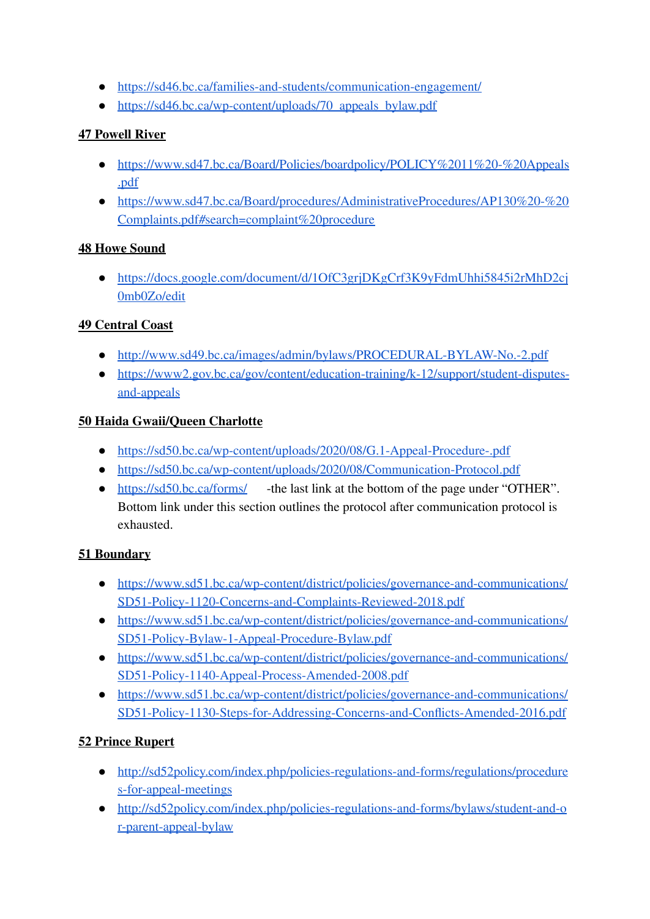- https://sd46.bc.ca/families-and-students/communication-engagement/
- https://sd46.bc.ca/wp-content/uploads/70_appeals_bylaw.pdf

## 47 Powell River

- https://www.sd47.bc.ca/Board/Policies/boardpolicy/POLICY%2011%20-%20Appeals.pdf
- https://www.sd47.bc.ca/Board/procedures/AdministrativeProcedures/AP130%20-%20Complaints.pdf#search=complaint%20procedure

## 48 Howe Sound

- https://docs.google.com/document/d/1OfC3grjDKgCrf3K9yFdmUhhi5845i2rMhD2cj0mb0Zo/edit

## 49 Central Coast

- http://www.sd49.bc.ca/images/admin/bylaws/PROCEDURAL-BYLAW-No.-2.pdf
- https://www2.gov.bc.ca/gov/content/education-training/k-12/support/student-disputes-and-appeals

## 50 Haida Gwaii/Queen Charlotte

- https://sd50.bc.ca/wp-content/uploads/2020/08/G.1-Appeal-Procedure-.pdf
- https://sd50.bc.ca/wp-content/uploads/2020/08/Communication-Protocol.pdf
- https://sd50.bc.ca/forms/ -the last link at the bottom of the page under "OTHER". Bottom link under this section outlines the protocol after communication protocol is exhausted.

## 51 Boundary

- https://www.sd51.bc.ca/wp-content/district/policies/governance-and-communications/SD51-Policy-1120-Concerns-and-Complaints-Reviewed-2018.pdf
- https://www.sd51.bc.ca/wp-content/district/policies/governance-and-communications/SD51-Policy-Bylaw-1-Appeal-Procedure-Bylaw.pdf
- https://www.sd51.bc.ca/wp-content/district/policies/governance-and-communications/SD51-Policy-1140-Appeal-Process-Amended-2008.pdf
- https://www.sd51.bc.ca/wp-content/district/policies/governance-and-communications/SD51-Policy-1130-Steps-for-Addressing-Concerns-and-Conflicts-Amended-2016.pdf

## 52 Prince Rupert

- http://sd52policy.com/index.php/policies-regulations-and-forms/regulations/procedures-for-appeal-meetings
- http://sd52policy.com/index.php/policies-regulations-and-forms/bylaws/student-and-or-parent-appeal-bylaw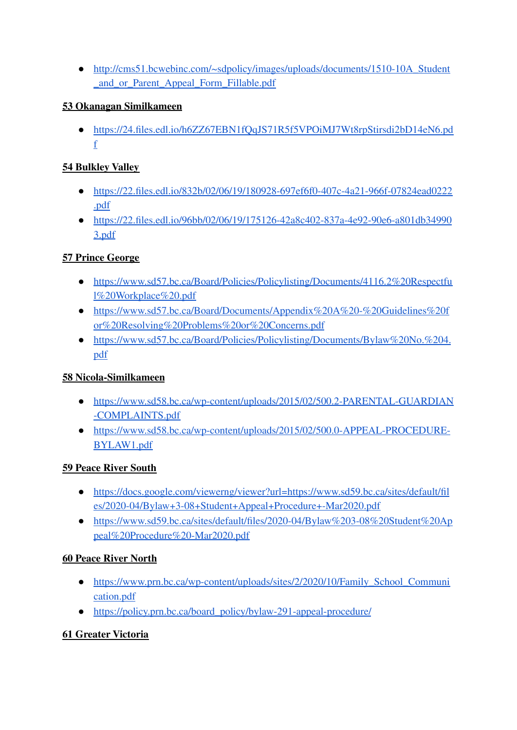- http://cms51.bcwebinc.com/~sdpolicy/images/uploads/documents/1510-10A_Student_and_or_Parent_Appeal_Form_Fillable.pdf

**53 Okanagan Similkameen**

- https://24.files.edl.io/h6ZZ67EBN1fQqJS71R5f5VPOiMJ7Wt8rpStirsdi2bD14eN6.pdf

**54 Bulkley Valley**

- https://22.files.edl.io/832b/02/06/19/180928-697ef6f0-407c-4a21-966f-07824ead0222.pdf
- https://22.files.edl.io/96bb/02/06/19/175126-42a8c402-837a-4e92-90e6-a801db349903.pdf

**57 Prince George**

- https://www.sd57.bc.ca/Board/Policies/Policylisting/Documents/4116.2%20Respectful%20Workplace%20.pdf
- https://www.sd57.bc.ca/Board/Documents/Appendix%20A%20-%20Guidelines%20for%20Resolving%20Problems%20or%20Concerns.pdf
- https://www.sd57.bc.ca/Board/Policies/Policylisting/Documents/Bylaw%20No.%204.pdf

**58 Nicola-Similkameen**

- https://www.sd58.bc.ca/wp-content/uploads/2015/02/500.2-PARENTAL-GUARDIAN-COMPLAINTS.pdf
- https://www.sd58.bc.ca/wp-content/uploads/2015/02/500.0-APPEAL-PROCEDURE-BYLAW1.pdf

**59 Peace River South**

- https://docs.google.com/viewerng/viewer?url=https://www.sd59.bc.ca/sites/default/files/2020-04/Bylaw+3-08+Student+Appeal+Procedure+-Mar2020.pdf
- https://www.sd59.bc.ca/sites/default/files/2020-04/Bylaw%203-08%20Student%20Appeal%20Procedure%20-Mar2020.pdf

**60 Peace River North**

- https://www.prn.bc.ca/wp-content/uploads/sites/2/2020/10/Family_School_Communication.pdf
- https://policy.prn.bc.ca/board_policy/bylaw-291-appeal-procedure/

**61 Greater Victoria**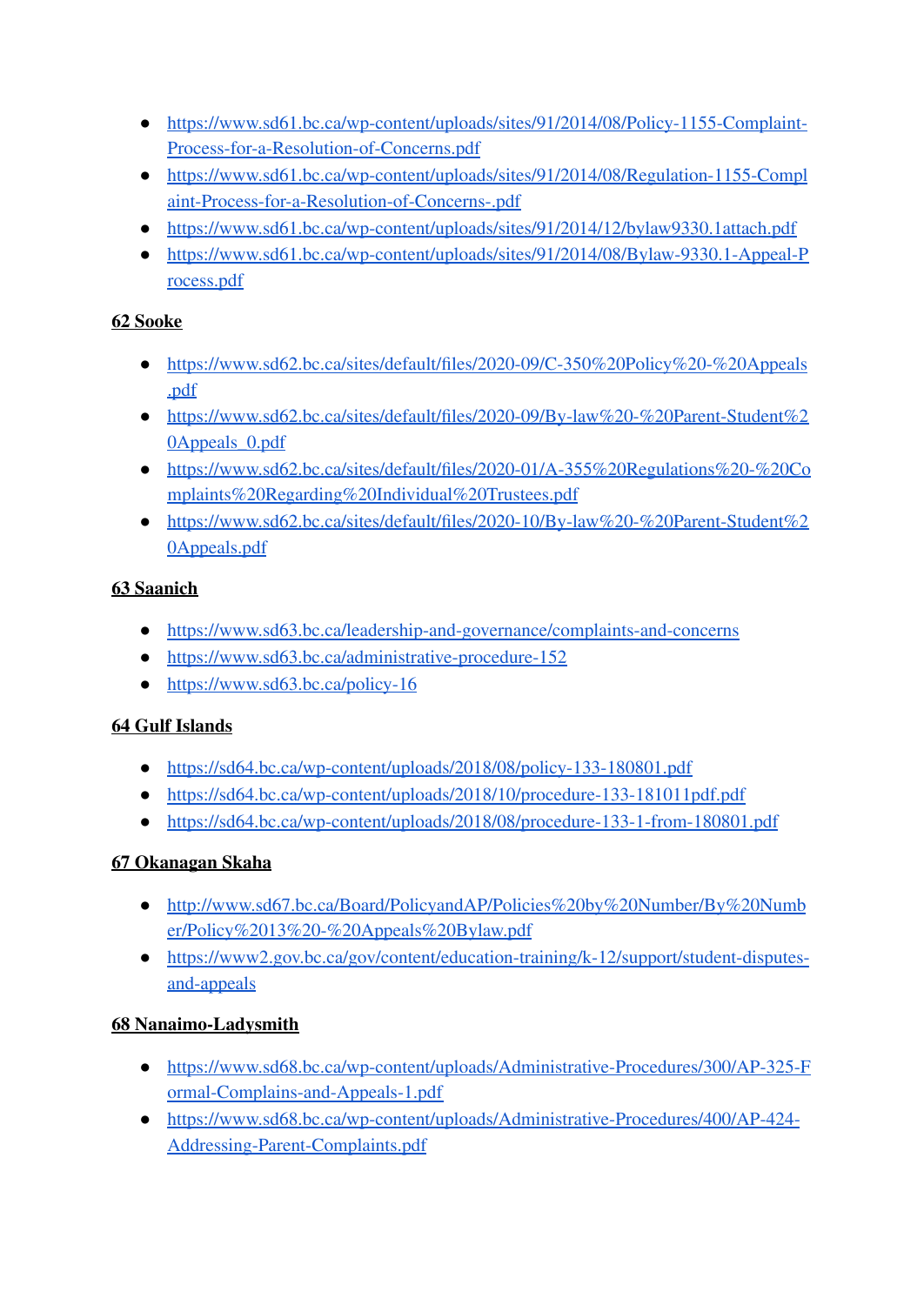- https://www.sd61.bc.ca/wp-content/uploads/sites/91/2014/08/Policy-1155-Complaint-Process-for-a-Resolution-of-Concerns.pdf
- https://www.sd61.bc.ca/wp-content/uploads/sites/91/2014/08/Regulation-1155-Complaint-Process-for-a-Resolution-of-Concerns-.pdf
- https://www.sd61.bc.ca/wp-content/uploads/sites/91/2014/12/bylaw9330.1attach.pdf
- https://www.sd61.bc.ca/wp-content/uploads/sites/91/2014/08/Bylaw-9330.1-Appeal-Process.pdf

**62 Sooke**

- https://www.sd62.bc.ca/sites/default/files/2020-09/C-350%20Policy%20-%20Appeals.pdf
- https://www.sd62.bc.ca/sites/default/files/2020-09/By-law%20-%20Parent-Student%20Appeals_0.pdf
- https://www.sd62.bc.ca/sites/default/files/2020-01/A-355%20Regulations%20-%20Complaints%20Regarding%20Individual%20Trustees.pdf
- https://www.sd62.bc.ca/sites/default/files/2020-10/By-law%20-%20Parent-Student%20Appeals.pdf

**63 Saanich**

- https://www.sd63.bc.ca/leadership-and-governance/complaints-and-concerns
- https://www.sd63.bc.ca/administrative-procedure-152
- https://www.sd63.bc.ca/policy-16

**64 Gulf Islands**

- https://sd64.bc.ca/wp-content/uploads/2018/08/policy-133-180801.pdf
- https://sd64.bc.ca/wp-content/uploads/2018/10/procedure-133-181011pdf.pdf
- https://sd64.bc.ca/wp-content/uploads/2018/08/procedure-133-1-from-180801.pdf

**67 Okanagan Skaha**

- http://www.sd67.bc.ca/Board/PolicyandAP/Policies%20by%20Number/By%20Number/Policy%2013%20-%20Appeals%20Bylaw.pdf
- https://www2.gov.bc.ca/gov/content/education-training/k-12/support/student-disputes-and-appeals

**68 Nanaimo-Ladysmith**

- https://www.sd68.bc.ca/wp-content/uploads/Administrative-Procedures/300/AP-325-Formal-Complains-and-Appeals-1.pdf
- https://www.sd68.bc.ca/wp-content/uploads/Administrative-Procedures/400/AP-424-Addressing-Parent-Complaints.pdf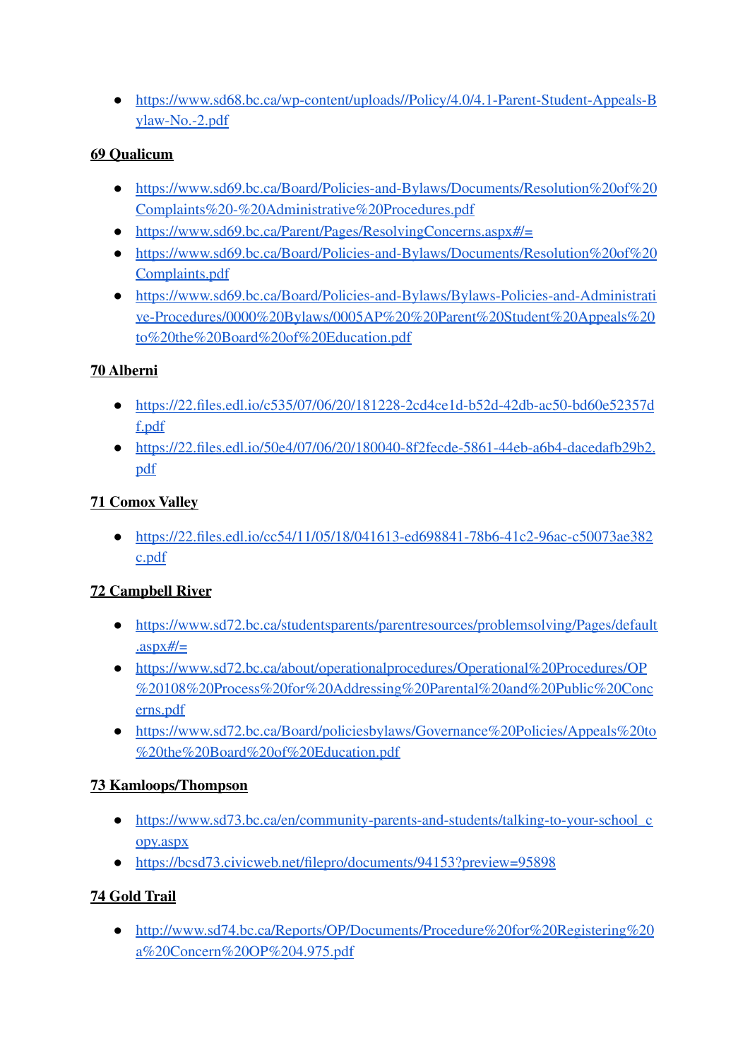- https://www.sd68.bc.ca/wp-content/uploads//Policy/4.0/4.1-Parent-Student-Appeals-Bylaw-No.-2.pdf

**69 Qualicum**

- https://www.sd69.bc.ca/Board/Policies-and-Bylaws/Documents/Resolution%20of%20Complaints%20-%20Administrative%20Procedures.pdf
- https://www.sd69.bc.ca/Parent/Pages/ResolvingConcerns.aspx#/=
- https://www.sd69.bc.ca/Board/Policies-and-Bylaws/Documents/Resolution%20of%20Complaints.pdf
- https://www.sd69.bc.ca/Board/Policies-and-Bylaws/Bylaws-Policies-and-Administrative-Procedures/0000%20Bylaws/0005AP%20%20Parent%20Student%20Appeals%20to%20the%20Board%20of%20Education.pdf

**70 Alberni**

- https://22.files.edl.io/c535/07/06/20/181228-2cd4ce1d-b52d-42db-ac50-bd60e52357df.pdf
- https://22.files.edl.io/50e4/07/06/20/180040-8f2fecde-5861-44eb-a6b4-dacedafb29b2.pdf

**71 Comox Valley**

- https://22.files.edl.io/cc54/11/05/18/041613-ed698841-78b6-41c2-96ac-c50073ae382c.pdf

**72 Campbell River**

- https://www.sd72.bc.ca/studentsparents/parentresources/problemsolving/Pages/default.aspx#/=
- https://www.sd72.bc.ca/about/operationalprocedures/Operational%20Procedures/OP%20108%20Process%20for%20Addressing%20Parental%20and%20Public%20Concerns.pdf
- https://www.sd72.bc.ca/Board/policiesbylaws/Governance%20Policies/Appeals%20to%20the%20Board%20of%20Education.pdf

**73 Kamloops/Thompson**

- https://www.sd73.bc.ca/en/community-parents-and-students/talking-to-your-school_copy.aspx
- https://bcsd73.civicweb.net/filepro/documents/94153?preview=95898

**74 Gold Trail**

- http://www.sd74.bc.ca/Reports/OP/Documents/Procedure%20for%20Registering%20a%20Concern%20OP%204.975.pdf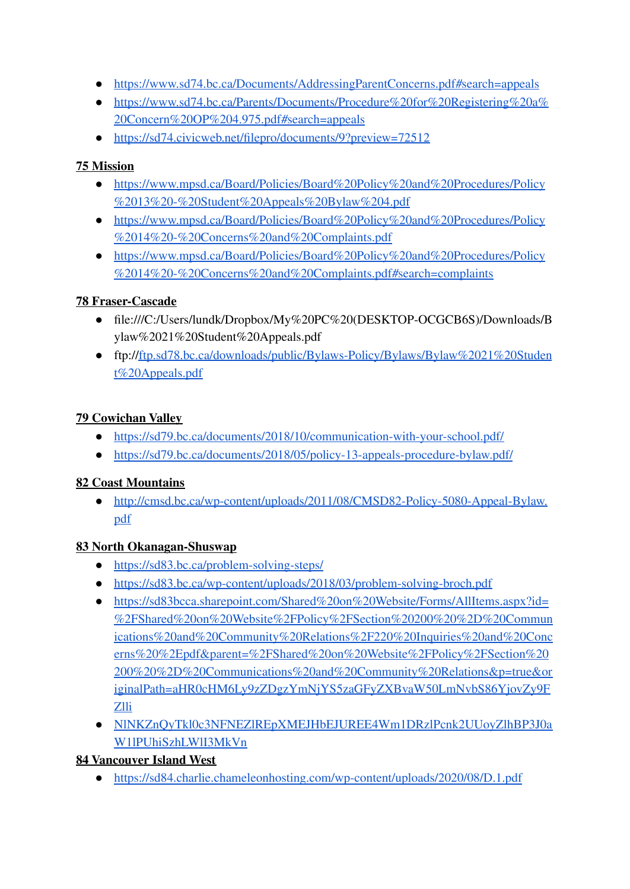- https://www.sd74.bc.ca/Documents/AddressingParentConcerns.pdf#search=appeals
- https://www.sd74.bc.ca/Parents/Documents/Procedure%20for%20Registering%20a%20Concern%20OP%204.975.pdf#search=appeals
- https://sd74.civicweb.net/filepro/documents/9?preview=72512

**75 Mission**

- https://www.mpsd.ca/Board/Policies/Board%20Policy%20and%20Procedures/Policy%2013%20-%20Student%20Appeals%20Bylaw%204.pdf
- https://www.mpsd.ca/Board/Policies/Board%20Policy%20and%20Procedures/Policy%2014%20-%20Concerns%20and%20Complaints.pdf
- https://www.mpsd.ca/Board/Policies/Board%20Policy%20and%20Procedures/Policy%2014%20-%20Concerns%20and%20Complaints.pdf#search=complaints

**78 Fraser-Cascade**

- file:///C:/Users/lundk/Dropbox/My%20PC%20(DESKTOP-OCGCB6S)/Downloads/Bylaw%2021%20Student%20Appeals.pdf
- ftp://ftp.sd78.bc.ca/downloads/public/Bylaws-Policy/Bylaws/Bylaw%2021%20Student%20Appeals.pdf

**79 Cowichan Valley**

- https://sd79.bc.ca/documents/2018/10/communication-with-your-school.pdf/
- https://sd79.bc.ca/documents/2018/05/policy-13-appeals-procedure-bylaw.pdf/

**82 Coast Mountains**

- http://cmsd.bc.ca/wp-content/uploads/2011/08/CMSD82-Policy-5080-Appeal-Bylaw.pdf

**83 North Okanagan-Shuswap**

- https://sd83.bc.ca/problem-solving-steps/
- https://sd83.bc.ca/wp-content/uploads/2018/03/problem-solving-broch.pdf
- https://sd83bcca.sharepoint.com/Shared%20on%20Website/Forms/AllItems.aspx?id=%2FShared%20on%20Website%2FPolicy%2FSection%20200%20%2D%20Communications%20and%20Community%20Relations%2F220%20Inquiries%20and%20Concerns%20%2Epdf&parent=%2FShared%20on%20Website%2FPolicy%2FSection%20200%20%2D%20Communications%20and%20Community%20Relations&p=true&originalPath=aHR0cHM6Ly9zZDgzYmNjYS5zaGFyZXBvaW50LmNvbS86YjovZy9FZlli
- NlNKZnQyTkl0c3NFNEZlREpXMEJHbEJUREE4Wm1DRzlPcnk2UUoyZlhBP3J0aW1lPUhiSzhLWlI3MkVn

**84 Vancouver Island West**

- https://sd84.charlie.chameleonhosting.com/wp-content/uploads/2020/08/D.1.pdf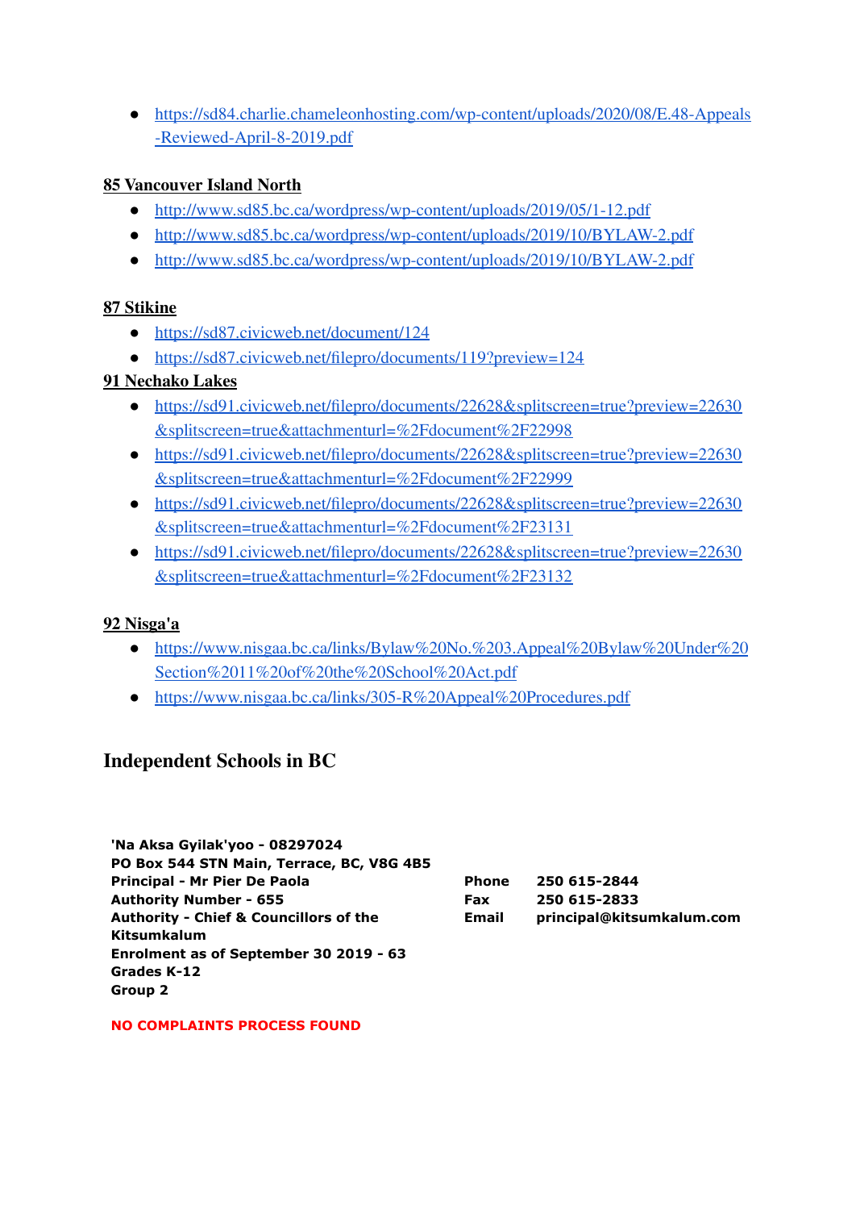- https://sd84.charlie.chameleonhosting.com/wp-content/uploads/2020/08/E.48-Appeals-Reviewed-April-8-2019.pdf

**85 Vancouver Island North**

- http://www.sd85.bc.ca/wordpress/wp-content/uploads/2019/05/1-12.pdf
- http://www.sd85.bc.ca/wordpress/wp-content/uploads/2019/10/BYLAW-2.pdf
- http://www.sd85.bc.ca/wordpress/wp-content/uploads/2019/10/BYLAW-2.pdf

**87 Stikine**

- https://sd87.civicweb.net/document/124
- https://sd87.civicweb.net/filepro/documents/119?preview=124

**91 Nechako Lakes**

- https://sd91.civicweb.net/filepro/documents/22628&splitscreen=true?preview=22630&splitscreen=true&attachmenturl=%2Fdocument%2F22998
- https://sd91.civicweb.net/filepro/documents/22628&splitscreen=true?preview=22630&splitscreen=true&attachmenturl=%2Fdocument%2F22999
- https://sd91.civicweb.net/filepro/documents/22628&splitscreen=true?preview=22630&splitscreen=true&attachmenturl=%2Fdocument%2F23131
- https://sd91.civicweb.net/filepro/documents/22628&splitscreen=true?preview=22630&splitscreen=true&attachmenturl=%2Fdocument%2F23132

**92 Nisga'a**

- https://www.nisgaa.bc.ca/links/Bylaw%20No.%203.Appeal%20Bylaw%20Under%20Section%2011%20of%20the%20School%20Act.pdf
- https://www.nisgaa.bc.ca/links/305-R%20Appeal%20Procedures.pdf

## Independent Schools in BC

**'Na Aksa Gyilak'yoo - 08297024**
**PO Box 544 STN Main, Terrace, BC, V8G 4B5**
**Principal - Mr Pier De Paola**
**Authority Number - 655**
**Authority - Chief & Councillors of the Kitsumkalum**
**Enrolment as of September 30 2019 - 63**
**Grades K-12**
**Group 2**

**Phone** 250 615-2844
**Fax** 250 615-2833
**Email** principal@kitsumkalum.com

**NO COMPLAINTS PROCESS FOUND**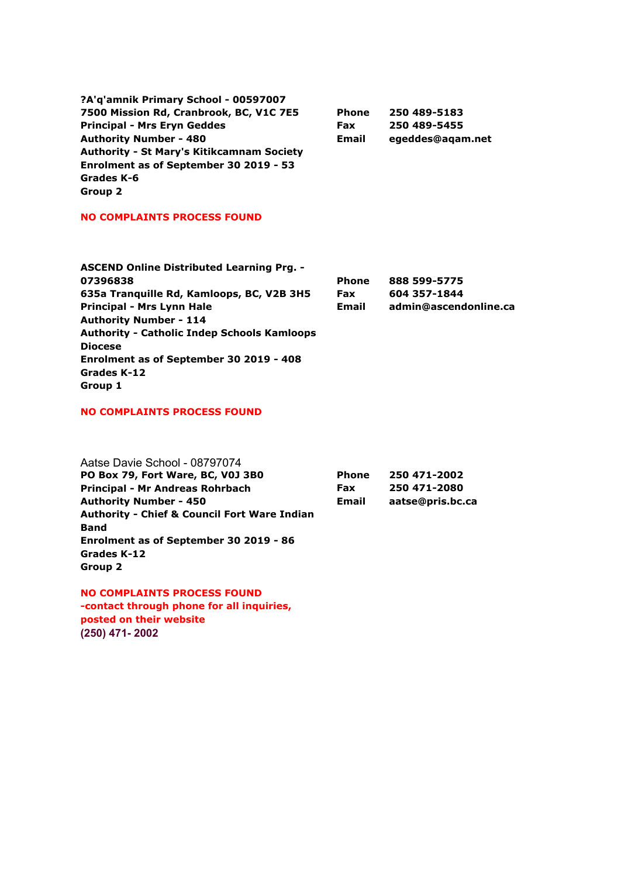**?A'q'amnik Primary School - 00597007**
**7500 Mission Rd, Cranbrook, BC, V1C 7E5**
**Principal - Mrs Eryn Geddes**
**Authority Number - 480**
**Authority - St Mary's Kitikcamnam Society**
**Enrolment as of September 30 2019 - 53**
**Grades K-6**
**Group 2**

| | |
|---|---|
| **Phone** | **250 489-5183** |
| **Fax** | **250 489-5455** |
| **Email** | **egeddes@aqam.net** |

**NO COMPLAINTS PROCESS FOUND**

**ASCEND Online Distributed Learning Prg. - 07396838**
**635a Tranquille Rd, Kamloops, BC, V2B 3H5**
**Principal - Mrs Lynn Hale**
**Authority Number - 114**
**Authority - Catholic Indep Schools Kamloops Diocese**
**Enrolment as of September 30 2019 - 408**
**Grades K-12**
**Group 1**

| | |
|---|---|
| **Phone** | **888 599-5775** |
| **Fax** | **604 357-1844** |
| **Email** | **admin@ascendonline.ca** |

**NO COMPLAINTS PROCESS FOUND**

Aatse Davie School - 08797074
**PO Box 79, Fort Ware, BC, V0J 3B0**
**Principal - Mr Andreas Rohrbach**
**Authority Number - 450**
**Authority - Chief & Council Fort Ware Indian Band**
**Enrolment as of September 30 2019 - 86**
**Grades K-12**
**Group 2**

| | |
|---|---|
| **Phone** | **250 471-2002** |
| **Fax** | **250 471-2080** |
| **Email** | **aatse@pris.bc.ca** |

**NO COMPLAINTS PROCESS FOUND**
**-contact through phone for all inquiries, posted on their website**
**(250) 471- 2002**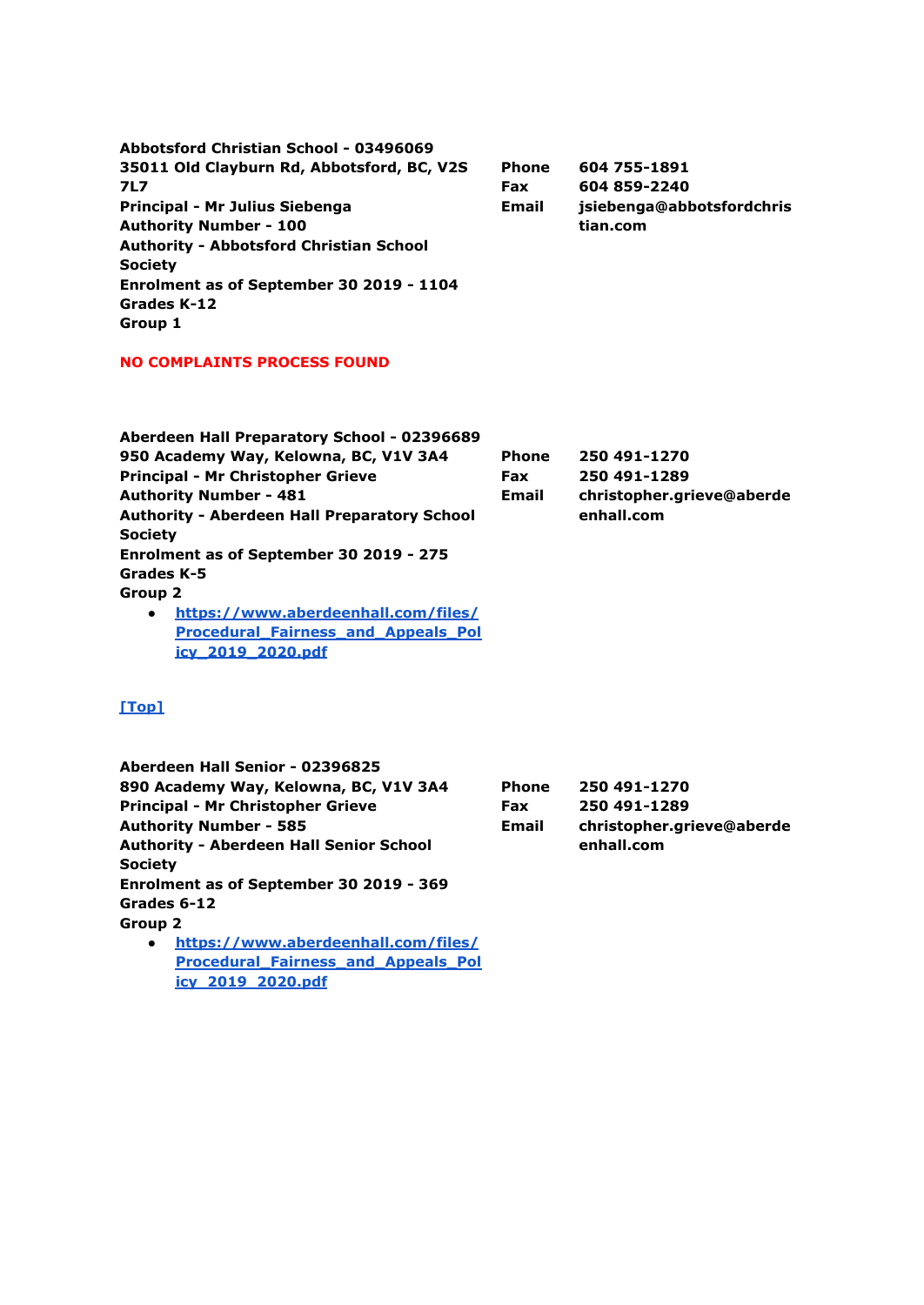**Abbotsford Christian School - 03496069**
**35011 Old Clayburn Rd, Abbotsford, BC, V2S 7L7**
**Principal - Mr Julius Siebenga**
**Authority Number - 100**
**Authority - Abbotsford Christian School Society**
**Enrolment as of September 30 2019 - 1104**
**Grades K-12**
**Group 1**

| | |
|---|---|
| **Phone** | **604 755-1891** |
| **Fax** | **604 859-2240** |
| **Email** | **jsiebenga@abbotsfordchristian.com** |

**NO COMPLAINTS PROCESS FOUND**

**Aberdeen Hall Preparatory School - 02396689**
**950 Academy Way, Kelowna, BC, V1V 3A4**
**Principal - Mr Christopher Grieve**
**Authority Number - 481**
**Authority - Aberdeen Hall Preparatory School Society**
**Enrolment as of September 30 2019 - 275**
**Grades K-5**
**Group 2**

| | |
|---|---|
| **Phone** | **250 491-1270** |
| **Fax** | **250 491-1289** |
| **Email** | **christopher.grieve@aberdeenhall.com** |

- https://www.aberdeenhall.com/files/Procedural_Fairness_and_Appeals_Policy_2019_2020.pdf

[Top]

**Aberdeen Hall Senior - 02396825**
**890 Academy Way, Kelowna, BC, V1V 3A4**
**Principal - Mr Christopher Grieve**
**Authority Number - 585**
**Authority - Aberdeen Hall Senior School Society**
**Enrolment as of September 30 2019 - 369**
**Grades 6-12**
**Group 2**

| | |
|---|---|
| **Phone** | **250 491-1270** |
| **Fax** | **250 491-1289** |
| **Email** | **christopher.grieve@aberdeenhall.com** |

- https://www.aberdeenhall.com/files/Procedural_Fairness_and_Appeals_Policy_2019_2020.pdf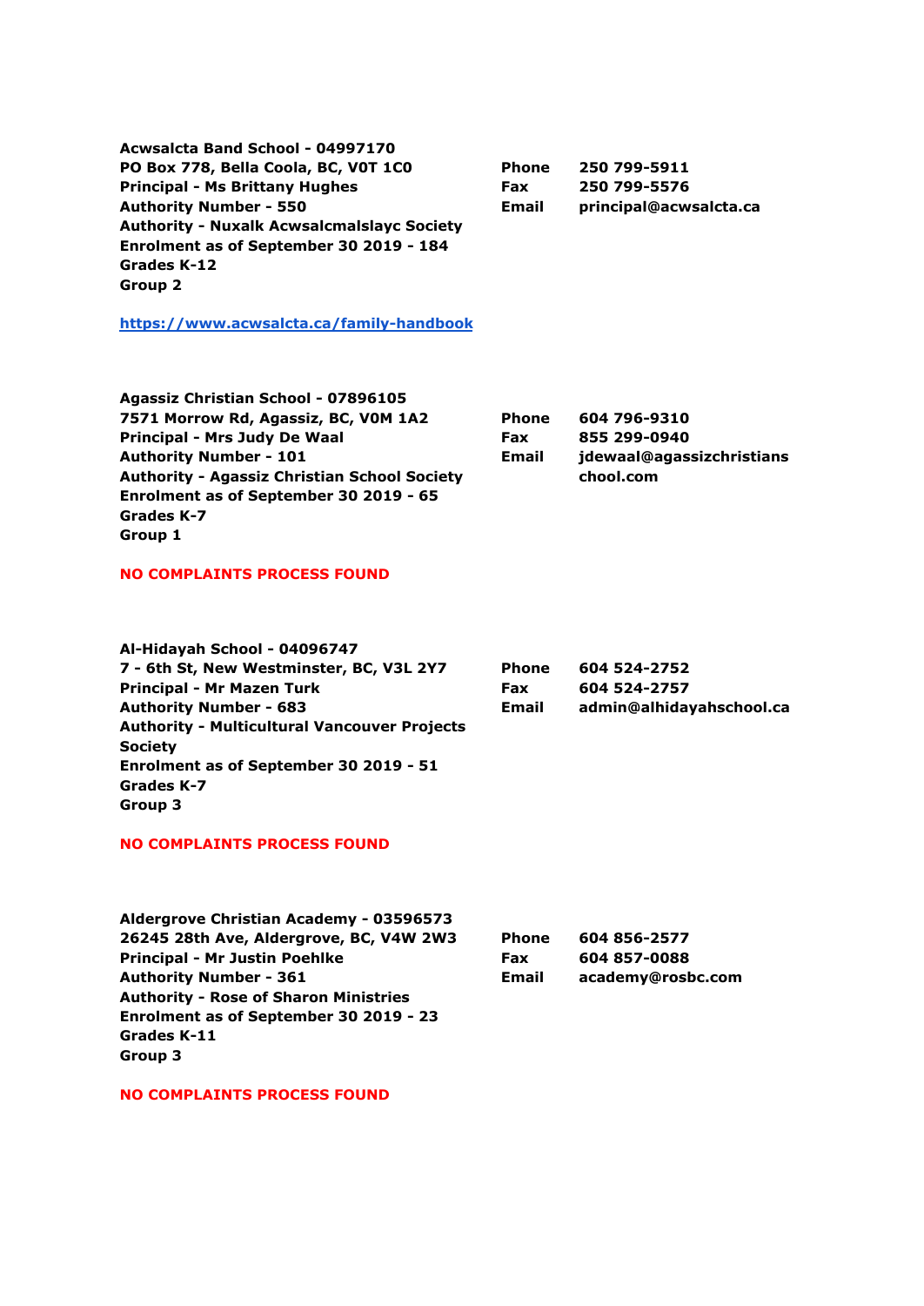**Acwsalcta Band School - 04997170**
**PO Box 778, Bella Coola, BC, V0T 1C0**
**Principal - Ms Brittany Hughes**
**Authority Number - 550**
**Authority - Nuxalk Acwsalcmalslayc Society**
**Enrolment as of September 30 2019 - 184**
**Grades K-12**
**Group 2**

**Phone** 250 799-5911
**Fax** 250 799-5576
**Email** principal@acwsalcta.ca

https://www.acwsalcta.ca/family-handbook

**Agassiz Christian School - 07896105**
**7571 Morrow Rd, Agassiz, BC, V0M 1A2**
**Principal - Mrs Judy De Waal**
**Authority Number - 101**
**Authority - Agassiz Christian School Society**
**Enrolment as of September 30 2019 - 65**
**Grades K-7**
**Group 1**

**Phone** 604 796-9310
**Fax** 855 299-0940
**Email** jdewaal@agassizchristianschool.com

**NO COMPLAINTS PROCESS FOUND**

**Al-Hidayah School - 04096747**
**7 - 6th St, New Westminster, BC, V3L 2Y7**
**Principal - Mr Mazen Turk**
**Authority Number - 683**
**Authority - Multicultural Vancouver Projects Society**
**Enrolment as of September 30 2019 - 51**
**Grades K-7**
**Group 3**

**Phone** 604 524-2752
**Fax** 604 524-2757
**Email** admin@alhidayahschool.ca

**NO COMPLAINTS PROCESS FOUND**

**Aldergrove Christian Academy - 03596573**
**26245 28th Ave, Aldergrove, BC, V4W 2W3**
**Principal - Mr Justin Poehlke**
**Authority Number - 361**
**Authority - Rose of Sharon Ministries**
**Enrolment as of September 30 2019 - 23**
**Grades K-11**
**Group 3**

**Phone** 604 856-2577
**Fax** 604 857-0088
**Email** academy@rosbc.com

**NO COMPLAINTS PROCESS FOUND**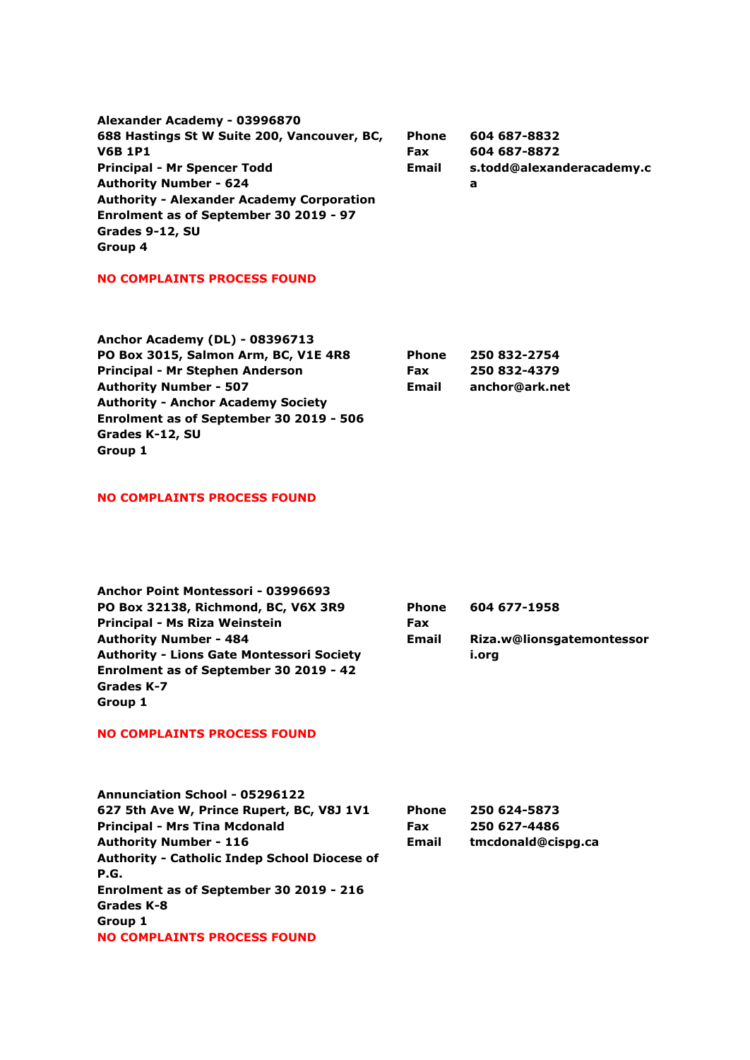**Alexander Academy - 03996870**
**688 Hastings St W Suite 200, Vancouver, BC, V6B 1P1**
**Principal - Mr Spencer Todd**
**Authority Number - 624**
**Authority - Alexander Academy Corporation**
**Enrolment as of September 30 2019 - 97**
**Grades 9-12, SU**
**Group 4**

| | |
|---|---|
| **Phone** | **604 687-8832** |
| **Fax** | **604 687-8872** |
| **Email** | **s.todd@alexanderacademy.ca** |

**NO COMPLAINTS PROCESS FOUND**

**Anchor Academy (DL) - 08396713**
**PO Box 3015, Salmon Arm, BC, V1E 4R8**
**Principal - Mr Stephen Anderson**
**Authority Number - 507**
**Authority - Anchor Academy Society**
**Enrolment as of September 30 2019 - 506**
**Grades K-12, SU**
**Group 1**

| | |
|---|---|
| **Phone** | **250 832-2754** |
| **Fax** | **250 832-4379** |
| **Email** | **anchor@ark.net** |

**NO COMPLAINTS PROCESS FOUND**

**Anchor Point Montessori - 03996693**
**PO Box 32138, Richmond, BC, V6X 3R9**
**Principal - Ms Riza Weinstein**
**Authority Number - 484**
**Authority - Lions Gate Montessori Society**
**Enrolment as of September 30 2019 - 42**
**Grades K-7**
**Group 1**

| | |
|---|---|
| **Phone** | **604 677-1958** |
| **Fax** | |
| **Email** | **Riza.w@lionsgatemontessori.org** |

**NO COMPLAINTS PROCESS FOUND**

**Annunciation School - 05296122**
**627 5th Ave W, Prince Rupert, BC, V8J 1V1**
**Principal - Mrs Tina Mcdonald**
**Authority Number - 116**
**Authority - Catholic Indep School Diocese of P.G.**
**Enrolment as of September 30 2019 - 216**
**Grades K-8**
**Group 1**

| | |
|---|---|
| **Phone** | **250 624-5873** |
| **Fax** | **250 627-4486** |
| **Email** | **tmcdonald@cispg.ca** |

**NO COMPLAINTS PROCESS FOUND**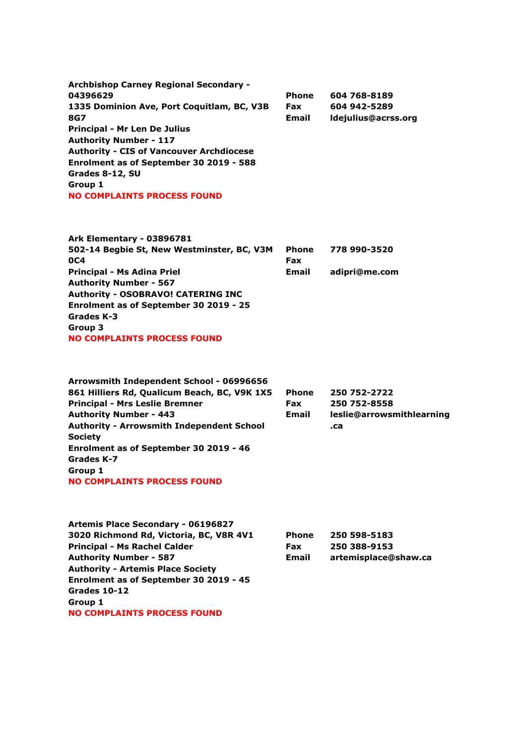**Archbishop Carney Regional Secondary - 04396629**
**1335 Dominion Ave, Port Coquitlam, BC, V3B 8G7**
**Principal - Mr Len De Julius**
**Authority Number - 117**
**Authority - CIS of Vancouver Archdiocese**
**Enrolment as of September 30 2019 - 588**
**Grades 8-12, SU**
**Group 1**
**NO COMPLAINTS PROCESS FOUND**

| | |
|---|---|
| **Phone** | **604 768-8189** |
| **Fax** | **604 942-5289** |
| **Email** | **ldejulius@acrss.org** |

**Ark Elementary - 03896781**
**502-14 Begbie St, New Westminster, BC, V3M 0C4**
**Principal - Ms Adina Priel**
**Authority Number - 567**
**Authority - OSOBRAVO! CATERING INC**
**Enrolment as of September 30 2019 - 25**
**Grades K-3**
**Group 3**
**NO COMPLAINTS PROCESS FOUND**

| | |
|---|---|
| **Phone** | **778 990-3520** |
| **Fax** | |
| **Email** | **adipri@me.com** |

**Arrowsmith Independent School - 06996656**
**861 Hilliers Rd, Qualicum Beach, BC, V9K 1X5**
**Principal - Mrs Leslie Bremner**
**Authority Number - 443**
**Authority - Arrowsmith Independent School Society**
**Enrolment as of September 30 2019 - 46**
**Grades K-7**
**Group 1**
**NO COMPLAINTS PROCESS FOUND**

| | |
|---|---|
| **Phone** | **250 752-2722** |
| **Fax** | **250 752-8558** |
| **Email** | **leslie@arrowsmithlearning.ca** |

**Artemis Place Secondary - 06196827**
**3020 Richmond Rd, Victoria, BC, V8R 4V1**
**Principal - Ms Rachel Calder**
**Authority Number - 587**
**Authority - Artemis Place Society**
**Enrolment as of September 30 2019 - 45**
**Grades 10-12**
**Group 1**
**NO COMPLAINTS PROCESS FOUND**

| | |
|---|---|
| **Phone** | **250 598-5183** |
| **Fax** | **250 388-9153** |
| **Email** | **artemisplace@shaw.ca** |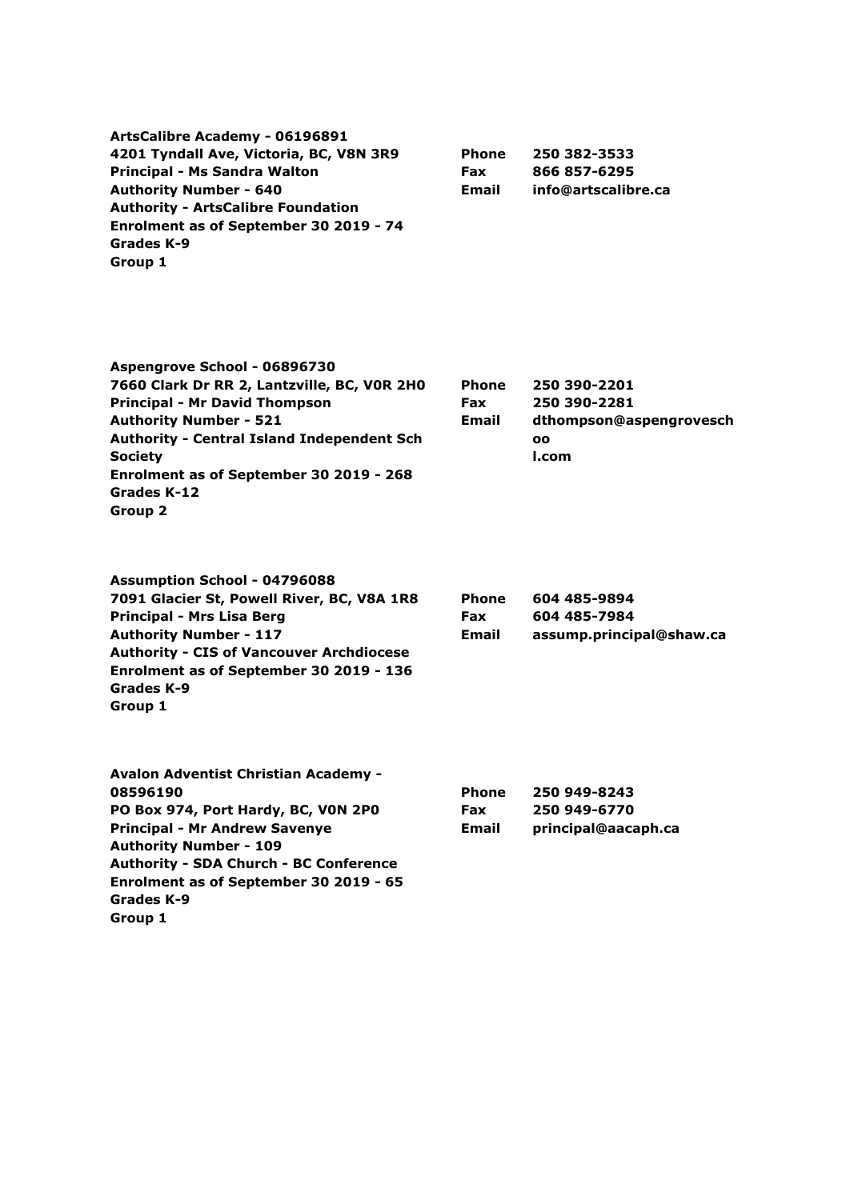**ArtsCalibre Academy - 06196891**
**4201 Tyndall Ave, Victoria, BC, V8N 3R9**
**Principal - Ms Sandra Walton**
**Authority Number - 640**
**Authority - ArtsCalibre Foundation**
**Enrolment as of September 30 2019 - 74**
**Grades K-9**
**Group 1**

**Phone** 250 382-3533
**Fax** 866 857-6295
**Email** info@artscalibre.ca

**Aspengrove School - 06896730**
**7660 Clark Dr RR 2, Lantzville, BC, V0R 2H0**
**Principal - Mr David Thompson**
**Authority Number - 521**
**Authority - Central Island Independent Sch Society**
**Enrolment as of September 30 2019 - 268**
**Grades K-12**
**Group 2**

**Phone** 250 390-2201
**Fax** 250 390-2281
**Email** dthompson@aspengroveschool.com

**Assumption School - 04796088**
**7091 Glacier St, Powell River, BC, V8A 1R8**
**Principal - Mrs Lisa Berg**
**Authority Number - 117**
**Authority - CIS of Vancouver Archdiocese**
**Enrolment as of September 30 2019 - 136**
**Grades K-9**
**Group 1**

**Phone** 604 485-9894
**Fax** 604 485-7984
**Email** assump.principal@shaw.ca

**Avalon Adventist Christian Academy - 08596190**
**PO Box 974, Port Hardy, BC, V0N 2P0**
**Principal - Mr Andrew Savenye**
**Authority Number - 109**
**Authority - SDA Church - BC Conference**
**Enrolment as of September 30 2019 - 65**
**Grades K-9**
**Group 1**

**Phone** 250 949-8243
**Fax** 250 949-6770
**Email** principal@aacaph.ca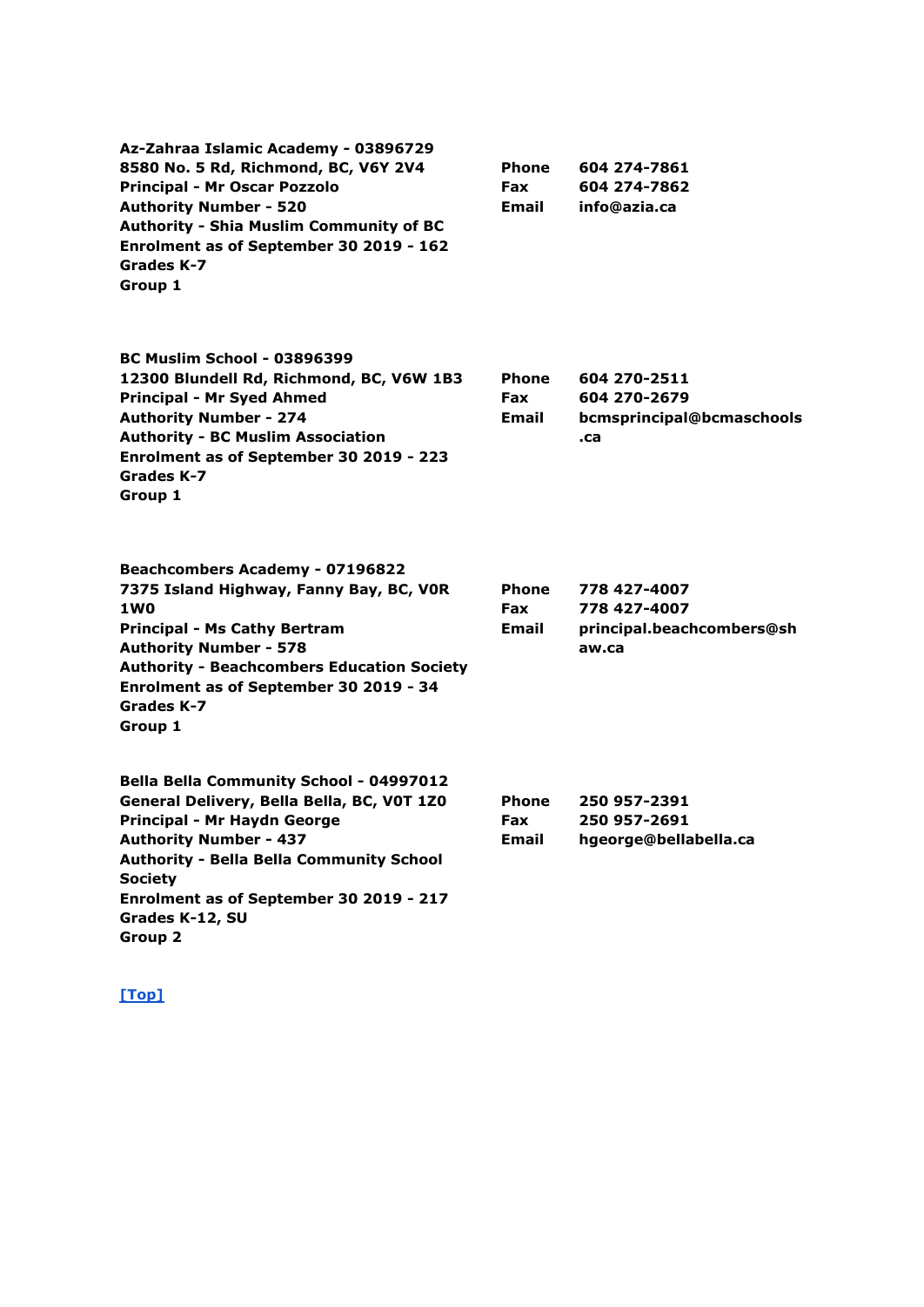**Az-Zahraa Islamic Academy - 03896729**
**8580 No. 5 Rd, Richmond, BC, V6Y 2V4**
**Principal - Mr Oscar Pozzolo**
**Authority Number - 520**
**Authority - Shia Muslim Community of BC**
**Enrolment as of September 30 2019 - 162**
**Grades K-7**
**Group 1**

| | |
|---|---|
| **Phone** | **604 274-7861** |
| **Fax** | **604 274-7862** |
| **Email** | **info@azia.ca** |

**BC Muslim School - 03896399**
**12300 Blundell Rd, Richmond, BC, V6W 1B3**
**Principal - Mr Syed Ahmed**
**Authority Number - 274**
**Authority - BC Muslim Association**
**Enrolment as of September 30 2019 - 223**
**Grades K-7**
**Group 1**

| | |
|---|---|
| **Phone** | **604 270-2511** |
| **Fax** | **604 270-2679** |
| **Email** | **bcmsprincipal@bcmaschools.ca** |

**Beachcombers Academy - 07196822**
**7375 Island Highway, Fanny Bay, BC, V0R 1W0**
**Principal - Ms Cathy Bertram**
**Authority Number - 578**
**Authority - Beachcombers Education Society**
**Enrolment as of September 30 2019 - 34**
**Grades K-7**
**Group 1**

| | |
|---|---|
| **Phone** | **778 427-4007** |
| **Fax** | **778 427-4007** |
| **Email** | **principal.beachcombers@shaw.ca** |

**Bella Bella Community School - 04997012**
**General Delivery, Bella Bella, BC, V0T 1Z0**
**Principal - Mr Haydn George**
**Authority Number - 437**
**Authority - Bella Bella Community School Society**
**Enrolment as of September 30 2019 - 217**
**Grades K-12, SU**
**Group 2**

| | |
|---|---|
| **Phone** | **250 957-2391** |
| **Fax** | **250 957-2691** |
| **Email** | **hgeorge@bellabella.ca** |

[Top]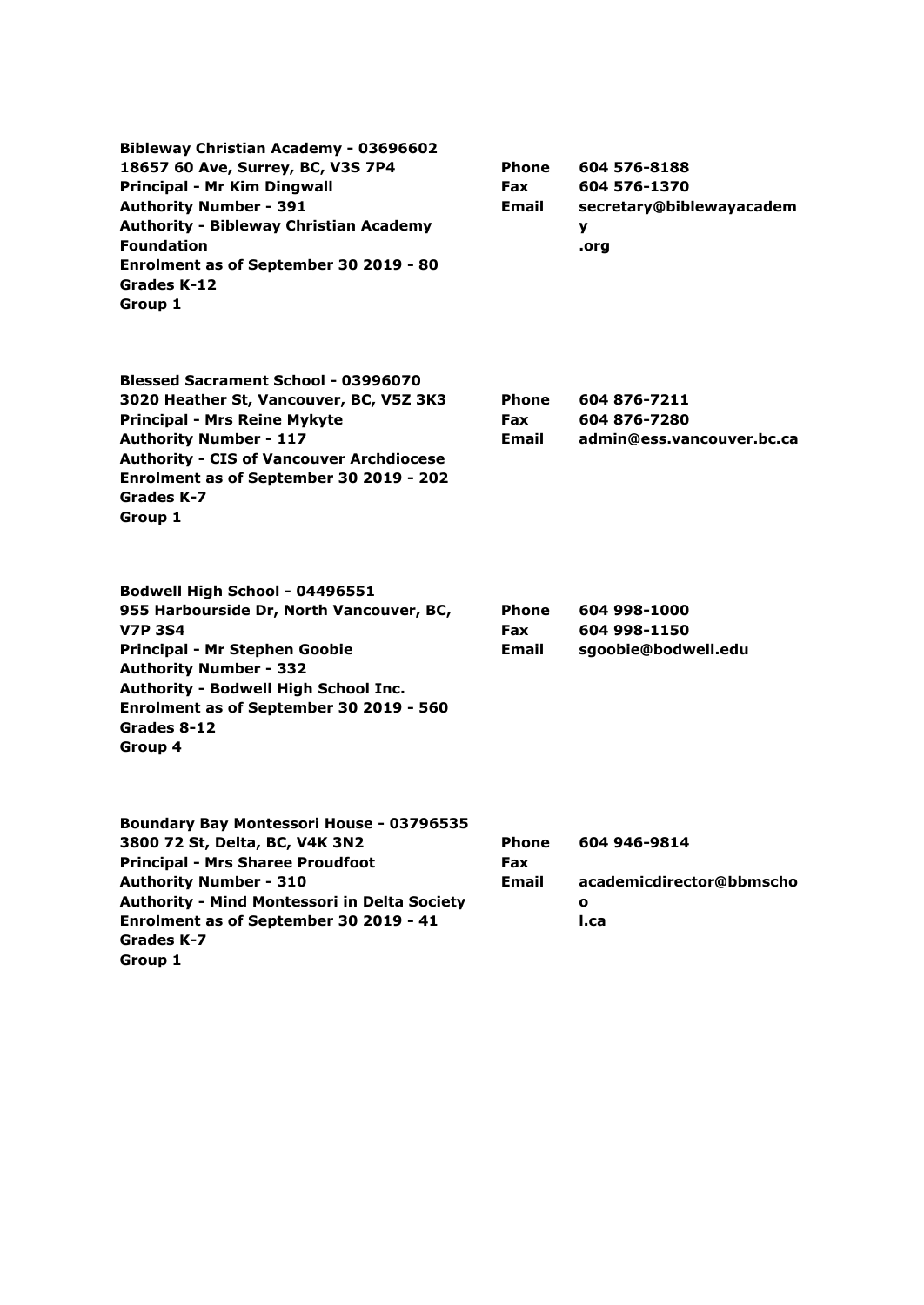**Bibleway Christian Academy - 03696602**
**18657 60 Ave, Surrey, BC, V3S 7P4**
**Principal - Mr Kim Dingwall**
**Authority Number - 391**
**Authority - Bibleway Christian Academy Foundation**
**Enrolment as of September 30 2019 - 80**
**Grades K-12**
**Group 1**

| | |
|---|---|
| **Phone** | **604 576-8188** |
| **Fax** | **604 576-1370** |
| **Email** | **secretary@biblewayacademy.org** |

**Blessed Sacrament School - 03996070**
**3020 Heather St, Vancouver, BC, V5Z 3K3**
**Principal - Mrs Reine Mykyte**
**Authority Number - 117**
**Authority - CIS of Vancouver Archdiocese**
**Enrolment as of September 30 2019 - 202**
**Grades K-7**
**Group 1**

| | |
|---|---|
| **Phone** | **604 876-7211** |
| **Fax** | **604 876-7280** |
| **Email** | **admin@ess.vancouver.bc.ca** |

**Bodwell High School - 04496551**
**955 Harbourside Dr, North Vancouver, BC, V7P 3S4**
**Principal - Mr Stephen Goobie**
**Authority Number - 332**
**Authority - Bodwell High School Inc.**
**Enrolment as of September 30 2019 - 560**
**Grades 8-12**
**Group 4**

| | |
|---|---|
| **Phone** | **604 998-1000** |
| **Fax** | **604 998-1150** |
| **Email** | **sgoobie@bodwell.edu** |

**Boundary Bay Montessori House - 03796535**
**3800 72 St, Delta, BC, V4K 3N2**
**Principal - Mrs Sharee Proudfoot**
**Authority Number - 310**
**Authority - Mind Montessori in Delta Society**
**Enrolment as of September 30 2019 - 41**
**Grades K-7**
**Group 1**

| | |
|---|---|
| **Phone** | **604 946-9814** |
| **Fax** | |
| **Email** | **academicdirector@bbmschool.ca** |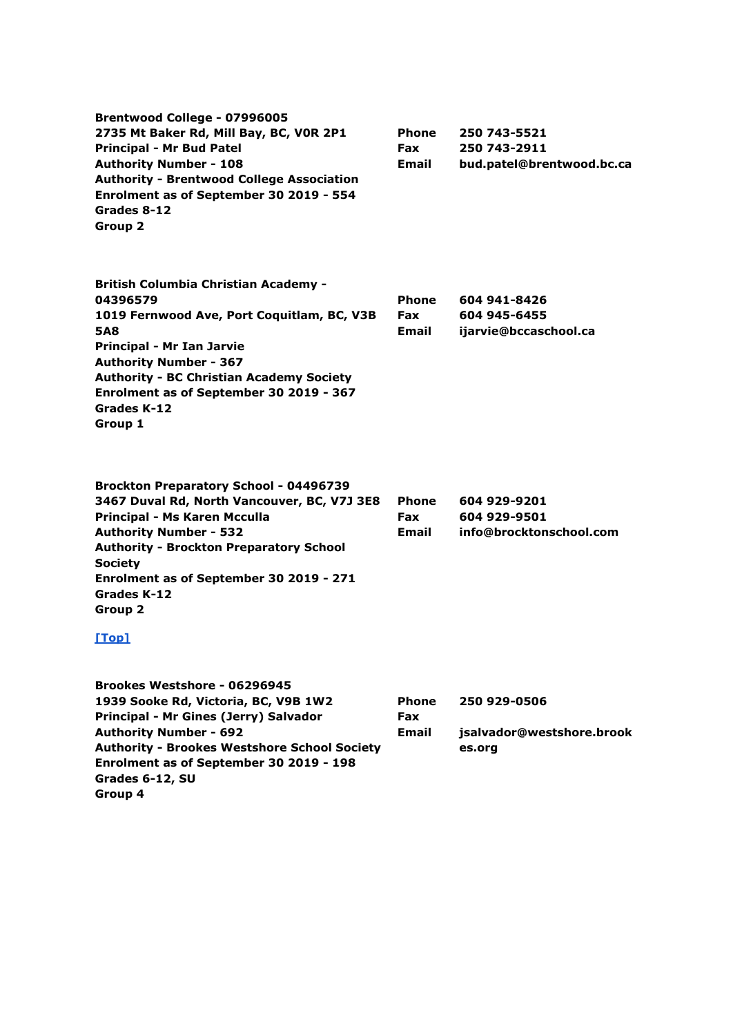**Brentwood College - 07996005**
**2735 Mt Baker Rd, Mill Bay, BC, V0R 2P1**
**Principal - Mr Bud Patel**
**Authority Number - 108**
**Authority - Brentwood College Association**
**Enrolment as of September 30 2019 - 554**
**Grades 8-12**
**Group 2**

**Phone** 250 743-5521
**Fax** 250 743-2911
**Email** bud.patel@brentwood.bc.ca

**British Columbia Christian Academy - 04396579**
**1019 Fernwood Ave, Port Coquitlam, BC, V3B 5A8**
**Principal - Mr Ian Jarvie**
**Authority Number - 367**
**Authority - BC Christian Academy Society**
**Enrolment as of September 30 2019 - 367**
**Grades K-12**
**Group 1**

**Phone** 604 941-8426
**Fax** 604 945-6455
**Email** ijarvie@bccaschool.ca

**Brockton Preparatory School - 04496739**
**3467 Duval Rd, North Vancouver, BC, V7J 3E8**
**Principal - Ms Karen Mcculla**
**Authority Number - 532**
**Authority - Brockton Preparatory School Society**
**Enrolment as of September 30 2019 - 271**
**Grades K-12**
**Group 2**

**Phone** 604 929-9201
**Fax** 604 929-9501
**Email** info@brocktonschool.com

**[Top]**

**Brookes Westshore - 06296945**
**1939 Sooke Rd, Victoria, BC, V9B 1W2**
**Principal - Mr Gines (Jerry) Salvador**
**Authority Number - 692**
**Authority - Brookes Westshore School Society**
**Enrolment as of September 30 2019 - 198**
**Grades 6-12, SU**
**Group 4**

**Phone** 250 929-0506
**Fax**
**Email** jsalvador@westshore.brookes.org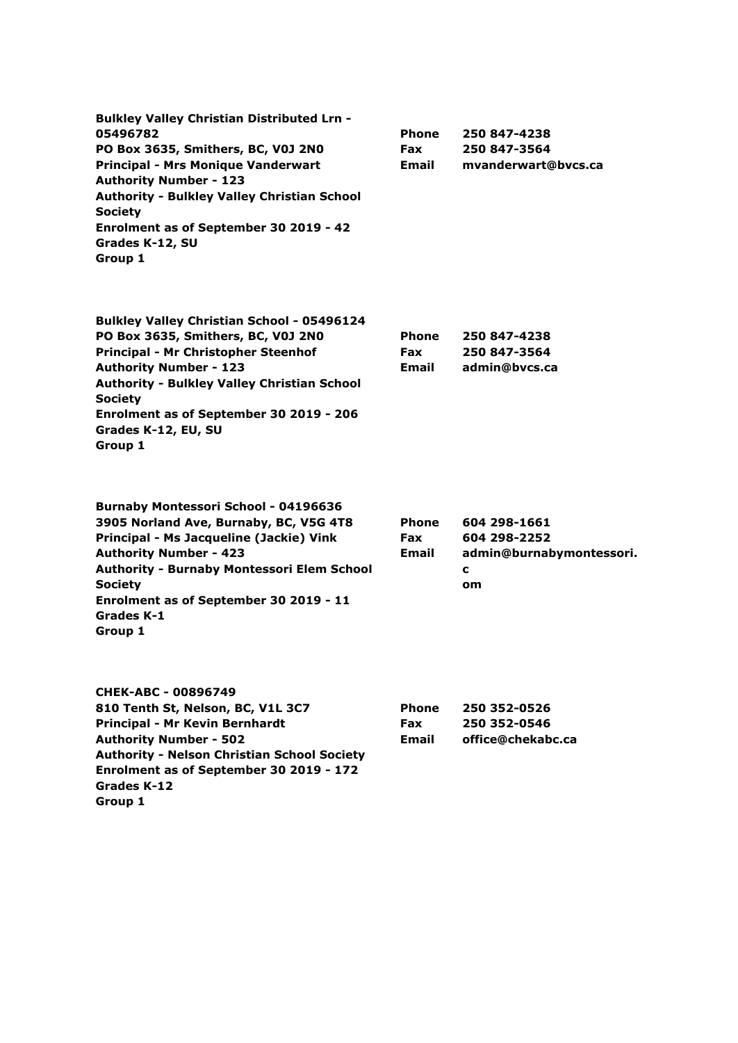**Bulkley Valley Christian Distributed Lrn - 05496782**
**PO Box 3635, Smithers, BC, V0J 2N0**
**Principal - Mrs Monique Vanderwart**
**Authority Number - 123**
**Authority - Bulkley Valley Christian School Society**
**Enrolment as of September 30 2019 - 42**
**Grades K-12, SU**
**Group 1**

**Phone** 250 847-4238
**Fax** 250 847-3564
**Email** mvanderwart@bvcs.ca

**Bulkley Valley Christian School - 05496124**
**PO Box 3635, Smithers, BC, V0J 2N0**
**Principal - Mr Christopher Steenhof**
**Authority Number - 123**
**Authority - Bulkley Valley Christian School Society**
**Enrolment as of September 30 2019 - 206**
**Grades K-12, EU, SU**
**Group 1**

**Phone** 250 847-4238
**Fax** 250 847-3564
**Email** admin@bvcs.ca

**Burnaby Montessori School - 04196636**
**3905 Norland Ave, Burnaby, BC, V5G 4T8**
**Principal - Ms Jacqueline (Jackie) Vink**
**Authority Number - 423**
**Authority - Burnaby Montessori Elem School Society**
**Enrolment as of September 30 2019 - 11**
**Grades K-1**
**Group 1**

**Phone** 604 298-1661
**Fax** 604 298-2252
**Email** admin@burnabymontessori.com

**CHEK-ABC - 00896749**
**810 Tenth St, Nelson, BC, V1L 3C7**
**Principal - Mr Kevin Bernhardt**
**Authority Number - 502**
**Authority - Nelson Christian School Society**
**Enrolment as of September 30 2019 - 172**
**Grades K-12**
**Group 1**

**Phone** 250 352-0526
**Fax** 250 352-0546
**Email** office@chekabc.ca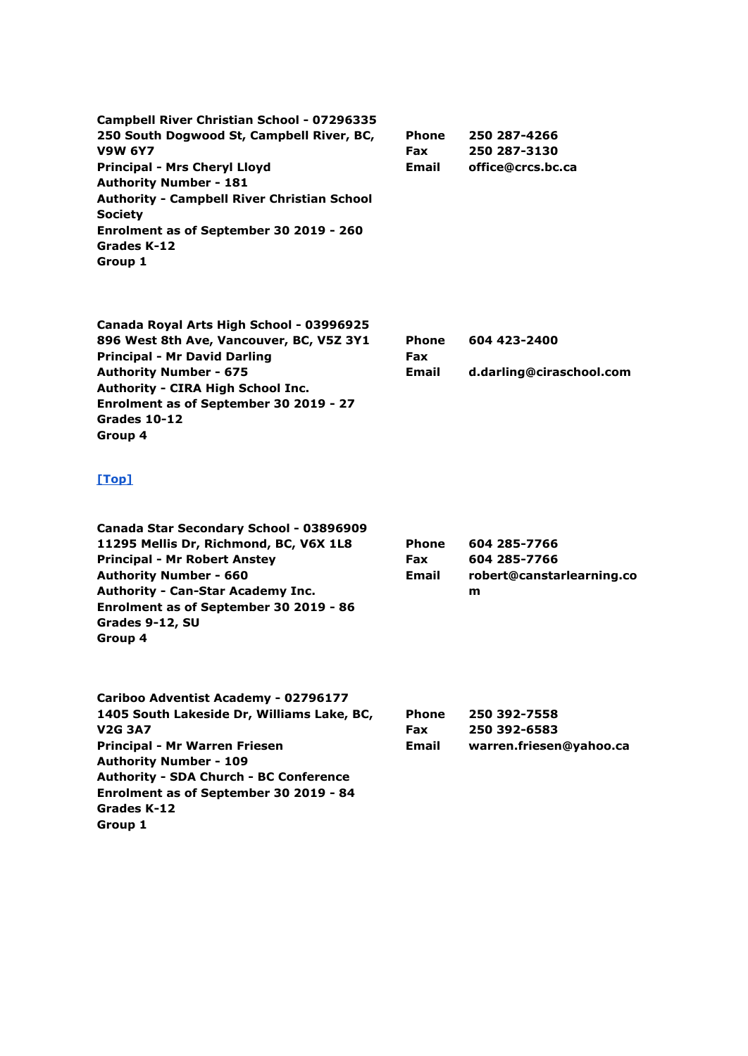**Campbell River Christian School - 07296335**
**250 South Dogwood St, Campbell River, BC, V9W 6Y7**
**Principal - Mrs Cheryl Lloyd**
**Authority Number - 181**
**Authority - Campbell River Christian School Society**
**Enrolment as of September 30 2019 - 260**
**Grades K-12**
**Group 1**

| | |
|---|---|
| **Phone** | **250 287-4266** |
| **Fax** | **250 287-3130** |
| **Email** | **office@crcs.bc.ca** |

**Canada Royal Arts High School - 03996925**
**896 West 8th Ave, Vancouver, BC, V5Z 3Y1**
**Principal - Mr David Darling**
**Authority Number - 675**
**Authority - CIRA High School Inc.**
**Enrolment as of September 30 2019 - 27**
**Grades 10-12**
**Group 4**

| | |
|---|---|
| **Phone** | **604 423-2400** |
| **Fax** | |
| **Email** | **d.darling@ciraschool.com** |

[Top]

**Canada Star Secondary School - 03896909**
**11295 Mellis Dr, Richmond, BC, V6X 1L8**
**Principal - Mr Robert Anstey**
**Authority Number - 660**
**Authority - Can-Star Academy Inc.**
**Enrolment as of September 30 2019 - 86**
**Grades 9-12, SU**
**Group 4**

| | |
|---|---|
| **Phone** | **604 285-7766** |
| **Fax** | **604 285-7766** |
| **Email** | **robert@canstarlearning.com** |

**Cariboo Adventist Academy - 02796177**
**1405 South Lakeside Dr, Williams Lake, BC, V2G 3A7**
**Principal - Mr Warren Friesen**
**Authority Number - 109**
**Authority - SDA Church - BC Conference**
**Enrolment as of September 30 2019 - 84**
**Grades K-12**
**Group 1**

| | |
|---|---|
| **Phone** | **250 392-7558** |
| **Fax** | **250 392-6583** |
| **Email** | **warren.friesen@yahoo.ca** |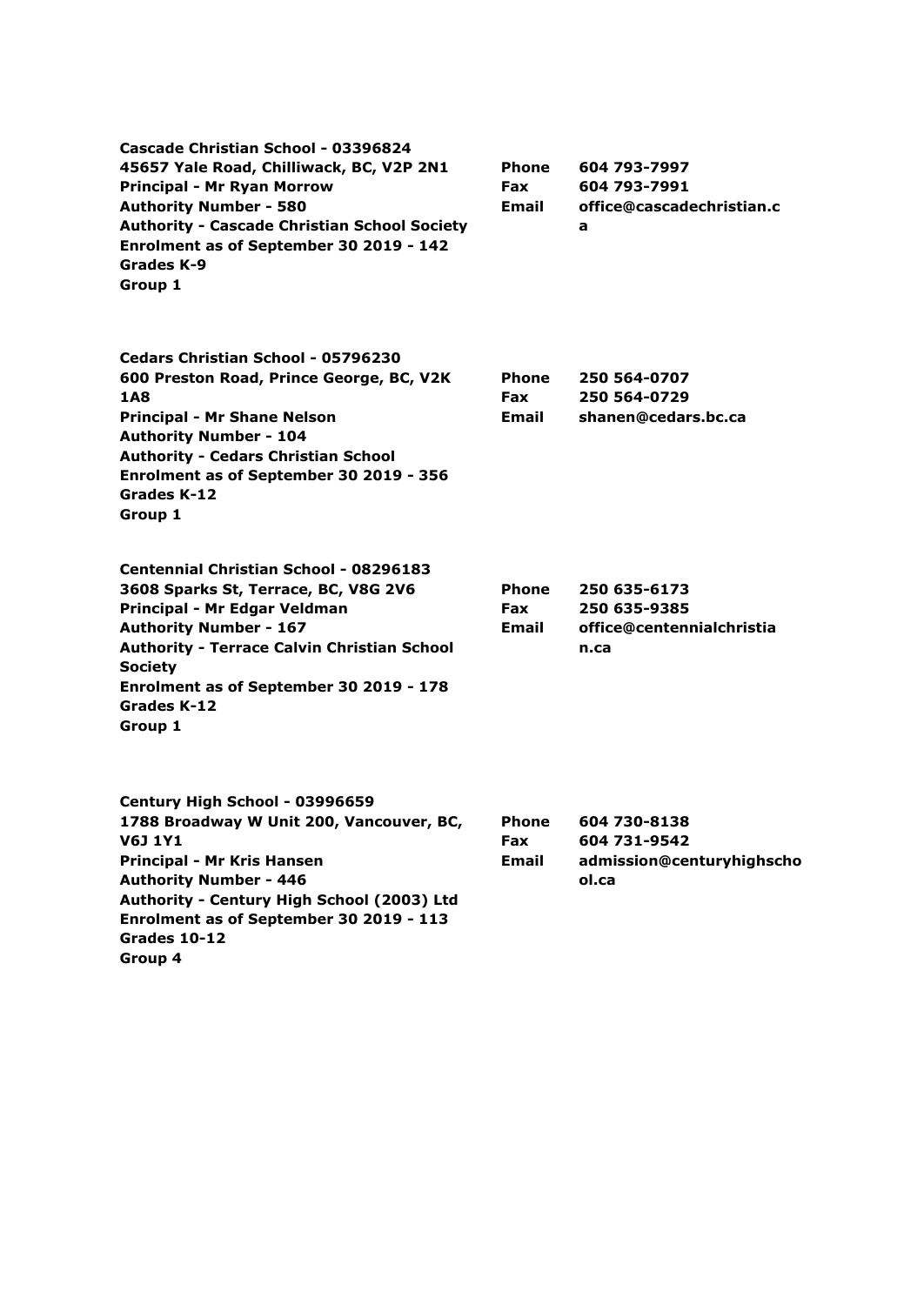**Cascade Christian School - 03396824**
**45657 Yale Road, Chilliwack, BC, V2P 2N1**
**Principal - Mr Ryan Morrow**
**Authority Number - 580**
**Authority - Cascade Christian School Society**
**Enrolment as of September 30 2019 - 142**
**Grades K-9**
**Group 1**

**Phone** 604 793-7997
**Fax** 604 793-7991
**Email** office@cascadechristian.ca

**Cedars Christian School - 05796230**
**600 Preston Road, Prince George, BC, V2K 1A8**
**Principal - Mr Shane Nelson**
**Authority Number - 104**
**Authority - Cedars Christian School**
**Enrolment as of September 30 2019 - 356**
**Grades K-12**
**Group 1**

**Phone** 250 564-0707
**Fax** 250 564-0729
**Email** shanen@cedars.bc.ca

**Centennial Christian School - 08296183**
**3608 Sparks St, Terrace, BC, V8G 2V6**
**Principal - Mr Edgar Veldman**
**Authority Number - 167**
**Authority - Terrace Calvin Christian School Society**
**Enrolment as of September 30 2019 - 178**
**Grades K-12**
**Group 1**

**Phone** 250 635-6173
**Fax** 250 635-9385
**Email** office@centennialchristian.ca

**Century High School - 03996659**
**1788 Broadway W Unit 200, Vancouver, BC, V6J 1Y1**
**Principal - Mr Kris Hansen**
**Authority Number - 446**
**Authority - Century High School (2003) Ltd**
**Enrolment as of September 30 2019 - 113**
**Grades 10-12**
**Group 4**

**Phone** 604 730-8138
**Fax** 604 731-9542
**Email** admission@centuryhighschool.ca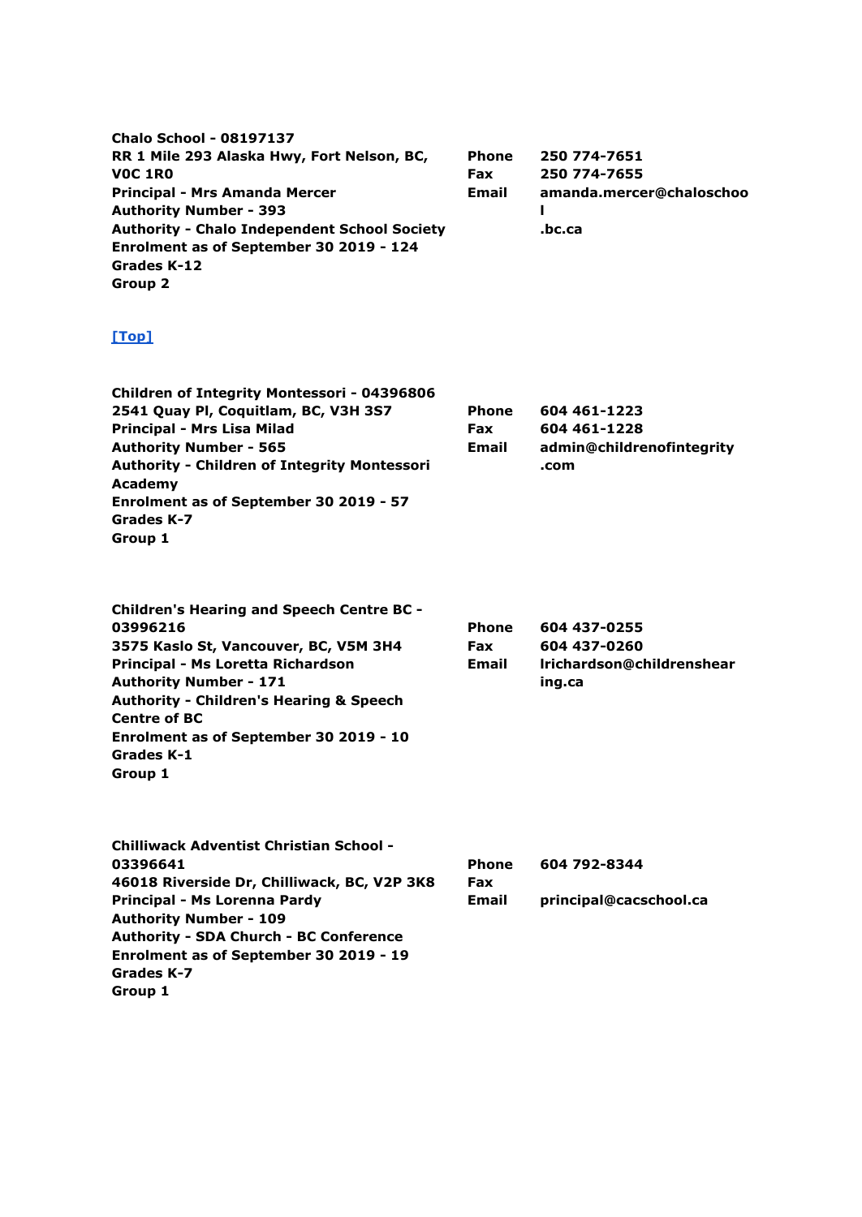**Chalo School - 08197137**
**RR 1 Mile 293 Alaska Hwy, Fort Nelson, BC, V0C 1R0**
**Principal - Mrs Amanda Mercer**
**Authority Number - 393**
**Authority - Chalo Independent School Society**
**Enrolment as of September 30 2019 - 124**
**Grades K-12**
**Group 2**

**Phone** 250 774-7651
**Fax** 250 774-7655
**Email** amanda.mercer@chaloschool.bc.ca

[Top]

**Children of Integrity Montessori - 04396806**
**2541 Quay Pl, Coquitlam, BC, V3H 3S7**
**Principal - Mrs Lisa Milad**
**Authority Number - 565**
**Authority - Children of Integrity Montessori Academy**
**Enrolment as of September 30 2019 - 57**
**Grades K-7**
**Group 1**

**Phone** 604 461-1223
**Fax** 604 461-1228
**Email** admin@childrenofintegrity.com

**Children's Hearing and Speech Centre BC - 03996216**
**3575 Kaslo St, Vancouver, BC, V5M 3H4**
**Principal - Ms Loretta Richardson**
**Authority Number - 171**
**Authority - Children's Hearing & Speech Centre of BC**
**Enrolment as of September 30 2019 - 10**
**Grades K-1**
**Group 1**

**Phone** 604 437-0255
**Fax** 604 437-0260
**Email** lrichardson@childrenshearing.ca

**Chilliwack Adventist Christian School - 03396641**
**46018 Riverside Dr, Chilliwack, BC, V2P 3K8**
**Principal - Ms Lorenna Pardy**
**Authority Number - 109**
**Authority - SDA Church - BC Conference**
**Enrolment as of September 30 2019 - 19**
**Grades K-7**
**Group 1**

**Phone** 604 792-8344
**Fax**
**Email** principal@cacschool.ca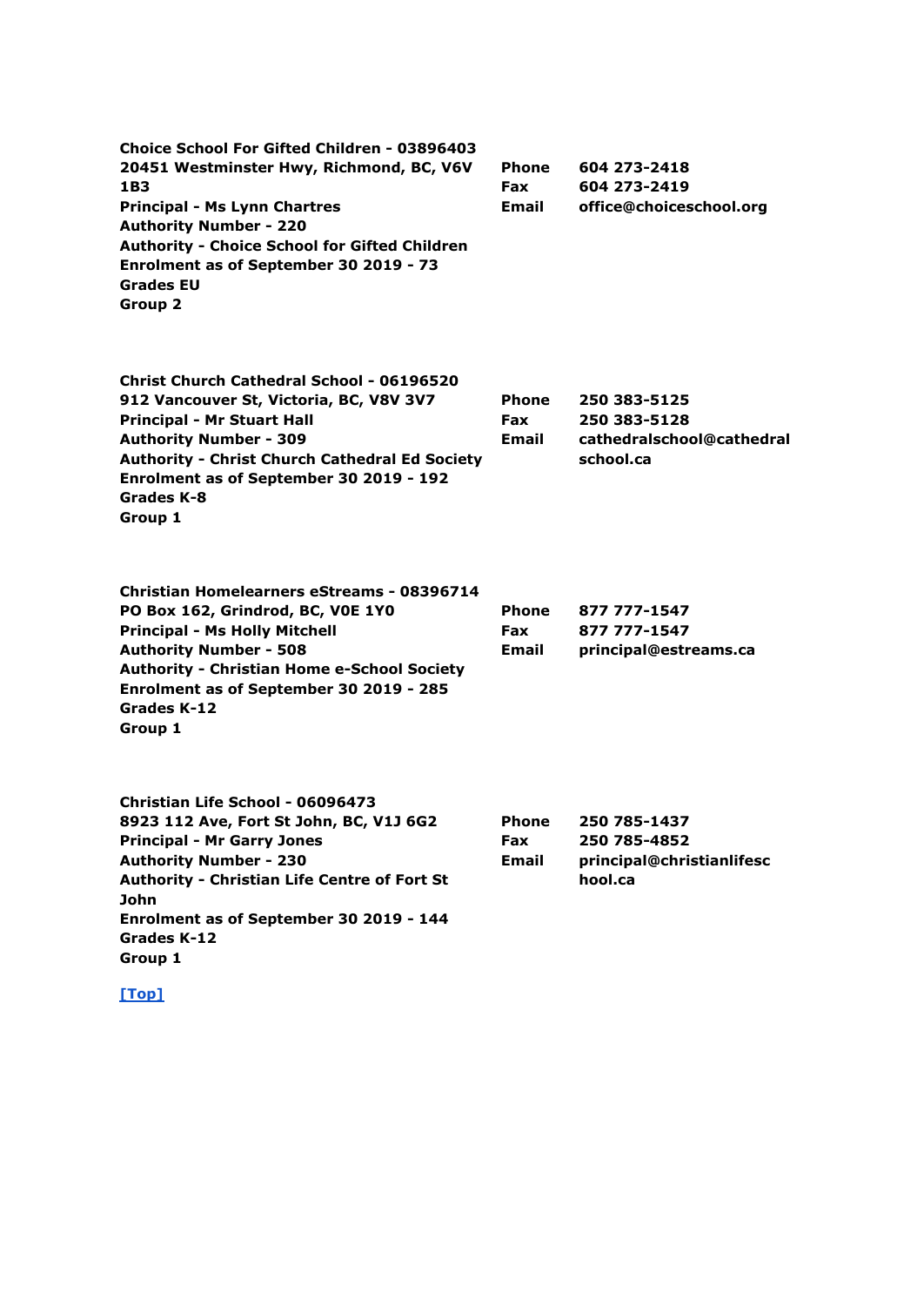**Choice School For Gifted Children - 03896403**
**20451 Westminster Hwy, Richmond, BC, V6V 1B3**
**Principal - Ms Lynn Chartres**
**Authority Number - 220**
**Authority - Choice School for Gifted Children**
**Enrolment as of September 30 2019 - 73**
**Grades EU**
**Group 2**

| | |
|---|---|
| **Phone** | **604 273-2418** |
| **Fax** | **604 273-2419** |
| **Email** | **office@choiceschool.org** |

**Christ Church Cathedral School - 06196520**
**912 Vancouver St, Victoria, BC, V8V 3V7**
**Principal - Mr Stuart Hall**
**Authority Number - 309**
**Authority - Christ Church Cathedral Ed Society**
**Enrolment as of September 30 2019 - 192**
**Grades K-8**
**Group 1**

| | |
|---|---|
| **Phone** | **250 383-5125** |
| **Fax** | **250 383-5128** |
| **Email** | **cathedralschool@cathedralschool.ca** |

**Christian Homelearners eStreams - 08396714**
**PO Box 162, Grindrod, BC, V0E 1Y0**
**Principal - Ms Holly Mitchell**
**Authority Number - 508**
**Authority - Christian Home e-School Society**
**Enrolment as of September 30 2019 - 285**
**Grades K-12**
**Group 1**

| | |
|---|---|
| **Phone** | **877 777-1547** |
| **Fax** | **877 777-1547** |
| **Email** | **principal@estreams.ca** |

**Christian Life School - 06096473**
**8923 112 Ave, Fort St John, BC, V1J 6G2**
**Principal - Mr Garry Jones**
**Authority Number - 230**
**Authority - Christian Life Centre of Fort St John**
**Enrolment as of September 30 2019 - 144**
**Grades K-12**
**Group 1**

| | |
|---|---|
| **Phone** | **250 785-1437** |
| **Fax** | **250 785-4852** |
| **Email** | **principal@christianlifeschool.ca** |

[Top]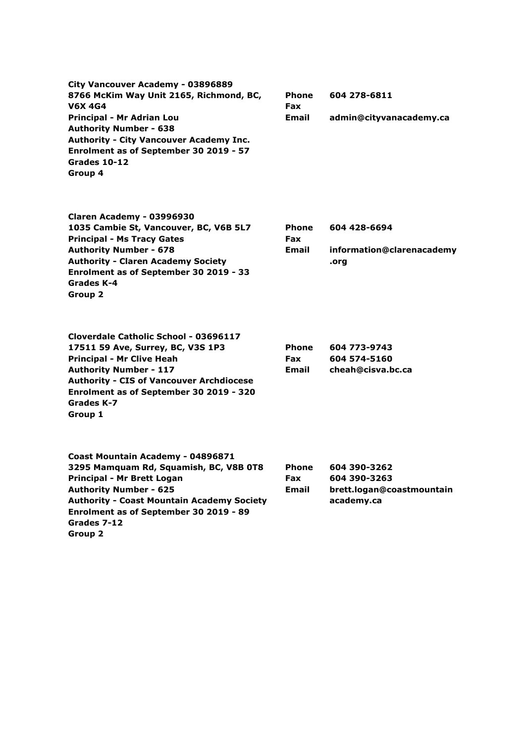**City Vancouver Academy - 03896889**
**8766 McKim Way Unit 2165, Richmond, BC, V6X 4G4**
**Principal - Mr Adrian Lou**
**Authority Number - 638**
**Authority - City Vancouver Academy Inc.**
**Enrolment as of September 30 2019 - 57**
**Grades 10-12**
**Group 4**

| | |
|---|---|
| **Phone** | **604 278-6811** |
| **Fax** | |
| **Email** | **admin@cityvanacademy.ca** |

**Claren Academy - 03996930**
**1035 Cambie St, Vancouver, BC, V6B 5L7**
**Principal - Ms Tracy Gates**
**Authority Number - 678**
**Authority - Claren Academy Society**
**Enrolment as of September 30 2019 - 33**
**Grades K-4**
**Group 2**

| | |
|---|---|
| **Phone** | **604 428-6694** |
| **Fax** | |
| **Email** | **information@clarenacademy.org** |

**Cloverdale Catholic School - 03696117**
**17511 59 Ave, Surrey, BC, V3S 1P3**
**Principal - Mr Clive Heah**
**Authority Number - 117**
**Authority - CIS of Vancouver Archdiocese**
**Enrolment as of September 30 2019 - 320**
**Grades K-7**
**Group 1**

| | |
|---|---|
| **Phone** | **604 773-9743** |
| **Fax** | **604 574-5160** |
| **Email** | **cheah@cisva.bc.ca** |

**Coast Mountain Academy - 04896871**
**3295 Mamquam Rd, Squamish, BC, V8B 0T8**
**Principal - Mr Brett Logan**
**Authority Number - 625**
**Authority - Coast Mountain Academy Society**
**Enrolment as of September 30 2019 - 89**
**Grades 7-12**
**Group 2**

| | |
|---|---|
| **Phone** | **604 390-3262** |
| **Fax** | **604 390-3263** |
| **Email** | **brett.logan@coastmountainacademy.ca** |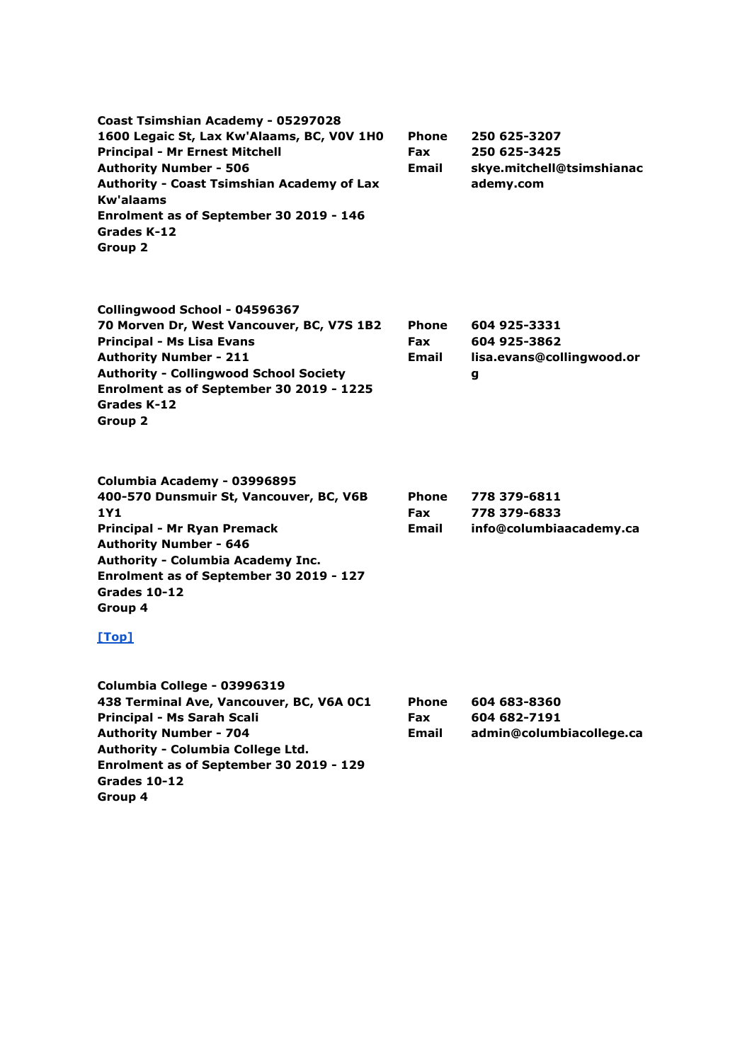**Coast Tsimshian Academy - 05297028**
**1600 Legaic St, Lax Kw'Alaams, BC, V0V 1H0**
**Principal - Mr Ernest Mitchell**
**Authority Number - 506**
**Authority - Coast Tsimshian Academy of Lax Kw'alaams**
**Enrolment as of September 30 2019 - 146**
**Grades K-12**
**Group 2**

| | |
|---|---|
| **Phone** | **250 625-3207** |
| **Fax** | **250 625-3425** |
| **Email** | **skye.mitchell@tsimshianacademy.com** |

**Collingwood School - 04596367**
**70 Morven Dr, West Vancouver, BC, V7S 1B2**
**Principal - Ms Lisa Evans**
**Authority Number - 211**
**Authority - Collingwood School Society**
**Enrolment as of September 30 2019 - 1225**
**Grades K-12**
**Group 2**

| | |
|---|---|
| **Phone** | **604 925-3331** |
| **Fax** | **604 925-3862** |
| **Email** | **lisa.evans@collingwood.org** |

**Columbia Academy - 03996895**
**400-570 Dunsmuir St, Vancouver, BC, V6B 1Y1**
**Principal - Mr Ryan Premack**
**Authority Number - 646**
**Authority - Columbia Academy Inc.**
**Enrolment as of September 30 2019 - 127**
**Grades 10-12**
**Group 4**

| | |
|---|---|
| **Phone** | **778 379-6811** |
| **Fax** | **778 379-6833** |
| **Email** | **info@columbiaacademy.ca** |

[Top]

**Columbia College - 03996319**
**438 Terminal Ave, Vancouver, BC, V6A 0C1**
**Principal - Ms Sarah Scali**
**Authority Number - 704**
**Authority - Columbia College Ltd.**
**Enrolment as of September 30 2019 - 129**
**Grades 10-12**
**Group 4**

| | |
|---|---|
| **Phone** | **604 683-8360** |
| **Fax** | **604 682-7191** |
| **Email** | **admin@columbiacollege.ca** |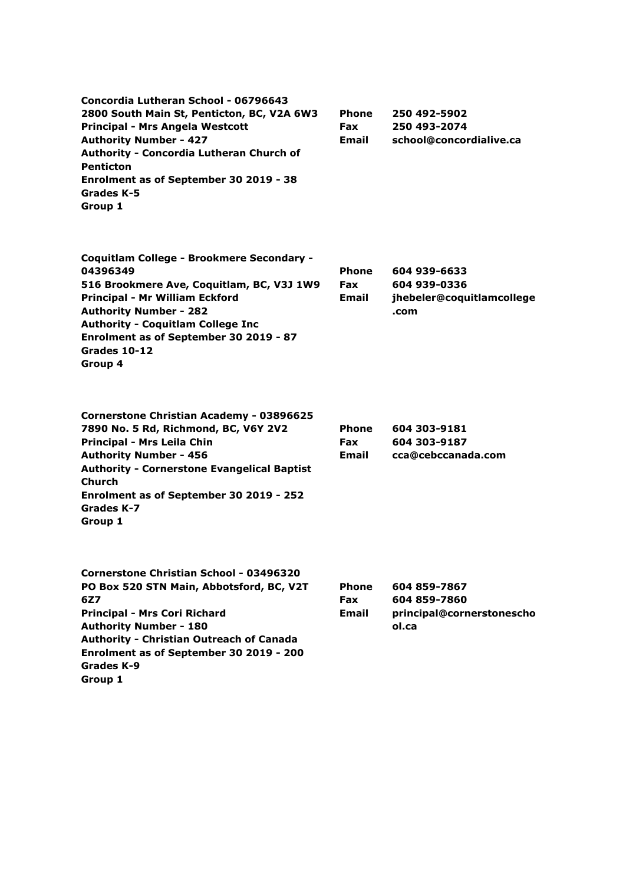**Concordia Lutheran School - 06796643**
**2800 South Main St, Penticton, BC, V2A 6W3**
**Principal - Mrs Angela Westcott**
**Authority Number - 427**
**Authority - Concordia Lutheran Church of Penticton**
**Enrolment as of September 30 2019 - 38**
**Grades K-5**
**Group 1**

| | |
|---|---|
| **Phone** | **250 492-5902** |
| **Fax** | **250 493-2074** |
| **Email** | **school@concordialive.ca** |

**Coquitlam College - Brookmere Secondary - 04396349**
**516 Brookmere Ave, Coquitlam, BC, V3J 1W9**
**Principal - Mr William Eckford**
**Authority Number - 282**
**Authority - Coquitlam College Inc**
**Enrolment as of September 30 2019 - 87**
**Grades 10-12**
**Group 4**

| | |
|---|---|
| **Phone** | **604 939-6633** |
| **Fax** | **604 939-0336** |
| **Email** | **jhebeler@coquitlamcollege.com** |

**Cornerstone Christian Academy - 03896625**
**7890 No. 5 Rd, Richmond, BC, V6Y 2V2**
**Principal - Mrs Leila Chin**
**Authority Number - 456**
**Authority - Cornerstone Evangelical Baptist Church**
**Enrolment as of September 30 2019 - 252**
**Grades K-7**
**Group 1**

| | |
|---|---|
| **Phone** | **604 303-9181** |
| **Fax** | **604 303-9187** |
| **Email** | **cca@cebccanada.com** |

**Cornerstone Christian School - 03496320**
**PO Box 520 STN Main, Abbotsford, BC, V2T 6Z7**
**Principal - Mrs Cori Richard**
**Authority Number - 180**
**Authority - Christian Outreach of Canada**
**Enrolment as of September 30 2019 - 200**
**Grades K-9**
**Group 1**

| | |
|---|---|
| **Phone** | **604 859-7867** |
| **Fax** | **604 859-7860** |
| **Email** | **principal@cornerstoneschool.ca** |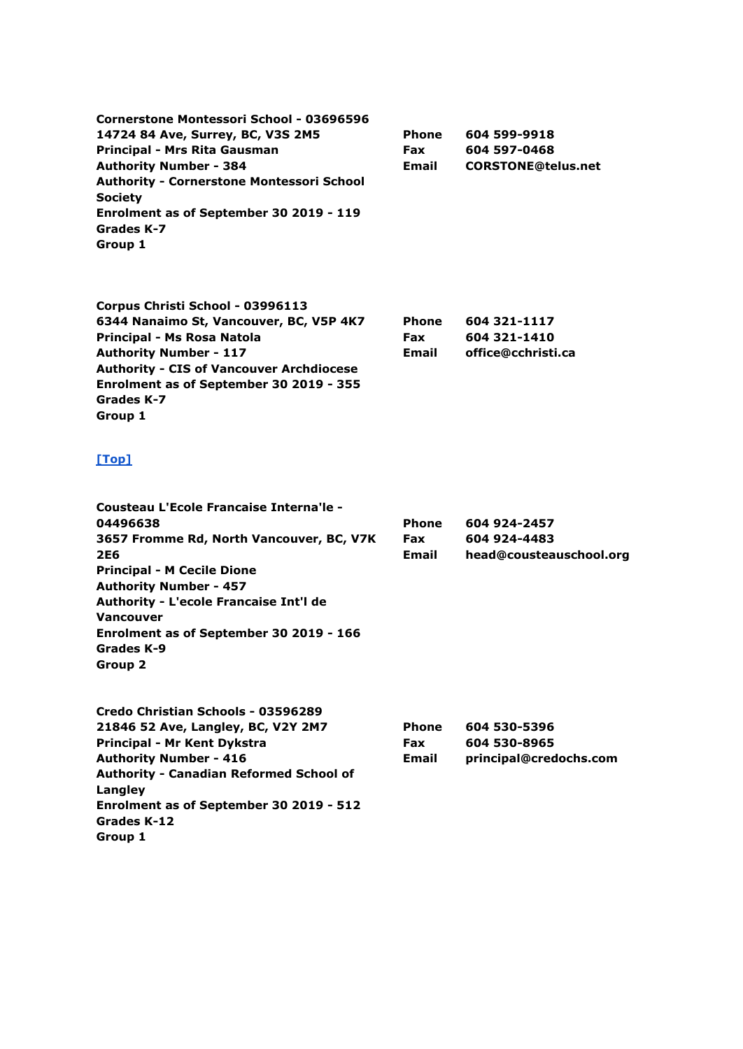**Cornerstone Montessori School - 03696596**
**14724 84 Ave, Surrey, BC, V3S 2M5**
**Principal - Mrs Rita Gausman**
**Authority Number - 384**
**Authority - Cornerstone Montessori School Society**
**Enrolment as of September 30 2019 - 119**
**Grades K-7**
**Group 1**

| | |
|---|---|
| **Phone** | **604 599-9918** |
| **Fax** | **604 597-0468** |
| **Email** | **CORSTONE@telus.net** |

**Corpus Christi School - 03996113**
**6344 Nanaimo St, Vancouver, BC, V5P 4K7**
**Principal - Ms Rosa Natola**
**Authority Number - 117**
**Authority - CIS of Vancouver Archdiocese**
**Enrolment as of September 30 2019 - 355**
**Grades K-7**
**Group 1**

| | |
|---|---|
| **Phone** | **604 321-1117** |
| **Fax** | **604 321-1410** |
| **Email** | **office@cchristi.ca** |

**[Top]**

**Cousteau L'Ecole Francaise Interna'le - 04496638**
**3657 Fromme Rd, North Vancouver, BC, V7K 2E6**
**Principal - M Cecile Dione**
**Authority Number - 457**
**Authority - L'ecole Francaise Int'l de Vancouver**
**Enrolment as of September 30 2019 - 166**
**Grades K-9**
**Group 2**

| | |
|---|---|
| **Phone** | **604 924-2457** |
| **Fax** | **604 924-4483** |
| **Email** | **head@cousteauschool.org** |

**Credo Christian Schools - 03596289**
**21846 52 Ave, Langley, BC, V2Y 2M7**
**Principal - Mr Kent Dykstra**
**Authority Number - 416**
**Authority - Canadian Reformed School of Langley**
**Enrolment as of September 30 2019 - 512**
**Grades K-12**
**Group 1**

| | |
|---|---|
| **Phone** | **604 530-5396** |
| **Fax** | **604 530-8965** |
| **Email** | **principal@credochs.com** |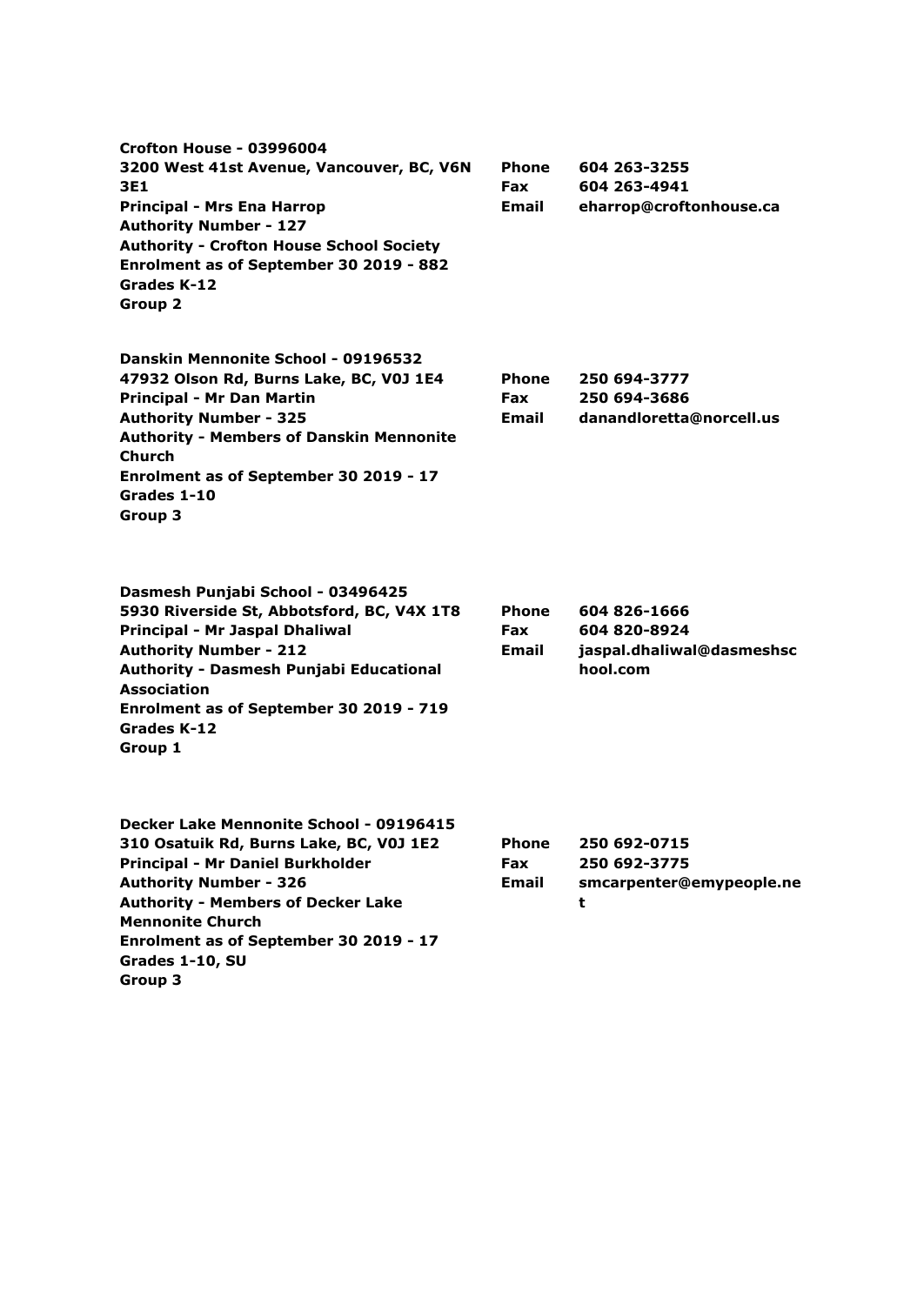**Crofton House - 03996004**
**3200 West 41st Avenue, Vancouver, BC, V6N 3E1**
**Principal - Mrs Ena Harrop**
**Authority Number - 127**
**Authority - Crofton House School Society**
**Enrolment as of September 30 2019 - 882**
**Grades K-12**
**Group 2**

**Phone** 604 263-3255
**Fax** 604 263-4941
**Email** eharrop@croftonhouse.ca

**Danskin Mennonite School - 09196532**
**47932 Olson Rd, Burns Lake, BC, V0J 1E4**
**Principal - Mr Dan Martin**
**Authority Number - 325**
**Authority - Members of Danskin Mennonite Church**
**Enrolment as of September 30 2019 - 17**
**Grades 1-10**
**Group 3**

**Phone** 250 694-3777
**Fax** 250 694-3686
**Email** danandloretta@norcell.us

**Dasmesh Punjabi School - 03496425**
**5930 Riverside St, Abbotsford, BC, V4X 1T8**
**Principal - Mr Jaspal Dhaliwal**
**Authority Number - 212**
**Authority - Dasmesh Punjabi Educational Association**
**Enrolment as of September 30 2019 - 719**
**Grades K-12**
**Group 1**

**Phone** 604 826-1666
**Fax** 604 820-8924
**Email** jaspal.dhaliwal@dasmeshschool.com

**Decker Lake Mennonite School - 09196415**
**310 Osatuik Rd, Burns Lake, BC, V0J 1E2**
**Principal - Mr Daniel Burkholder**
**Authority Number - 326**
**Authority - Members of Decker Lake Mennonite Church**
**Enrolment as of September 30 2019 - 17**
**Grades 1-10, SU**
**Group 3**

**Phone** 250 692-0715
**Fax** 250 692-3775
**Email** smcarpenter@emypeople.net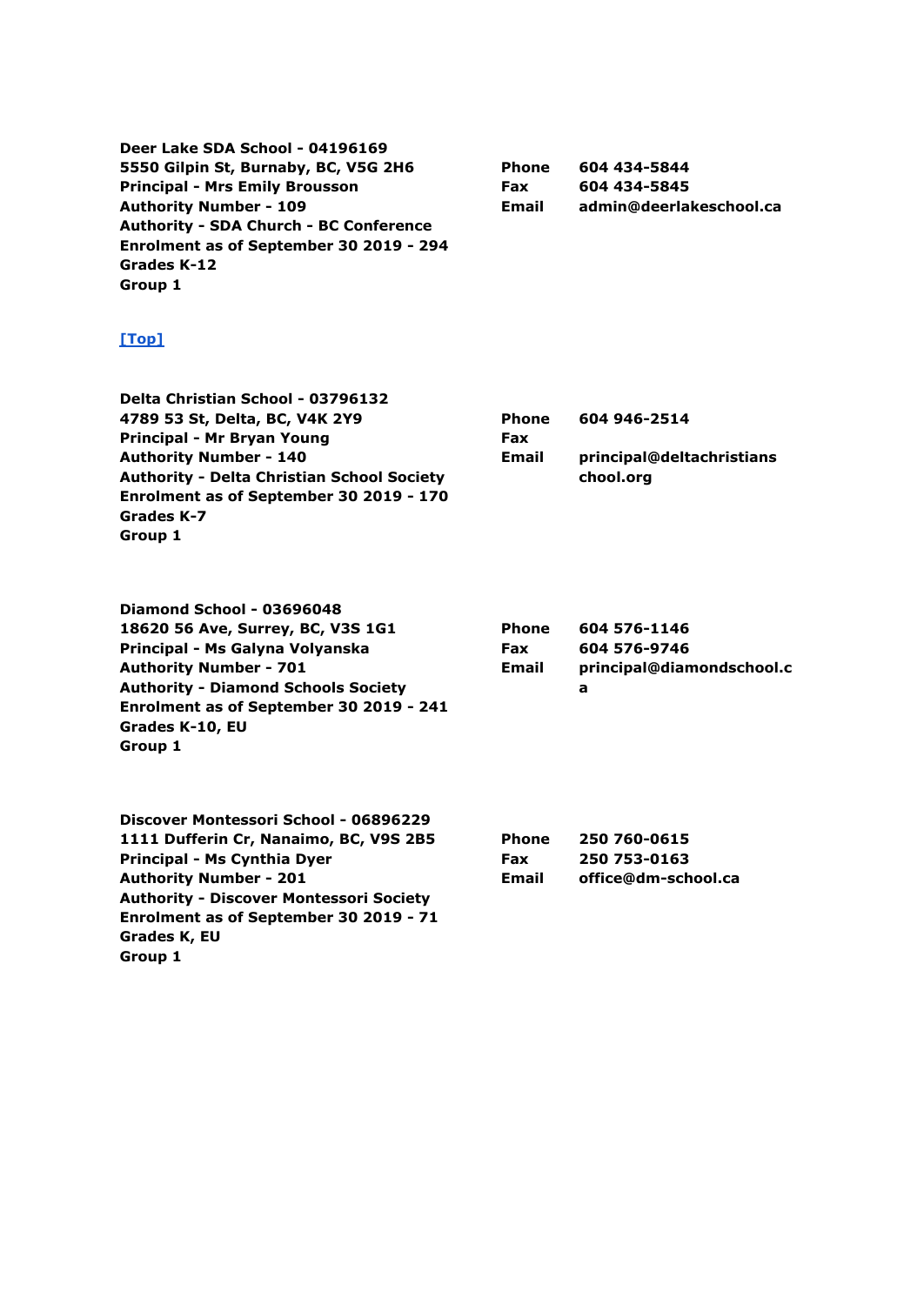**Deer Lake SDA School - 04196169**
**5550 Gilpin St, Burnaby, BC, V5G 2H6**
**Principal - Mrs Emily Brousson**
**Authority Number - 109**
**Authority - SDA Church - BC Conference**
**Enrolment as of September 30 2019 - 294**
**Grades K-12**
**Group 1**

**Phone** 604 434-5844
**Fax** 604 434-5845
**Email** admin@deerlakeschool.ca

[Top]

**Delta Christian School - 03796132**
**4789 53 St, Delta, BC, V4K 2Y9**
**Principal - Mr Bryan Young**
**Authority Number - 140**
**Authority - Delta Christian School Society**
**Enrolment as of September 30 2019 - 170**
**Grades K-7**
**Group 1**

**Phone** 604 946-2514
**Fax**
**Email** principal@deltachristianschool.org

**Diamond School - 03696048**
**18620 56 Ave, Surrey, BC, V3S 1G1**
**Principal - Ms Galyna Volyanska**
**Authority Number - 701**
**Authority - Diamond Schools Society**
**Enrolment as of September 30 2019 - 241**
**Grades K-10, EU**
**Group 1**

**Phone** 604 576-1146
**Fax** 604 576-9746
**Email** principal@diamondschool.ca

**Discover Montessori School - 06896229**
**1111 Dufferin Cr, Nanaimo, BC, V9S 2B5**
**Principal - Ms Cynthia Dyer**
**Authority Number - 201**
**Authority - Discover Montessori Society**
**Enrolment as of September 30 2019 - 71**
**Grades K, EU**
**Group 1**

**Phone** 250 760-0615
**Fax** 250 753-0163
**Email** office@dm-school.ca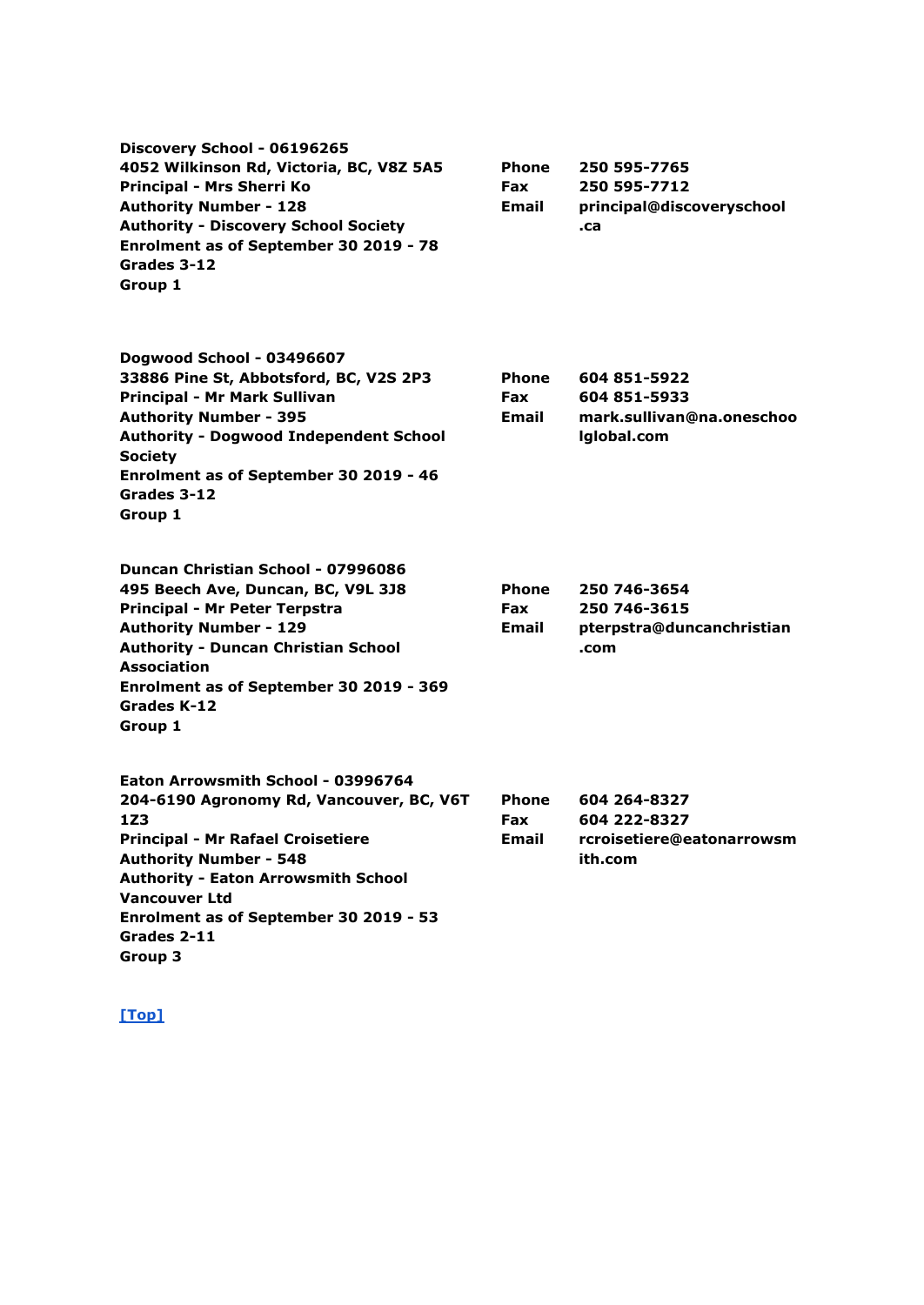**Discovery School - 06196265**
**4052 Wilkinson Rd, Victoria, BC, V8Z 5A5**
**Principal - Mrs Sherri Ko**
**Authority Number - 128**
**Authority - Discovery School Society**
**Enrolment as of September 30 2019 - 78**
**Grades 3-12**
**Group 1**

**Phone** 250 595-7765
**Fax** 250 595-7712
**Email** principal@discoveryschool.ca

**Dogwood School - 03496607**
**33886 Pine St, Abbotsford, BC, V2S 2P3**
**Principal - Mr Mark Sullivan**
**Authority Number - 395**
**Authority - Dogwood Independent School Society**
**Enrolment as of September 30 2019 - 46**
**Grades 3-12**
**Group 1**

**Phone** 604 851-5922
**Fax** 604 851-5933
**Email** mark.sullivan@na.oneschoolglobal.com

**Duncan Christian School - 07996086**
**495 Beech Ave, Duncan, BC, V9L 3J8**
**Principal - Mr Peter Terpstra**
**Authority Number - 129**
**Authority - Duncan Christian School Association**
**Enrolment as of September 30 2019 - 369**
**Grades K-12**
**Group 1**

**Phone** 250 746-3654
**Fax** 250 746-3615
**Email** pterpstra@duncanchristian.com

**Eaton Arrowsmith School - 03996764**
**204-6190 Agronomy Rd, Vancouver, BC, V6T 1Z3**
**Principal - Mr Rafael Croisetiere**
**Authority Number - 548**
**Authority - Eaton Arrowsmith School Vancouver Ltd**
**Enrolment as of September 30 2019 - 53**
**Grades 2-11**
**Group 3**

**Phone** 604 264-8327
**Fax** 604 222-8327
**Email** rcroisetiere@eatonarrowsmith.com

[Top]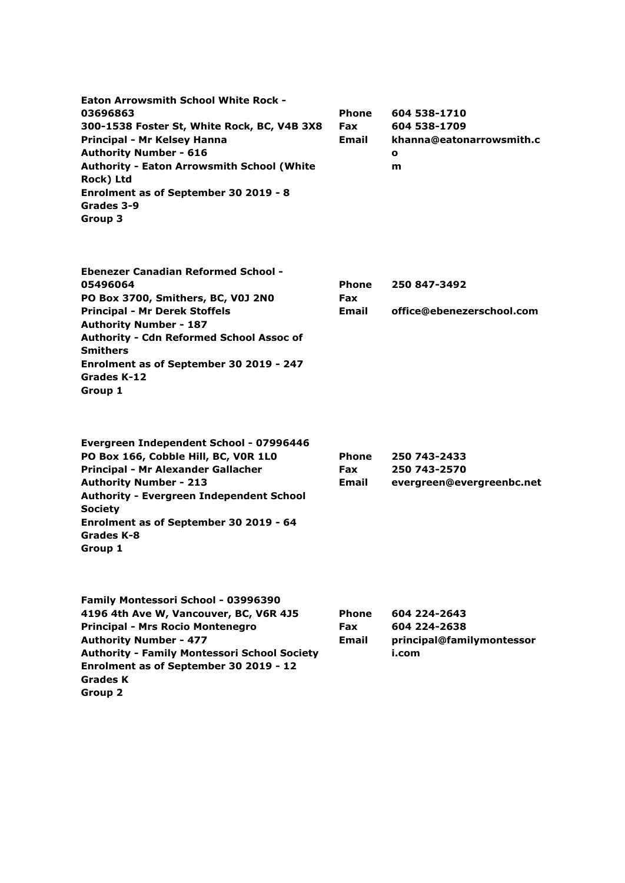**Eaton Arrowsmith School White Rock - 03696863**
**300-1538 Foster St, White Rock, BC, V4B 3X8**
**Principal - Mr Kelsey Hanna**
**Authority Number - 616**
**Authority - Eaton Arrowsmith School (White Rock) Ltd**
**Enrolment as of September 30 2019 - 8**
**Grades 3-9**
**Group 3**

**Phone** 604 538-1710
**Fax** 604 538-1709
**Email** khanna@eatonarrowsmith.com

**Ebenezer Canadian Reformed School - 05496064**
**PO Box 3700, Smithers, BC, V0J 2N0**
**Principal - Mr Derek Stoffels**
**Authority Number - 187**
**Authority - Cdn Reformed School Assoc of Smithers**
**Enrolment as of September 30 2019 - 247**
**Grades K-12**
**Group 1**

**Phone** 250 847-3492
**Fax**
**Email** office@ebenezerschool.com

**Evergreen Independent School - 07996446**
**PO Box 166, Cobble Hill, BC, V0R 1L0**
**Principal - Mr Alexander Gallacher**
**Authority Number - 213**
**Authority - Evergreen Independent School Society**
**Enrolment as of September 30 2019 - 64**
**Grades K-8**
**Group 1**

**Phone** 250 743-2433
**Fax** 250 743-2570
**Email** evergreen@evergreenbc.net

**Family Montessori School - 03996390**
**4196 4th Ave W, Vancouver, BC, V6R 4J5**
**Principal - Mrs Rocio Montenegro**
**Authority Number - 477**
**Authority - Family Montessori School Society**
**Enrolment as of September 30 2019 - 12**
**Grades K**
**Group 2**

**Phone** 604 224-2643
**Fax** 604 224-2638
**Email** principal@familymontessori.com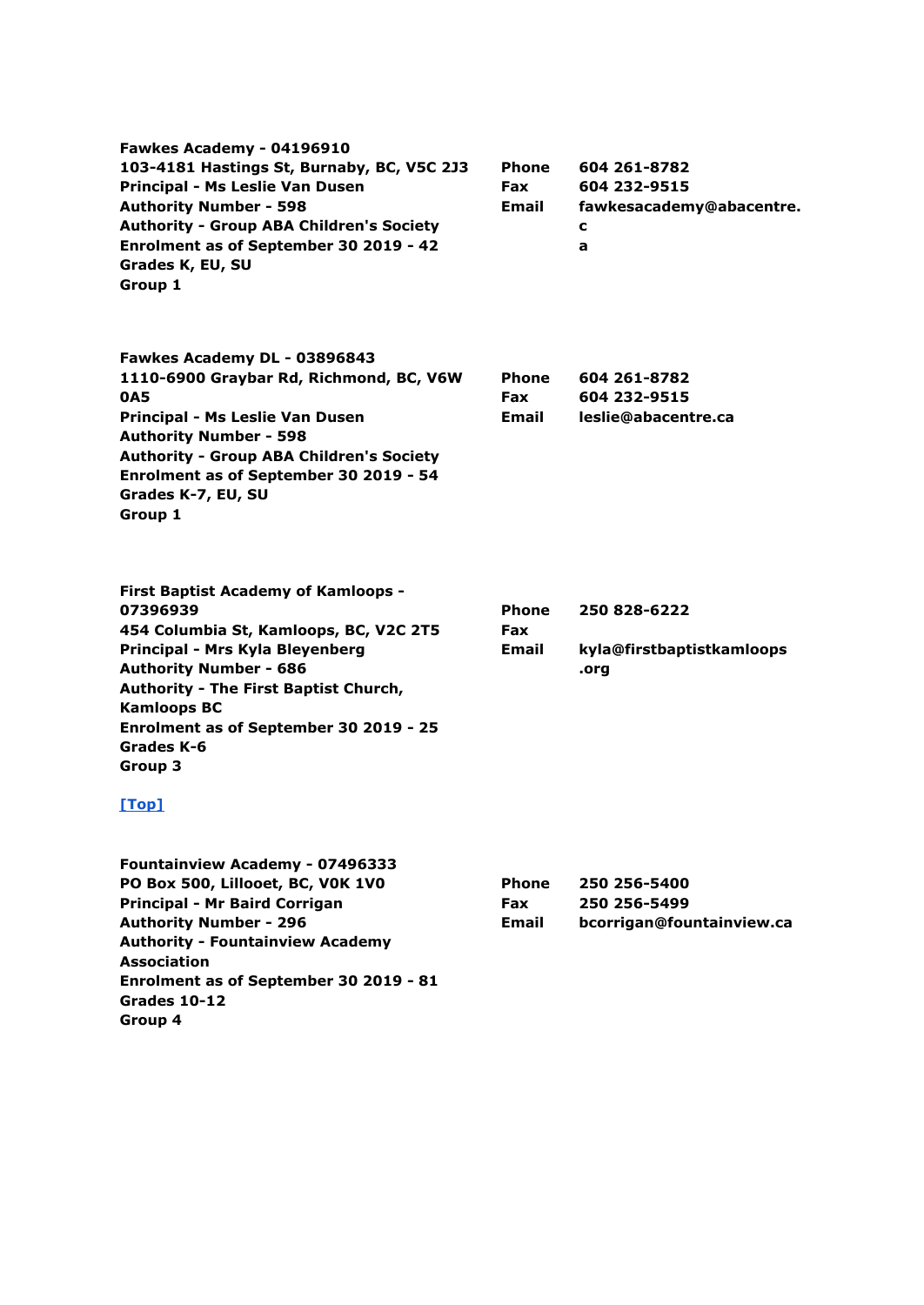**Fawkes Academy - 04196910**
**103-4181 Hastings St, Burnaby, BC, V5C 2J3**
**Principal - Ms Leslie Van Dusen**
**Authority Number - 598**
**Authority - Group ABA Children's Society**
**Enrolment as of September 30 2019 - 42**
**Grades K, EU, SU**
**Group 1**

| | |
|---|---|
| **Phone** | **604 261-8782** |
| **Fax** | **604 232-9515** |
| **Email** | **fawkesacademy@abacentre.ca** |

**Fawkes Academy DL - 03896843**
**1110-6900 Graybar Rd, Richmond, BC, V6W 0A5**
**Principal - Ms Leslie Van Dusen**
**Authority Number - 598**
**Authority - Group ABA Children's Society**
**Enrolment as of September 30 2019 - 54**
**Grades K-7, EU, SU**
**Group 1**

| | |
|---|---|
| **Phone** | **604 261-8782** |
| **Fax** | **604 232-9515** |
| **Email** | **leslie@abacentre.ca** |

**First Baptist Academy of Kamloops - 07396939**
**454 Columbia St, Kamloops, BC, V2C 2T5**
**Principal - Mrs Kyla Bleyenberg**
**Authority Number - 686**
**Authority - The First Baptist Church, Kamloops BC**
**Enrolment as of September 30 2019 - 25**
**Grades K-6**
**Group 3**

| | |
|---|---|
| **Phone** | **250 828-6222** |
| **Fax** | |
| **Email** | **kyla@firstbaptistkamloops.org** |

[Top]

**Fountainview Academy - 07496333**
**PO Box 500, Lillooet, BC, V0K 1V0**
**Principal - Mr Baird Corrigan**
**Authority Number - 296**
**Authority - Fountainview Academy Association**
**Enrolment as of September 30 2019 - 81**
**Grades 10-12**
**Group 4**

| | |
|---|---|
| **Phone** | **250 256-5400** |
| **Fax** | **250 256-5499** |
| **Email** | **bcorrigan@fountainview.ca** |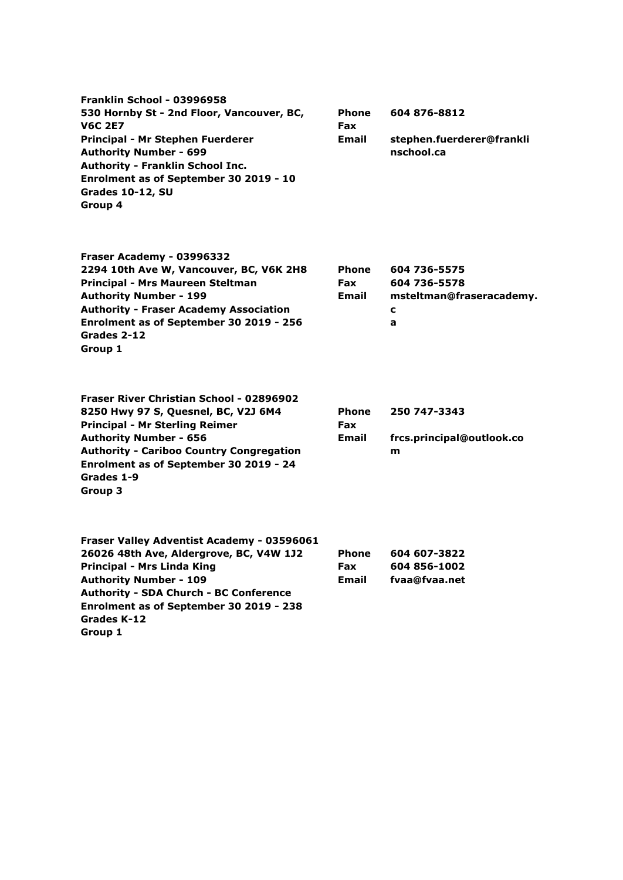**Franklin School - 03996958**
**530 Hornby St - 2nd Floor, Vancouver, BC, V6C 2E7**
**Principal - Mr Stephen Fuerderer**
**Authority Number - 699**
**Authority - Franklin School Inc.**
**Enrolment as of September 30 2019 - 10**
**Grades 10-12, SU**
**Group 4**

**Phone** 604 876-8812
**Fax**
**Email** stephen.fuerderer@franklinschool.ca

**Fraser Academy - 03996332**
**2294 10th Ave W, Vancouver, BC, V6K 2H8**
**Principal - Mrs Maureen Steltman**
**Authority Number - 199**
**Authority - Fraser Academy Association**
**Enrolment as of September 30 2019 - 256**
**Grades 2-12**
**Group 1**

**Phone** 604 736-5575
**Fax** 604 736-5578
**Email** msteltman@fraseracademy.ca

**Fraser River Christian School - 02896902**
**8250 Hwy 97 S, Quesnel, BC, V2J 6M4**
**Principal - Mr Sterling Reimer**
**Authority Number - 656**
**Authority - Cariboo Country Congregation**
**Enrolment as of September 30 2019 - 24**
**Grades 1-9**
**Group 3**

**Phone** 250 747-3343
**Fax**
**Email** frcs.principal@outlook.com

**Fraser Valley Adventist Academy - 03596061**
**26026 48th Ave, Aldergrove, BC, V4W 1J2**
**Principal - Mrs Linda King**
**Authority Number - 109**
**Authority - SDA Church - BC Conference**
**Enrolment as of September 30 2019 - 238**
**Grades K-12**
**Group 1**

**Phone** 604 607-3822
**Fax** 604 856-1002
**Email** fvaa@fvaa.net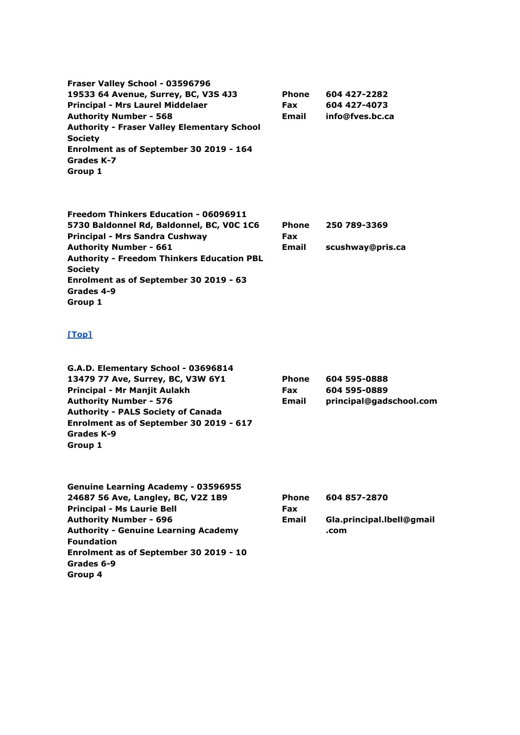**Fraser Valley School - 03596796**
**19533 64 Avenue, Surrey, BC, V3S 4J3**
**Principal - Mrs Laurel Middelaer**
**Authority Number - 568**
**Authority - Fraser Valley Elementary School Society**
**Enrolment as of September 30 2019 - 164**
**Grades K-7**
**Group 1**

| | |
|---|---|
| **Phone** | **604 427-2282** |
| **Fax** | **604 427-4073** |
| **Email** | **info@fves.bc.ca** |

**Freedom Thinkers Education - 06096911**
**5730 Baldonnel Rd, Baldonnel, BC, V0C 1C6**
**Principal - Mrs Sandra Cushway**
**Authority Number - 661**
**Authority - Freedom Thinkers Education PBL Society**
**Enrolment as of September 30 2019 - 63**
**Grades 4-9**
**Group 1**

| | |
|---|---|
| **Phone** | **250 789-3369** |
| **Fax** | |
| **Email** | **scushway@pris.ca** |

[Top]

**G.A.D. Elementary School - 03696814**
**13479 77 Ave, Surrey, BC, V3W 6Y1**
**Principal - Mr Manjit Aulakh**
**Authority Number - 576**
**Authority - PALS Society of Canada**
**Enrolment as of September 30 2019 - 617**
**Grades K-9**
**Group 1**

| | |
|---|---|
| **Phone** | **604 595-0888** |
| **Fax** | **604 595-0889** |
| **Email** | **principal@gadschool.com** |

**Genuine Learning Academy - 03596955**
**24687 56 Ave, Langley, BC, V2Z 1B9**
**Principal - Ms Laurie Bell**
**Authority Number - 696**
**Authority - Genuine Learning Academy Foundation**
**Enrolment as of September 30 2019 - 10**
**Grades 6-9**
**Group 4**

| | |
|---|---|
| **Phone** | **604 857-2870** |
| **Fax** | |
| **Email** | **Gla.principal.lbell@gmail.com** |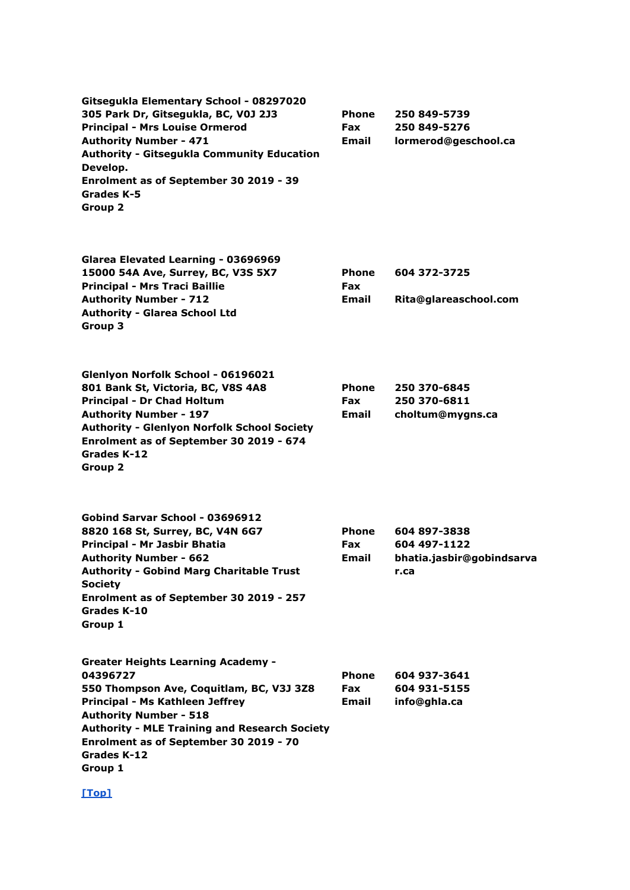**Gitsegukla Elementary School - 08297020**
**305 Park Dr, Gitsegukla, BC, V0J 2J3**
**Principal - Mrs Louise Ormerod**
**Authority Number - 471**
**Authority - Gitsegukla Community Education Develop.**
**Enrolment as of September 30 2019 - 39**
**Grades K-5**
**Group 2**

**Phone** 250 849-5739
**Fax** 250 849-5276
**Email** lormerod@geschool.ca

**Glarea Elevated Learning - 03696969**
**15000 54A Ave, Surrey, BC, V3S 5X7**
**Principal - Mrs Traci Baillie**
**Authority Number - 712**
**Authority - Glarea School Ltd**
**Group 3**

**Phone** 604 372-3725
**Fax**
**Email** Rita@glareaschool.com

**Glenlyon Norfolk School - 06196021**
**801 Bank St, Victoria, BC, V8S 4A8**
**Principal - Dr Chad Holtum**
**Authority Number - 197**
**Authority - Glenlyon Norfolk School Society**
**Enrolment as of September 30 2019 - 674**
**Grades K-12**
**Group 2**

**Phone** 250 370-6845
**Fax** 250 370-6811
**Email** choltum@mygns.ca

**Gobind Sarvar School - 03696912**
**8820 168 St, Surrey, BC, V4N 6G7**
**Principal - Mr Jasbir Bhatia**
**Authority Number - 662**
**Authority - Gobind Marg Charitable Trust Society**
**Enrolment as of September 30 2019 - 257**
**Grades K-10**
**Group 1**

**Phone** 604 897-3838
**Fax** 604 497-1122
**Email** bhatia.jasbir@gobindsarvar.ca

**Greater Heights Learning Academy - 04396727**
**550 Thompson Ave, Coquitlam, BC, V3J 3Z8**
**Principal - Ms Kathleen Jeffrey**
**Authority Number - 518**
**Authority - MLE Training and Research Society**
**Enrolment as of September 30 2019 - 70**
**Grades K-12**
**Group 1**

**Phone** 604 937-3641
**Fax** 604 931-5155
**Email** info@ghla.ca

[Top]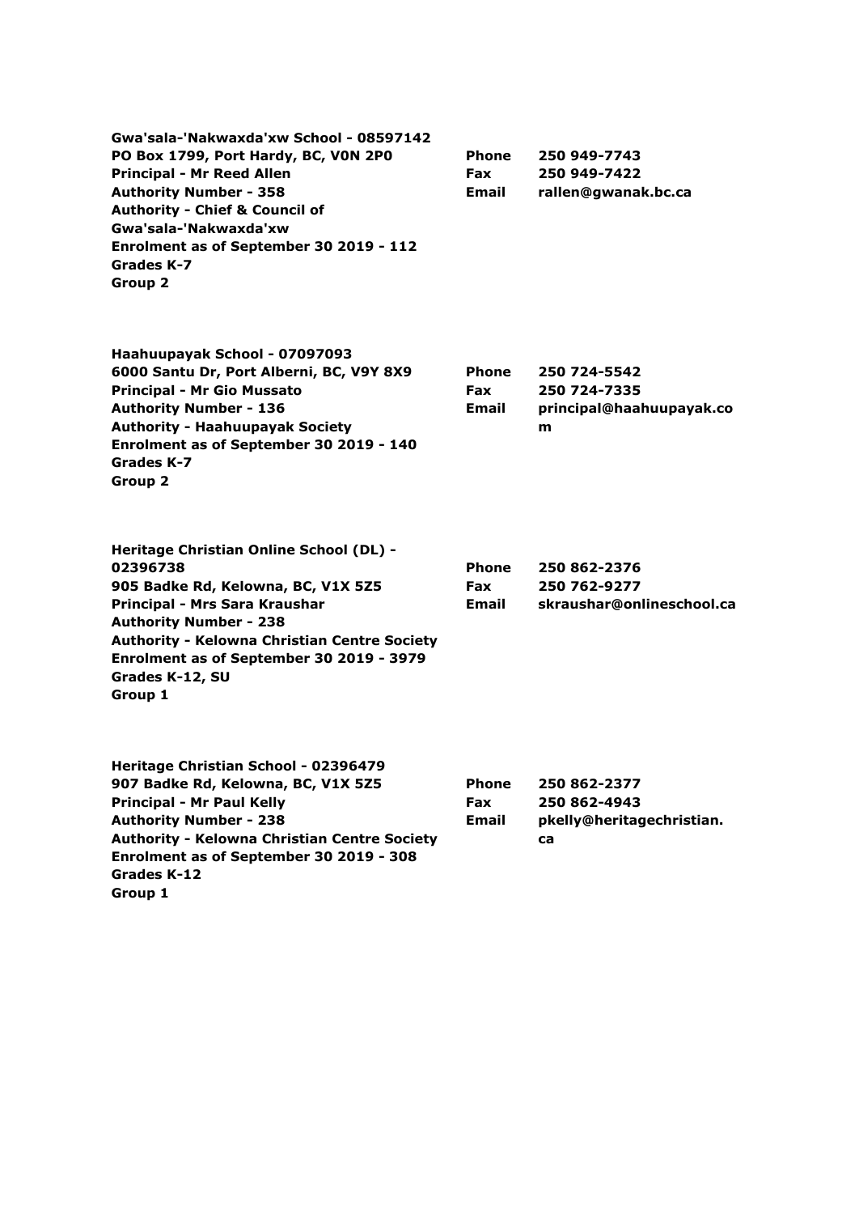**Gwa'sala-'Nakwaxda'xw School - 08597142**
**PO Box 1799, Port Hardy, BC, V0N 2P0**
**Principal - Mr Reed Allen**
**Authority Number - 358**
**Authority - Chief & Council of Gwa'sala-'Nakwaxda'xw**
**Enrolment as of September 30 2019 - 112**
**Grades K-7**
**Group 2**

**Phone** 250 949-7743
**Fax** 250 949-7422
**Email** rallen@gwanak.bc.ca

**Haahuupayak School - 07097093**
**6000 Santu Dr, Port Alberni, BC, V9Y 8X9**
**Principal - Mr Gio Mussato**
**Authority Number - 136**
**Authority - Haahuupayak Society**
**Enrolment as of September 30 2019 - 140**
**Grades K-7**
**Group 2**

**Phone** 250 724-5542
**Fax** 250 724-7335
**Email** principal@haahuupayak.com

**Heritage Christian Online School (DL) - 02396738**
**905 Badke Rd, Kelowna, BC, V1X 5Z5**
**Principal - Mrs Sara Kraushar**
**Authority Number - 238**
**Authority - Kelowna Christian Centre Society**
**Enrolment as of September 30 2019 - 3979**
**Grades K-12, SU**
**Group 1**

**Phone** 250 862-2376
**Fax** 250 762-9277
**Email** skraushar@onlineschool.ca

**Heritage Christian School - 02396479**
**907 Badke Rd, Kelowna, BC, V1X 5Z5**
**Principal - Mr Paul Kelly**
**Authority Number - 238**
**Authority - Kelowna Christian Centre Society**
**Enrolment as of September 30 2019 - 308**
**Grades K-12**
**Group 1**

**Phone** 250 862-2377
**Fax** 250 862-4943
**Email** pkelly@heritagechristian.ca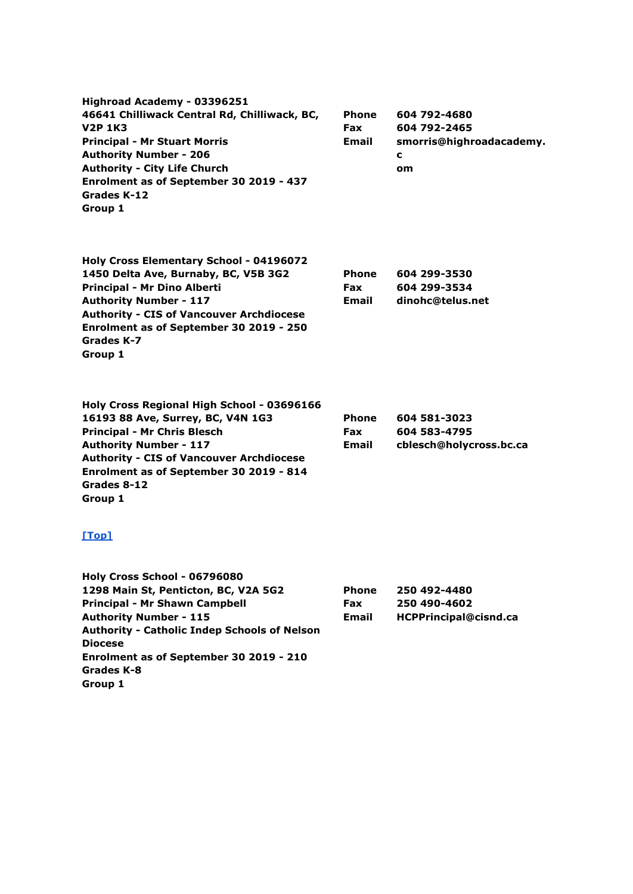**Highroad Academy - 03396251**
**46641 Chilliwack Central Rd, Chilliwack, BC, V2P 1K3**
**Principal - Mr Stuart Morris**
**Authority Number - 206**
**Authority - City Life Church**
**Enrolment as of September 30 2019 - 437**
**Grades K-12**
**Group 1**

| | |
|---|---|
| **Phone** | **604 792-4680** |
| **Fax** | **604 792-2465** |
| **Email** | **smorris@highroadacademy.com** |

**Holy Cross Elementary School - 04196072**
**1450 Delta Ave, Burnaby, BC, V5B 3G2**
**Principal - Mr Dino Alberti**
**Authority Number - 117**
**Authority - CIS of Vancouver Archdiocese**
**Enrolment as of September 30 2019 - 250**
**Grades K-7**
**Group 1**

| | |
|---|---|
| **Phone** | **604 299-3530** |
| **Fax** | **604 299-3534** |
| **Email** | **dinohc@telus.net** |

**Holy Cross Regional High School - 03696166**
**16193 88 Ave, Surrey, BC, V4N 1G3**
**Principal - Mr Chris Blesch**
**Authority Number - 117**
**Authority - CIS of Vancouver Archdiocese**
**Enrolment as of September 30 2019 - 814**
**Grades 8-12**
**Group 1**

| | |
|---|---|
| **Phone** | **604 581-3023** |
| **Fax** | **604 583-4795** |
| **Email** | **cblesch@holycross.bc.ca** |

**[Top]**

**Holy Cross School - 06796080**
**1298 Main St, Penticton, BC, V2A 5G2**
**Principal - Mr Shawn Campbell**
**Authority Number - 115**
**Authority - Catholic Indep Schools of Nelson Diocese**
**Enrolment as of September 30 2019 - 210**
**Grades K-8**
**Group 1**

| | |
|---|---|
| **Phone** | **250 492-4480** |
| **Fax** | **250 490-4602** |
| **Email** | **HCPPrincipal@cisnd.ca** |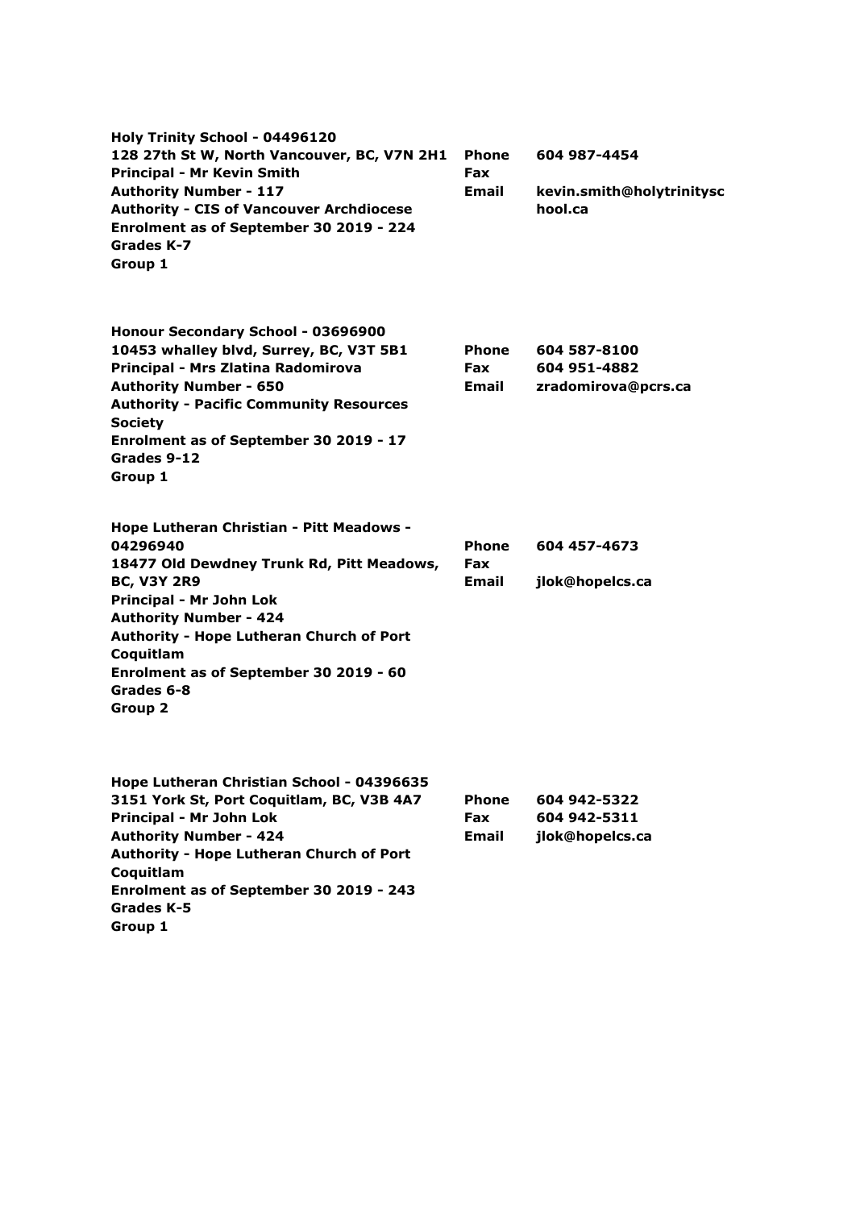**Holy Trinity School - 04496120**
**128 27th St W, North Vancouver, BC, V7N 2H1**
**Principal - Mr Kevin Smith**
**Authority Number - 117**
**Authority - CIS of Vancouver Archdiocese**
**Enrolment as of September 30 2019 - 224**
**Grades K-7**
**Group 1**

| | |
|---|---|
| **Phone** | **604 987-4454** |
| **Fax** | |
| **Email** | **kevin.smith@holytrinityschool.ca** |

**Honour Secondary School - 03696900**
**10453 whalley blvd, Surrey, BC, V3T 5B1**
**Principal - Mrs Zlatina Radomirova**
**Authority Number - 650**
**Authority - Pacific Community Resources Society**
**Enrolment as of September 30 2019 - 17**
**Grades 9-12**
**Group 1**

| | |
|---|---|
| **Phone** | **604 587-8100** |
| **Fax** | **604 951-4882** |
| **Email** | **zradomirova@pcrs.ca** |

**Hope Lutheran Christian - Pitt Meadows - 04296940**
**18477 Old Dewdney Trunk Rd, Pitt Meadows, BC, V3Y 2R9**
**Principal - Mr John Lok**
**Authority Number - 424**
**Authority - Hope Lutheran Church of Port Coquitlam**
**Enrolment as of September 30 2019 - 60**
**Grades 6-8**
**Group 2**

| | |
|---|---|
| **Phone** | **604 457-4673** |
| **Fax** | |
| **Email** | **jlok@hopelcs.ca** |

**Hope Lutheran Christian School - 04396635**
**3151 York St, Port Coquitlam, BC, V3B 4A7**
**Principal - Mr John Lok**
**Authority Number - 424**
**Authority - Hope Lutheran Church of Port Coquitlam**
**Enrolment as of September 30 2019 - 243**
**Grades K-5**
**Group 1**

| | |
|---|---|
| **Phone** | **604 942-5322** |
| **Fax** | **604 942-5311** |
| **Email** | **jlok@hopelcs.ca** |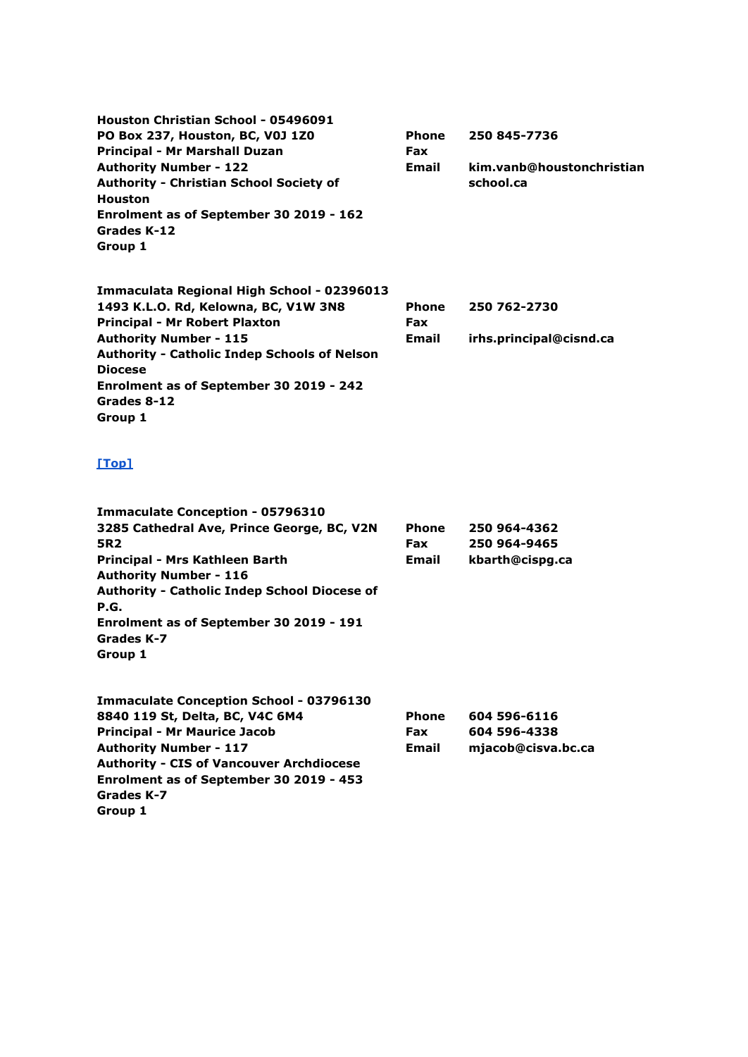**Houston Christian School - 05496091**
**PO Box 237, Houston, BC, V0J 1Z0**
**Principal - Mr Marshall Duzan**
**Authority Number - 122**
**Authority - Christian School Society of Houston**
**Enrolment as of September 30 2019 - 162**
**Grades K-12**
**Group 1**

| | |
|---|---|
| **Phone** | **250 845-7736** |
| **Fax** | |
| **Email** | **kim.vanb@houstonchristianschool.ca** |

**Immaculata Regional High School - 02396013**
**1493 K.L.O. Rd, Kelowna, BC, V1W 3N8**
**Principal - Mr Robert Plaxton**
**Authority Number - 115**
**Authority - Catholic Indep Schools of Nelson Diocese**
**Enrolment as of September 30 2019 - 242**
**Grades 8-12**
**Group 1**

| | |
|---|---|
| **Phone** | **250 762-2730** |
| **Fax** | |
| **Email** | **irhs.principal@cisnd.ca** |

[Top]

**Immaculate Conception - 05796310**
**3285 Cathedral Ave, Prince George, BC, V2N 5R2**
**Principal - Mrs Kathleen Barth**
**Authority Number - 116**
**Authority - Catholic Indep School Diocese of P.G.**
**Enrolment as of September 30 2019 - 191**
**Grades K-7**
**Group 1**

| | |
|---|---|
| **Phone** | **250 964-4362** |
| **Fax** | **250 964-9465** |
| **Email** | **kbarth@cispg.ca** |

**Immaculate Conception School - 03796130**
**8840 119 St, Delta, BC, V4C 6M4**
**Principal - Mr Maurice Jacob**
**Authority Number - 117**
**Authority - CIS of Vancouver Archdiocese**
**Enrolment as of September 30 2019 - 453**
**Grades K-7**
**Group 1**

| | |
|---|---|
| **Phone** | **604 596-6116** |
| **Fax** | **604 596-4338** |
| **Email** | **mjacob@cisva.bc.ca** |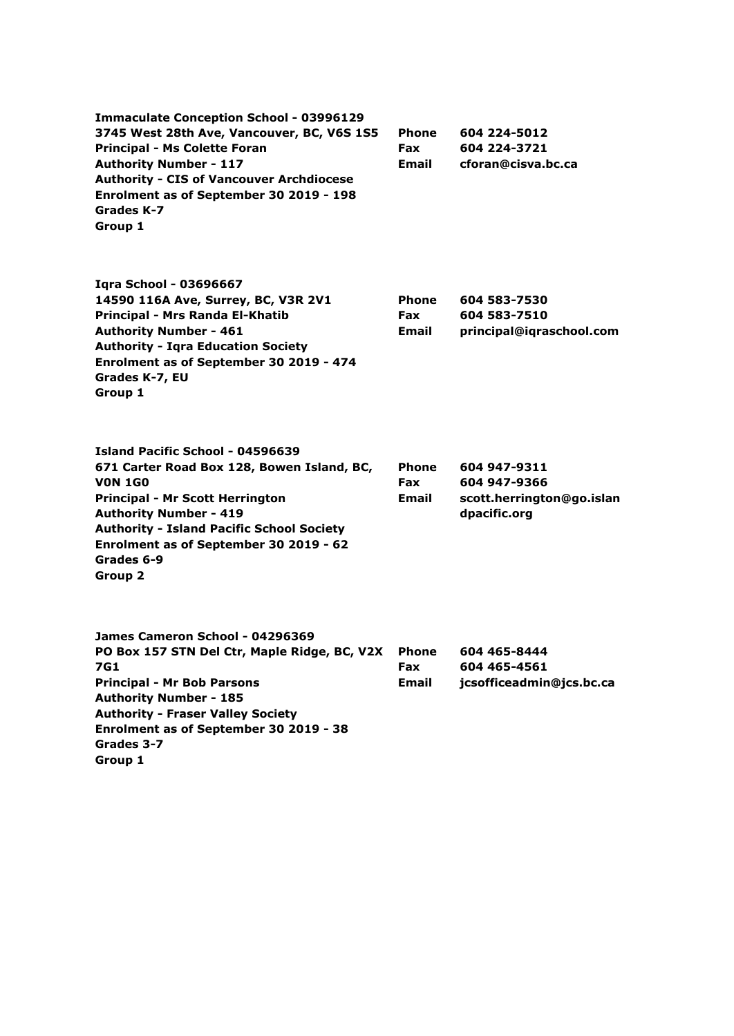**Immaculate Conception School - 03996129**
**3745 West 28th Ave, Vancouver, BC, V6S 1S5**
**Principal - Ms Colette Foran**
**Authority Number - 117**
**Authority - CIS of Vancouver Archdiocese**
**Enrolment as of September 30 2019 - 198**
**Grades K-7**
**Group 1**

**Phone** 604 224-5012
**Fax** 604 224-3721
**Email** cforan@cisva.bc.ca

**Iqra School - 03696667**
**14590 116A Ave, Surrey, BC, V3R 2V1**
**Principal - Mrs Randa El-Khatib**
**Authority Number - 461**
**Authority - Iqra Education Society**
**Enrolment as of September 30 2019 - 474**
**Grades K-7, EU**
**Group 1**

**Phone** 604 583-7530
**Fax** 604 583-7510
**Email** principal@iqraschool.com

**Island Pacific School - 04596639**
**671 Carter Road Box 128, Bowen Island, BC, V0N 1G0**
**Principal - Mr Scott Herrington**
**Authority Number - 419**
**Authority - Island Pacific School Society**
**Enrolment as of September 30 2019 - 62**
**Grades 6-9**
**Group 2**

**Phone** 604 947-9311
**Fax** 604 947-9366
**Email** scott.herrington@go.islandpacific.org

**James Cameron School - 04296369**
**PO Box 157 STN Del Ctr, Maple Ridge, BC, V2X 7G1**
**Principal - Mr Bob Parsons**
**Authority Number - 185**
**Authority - Fraser Valley Society**
**Enrolment as of September 30 2019 - 38**
**Grades 3-7**
**Group 1**

**Phone** 604 465-8444
**Fax** 604 465-4561
**Email** jcsofficeadmin@jcs.bc.ca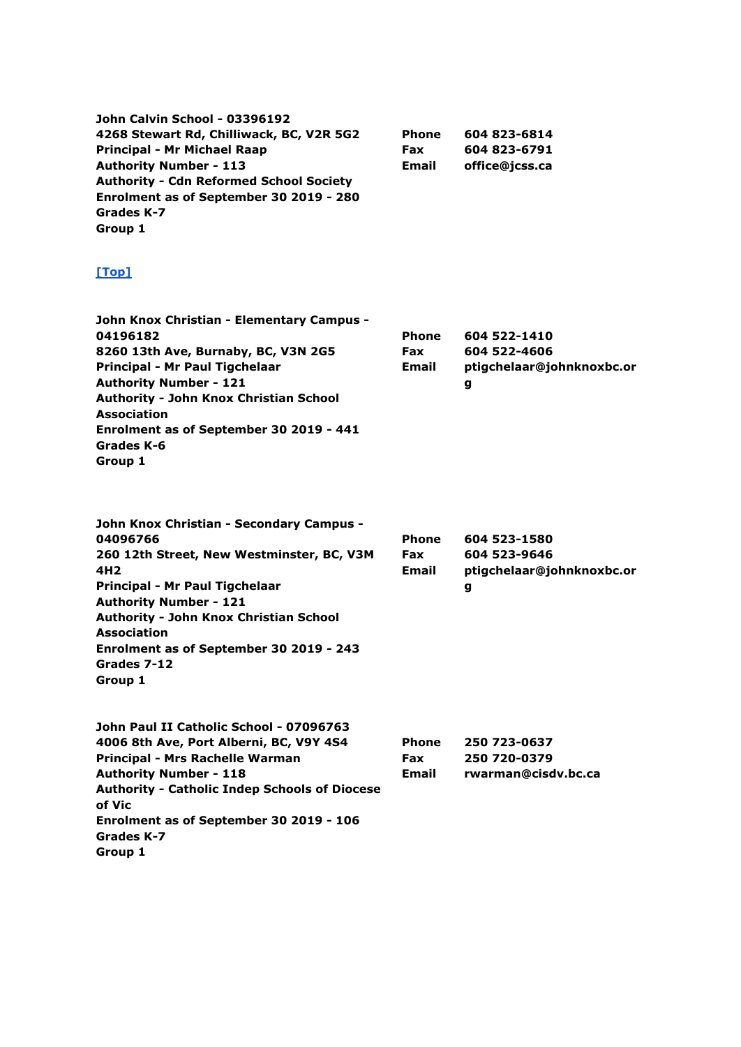**John Calvin School - 03396192**
**4268 Stewart Rd, Chilliwack, BC, V2R 5G2**
**Principal - Mr Michael Raap**
**Authority Number - 113**
**Authority - Cdn Reformed School Society**
**Enrolment as of September 30 2019 - 280**
**Grades K-7**
**Group 1**

| | |
|---|---|
| **Phone** | **604 823-6814** |
| **Fax** | **604 823-6791** |
| **Email** | **office@jcss.ca** |

**[Top]**

**John Knox Christian - Elementary Campus - 04196182**
**8260 13th Ave, Burnaby, BC, V3N 2G5**
**Principal - Mr Paul Tigchelaar**
**Authority Number - 121**
**Authority - John Knox Christian School Association**
**Enrolment as of September 30 2019 - 441**
**Grades K-6**
**Group 1**

| | |
|---|---|
| **Phone** | **604 522-1410** |
| **Fax** | **604 522-4606** |
| **Email** | **ptigchelaar@johnknoxbc.org** |

**John Knox Christian - Secondary Campus - 04096766**
**260 12th Street, New Westminster, BC, V3M 4H2**
**Principal - Mr Paul Tigchelaar**
**Authority Number - 121**
**Authority - John Knox Christian School Association**
**Enrolment as of September 30 2019 - 243**
**Grades 7-12**
**Group 1**

| | |
|---|---|
| **Phone** | **604 523-1580** |
| **Fax** | **604 523-9646** |
| **Email** | **ptigchelaar@johnknoxbc.org** |

**John Paul II Catholic School - 07096763**
**4006 8th Ave, Port Alberni, BC, V9Y 4S4**
**Principal - Mrs Rachelle Warman**
**Authority Number - 118**
**Authority - Catholic Indep Schools of Diocese of Vic**
**Enrolment as of September 30 2019 - 106**
**Grades K-7**
**Group 1**

| | |
|---|---|
| **Phone** | **250 723-0637** |
| **Fax** | **250 720-0379** |
| **Email** | **rwarman@cisdv.bc.ca** |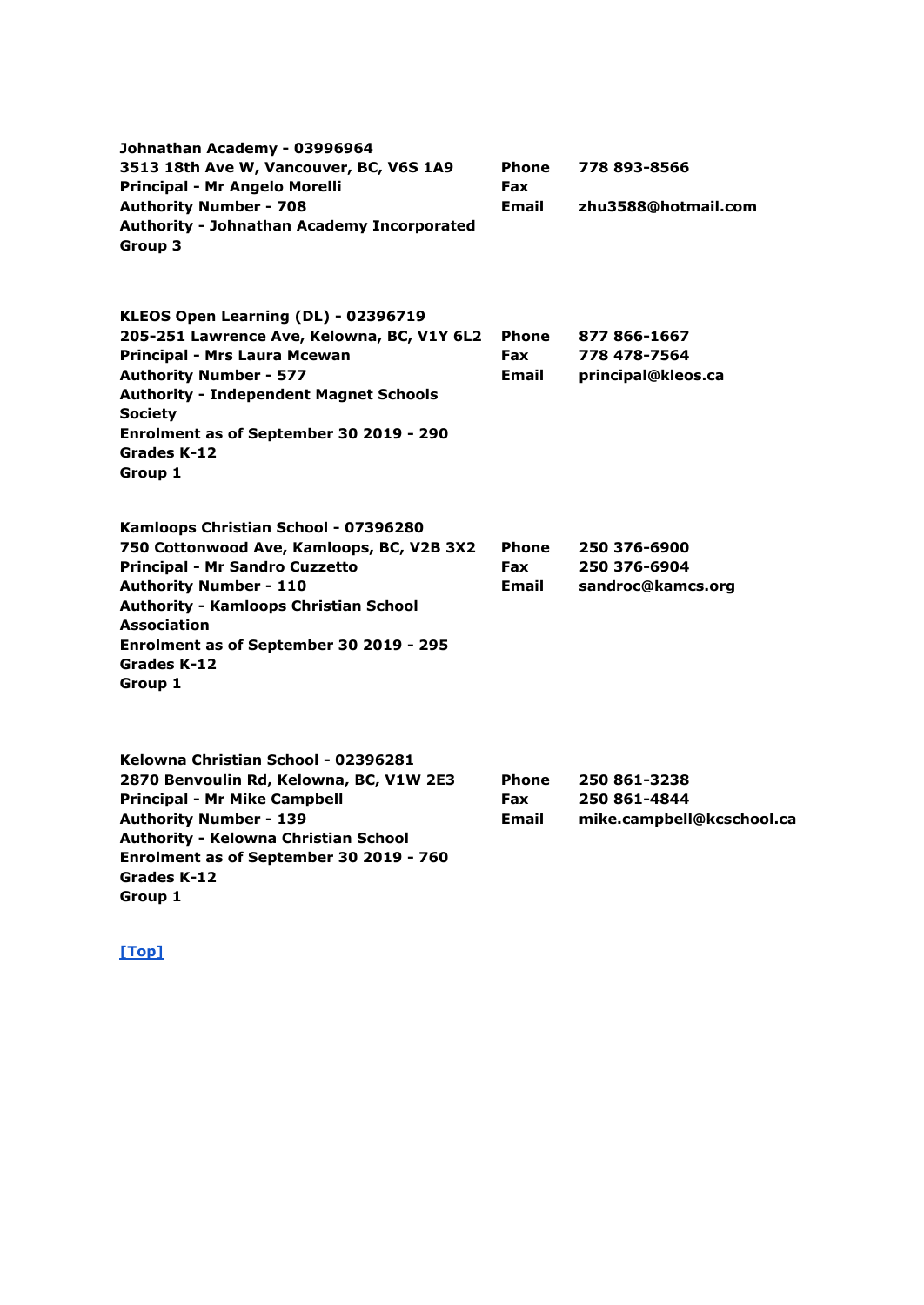**Johnathan Academy - 03996964**
**3513 18th Ave W, Vancouver, BC, V6S 1A9**
**Principal - Mr Angelo Morelli**
**Authority Number - 708**
**Authority - Johnathan Academy Incorporated**
**Group 3**

| | |
|---|---|
| **Phone** | **778 893-8566** |
| **Fax** | |
| **Email** | **zhu3588@hotmail.com** |

**KLEOS Open Learning (DL) - 02396719**
**205-251 Lawrence Ave, Kelowna, BC, V1Y 6L2**
**Principal - Mrs Laura Mcewan**
**Authority Number - 577**
**Authority - Independent Magnet Schools Society**
**Enrolment as of September 30 2019 - 290**
**Grades K-12**
**Group 1**

| | |
|---|---|
| **Phone** | **877 866-1667** |
| **Fax** | **778 478-7564** |
| **Email** | **principal@kleos.ca** |

**Kamloops Christian School - 07396280**
**750 Cottonwood Ave, Kamloops, BC, V2B 3X2**
**Principal - Mr Sandro Cuzzetto**
**Authority Number - 110**
**Authority - Kamloops Christian School Association**
**Enrolment as of September 30 2019 - 295**
**Grades K-12**
**Group 1**

| | |
|---|---|
| **Phone** | **250 376-6900** |
| **Fax** | **250 376-6904** |
| **Email** | **sandroc@kamcs.org** |

**Kelowna Christian School - 02396281**
**2870 Benvoulin Rd, Kelowna, BC, V1W 2E3**
**Principal - Mr Mike Campbell**
**Authority Number - 139**
**Authority - Kelowna Christian School**
**Enrolment as of September 30 2019 - 760**
**Grades K-12**
**Group 1**

| | |
|---|---|
| **Phone** | **250 861-3238** |
| **Fax** | **250 861-4844** |
| **Email** | **mike.campbell@kcschool.ca** |

[Top]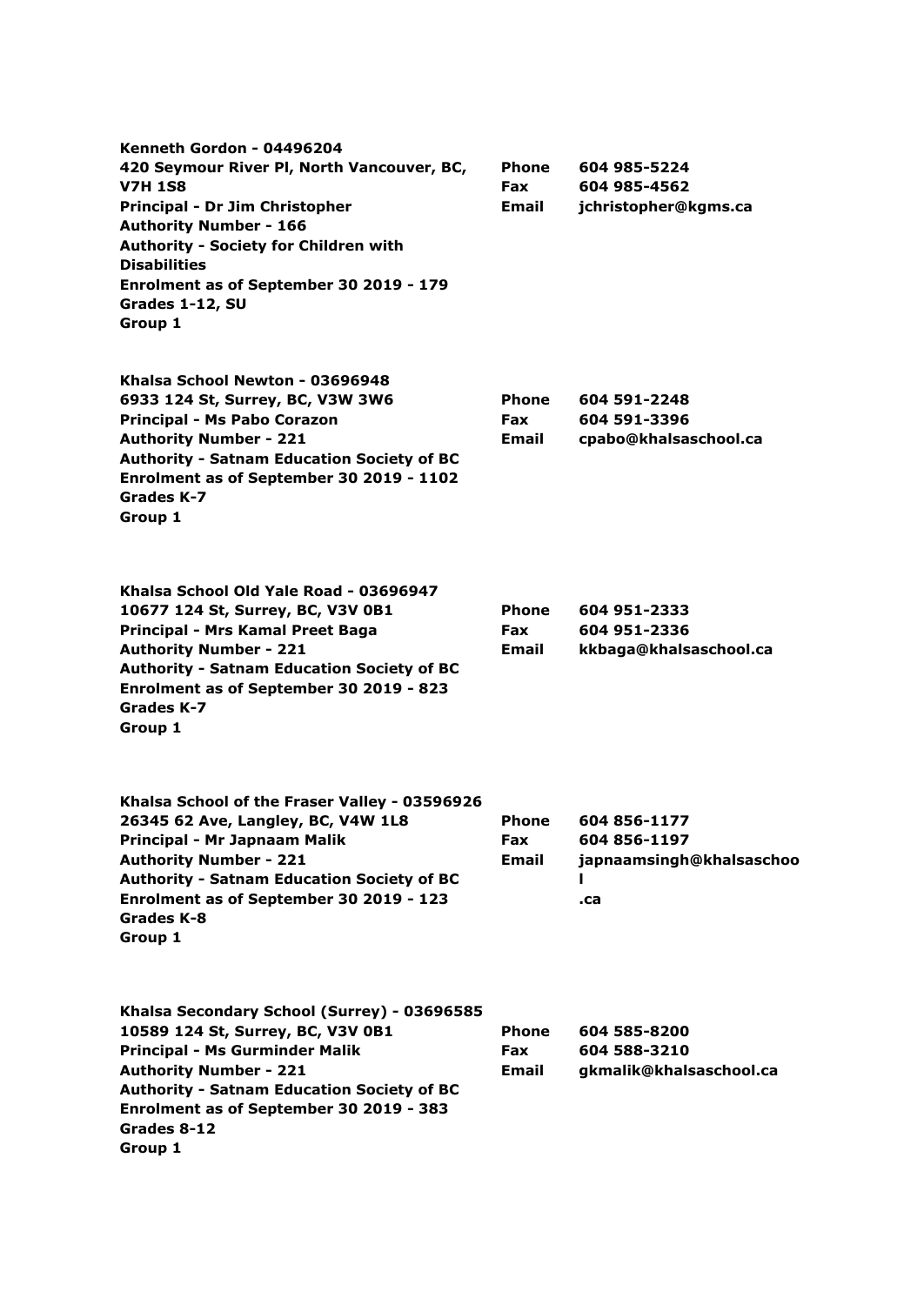**Kenneth Gordon - 04496204**
**420 Seymour River Pl, North Vancouver, BC, V7H 1S8**
**Principal - Dr Jim Christopher**
**Authority Number - 166**
**Authority - Society for Children with Disabilities**
**Enrolment as of September 30 2019 - 179**
**Grades 1-12, SU**
**Group 1**

**Phone** 604 985-5224
**Fax** 604 985-4562
**Email** jchristopher@kgms.ca

**Khalsa School Newton - 03696948**
**6933 124 St, Surrey, BC, V3W 3W6**
**Principal - Ms Pabo Corazon**
**Authority Number - 221**
**Authority - Satnam Education Society of BC**
**Enrolment as of September 30 2019 - 1102**
**Grades K-7**
**Group 1**

**Phone** 604 591-2248
**Fax** 604 591-3396
**Email** cpabo@khalsaschool.ca

**Khalsa School Old Yale Road - 03696947**
**10677 124 St, Surrey, BC, V3V 0B1**
**Principal - Mrs Kamal Preet Baga**
**Authority Number - 221**
**Authority - Satnam Education Society of BC**
**Enrolment as of September 30 2019 - 823**
**Grades K-7**
**Group 1**

**Phone** 604 951-2333
**Fax** 604 951-2336
**Email** kkbaga@khalsaschool.ca

**Khalsa School of the Fraser Valley - 03596926**
**26345 62 Ave, Langley, BC, V4W 1L8**
**Principal - Mr Japnaam Malik**
**Authority Number - 221**
**Authority - Satnam Education Society of BC**
**Enrolment as of September 30 2019 - 123**
**Grades K-8**
**Group 1**

**Phone** 604 856-1177
**Fax** 604 856-1197
**Email** japnaamsingh@khalsaschool.ca

**Khalsa Secondary School (Surrey) - 03696585**
**10589 124 St, Surrey, BC, V3V 0B1**
**Principal - Ms Gurminder Malik**
**Authority Number - 221**
**Authority - Satnam Education Society of BC**
**Enrolment as of September 30 2019 - 383**
**Grades 8-12**
**Group 1**

**Phone** 604 585-8200
**Fax** 604 588-3210
**Email** gkmalik@khalsaschool.ca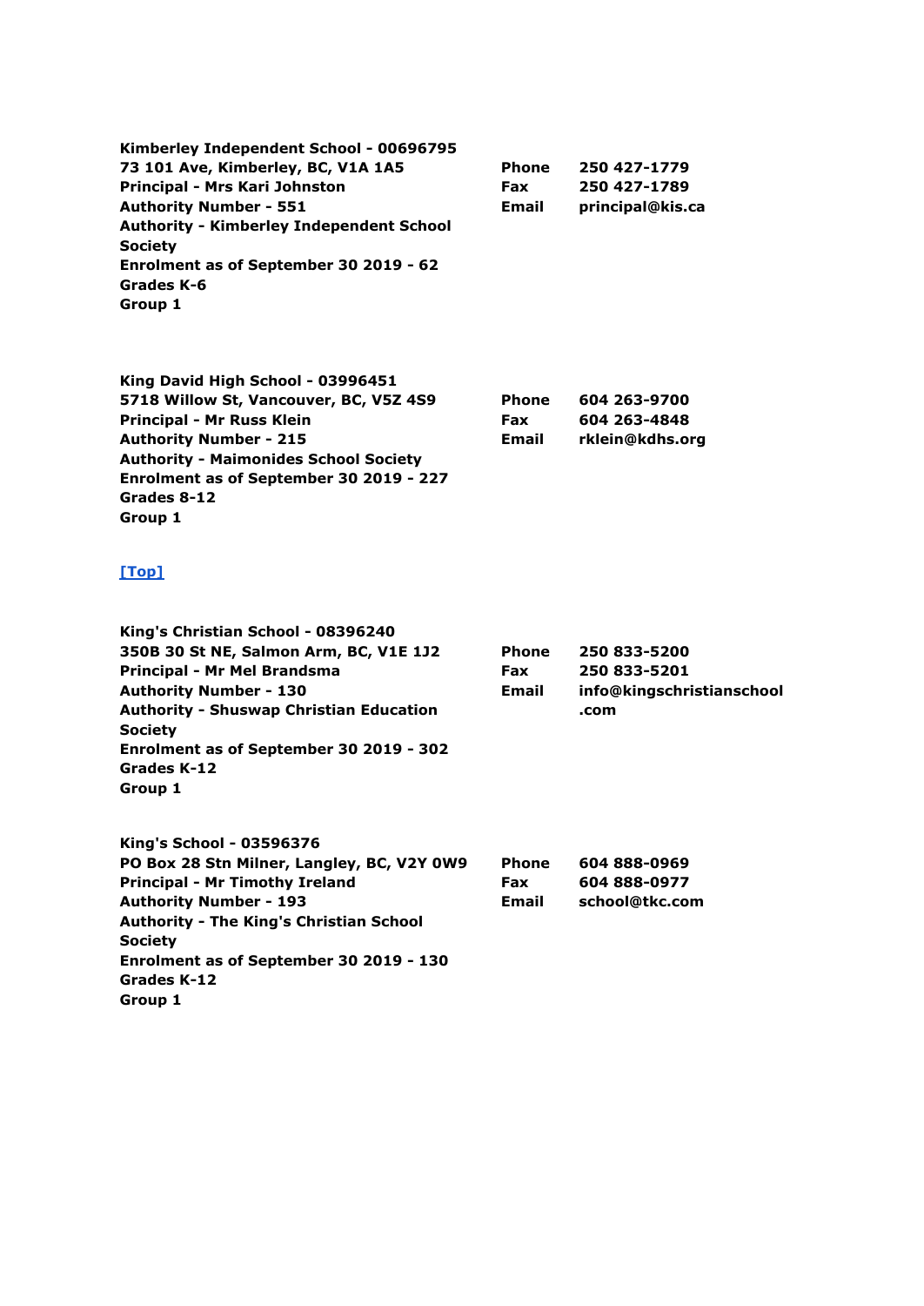**Kimberley Independent School - 00696795**
**73 101 Ave, Kimberley, BC, V1A 1A5**
**Principal - Mrs Kari Johnston**
**Authority Number - 551**
**Authority - Kimberley Independent School Society**
**Enrolment as of September 30 2019 - 62**
**Grades K-6**
**Group 1**

| | |
|---|---|
| **Phone** | **250 427-1779** |
| **Fax** | **250 427-1789** |
| **Email** | **principal@kis.ca** |

**King David High School - 03996451**
**5718 Willow St, Vancouver, BC, V5Z 4S9**
**Principal - Mr Russ Klein**
**Authority Number - 215**
**Authority - Maimonides School Society**
**Enrolment as of September 30 2019 - 227**
**Grades 8-12**
**Group 1**

| | |
|---|---|
| **Phone** | **604 263-9700** |
| **Fax** | **604 263-4848** |
| **Email** | **rklein@kdhs.org** |

**[Top]**

**King's Christian School - 08396240**
**350B 30 St NE, Salmon Arm, BC, V1E 1J2**
**Principal - Mr Mel Brandsma**
**Authority Number - 130**
**Authority - Shuswap Christian Education Society**
**Enrolment as of September 30 2019 - 302**
**Grades K-12**
**Group 1**

| | |
|---|---|
| **Phone** | **250 833-5200** |
| **Fax** | **250 833-5201** |
| **Email** | **info@kingschristianschool.com** |

**King's School - 03596376**
**PO Box 28 Stn Milner, Langley, BC, V2Y 0W9**
**Principal - Mr Timothy Ireland**
**Authority Number - 193**
**Authority - The King's Christian School Society**
**Enrolment as of September 30 2019 - 130**
**Grades K-12**
**Group 1**

| | |
|---|---|
| **Phone** | **604 888-0969** |
| **Fax** | **604 888-0977** |
| **Email** | **school@tkc.com** |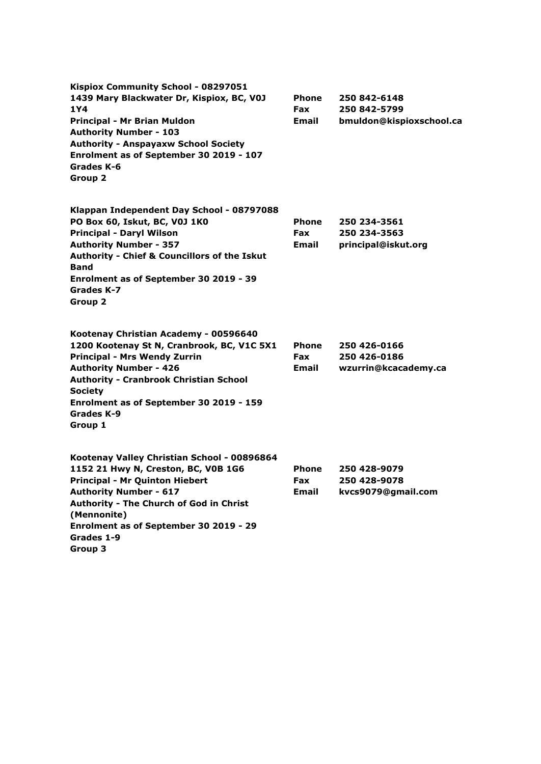**Kispiox Community School - 08297051**
**1439 Mary Blackwater Dr, Kispiox, BC, V0J 1Y4**
**Principal - Mr Brian Muldon**
**Authority Number - 103**
**Authority - Anspayaxw School Society**
**Enrolment as of September 30 2019 - 107**
**Grades K-6**
**Group 2**

| | |
|---|---|
| **Phone** | **250 842-6148** |
| **Fax** | **250 842-5799** |
| **Email** | **bmuldon@kispioxschool.ca** |

**Klappan Independent Day School - 08797088**
**PO Box 60, Iskut, BC, V0J 1K0**
**Principal - Daryl Wilson**
**Authority Number - 357**
**Authority - Chief & Councillors of the Iskut Band**
**Enrolment as of September 30 2019 - 39**
**Grades K-7**
**Group 2**

| | |
|---|---|
| **Phone** | **250 234-3561** |
| **Fax** | **250 234-3563** |
| **Email** | **principal@iskut.org** |

**Kootenay Christian Academy - 00596640**
**1200 Kootenay St N, Cranbrook, BC, V1C 5X1**
**Principal - Mrs Wendy Zurrin**
**Authority Number - 426**
**Authority - Cranbrook Christian School Society**
**Enrolment as of September 30 2019 - 159**
**Grades K-9**
**Group 1**

| | |
|---|---|
| **Phone** | **250 426-0166** |
| **Fax** | **250 426-0186** |
| **Email** | **wzurrin@kcacademy.ca** |

**Kootenay Valley Christian School - 00896864**
**1152 21 Hwy N, Creston, BC, V0B 1G6**
**Principal - Mr Quinton Hiebert**
**Authority Number - 617**
**Authority - The Church of God in Christ (Mennonite)**
**Enrolment as of September 30 2019 - 29**
**Grades 1-9**
**Group 3**

| | |
|---|---|
| **Phone** | **250 428-9079** |
| **Fax** | **250 428-9078** |
| **Email** | **kvcs9079@gmail.com** |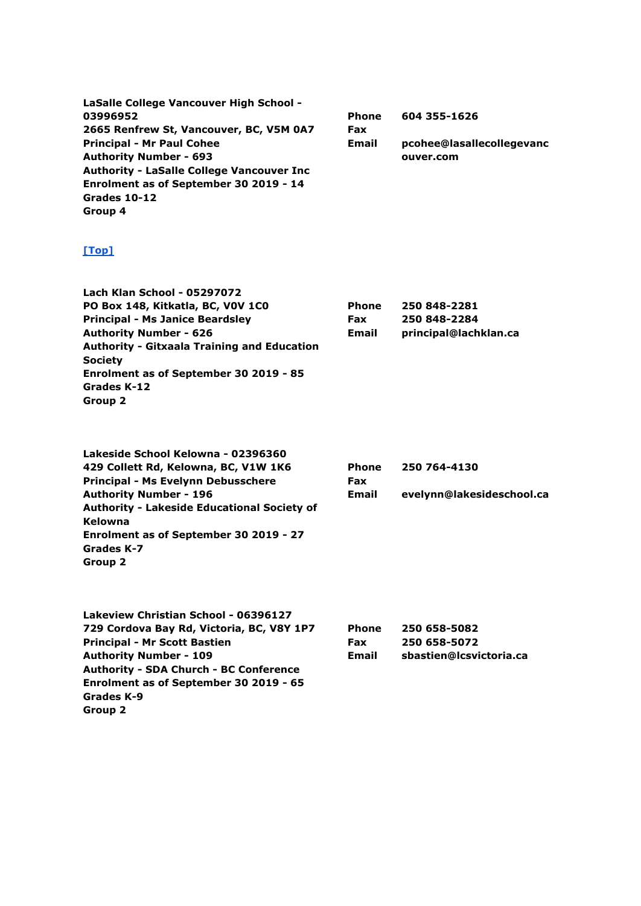**LaSalle College Vancouver High School - 03996952**
**2665 Renfrew St, Vancouver, BC, V5M 0A7**
**Principal - Mr Paul Cohee**
**Authority Number - 693**
**Authority - LaSalle College Vancouver Inc**
**Enrolment as of September 30 2019 - 14**
**Grades 10-12**
**Group 4**

| | |
|---|---|
| **Phone** | **604 355-1626** |
| **Fax** | |
| **Email** | **pcohee@lasallecollegevancouver.com** |

[Top]

**Lach Klan School - 05297072**
**PO Box 148, Kitkatla, BC, V0V 1C0**
**Principal - Ms Janice Beardsley**
**Authority Number - 626**
**Authority - Gitxaala Training and Education Society**
**Enrolment as of September 30 2019 - 85**
**Grades K-12**
**Group 2**

| | |
|---|---|
| **Phone** | **250 848-2281** |
| **Fax** | **250 848-2284** |
| **Email** | **principal@lachklan.ca** |

**Lakeside School Kelowna - 02396360**
**429 Collett Rd, Kelowna, BC, V1W 1K6**
**Principal - Ms Evelynn Debusschere**
**Authority Number - 196**
**Authority - Lakeside Educational Society of Kelowna**
**Enrolment as of September 30 2019 - 27**
**Grades K-7**
**Group 2**

| | |
|---|---|
| **Phone** | **250 764-4130** |
| **Fax** | |
| **Email** | **evelynn@lakesideschool.ca** |

**Lakeview Christian School - 06396127**
**729 Cordova Bay Rd, Victoria, BC, V8Y 1P7**
**Principal - Mr Scott Bastien**
**Authority Number - 109**
**Authority - SDA Church - BC Conference**
**Enrolment as of September 30 2019 - 65**
**Grades K-9**
**Group 2**

| | |
|---|---|
| **Phone** | **250 658-5082** |
| **Fax** | **250 658-5072** |
| **Email** | **sbastien@lcsvictoria.ca** |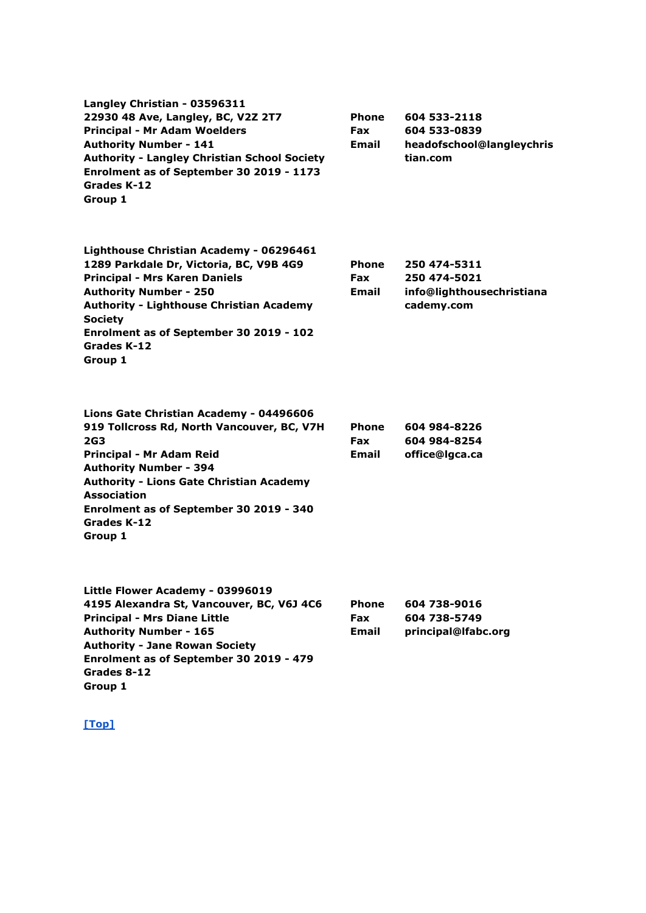**Langley Christian - 03596311**
**22930 48 Ave, Langley, BC, V2Z 2T7**
**Principal - Mr Adam Woelders**
**Authority Number - 141**
**Authority - Langley Christian School Society**
**Enrolment as of September 30 2019 - 1173**
**Grades K-12**
**Group 1**

| | |
|---|---|
| **Phone** | **604 533-2118** |
| **Fax** | **604 533-0839** |
| **Email** | **headofschool@langleychristian.com** |

**Lighthouse Christian Academy - 06296461**
**1289 Parkdale Dr, Victoria, BC, V9B 4G9**
**Principal - Mrs Karen Daniels**
**Authority Number - 250**
**Authority - Lighthouse Christian Academy Society**
**Enrolment as of September 30 2019 - 102**
**Grades K-12**
**Group 1**

| | |
|---|---|
| **Phone** | **250 474-5311** |
| **Fax** | **250 474-5021** |
| **Email** | **info@lighthousechristianacademy.com** |

**Lions Gate Christian Academy - 04496606**
**919 Tollcross Rd, North Vancouver, BC, V7H 2G3**
**Principal - Mr Adam Reid**
**Authority Number - 394**
**Authority - Lions Gate Christian Academy Association**
**Enrolment as of September 30 2019 - 340**
**Grades K-12**
**Group 1**

| | |
|---|---|
| **Phone** | **604 984-8226** |
| **Fax** | **604 984-8254** |
| **Email** | **office@lgca.ca** |

**Little Flower Academy - 03996019**
**4195 Alexandra St, Vancouver, BC, V6J 4C6**
**Principal - Mrs Diane Little**
**Authority Number - 165**
**Authority - Jane Rowan Society**
**Enrolment as of September 30 2019 - 479**
**Grades 8-12**
**Group 1**

| | |
|---|---|
| **Phone** | **604 738-9016** |
| **Fax** | **604 738-5749** |
| **Email** | **principal@lfabc.org** |

[Top]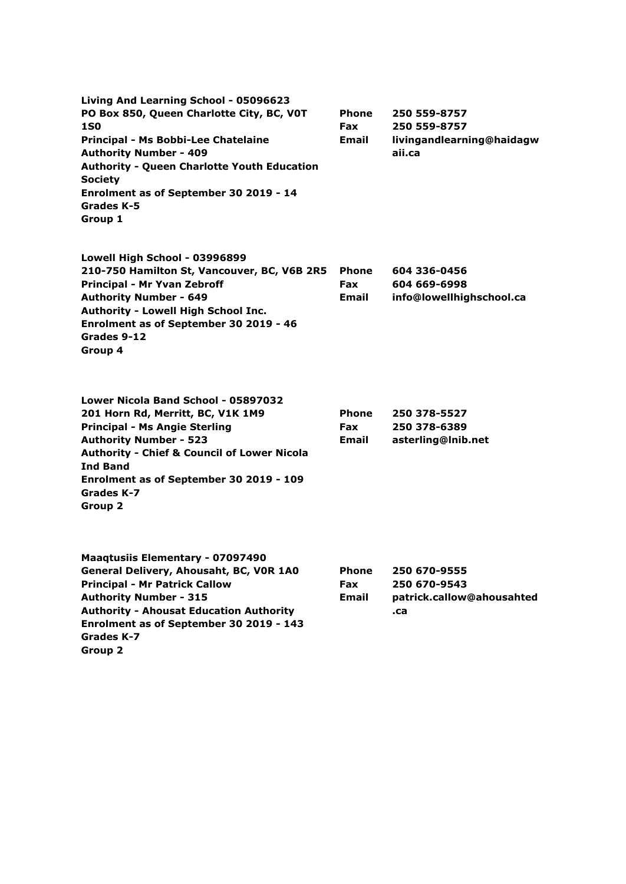**Living And Learning School - 05096623**
**PO Box 850, Queen Charlotte City, BC, V0T 1S0**
**Principal - Ms Bobbi-Lee Chatelaine**
**Authority Number - 409**
**Authority - Queen Charlotte Youth Education Society**
**Enrolment as of September 30 2019 - 14**
**Grades K-5**
**Group 1**

**Phone** 250 559-8757
**Fax** 250 559-8757
**Email** livingandlearning@haidagwaii.ca

**Lowell High School - 03996899**
**210-750 Hamilton St, Vancouver, BC, V6B 2R5**
**Principal - Mr Yvan Zebroff**
**Authority Number - 649**
**Authority - Lowell High School Inc.**
**Enrolment as of September 30 2019 - 46**
**Grades 9-12**
**Group 4**

**Phone** 604 336-0456
**Fax** 604 669-6998
**Email** info@lowellhighschool.ca

**Lower Nicola Band School - 05897032**
**201 Horn Rd, Merritt, BC, V1K 1M9**
**Principal - Ms Angie Sterling**
**Authority Number - 523**
**Authority - Chief & Council of Lower Nicola Ind Band**
**Enrolment as of September 30 2019 - 109**
**Grades K-7**
**Group 2**

**Phone** 250 378-5527
**Fax** 250 378-6389
**Email** asterling@lnib.net

**Maaqtusiis Elementary - 07097490**
**General Delivery, Ahousaht, BC, V0R 1A0**
**Principal - Mr Patrick Callow**
**Authority Number - 315**
**Authority - Ahousat Education Authority**
**Enrolment as of September 30 2019 - 143**
**Grades K-7**
**Group 2**

**Phone** 250 670-9555
**Fax** 250 670-9543
**Email** patrick.callow@ahousahted.ca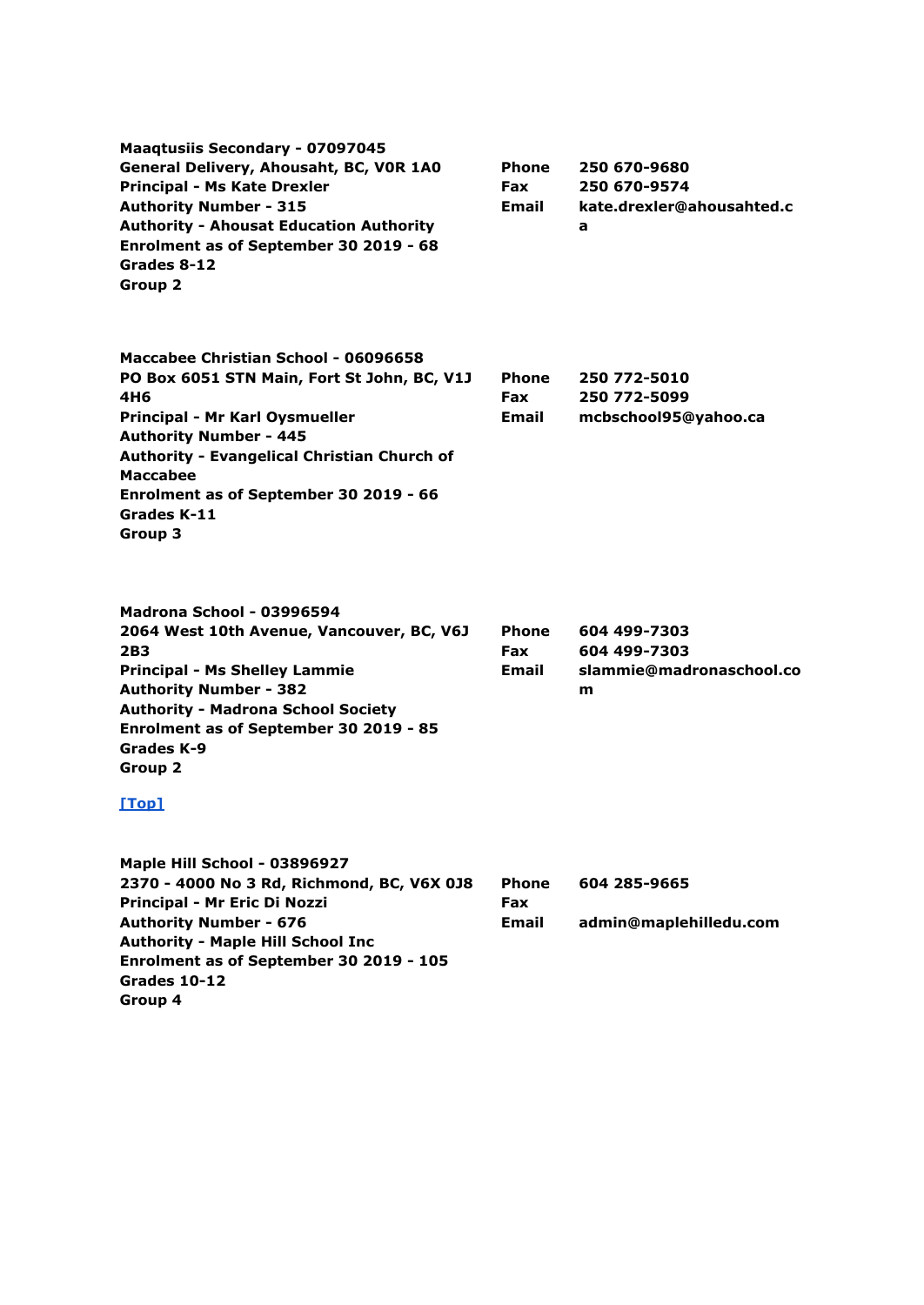**Maaqtusiis Secondary - 07097045**
**General Delivery, Ahousaht, BC, V0R 1A0**
**Principal - Ms Kate Drexler**
**Authority Number - 315**
**Authority - Ahousat Education Authority**
**Enrolment as of September 30 2019 - 68**
**Grades 8-12**
**Group 2**

| | |
|---|---|
| **Phone** | **250 670-9680** |
| **Fax** | **250 670-9574** |
| **Email** | **kate.drexler@ahousahted.ca** |

**Maccabee Christian School - 06096658**
**PO Box 6051 STN Main, Fort St John, BC, V1J 4H6**
**Principal - Mr Karl Oysmueller**
**Authority Number - 445**
**Authority - Evangelical Christian Church of Maccabee**
**Enrolment as of September 30 2019 - 66**
**Grades K-11**
**Group 3**

| | |
|---|---|
| **Phone** | **250 772-5010** |
| **Fax** | **250 772-5099** |
| **Email** | **mcbschool95@yahoo.ca** |

**Madrona School - 03996594**
**2064 West 10th Avenue, Vancouver, BC, V6J 2B3**
**Principal - Ms Shelley Lammie**
**Authority Number - 382**
**Authority - Madrona School Society**
**Enrolment as of September 30 2019 - 85**
**Grades K-9**
**Group 2**

| | |
|---|---|
| **Phone** | **604 499-7303** |
| **Fax** | **604 499-7303** |
| **Email** | **slammie@madronaschool.com** |

**[Top]**

**Maple Hill School - 03896927**
**2370 - 4000 No 3 Rd, Richmond, BC, V6X 0J8**
**Principal - Mr Eric Di Nozzi**
**Authority Number - 676**
**Authority - Maple Hill School Inc**
**Enrolment as of September 30 2019 - 105**
**Grades 10-12**
**Group 4**

| | |
|---|---|
| **Phone** | **604 285-9665** |
| **Fax** | |
| **Email** | **admin@maplehilledu.com** |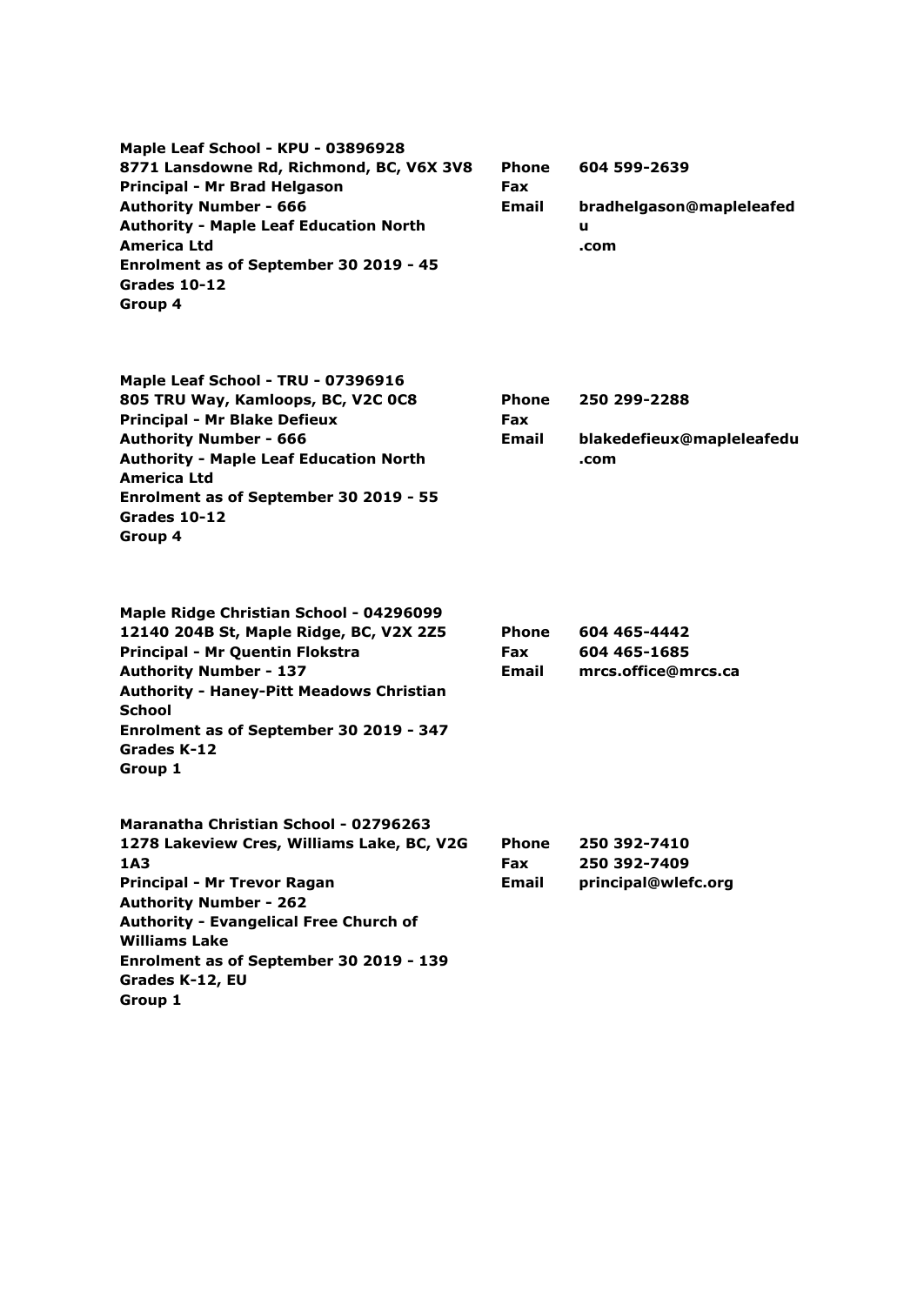**Maple Leaf School - KPU - 03896928**
**8771 Lansdowne Rd, Richmond, BC, V6X 3V8**
**Principal - Mr Brad Helgason**
**Authority Number - 666**
**Authority - Maple Leaf Education North America Ltd**
**Enrolment as of September 30 2019 - 45**
**Grades 10-12**
**Group 4**

| | |
|---|---|
| **Phone** | **604 599-2639** |
| **Fax** | |
| **Email** | **bradhelgason@mapleleafedu.com** |

**Maple Leaf School - TRU - 07396916**
**805 TRU Way, Kamloops, BC, V2C 0C8**
**Principal - Mr Blake Defieux**
**Authority Number - 666**
**Authority - Maple Leaf Education North America Ltd**
**Enrolment as of September 30 2019 - 55**
**Grades 10-12**
**Group 4**

| | |
|---|---|
| **Phone** | **250 299-2288** |
| **Fax** | |
| **Email** | **blakedefieux@mapleleafedu.com** |

**Maple Ridge Christian School - 04296099**
**12140 204B St, Maple Ridge, BC, V2X 2Z5**
**Principal - Mr Quentin Flokstra**
**Authority Number - 137**
**Authority - Haney-Pitt Meadows Christian School**
**Enrolment as of September 30 2019 - 347**
**Grades K-12**
**Group 1**

| | |
|---|---|
| **Phone** | **604 465-4442** |
| **Fax** | **604 465-1685** |
| **Email** | **mrcs.office@mrcs.ca** |

**Maranatha Christian School - 02796263**
**1278 Lakeview Cres, Williams Lake, BC, V2G 1A3**
**Principal - Mr Trevor Ragan**
**Authority Number - 262**
**Authority - Evangelical Free Church of Williams Lake**
**Enrolment as of September 30 2019 - 139**
**Grades K-12, EU**
**Group 1**

| | |
|---|---|
| **Phone** | **250 392-7410** |
| **Fax** | **250 392-7409** |
| **Email** | **principal@wlefc.org** |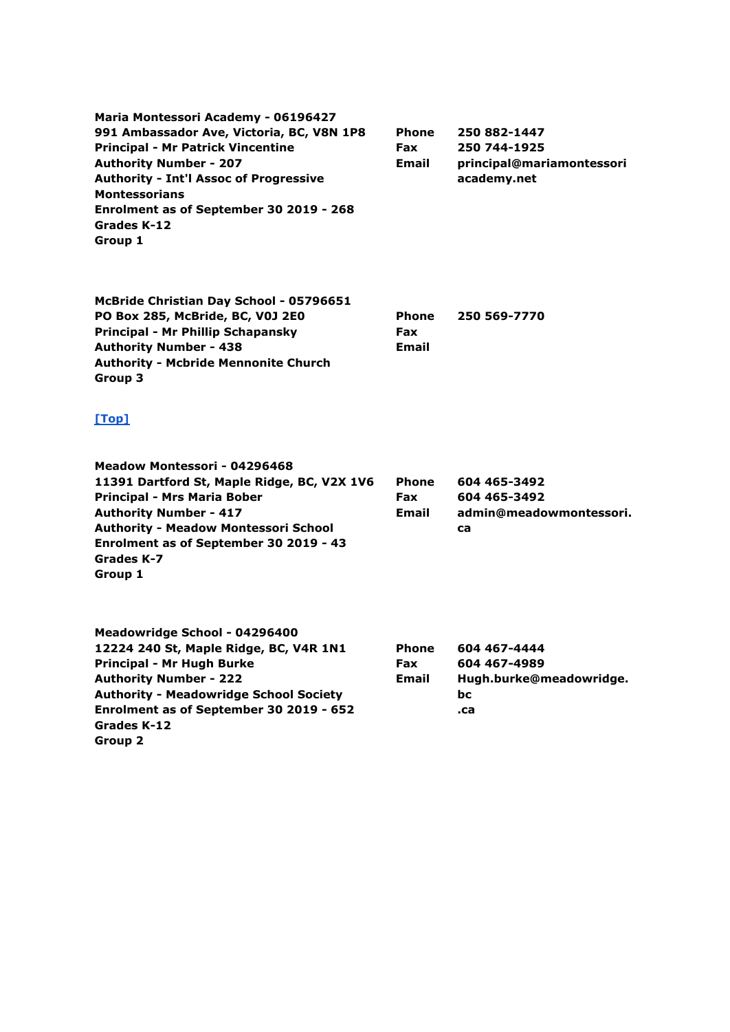**Maria Montessori Academy - 06196427**
**991 Ambassador Ave, Victoria, BC, V8N 1P8**
**Principal - Mr Patrick Vincentine**
**Authority Number - 207**
**Authority - Int'l Assoc of Progressive Montessorians**
**Enrolment as of September 30 2019 - 268**
**Grades K-12**
**Group 1**

| | |
|---|---|
| **Phone** | **250 882-1447** |
| **Fax** | **250 744-1925** |
| **Email** | **principal@mariamontessoriacademy.net** |

**McBride Christian Day School - 05796651**
**PO Box 285, McBride, BC, V0J 2E0**
**Principal - Mr Phillip Schapansky**
**Authority Number - 438**
**Authority - Mcbride Mennonite Church**
**Group 3**

| | |
|---|---|
| **Phone** | **250 569-7770** |
| **Fax** | |
| **Email** | |

[Top]

**Meadow Montessori - 04296468**
**11391 Dartford St, Maple Ridge, BC, V2X 1V6**
**Principal - Mrs Maria Bober**
**Authority Number - 417**
**Authority - Meadow Montessori School**
**Enrolment as of September 30 2019 - 43**
**Grades K-7**
**Group 1**

| | |
|---|---|
| **Phone** | **604 465-3492** |
| **Fax** | **604 465-3492** |
| **Email** | **admin@meadowmontessori.ca** |

**Meadowridge School - 04296400**
**12224 240 St, Maple Ridge, BC, V4R 1N1**
**Principal - Mr Hugh Burke**
**Authority Number - 222**
**Authority - Meadowridge School Society**
**Enrolment as of September 30 2019 - 652**
**Grades K-12**
**Group 2**

| | |
|---|---|
| **Phone** | **604 467-4444** |
| **Fax** | **604 467-4989** |
| **Email** | **Hugh.burke@meadowridge.bc.ca** |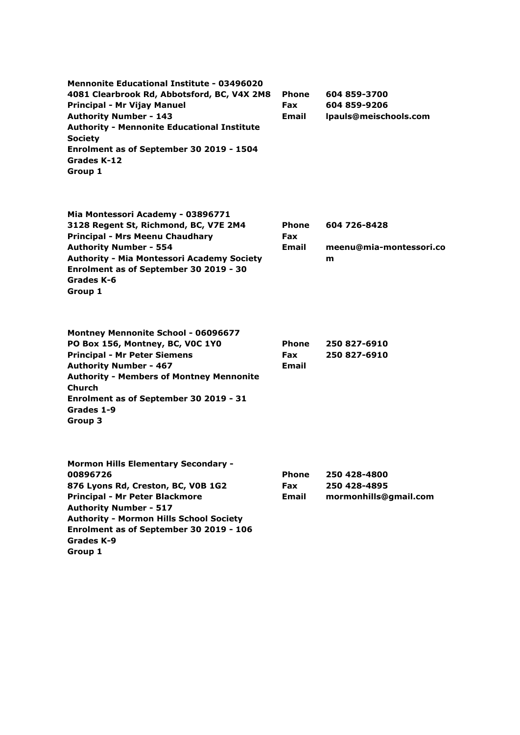**Mennonite Educational Institute - 03496020**
**4081 Clearbrook Rd, Abbotsford, BC, V4X 2M8**
**Principal - Mr Vijay Manuel**
**Authority Number - 143**
**Authority - Mennonite Educational Institute Society**
**Enrolment as of September 30 2019 - 1504**
**Grades K-12**
**Group 1**

| | |
|---|---|
| **Phone** | **604 859-3700** |
| **Fax** | **604 859-9206** |
| **Email** | **lpauls@meischools.com** |

**Mia Montessori Academy - 03896771**
**3128 Regent St, Richmond, BC, V7E 2M4**
**Principal - Mrs Meenu Chaudhary**
**Authority Number - 554**
**Authority - Mia Montessori Academy Society**
**Enrolment as of September 30 2019 - 30**
**Grades K-6**
**Group 1**

| | |
|---|---|
| **Phone** | **604 726-8428** |
| **Fax** | |
| **Email** | **meenu@mia-montessori.com** |

**Montney Mennonite School - 06096677**
**PO Box 156, Montney, BC, V0C 1Y0**
**Principal - Mr Peter Siemens**
**Authority Number - 467**
**Authority - Members of Montney Mennonite Church**
**Enrolment as of September 30 2019 - 31**
**Grades 1-9**
**Group 3**

| | |
|---|---|
| **Phone** | **250 827-6910** |
| **Fax** | **250 827-6910** |
| **Email** | |

**Mormon Hills Elementary Secondary - 00896726**
**876 Lyons Rd, Creston, BC, V0B 1G2**
**Principal - Mr Peter Blackmore**
**Authority Number - 517**
**Authority - Mormon Hills School Society**
**Enrolment as of September 30 2019 - 106**
**Grades K-9**
**Group 1**

| | |
|---|---|
| **Phone** | **250 428-4800** |
| **Fax** | **250 428-4895** |
| **Email** | **mormonhills@gmail.com** |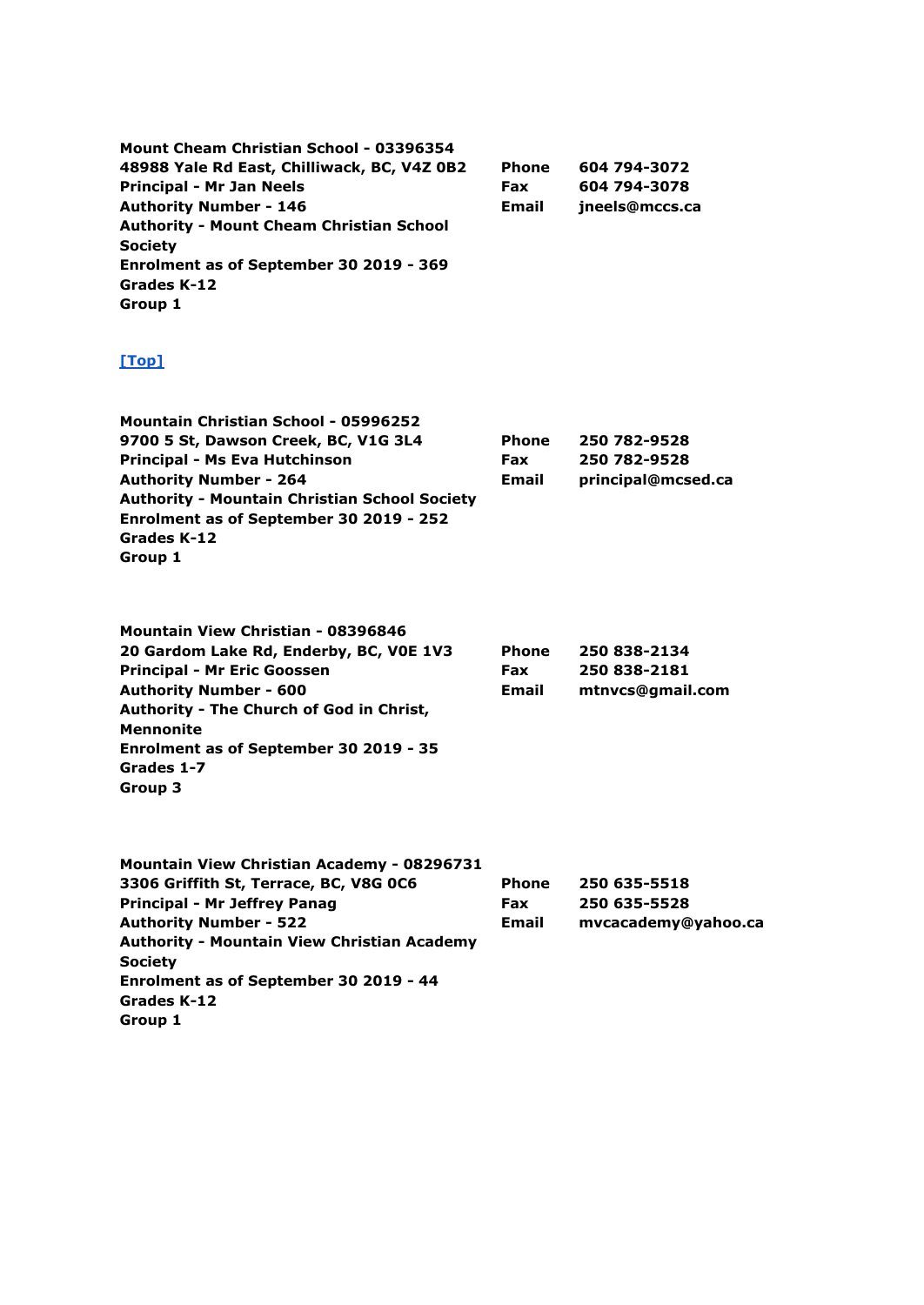**Mount Cheam Christian School - 03396354**
**48988 Yale Rd East, Chilliwack, BC, V4Z 0B2**
**Principal - Mr Jan Neels**
**Authority Number - 146**
**Authority - Mount Cheam Christian School Society**
**Enrolment as of September 30 2019 - 369**
**Grades K-12**
**Group 1**

| | |
|---|---|
| **Phone** | **604 794-3072** |
| **Fax** | **604 794-3078** |
| **Email** | **jneels@mccs.ca** |

[Top]

**Mountain Christian School - 05996252**
**9700 5 St, Dawson Creek, BC, V1G 3L4**
**Principal - Ms Eva Hutchinson**
**Authority Number - 264**
**Authority - Mountain Christian School Society**
**Enrolment as of September 30 2019 - 252**
**Grades K-12**
**Group 1**

| | |
|---|---|
| **Phone** | **250 782-9528** |
| **Fax** | **250 782-9528** |
| **Email** | **principal@mcsed.ca** |

**Mountain View Christian - 08396846**
**20 Gardom Lake Rd, Enderby, BC, V0E 1V3**
**Principal - Mr Eric Goossen**
**Authority Number - 600**
**Authority - The Church of God in Christ, Mennonite**
**Enrolment as of September 30 2019 - 35**
**Grades 1-7**
**Group 3**

| | |
|---|---|
| **Phone** | **250 838-2134** |
| **Fax** | **250 838-2181** |
| **Email** | **mtnvcs@gmail.com** |

**Mountain View Christian Academy - 08296731**
**3306 Griffith St, Terrace, BC, V8G 0C6**
**Principal - Mr Jeffrey Panag**
**Authority Number - 522**
**Authority - Mountain View Christian Academy Society**
**Enrolment as of September 30 2019 - 44**
**Grades K-12**
**Group 1**

| | |
|---|---|
| **Phone** | **250 635-5518** |
| **Fax** | **250 635-5528** |
| **Email** | **mvcacademy@yahoo.ca** |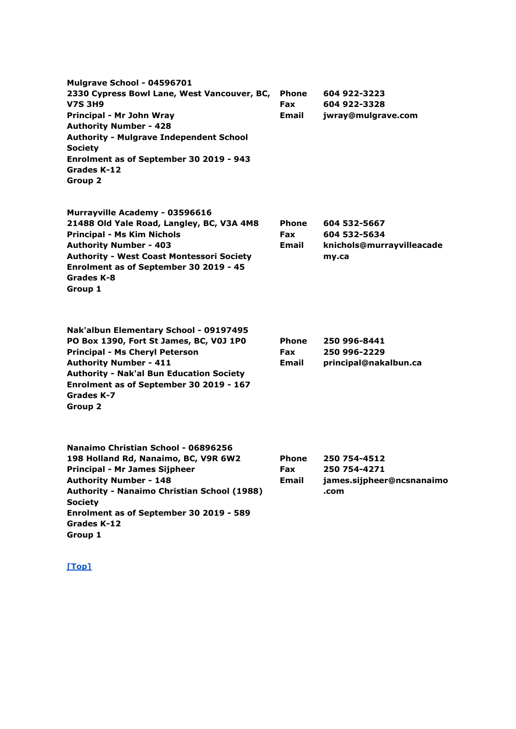**Mulgrave School - 04596701**
**2330 Cypress Bowl Lane, West Vancouver, BC, V7S 3H9**
**Principal - Mr John Wray**
**Authority Number - 428**
**Authority - Mulgrave Independent School Society**
**Enrolment as of September 30 2019 - 943**
**Grades K-12**
**Group 2**

| | |
|---|---|
| **Phone** | **604 922-3223** |
| **Fax** | **604 922-3328** |
| **Email** | **jwray@mulgrave.com** |

**Murrayville Academy - 03596616**
**21488 Old Yale Road, Langley, BC, V3A 4M8**
**Principal - Ms Kim Nichols**
**Authority Number - 403**
**Authority - West Coast Montessori Society**
**Enrolment as of September 30 2019 - 45**
**Grades K-8**
**Group 1**

| | |
|---|---|
| **Phone** | **604 532-5667** |
| **Fax** | **604 532-5634** |
| **Email** | **knichols@murrayvilleacademy.ca** |

**Nak'albun Elementary School - 09197495**
**PO Box 1390, Fort St James, BC, V0J 1P0**
**Principal - Ms Cheryl Peterson**
**Authority Number - 411**
**Authority - Nak'al Bun Education Society**
**Enrolment as of September 30 2019 - 167**
**Grades K-7**
**Group 2**

| | |
|---|---|
| **Phone** | **250 996-8441** |
| **Fax** | **250 996-2229** |
| **Email** | **principal@nakalbun.ca** |

**Nanaimo Christian School - 06896256**
**198 Holland Rd, Nanaimo, BC, V9R 6W2**
**Principal - Mr James Sijpheer**
**Authority Number - 148**
**Authority - Nanaimo Christian School (1988) Society**
**Enrolment as of September 30 2019 - 589**
**Grades K-12**
**Group 1**

| | |
|---|---|
| **Phone** | **250 754-4512** |
| **Fax** | **250 754-4271** |
| **Email** | **james.sijpheer@ncsnanaimo.com** |

[Top]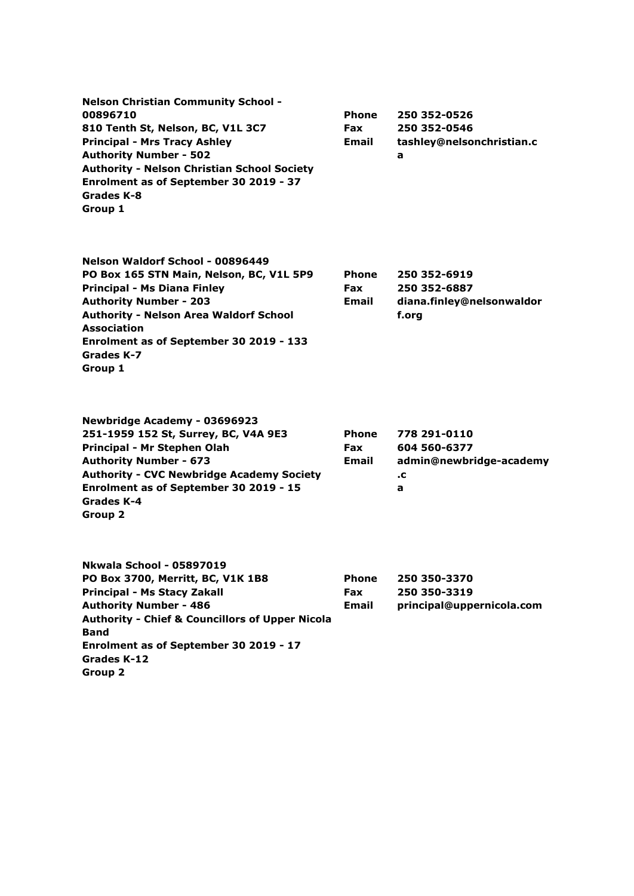**Nelson Christian Community School - 00896710**
**810 Tenth St, Nelson, BC, V1L 3C7**
**Principal - Mrs Tracy Ashley**
**Authority Number - 502**
**Authority - Nelson Christian School Society**
**Enrolment as of September 30 2019 - 37**
**Grades K-8**
**Group 1**

**Phone** 250 352-0526
**Fax** 250 352-0546
**Email** tashley@nelsonchristian.ca

**Nelson Waldorf School - 00896449**
**PO Box 165 STN Main, Nelson, BC, V1L 5P9**
**Principal - Ms Diana Finley**
**Authority Number - 203**
**Authority - Nelson Area Waldorf School Association**
**Enrolment as of September 30 2019 - 133**
**Grades K-7**
**Group 1**

**Phone** 250 352-6919
**Fax** 250 352-6887
**Email** diana.finley@nelsonwaldorf.org

**Newbridge Academy - 03696923**
**251-1959 152 St, Surrey, BC, V4A 9E3**
**Principal - Mr Stephen Olah**
**Authority Number - 673**
**Authority - CVC Newbridge Academy Society**
**Enrolment as of September 30 2019 - 15**
**Grades K-4**
**Group 2**

**Phone** 778 291-0110
**Fax** 604 560-6377
**Email** admin@newbridge-academy.ca

**Nkwala School - 05897019**
**PO Box 3700, Merritt, BC, V1K 1B8**
**Principal - Ms Stacy Zakall**
**Authority Number - 486**
**Authority - Chief & Councillors of Upper Nicola Band**
**Enrolment as of September 30 2019 - 17**
**Grades K-12**
**Group 2**

**Phone** 250 350-3370
**Fax** 250 350-3319
**Email** principal@uppernicola.com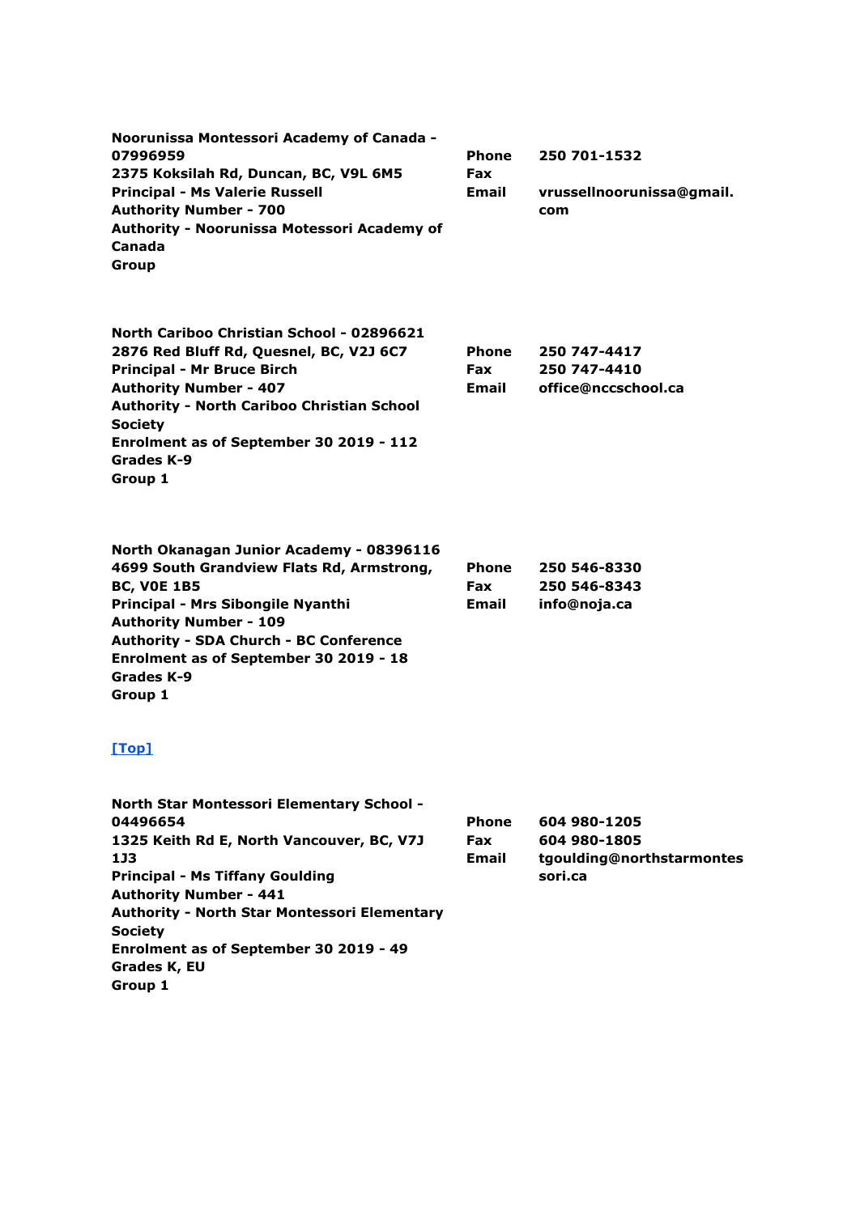**Noorunissa Montessori Academy of Canada - 07996959**
**2375 Koksilah Rd, Duncan, BC, V9L 6M5**
**Principal - Ms Valerie Russell**
**Authority Number - 700**
**Authority - Noorunissa Motessori Academy of Canada**
**Group**

| | |
|---|---|
| **Phone** | **250 701-1532** |
| **Fax** | |
| **Email** | **vrussellnoorunissa@gmail.com** |

**North Cariboo Christian School - 02896621**
**2876 Red Bluff Rd, Quesnel, BC, V2J 6C7**
**Principal - Mr Bruce Birch**
**Authority Number - 407**
**Authority - North Cariboo Christian School Society**
**Enrolment as of September 30 2019 - 112**
**Grades K-9**
**Group 1**

| | |
|---|---|
| **Phone** | **250 747-4417** |
| **Fax** | **250 747-4410** |
| **Email** | **office@nccschool.ca** |

**North Okanagan Junior Academy - 08396116**
**4699 South Grandview Flats Rd, Armstrong, BC, V0E 1B5**
**Principal - Mrs Sibongile Nyanthi**
**Authority Number - 109**
**Authority - SDA Church - BC Conference**
**Enrolment as of September 30 2019 - 18**
**Grades K-9**
**Group 1**

| | |
|---|---|
| **Phone** | **250 546-8330** |
| **Fax** | **250 546-8343** |
| **Email** | **info@noja.ca** |

[Top]

**North Star Montessori Elementary School - 04496654**
**1325 Keith Rd E, North Vancouver, BC, V7J 1J3**
**Principal - Ms Tiffany Goulding**
**Authority Number - 441**
**Authority - North Star Montessori Elementary Society**
**Enrolment as of September 30 2019 - 49**
**Grades K, EU**
**Group 1**

| | |
|---|---|
| **Phone** | **604 980-1205** |
| **Fax** | **604 980-1805** |
| **Email** | **tgoulding@northstarmontessori.ca** |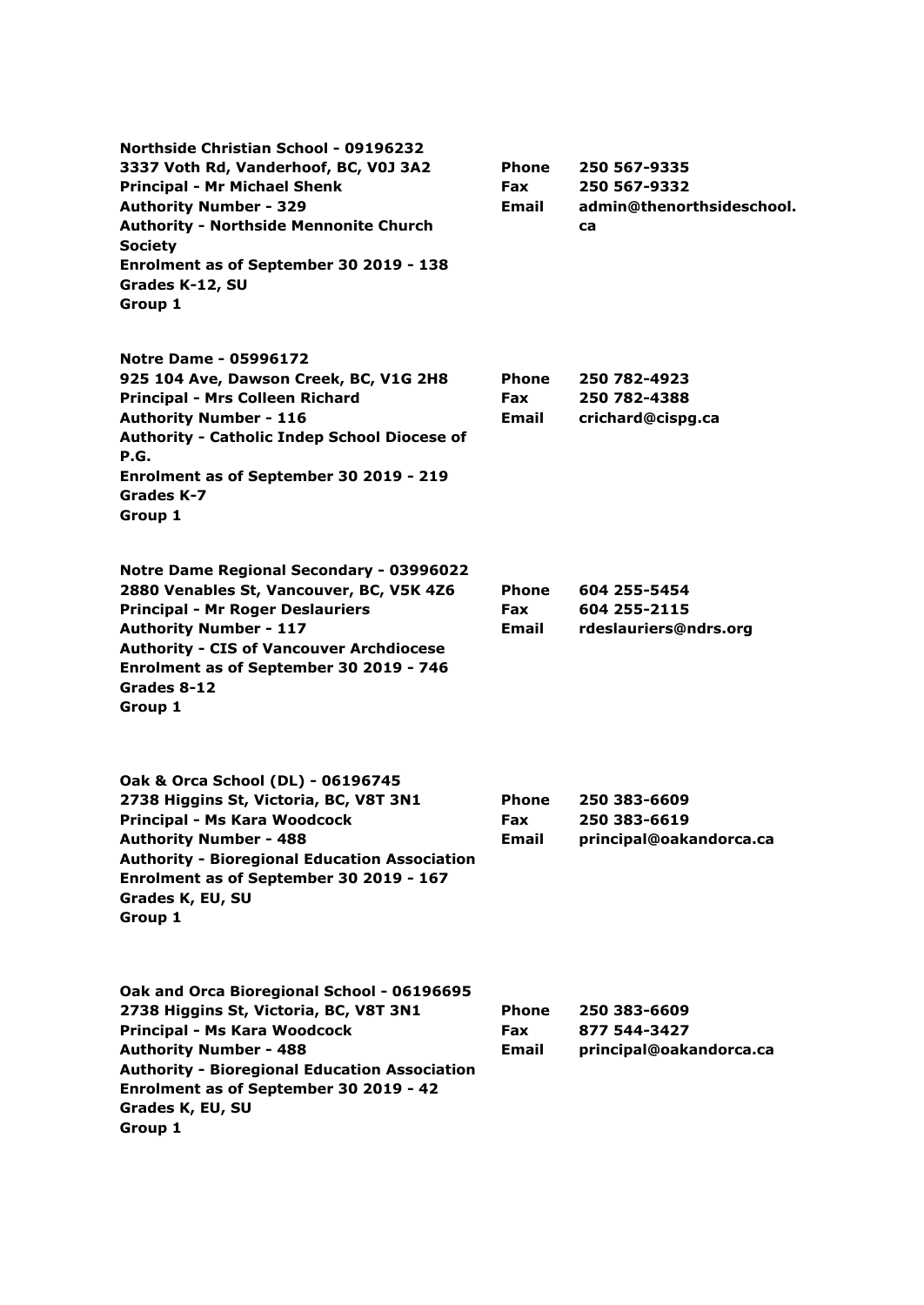**Northside Christian School - 09196232**
**3337 Voth Rd, Vanderhoof, BC, V0J 3A2**
**Principal - Mr Michael Shenk**
**Authority Number - 329**
**Authority - Northside Mennonite Church Society**
**Enrolment as of September 30 2019 - 138**
**Grades K-12, SU**
**Group 1**

**Phone** 250 567-9335
**Fax** 250 567-9332
**Email** admin@thenorthsideschool.ca

**Notre Dame - 05996172**
**925 104 Ave, Dawson Creek, BC, V1G 2H8**
**Principal - Mrs Colleen Richard**
**Authority Number - 116**
**Authority - Catholic Indep School Diocese of P.G.**
**Enrolment as of September 30 2019 - 219**
**Grades K-7**
**Group 1**

**Phone** 250 782-4923
**Fax** 250 782-4388
**Email** crichard@cispg.ca

**Notre Dame Regional Secondary - 03996022**
**2880 Venables St, Vancouver, BC, V5K 4Z6**
**Principal - Mr Roger Deslauriers**
**Authority Number - 117**
**Authority - CIS of Vancouver Archdiocese**
**Enrolment as of September 30 2019 - 746**
**Grades 8-12**
**Group 1**

**Phone** 604 255-5454
**Fax** 604 255-2115
**Email** rdeslauriers@ndrs.org

**Oak & Orca School (DL) - 06196745**
**2738 Higgins St, Victoria, BC, V8T 3N1**
**Principal - Ms Kara Woodcock**
**Authority Number - 488**
**Authority - Bioregional Education Association**
**Enrolment as of September 30 2019 - 167**
**Grades K, EU, SU**
**Group 1**

**Phone** 250 383-6609
**Fax** 250 383-6619
**Email** principal@oakandorca.ca

**Oak and Orca Bioregional School - 06196695**
**2738 Higgins St, Victoria, BC, V8T 3N1**
**Principal - Ms Kara Woodcock**
**Authority Number - 488**
**Authority - Bioregional Education Association**
**Enrolment as of September 30 2019 - 42**
**Grades K, EU, SU**
**Group 1**

**Phone** 250 383-6609
**Fax** 877 544-3427
**Email** principal@oakandorca.ca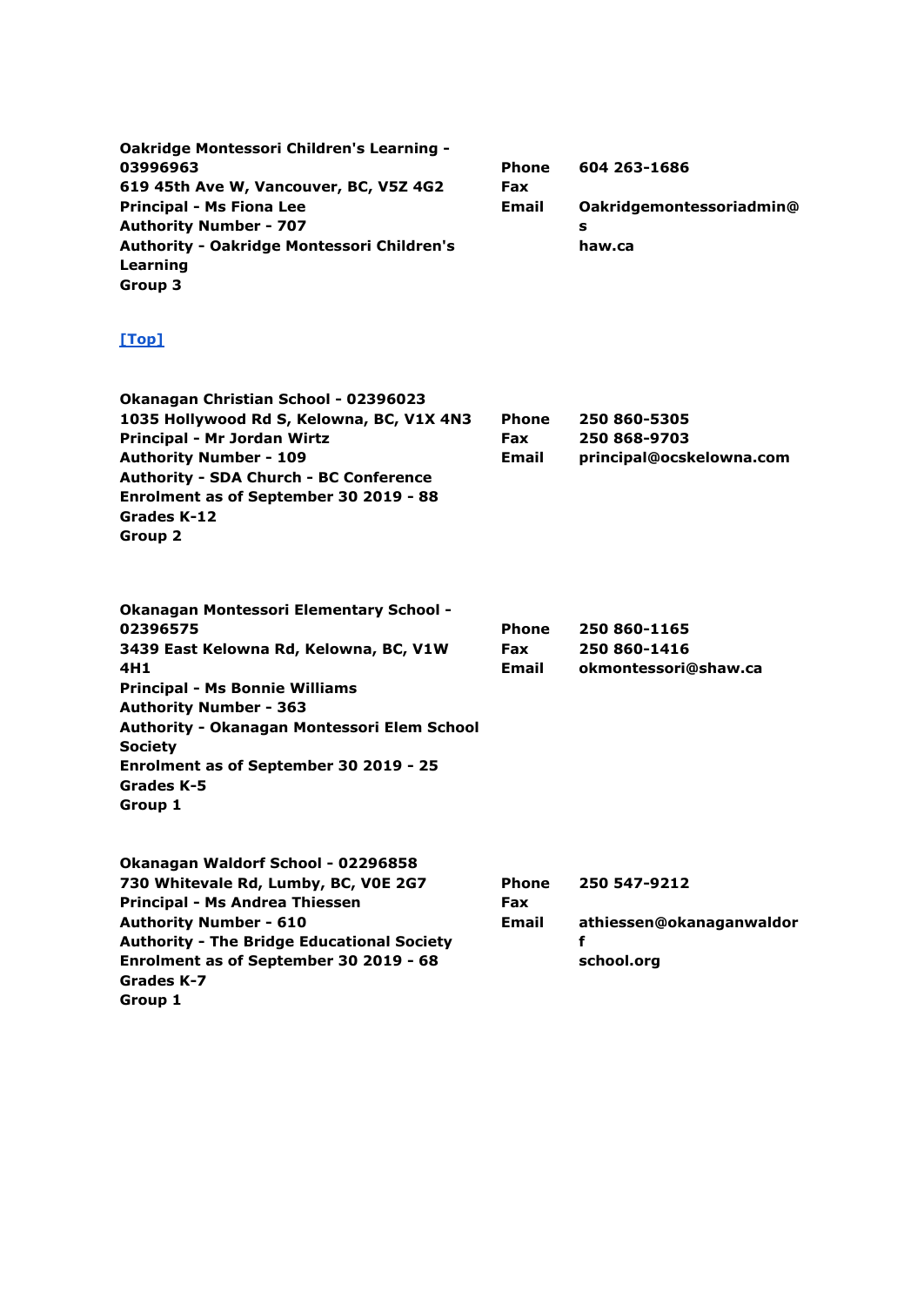**Oakridge Montessori Children's Learning - 03996963**
**619 45th Ave W, Vancouver, BC, V5Z 4G2**
**Principal - Ms Fiona Lee**
**Authority Number - 707**
**Authority - Oakridge Montessori Children's Learning**
**Group 3**

**Phone** 604 263-1686
**Fax**
**Email** Oakridgemontessoriadmin@shaw.ca

[Top]

**Okanagan Christian School - 02396023**
**1035 Hollywood Rd S, Kelowna, BC, V1X 4N3**
**Principal - Mr Jordan Wirtz**
**Authority Number - 109**
**Authority - SDA Church - BC Conference**
**Enrolment as of September 30 2019 - 88**
**Grades K-12**
**Group 2**

**Phone** 250 860-5305
**Fax** 250 868-9703
**Email** principal@ocskelowna.com

**Okanagan Montessori Elementary School - 02396575**
**3439 East Kelowna Rd, Kelowna, BC, V1W 4H1**
**Principal - Ms Bonnie Williams**
**Authority Number - 363**
**Authority - Okanagan Montessori Elem School Society**
**Enrolment as of September 30 2019 - 25**
**Grades K-5**
**Group 1**

**Phone** 250 860-1165
**Fax** 250 860-1416
**Email** okmontessori@shaw.ca

**Okanagan Waldorf School - 02296858**
**730 Whitevale Rd, Lumby, BC, V0E 2G7**
**Principal - Ms Andrea Thiessen**
**Authority Number - 610**
**Authority - The Bridge Educational Society**
**Enrolment as of September 30 2019 - 68**
**Grades K-7**
**Group 1**

**Phone** 250 547-9212
**Fax**
**Email** athiessen@okanaganwaldorfschool.org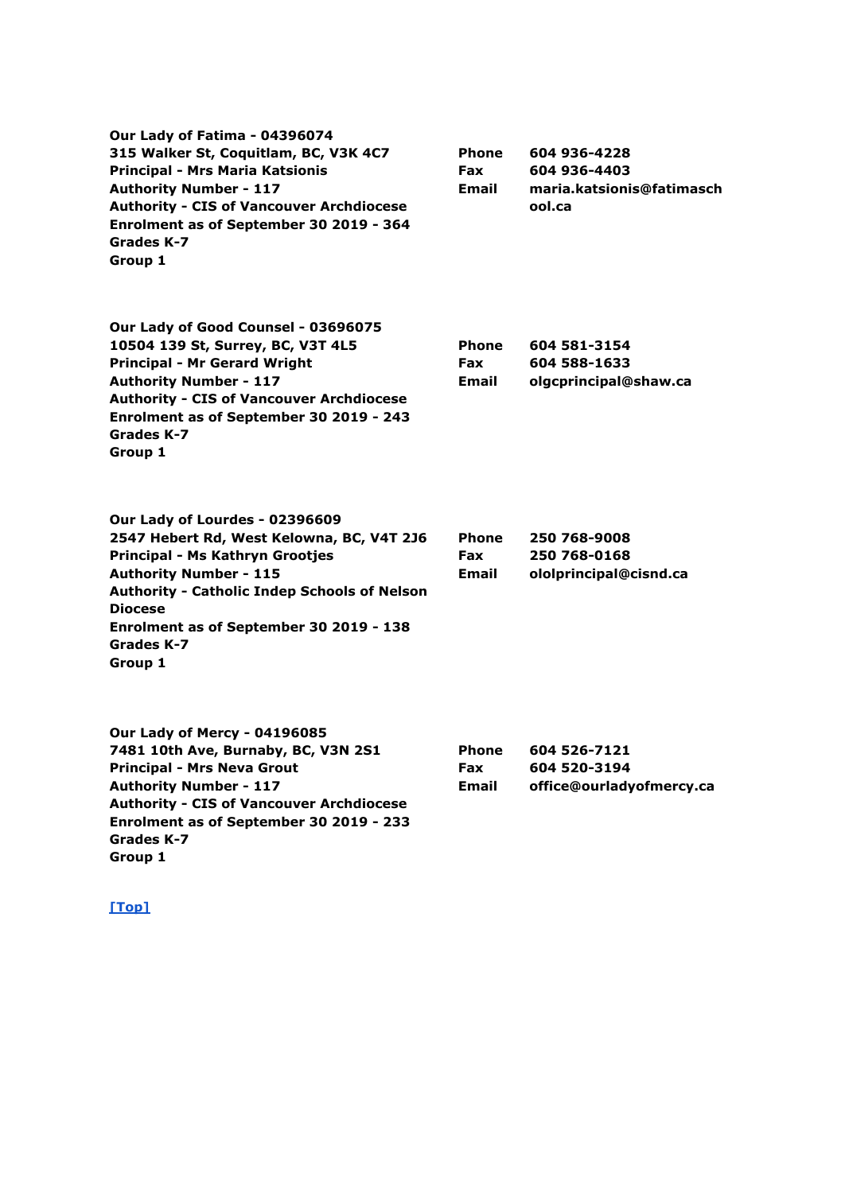**Our Lady of Fatima - 04396074**
**315 Walker St, Coquitlam, BC, V3K 4C7**
**Principal - Mrs Maria Katsionis**
**Authority Number - 117**
**Authority - CIS of Vancouver Archdiocese**
**Enrolment as of September 30 2019 - 364**
**Grades K-7**
**Group 1**

| | |
|---|---|
| **Phone** | **604 936-4228** |
| **Fax** | **604 936-4403** |
| **Email** | **maria.katsionis@fatimaschool.ca** |

**Our Lady of Good Counsel - 03696075**
**10504 139 St, Surrey, BC, V3T 4L5**
**Principal - Mr Gerard Wright**
**Authority Number - 117**
**Authority - CIS of Vancouver Archdiocese**
**Enrolment as of September 30 2019 - 243**
**Grades K-7**
**Group 1**

| | |
|---|---|
| **Phone** | **604 581-3154** |
| **Fax** | **604 588-1633** |
| **Email** | **olgcprincipal@shaw.ca** |

**Our Lady of Lourdes - 02396609**
**2547 Hebert Rd, West Kelowna, BC, V4T 2J6**
**Principal - Ms Kathryn Grootjes**
**Authority Number - 115**
**Authority - Catholic Indep Schools of Nelson Diocese**
**Enrolment as of September 30 2019 - 138**
**Grades K-7**
**Group 1**

| | |
|---|---|
| **Phone** | **250 768-9008** |
| **Fax** | **250 768-0168** |
| **Email** | **ololprincipal@cisnd.ca** |

**Our Lady of Mercy - 04196085**
**7481 10th Ave, Burnaby, BC, V3N 2S1**
**Principal - Mrs Neva Grout**
**Authority Number - 117**
**Authority - CIS of Vancouver Archdiocese**
**Enrolment as of September 30 2019 - 233**
**Grades K-7**
**Group 1**

| | |
|---|---|
| **Phone** | **604 526-7121** |
| **Fax** | **604 520-3194** |
| **Email** | **office@ourladyofmercy.ca** |

[Top]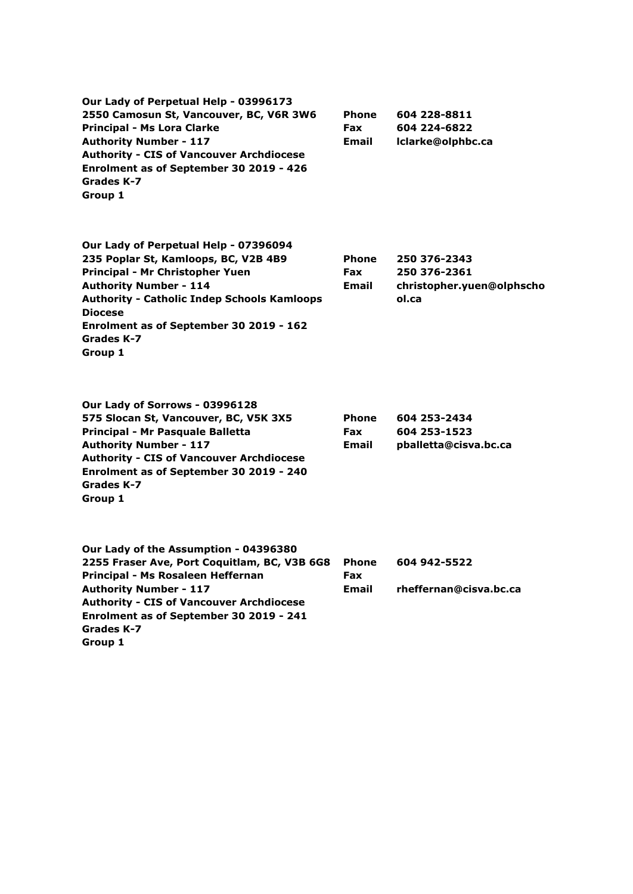**Our Lady of Perpetual Help - 03996173**
**2550 Camosun St, Vancouver, BC, V6R 3W6**
**Principal - Ms Lora Clarke**
**Authority Number - 117**
**Authority - CIS of Vancouver Archdiocese**
**Enrolment as of September 30 2019 - 426**
**Grades K-7**
**Group 1**

**Phone** 604 228-8811
**Fax** 604 224-6822
**Email** lclarke@olphbc.ca

**Our Lady of Perpetual Help - 07396094**
**235 Poplar St, Kamloops, BC, V2B 4B9**
**Principal - Mr Christopher Yuen**
**Authority Number - 114**
**Authority - Catholic Indep Schools Kamloops Diocese**
**Enrolment as of September 30 2019 - 162**
**Grades K-7**
**Group 1**

**Phone** 250 376-2343
**Fax** 250 376-2361
**Email** christopher.yuen@olphschool.ca

**Our Lady of Sorrows - 03996128**
**575 Slocan St, Vancouver, BC, V5K 3X5**
**Principal - Mr Pasquale Balletta**
**Authority Number - 117**
**Authority - CIS of Vancouver Archdiocese**
**Enrolment as of September 30 2019 - 240**
**Grades K-7**
**Group 1**

**Phone** 604 253-2434
**Fax** 604 253-1523
**Email** pballetta@cisva.bc.ca

**Our Lady of the Assumption - 04396380**
**2255 Fraser Ave, Port Coquitlam, BC, V3B 6G8**
**Principal - Ms Rosaleen Heffernan**
**Authority Number - 117**
**Authority - CIS of Vancouver Archdiocese**
**Enrolment as of September 30 2019 - 241**
**Grades K-7**
**Group 1**

**Phone** 604 942-5522
**Fax**
**Email** rheffernan@cisva.bc.ca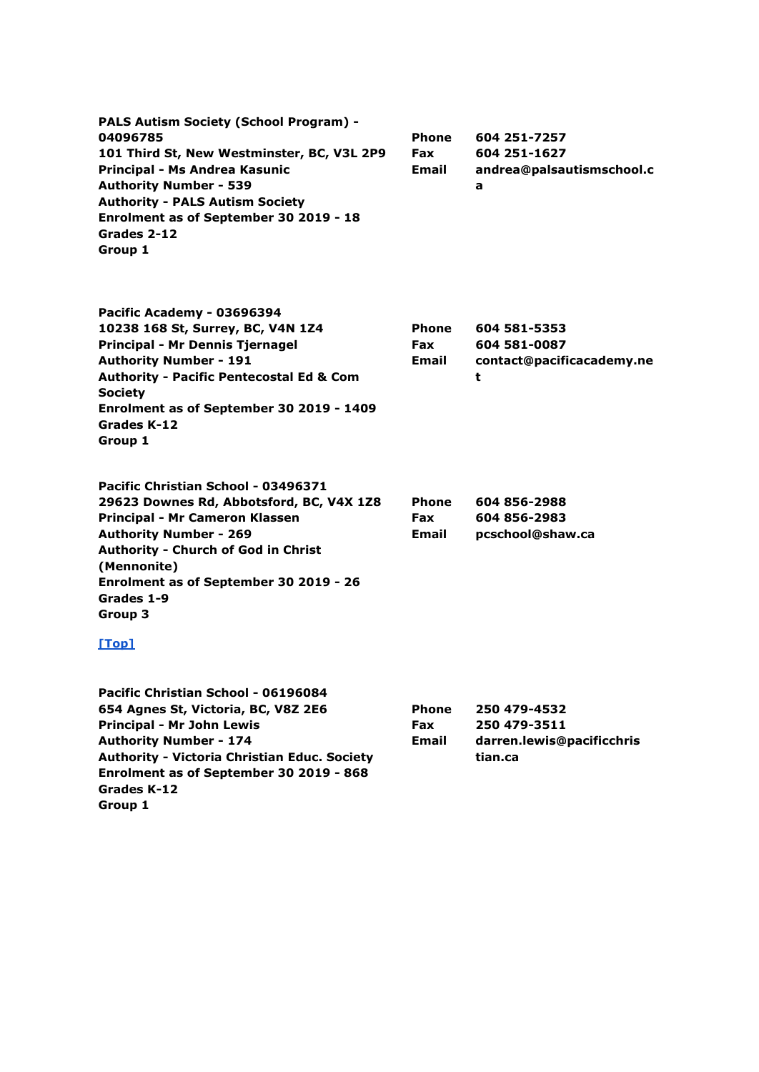**PALS Autism Society (School Program) - 04096785**
**101 Third St, New Westminster, BC, V3L 2P9**
**Principal - Ms Andrea Kasunic**
**Authority Number - 539**
**Authority - PALS Autism Society**
**Enrolment as of September 30 2019 - 18**
**Grades 2-12**
**Group 1**

| | |
|---|---|
| **Phone** | **604 251-7257** |
| **Fax** | **604 251-1627** |
| **Email** | **andrea@palsautismschool.ca** |

**Pacific Academy - 03696394**
**10238 168 St, Surrey, BC, V4N 1Z4**
**Principal - Mr Dennis Tjernagel**
**Authority Number - 191**
**Authority - Pacific Pentecostal Ed & Com Society**
**Enrolment as of September 30 2019 - 1409**
**Grades K-12**
**Group 1**

| | |
|---|---|
| **Phone** | **604 581-5353** |
| **Fax** | **604 581-0087** |
| **Email** | **contact@pacificacademy.net** |

**Pacific Christian School - 03496371**
**29623 Downes Rd, Abbotsford, BC, V4X 1Z8**
**Principal - Mr Cameron Klassen**
**Authority Number - 269**
**Authority - Church of God in Christ (Mennonite)**
**Enrolment as of September 30 2019 - 26**
**Grades 1-9**
**Group 3**

| | |
|---|---|
| **Phone** | **604 856-2988** |
| **Fax** | **604 856-2983** |
| **Email** | **pcschool@shaw.ca** |

[Top]

**Pacific Christian School - 06196084**
**654 Agnes St, Victoria, BC, V8Z 2E6**
**Principal - Mr John Lewis**
**Authority Number - 174**
**Authority - Victoria Christian Educ. Society**
**Enrolment as of September 30 2019 - 868**
**Grades K-12**
**Group 1**

| | |
|---|---|
| **Phone** | **250 479-4532** |
| **Fax** | **250 479-3511** |
| **Email** | **darren.lewis@pacificchristian.ca** |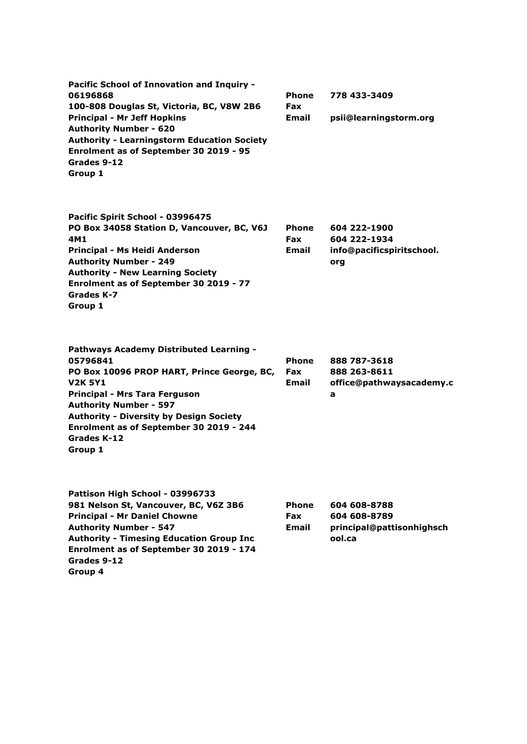**Pacific School of Innovation and Inquiry - 06196868**
**100-808 Douglas St, Victoria, BC, V8W 2B6**
**Principal - Mr Jeff Hopkins**
**Authority Number - 620**
**Authority - Learningstorm Education Society**
**Enrolment as of September 30 2019 - 95**
**Grades 9-12**
**Group 1**

**Phone** 778 433-3409
**Fax**
**Email** psii@learningstorm.org

**Pacific Spirit School - 03996475**
**PO Box 34058 Station D, Vancouver, BC, V6J 4M1**
**Principal - Ms Heidi Anderson**
**Authority Number - 249**
**Authority - New Learning Society**
**Enrolment as of September 30 2019 - 77**
**Grades K-7**
**Group 1**

**Phone** 604 222-1900
**Fax** 604 222-1934
**Email** info@pacificspiritschool.org

**Pathways Academy Distributed Learning - 05796841**
**PO Box 10096 PROP HART, Prince George, BC, V2K 5Y1**
**Principal - Mrs Tara Ferguson**
**Authority Number - 597**
**Authority - Diversity by Design Society**
**Enrolment as of September 30 2019 - 244**
**Grades K-12**
**Group 1**

**Phone** 888 787-3618
**Fax** 888 263-8611
**Email** office@pathwaysacademy.ca

**Pattison High School - 03996733**
**981 Nelson St, Vancouver, BC, V6Z 3B6**
**Principal - Mr Daniel Chowne**
**Authority Number - 547**
**Authority - Timesing Education Group Inc**
**Enrolment as of September 30 2019 - 174**
**Grades 9-12**
**Group 4**

**Phone** 604 608-8788
**Fax** 604 608-8789
**Email** principal@pattisonhighschool.ca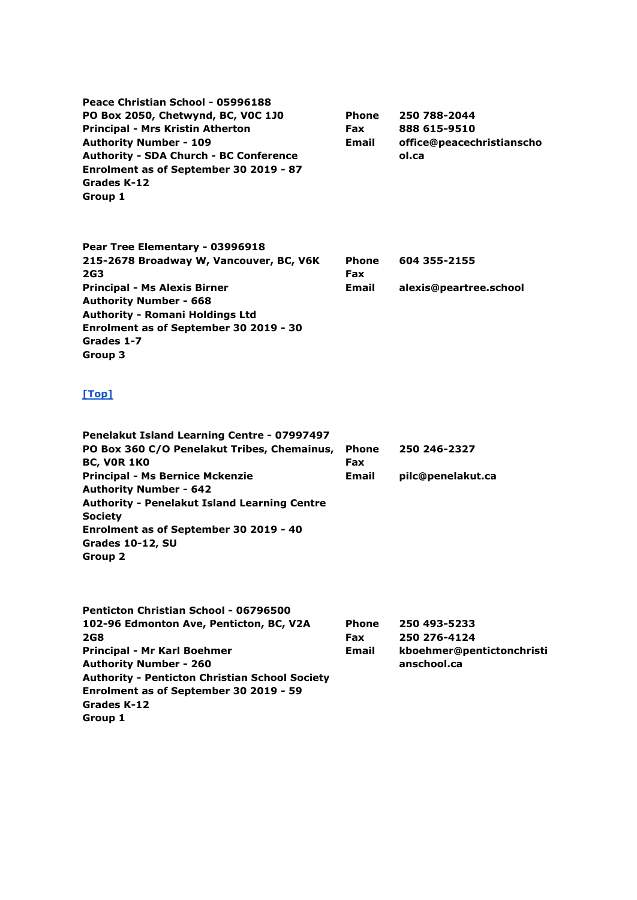**Peace Christian School - 05996188**
**PO Box 2050, Chetwynd, BC, V0C 1J0**
**Principal - Mrs Kristin Atherton**
**Authority Number - 109**
**Authority - SDA Church - BC Conference**
**Enrolment as of September 30 2019 - 87**
**Grades K-12**
**Group 1**

| | |
|---|---|
| **Phone** | **250 788-2044** |
| **Fax** | **888 615-9510** |
| **Email** | **office@peacechristianschool.ca** |

**Pear Tree Elementary - 03996918**
**215-2678 Broadway W, Vancouver, BC, V6K 2G3**
**Principal - Ms Alexis Birner**
**Authority Number - 668**
**Authority - Romani Holdings Ltd**
**Enrolment as of September 30 2019 - 30**
**Grades 1-7**
**Group 3**

| | |
|---|---|
| **Phone** | **604 355-2155** |
| **Fax** | |
| **Email** | **alexis@peartree.school** |

**[Top]**

**Penelakut Island Learning Centre - 07997497**
**PO Box 360 C/O Penelakut Tribes, Chemainus, BC, V0R 1K0**
**Principal - Ms Bernice Mckenzie**
**Authority Number - 642**
**Authority - Penelakut Island Learning Centre Society**
**Enrolment as of September 30 2019 - 40**
**Grades 10-12, SU**
**Group 2**

| | |
|---|---|
| **Phone** | **250 246-2327** |
| **Fax** | |
| **Email** | **pilc@penelakut.ca** |

**Penticton Christian School - 06796500**
**102-96 Edmonton Ave, Penticton, BC, V2A 2G8**
**Principal - Mr Karl Boehmer**
**Authority Number - 260**
**Authority - Penticton Christian School Society**
**Enrolment as of September 30 2019 - 59**
**Grades K-12**
**Group 1**

| | |
|---|---|
| **Phone** | **250 493-5233** |
| **Fax** | **250 276-4124** |
| **Email** | **kboehmer@pentictonchristianschool.ca** |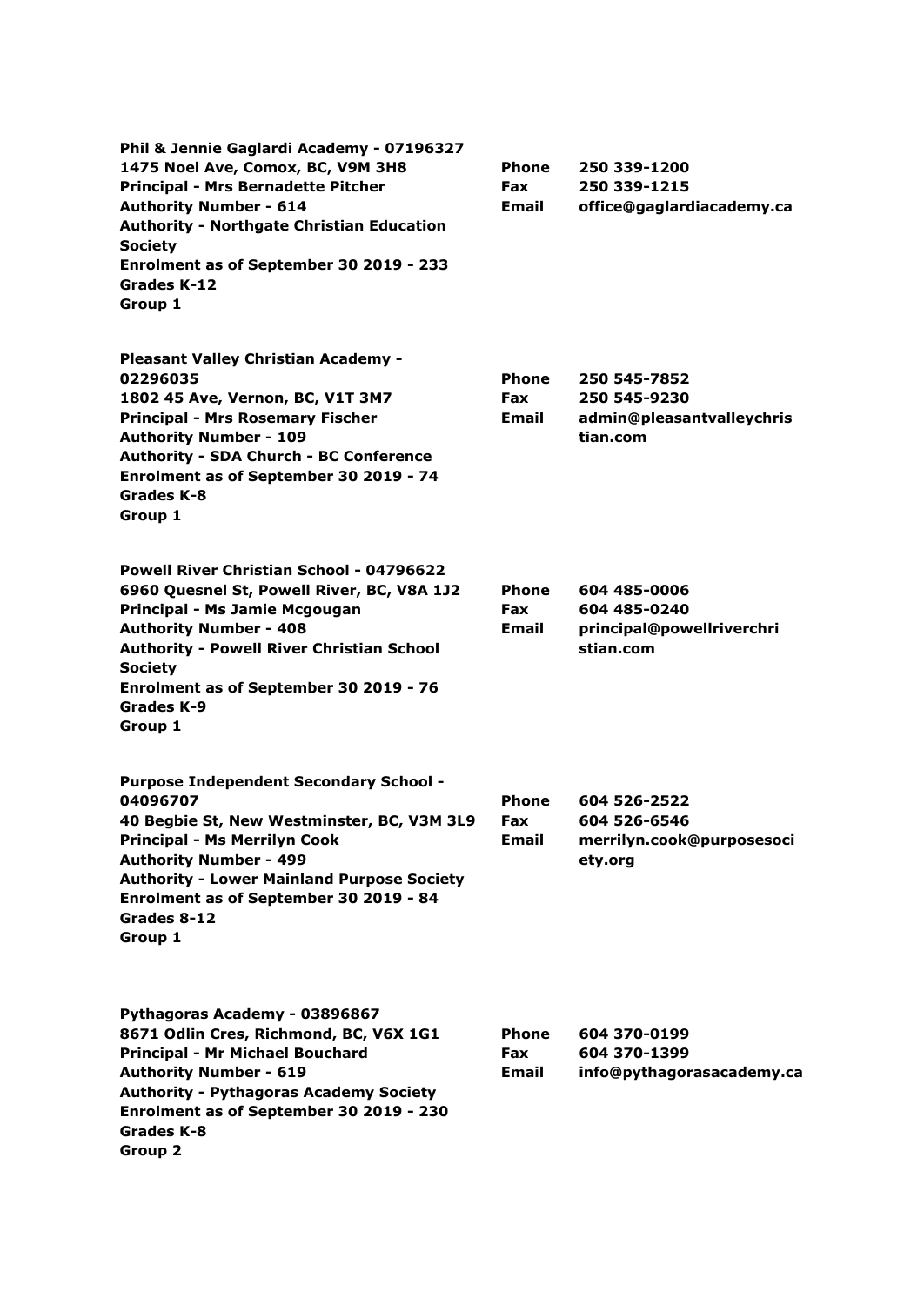**Phil & Jennie Gaglardi Academy - 07196327**
**1475 Noel Ave, Comox, BC, V9M 3H8**
**Principal - Mrs Bernadette Pitcher**
**Authority Number - 614**
**Authority - Northgate Christian Education Society**
**Enrolment as of September 30 2019 - 233**
**Grades K-12**
**Group 1**

**Phone** 250 339-1200
**Fax** 250 339-1215
**Email** office@gaglardiacademy.ca

**Pleasant Valley Christian Academy - 02296035**
**1802 45 Ave, Vernon, BC, V1T 3M7**
**Principal - Mrs Rosemary Fischer**
**Authority Number - 109**
**Authority - SDA Church - BC Conference**
**Enrolment as of September 30 2019 - 74**
**Grades K-8**
**Group 1**

**Phone** 250 545-7852
**Fax** 250 545-9230
**Email** admin@pleasantvalleychristian.com

**Powell River Christian School - 04796622**
**6960 Quesnel St, Powell River, BC, V8A 1J2**
**Principal - Ms Jamie Mcgougan**
**Authority Number - 408**
**Authority - Powell River Christian School Society**
**Enrolment as of September 30 2019 - 76**
**Grades K-9**
**Group 1**

**Phone** 604 485-0006
**Fax** 604 485-0240
**Email** principal@powellriverchristian.com

**Purpose Independent Secondary School - 04096707**
**40 Begbie St, New Westminster, BC, V3M 3L9**
**Principal - Ms Merrilyn Cook**
**Authority Number - 499**
**Authority - Lower Mainland Purpose Society**
**Enrolment as of September 30 2019 - 84**
**Grades 8-12**
**Group 1**

**Phone** 604 526-2522
**Fax** 604 526-6546
**Email** merrilyn.cook@purposesociety.org

**Pythagoras Academy - 03896867**
**8671 Odlin Cres, Richmond, BC, V6X 1G1**
**Principal - Mr Michael Bouchard**
**Authority Number - 619**
**Authority - Pythagoras Academy Society**
**Enrolment as of September 30 2019 - 230**
**Grades K-8**
**Group 2**

**Phone** 604 370-0199
**Fax** 604 370-1399
**Email** info@pythagorasacademy.ca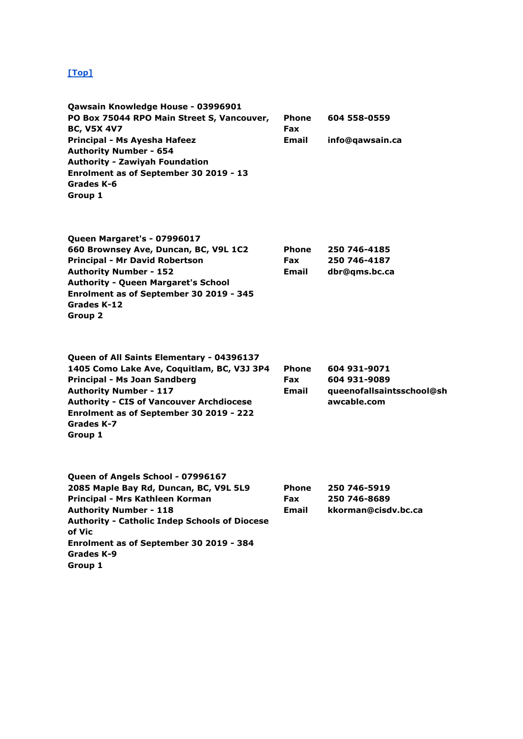[Top]

**Qawsain Knowledge House - 03996901**
**PO Box 75044 RPO Main Street S, Vancouver, BC, V5X 4V7**
**Principal - Ms Ayesha Hafeez**
**Authority Number - 654**
**Authority - Zawiyah Foundation**
**Enrolment as of September 30 2019 - 13**
**Grades K-6**
**Group 1**

| | |
|---|---|
| **Phone** | **604 558-0559** |
| **Fax** | |
| **Email** | **info@qawsain.ca** |

**Queen Margaret's - 07996017**
**660 Brownsey Ave, Duncan, BC, V9L 1C2**
**Principal - Mr David Robertson**
**Authority Number - 152**
**Authority - Queen Margaret's School**
**Enrolment as of September 30 2019 - 345**
**Grades K-12**
**Group 2**

| | |
|---|---|
| **Phone** | **250 746-4185** |
| **Fax** | **250 746-4187** |
| **Email** | **dbr@qms.bc.ca** |

**Queen of All Saints Elementary - 04396137**
**1405 Como Lake Ave, Coquitlam, BC, V3J 3P4**
**Principal - Ms Joan Sandberg**
**Authority Number - 117**
**Authority - CIS of Vancouver Archdiocese**
**Enrolment as of September 30 2019 - 222**
**Grades K-7**
**Group 1**

| | |
|---|---|
| **Phone** | **604 931-9071** |
| **Fax** | **604 931-9089** |
| **Email** | **queenofallsaintsschool@shawcable.com** |

**Queen of Angels School - 07996167**
**2085 Maple Bay Rd, Duncan, BC, V9L 5L9**
**Principal - Mrs Kathleen Korman**
**Authority Number - 118**
**Authority - Catholic Indep Schools of Diocese of Vic**
**Enrolment as of September 30 2019 - 384**
**Grades K-9**
**Group 1**

| | |
|---|---|
| **Phone** | **250 746-5919** |
| **Fax** | **250 746-8689** |
| **Email** | **kkorman@cisdv.bc.ca** |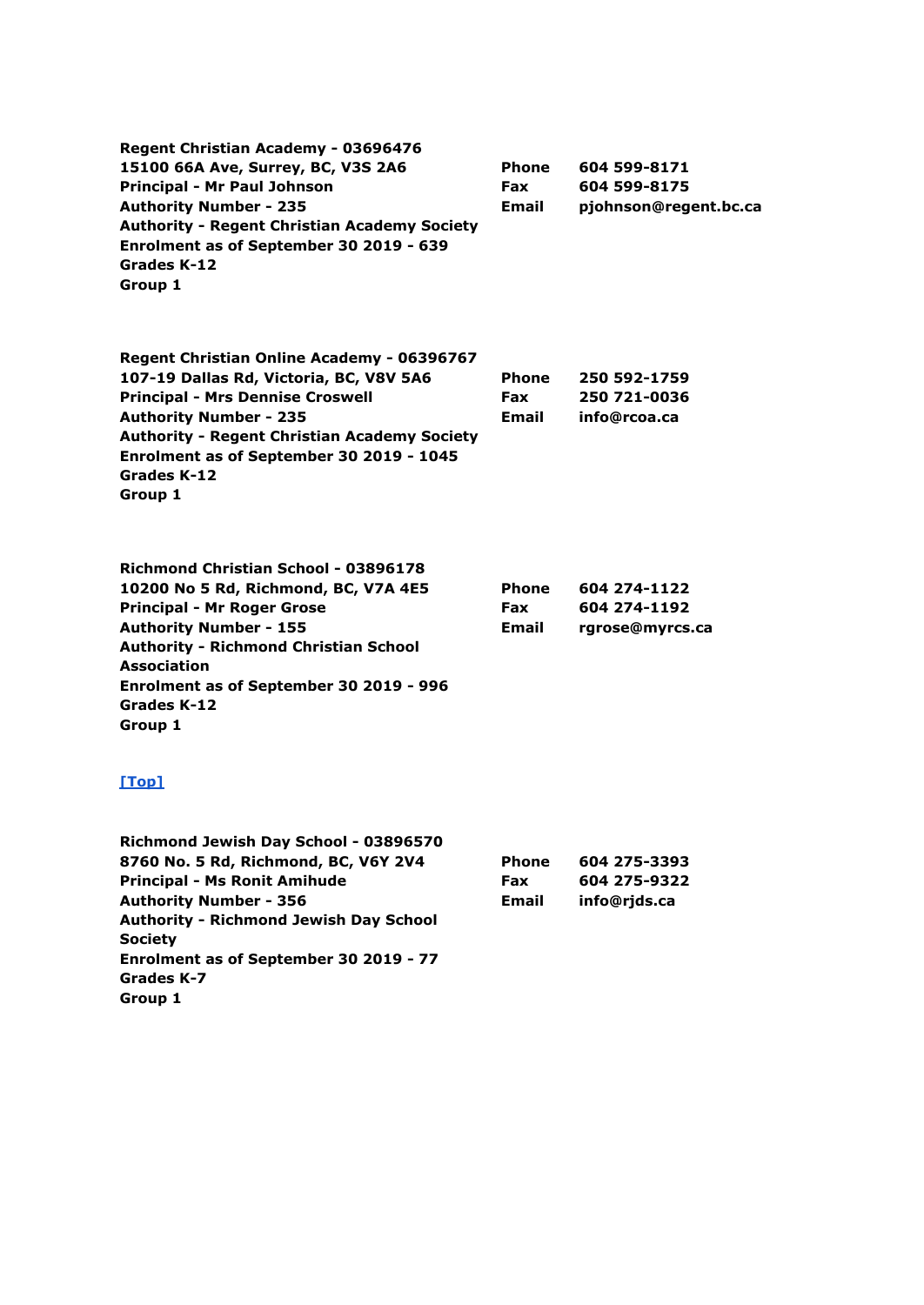**Regent Christian Academy - 03696476**
**15100 66A Ave, Surrey, BC, V3S 2A6**
**Principal - Mr Paul Johnson**
**Authority Number - 235**
**Authority - Regent Christian Academy Society**
**Enrolment as of September 30 2019 - 639**
**Grades K-12**
**Group 1**

**Phone** 604 599-8171
**Fax** 604 599-8175
**Email** pjohnson@regent.bc.ca

**Regent Christian Online Academy - 06396767**
**107-19 Dallas Rd, Victoria, BC, V8V 5A6**
**Principal - Mrs Dennise Croswell**
**Authority Number - 235**
**Authority - Regent Christian Academy Society**
**Enrolment as of September 30 2019 - 1045**
**Grades K-12**
**Group 1**

**Phone** 250 592-1759
**Fax** 250 721-0036
**Email** info@rcoa.ca

**Richmond Christian School - 03896178**
**10200 No 5 Rd, Richmond, BC, V7A 4E5**
**Principal - Mr Roger Grose**
**Authority Number - 155**
**Authority - Richmond Christian School Association**
**Enrolment as of September 30 2019 - 996**
**Grades K-12**
**Group 1**

**Phone** 604 274-1122
**Fax** 604 274-1192
**Email** rgrose@myrcs.ca

[Top]

**Richmond Jewish Day School - 03896570**
**8760 No. 5 Rd, Richmond, BC, V6Y 2V4**
**Principal - Ms Ronit Amihude**
**Authority Number - 356**
**Authority - Richmond Jewish Day School Society**
**Enrolment as of September 30 2019 - 77**
**Grades K-7**
**Group 1**

**Phone** 604 275-3393
**Fax** 604 275-9322
**Email** info@rjds.ca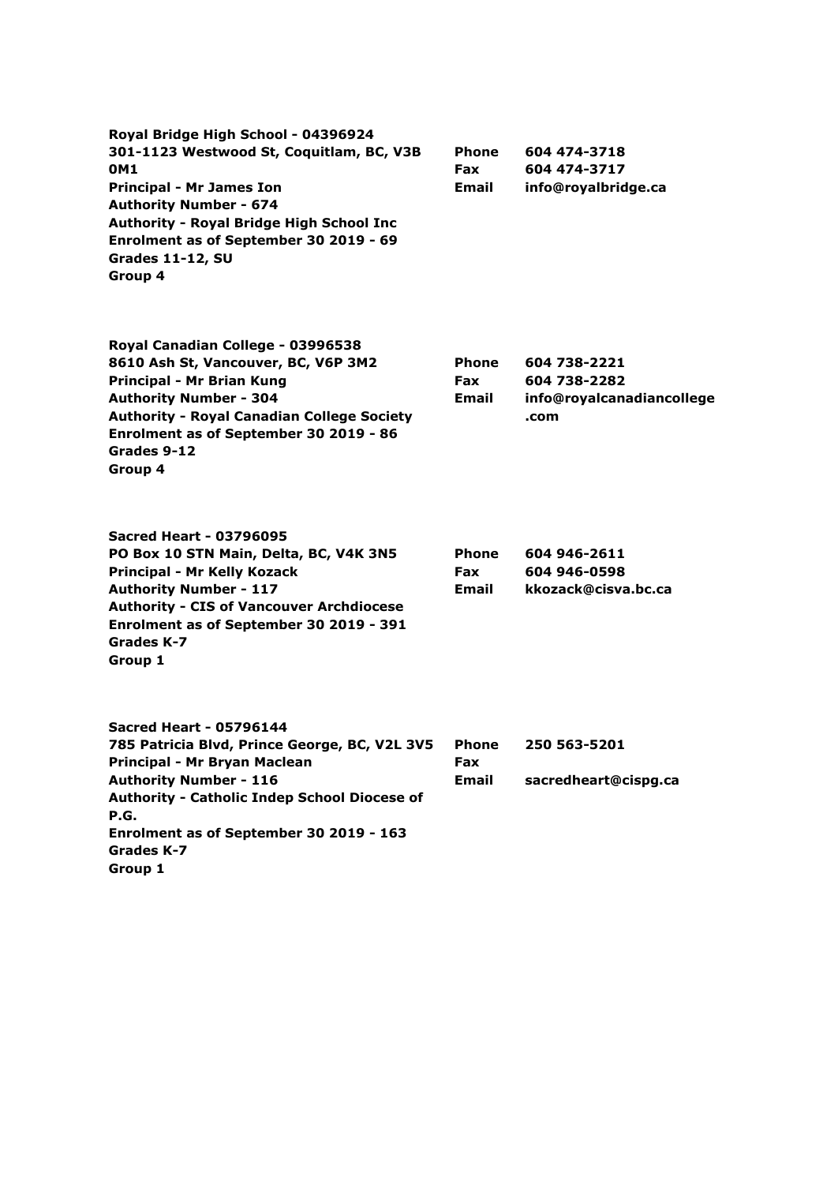**Royal Bridge High School - 04396924**
**301-1123 Westwood St, Coquitlam, BC, V3B 0M1**
**Principal - Mr James Ion**
**Authority Number - 674**
**Authority - Royal Bridge High School Inc**
**Enrolment as of September 30 2019 - 69**
**Grades 11-12, SU**
**Group 4**

| | |
|---|---|
| **Phone** | **604 474-3718** |
| **Fax** | **604 474-3717** |
| **Email** | **info@royalbridge.ca** |

**Royal Canadian College - 03996538**
**8610 Ash St, Vancouver, BC, V6P 3M2**
**Principal - Mr Brian Kung**
**Authority Number - 304**
**Authority - Royal Canadian College Society**
**Enrolment as of September 30 2019 - 86**
**Grades 9-12**
**Group 4**

| | |
|---|---|
| **Phone** | **604 738-2221** |
| **Fax** | **604 738-2282** |
| **Email** | **info@royalcanadiancollege.com** |

**Sacred Heart - 03796095**
**PO Box 10 STN Main, Delta, BC, V4K 3N5**
**Principal - Mr Kelly Kozack**
**Authority Number - 117**
**Authority - CIS of Vancouver Archdiocese**
**Enrolment as of September 30 2019 - 391**
**Grades K-7**
**Group 1**

| | |
|---|---|
| **Phone** | **604 946-2611** |
| **Fax** | **604 946-0598** |
| **Email** | **kkozack@cisva.bc.ca** |

**Sacred Heart - 05796144**
**785 Patricia Blvd, Prince George, BC, V2L 3V5**
**Principal - Mr Bryan Maclean**
**Authority Number - 116**
**Authority - Catholic Indep School Diocese of P.G.**
**Enrolment as of September 30 2019 - 163**
**Grades K-7**
**Group 1**

| | |
|---|---|
| **Phone** | **250 563-5201** |
| **Fax** | |
| **Email** | **sacredheart@cispg.ca** |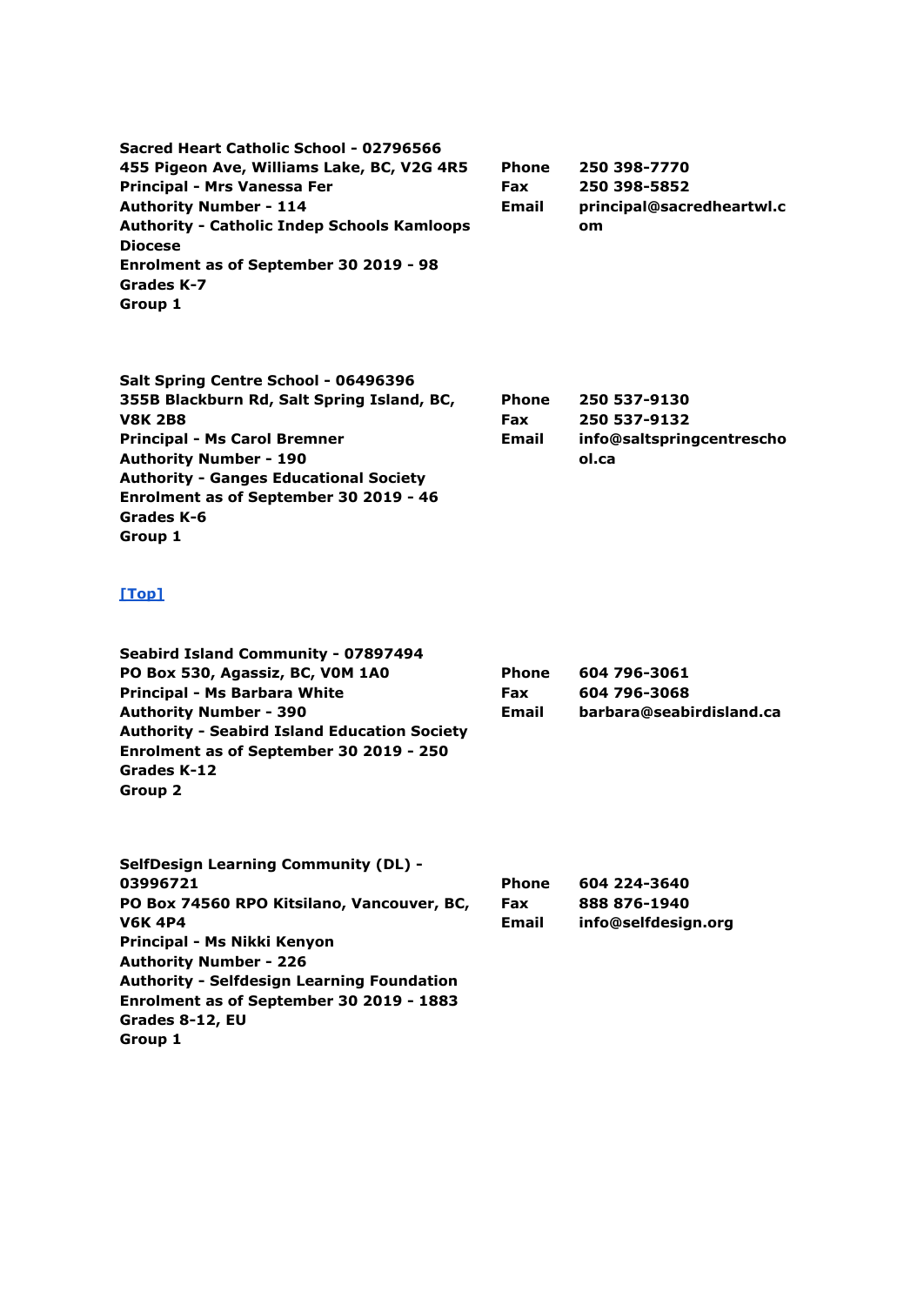**Sacred Heart Catholic School - 02796566**
**455 Pigeon Ave, Williams Lake, BC, V2G 4R5**
**Principal - Mrs Vanessa Fer**
**Authority Number - 114**
**Authority - Catholic Indep Schools Kamloops Diocese**
**Enrolment as of September 30 2019 - 98**
**Grades K-7**
**Group 1**

| | |
|---|---|
| **Phone** | **250 398-7770** |
| **Fax** | **250 398-5852** |
| **Email** | **principal@sacredheartwl.com** |

**Salt Spring Centre School - 06496396**
**355B Blackburn Rd, Salt Spring Island, BC, V8K 2B8**
**Principal - Ms Carol Bremner**
**Authority Number - 190**
**Authority - Ganges Educational Society**
**Enrolment as of September 30 2019 - 46**
**Grades K-6**
**Group 1**

| | |
|---|---|
| **Phone** | **250 537-9130** |
| **Fax** | **250 537-9132** |
| **Email** | **info@saltspringcentreschool.ca** |

[Top]

**Seabird Island Community - 07897494**
**PO Box 530, Agassiz, BC, V0M 1A0**
**Principal - Ms Barbara White**
**Authority Number - 390**
**Authority - Seabird Island Education Society**
**Enrolment as of September 30 2019 - 250**
**Grades K-12**
**Group 2**

| | |
|---|---|
| **Phone** | **604 796-3061** |
| **Fax** | **604 796-3068** |
| **Email** | **barbara@seabirdisland.ca** |

**SelfDesign Learning Community (DL) - 03996721**
**PO Box 74560 RPO Kitsilano, Vancouver, BC, V6K 4P4**
**Principal - Ms Nikki Kenyon**
**Authority Number - 226**
**Authority - Selfdesign Learning Foundation**
**Enrolment as of September 30 2019 - 1883**
**Grades 8-12, EU**
**Group 1**

| | |
|---|---|
| **Phone** | **604 224-3640** |
| **Fax** | **888 876-1940** |
| **Email** | **info@selfdesign.org** |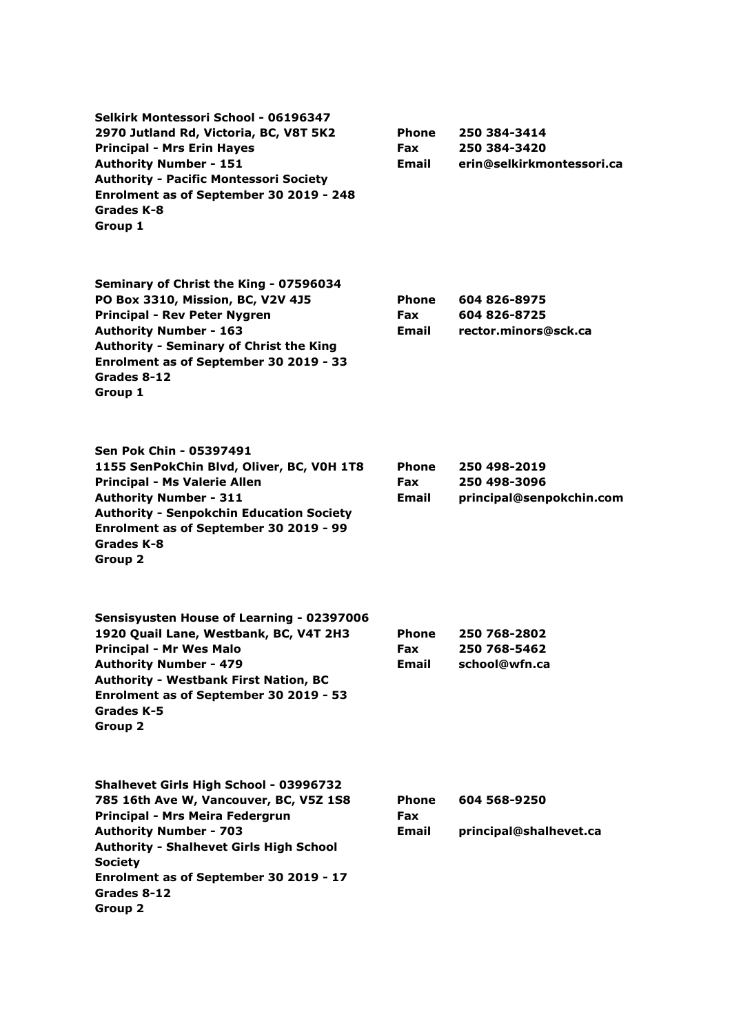**Selkirk Montessori School - 06196347**
**2970 Jutland Rd, Victoria, BC, V8T 5K2**
**Principal - Mrs Erin Hayes**
**Authority Number - 151**
**Authority - Pacific Montessori Society**
**Enrolment as of September 30 2019 - 248**
**Grades K-8**
**Group 1**

**Phone** 250 384-3414
**Fax** 250 384-3420
**Email** erin@selkirkmontessori.ca

**Seminary of Christ the King - 07596034**
**PO Box 3310, Mission, BC, V2V 4J5**
**Principal - Rev Peter Nygren**
**Authority Number - 163**
**Authority - Seminary of Christ the King**
**Enrolment as of September 30 2019 - 33**
**Grades 8-12**
**Group 1**

**Phone** 604 826-8975
**Fax** 604 826-8725
**Email** rector.minors@sck.ca

**Sen Pok Chin - 05397491**
**1155 SenPokChin Blvd, Oliver, BC, V0H 1T8**
**Principal - Ms Valerie Allen**
**Authority Number - 311**
**Authority - Senpokchin Education Society**
**Enrolment as of September 30 2019 - 99**
**Grades K-8**
**Group 2**

**Phone** 250 498-2019
**Fax** 250 498-3096
**Email** principal@senpokchin.com

**Sensisyusten House of Learning - 02397006**
**1920 Quail Lane, Westbank, BC, V4T 2H3**
**Principal - Mr Wes Malo**
**Authority Number - 479**
**Authority - Westbank First Nation, BC**
**Enrolment as of September 30 2019 - 53**
**Grades K-5**
**Group 2**

**Phone** 250 768-2802
**Fax** 250 768-5462
**Email** school@wfn.ca

**Shalhevet Girls High School - 03996732**
**785 16th Ave W, Vancouver, BC, V5Z 1S8**
**Principal - Mrs Meira Federgrun**
**Authority Number - 703**
**Authority - Shalhevet Girls High School Society**
**Enrolment as of September 30 2019 - 17**
**Grades 8-12**
**Group 2**

**Phone** 604 568-9250
**Fax**
**Email** principal@shalhevet.ca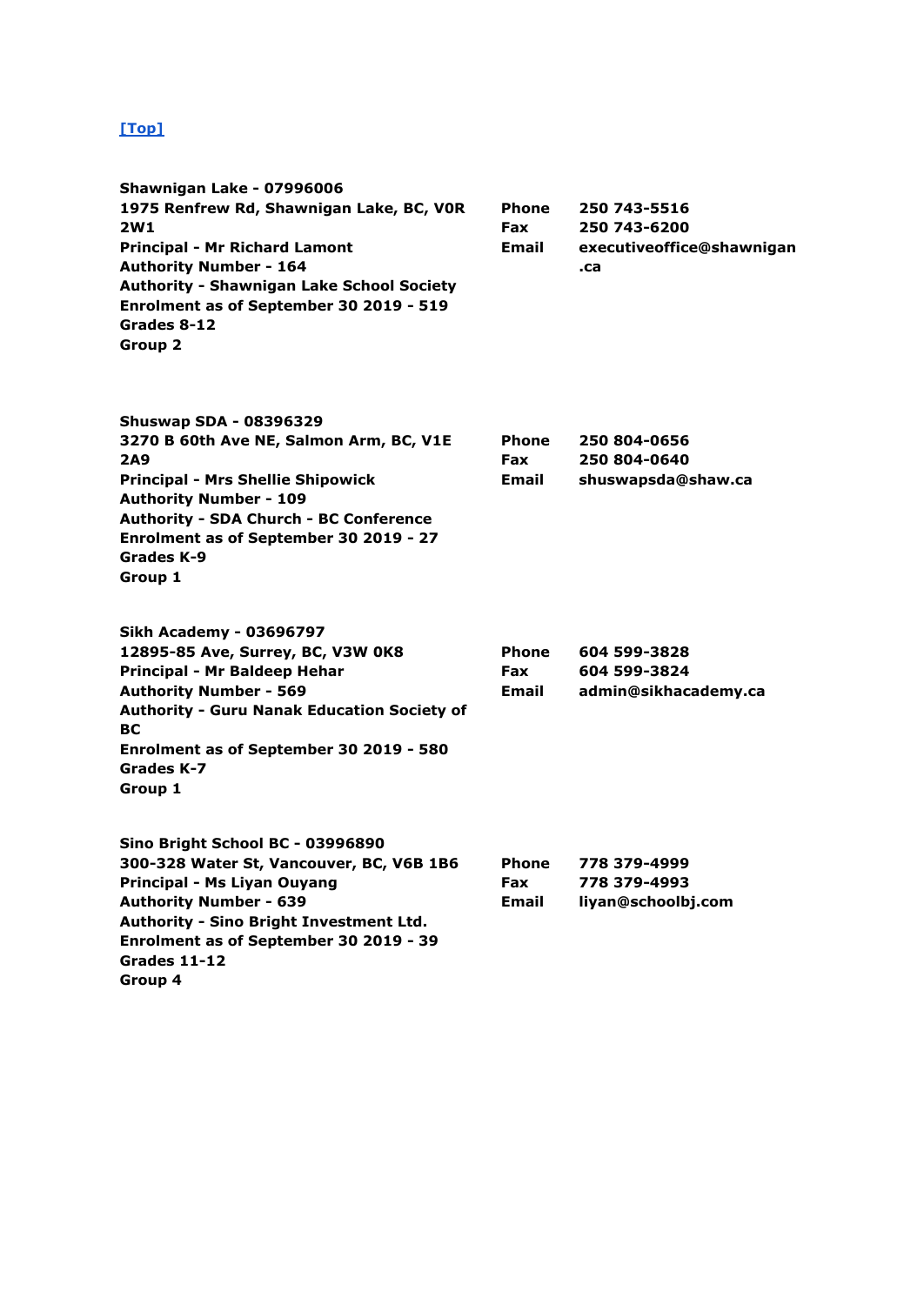[Top]

**Shawnigan Lake - 07996006**
**1975 Renfrew Rd, Shawnigan Lake, BC, V0R 2W1**
**Principal - Mr Richard Lamont**
**Authority Number - 164**
**Authority - Shawnigan Lake School Society**
**Enrolment as of September 30 2019 - 519**
**Grades 8-12**
**Group 2**

| | |
|---|---|
| **Phone** | **250 743-5516** |
| **Fax** | **250 743-6200** |
| **Email** | **executiveoffice@shawnigan.ca** |

**Shuswap SDA - 08396329**
**3270 B 60th Ave NE, Salmon Arm, BC, V1E 2A9**
**Principal - Mrs Shellie Shipowick**
**Authority Number - 109**
**Authority - SDA Church - BC Conference**
**Enrolment as of September 30 2019 - 27**
**Grades K-9**
**Group 1**

| | |
|---|---|
| **Phone** | **250 804-0656** |
| **Fax** | **250 804-0640** |
| **Email** | **shuswapsda@shaw.ca** |

**Sikh Academy - 03696797**
**12895-85 Ave, Surrey, BC, V3W 0K8**
**Principal - Mr Baldeep Hehar**
**Authority Number - 569**
**Authority - Guru Nanak Education Society of BC**
**Enrolment as of September 30 2019 - 580**
**Grades K-7**
**Group 1**

| | |
|---|---|
| **Phone** | **604 599-3828** |
| **Fax** | **604 599-3824** |
| **Email** | **admin@sikhacademy.ca** |

**Sino Bright School BC - 03996890**
**300-328 Water St, Vancouver, BC, V6B 1B6**
**Principal - Ms Liyan Ouyang**
**Authority Number - 639**
**Authority - Sino Bright Investment Ltd.**
**Enrolment as of September 30 2019 - 39**
**Grades 11-12**
**Group 4**

| | |
|---|---|
| **Phone** | **778 379-4999** |
| **Fax** | **778 379-4993** |
| **Email** | **liyan@schoolbj.com** |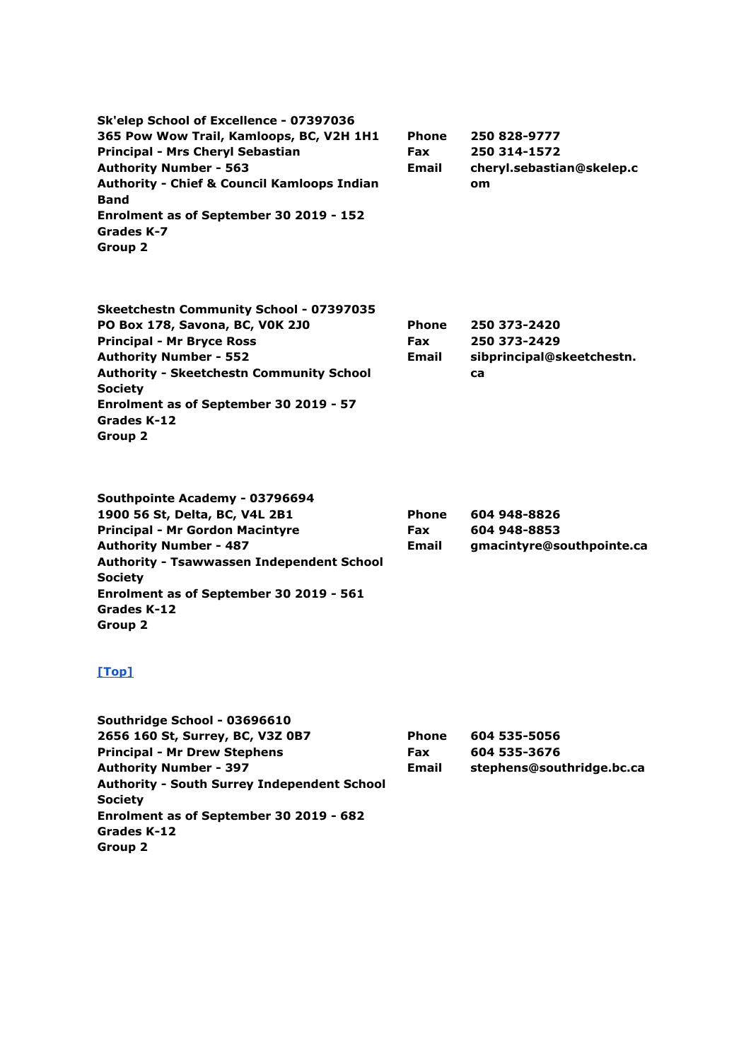**Sk'elep School of Excellence - 07397036**
**365 Pow Wow Trail, Kamloops, BC, V2H 1H1**
**Principal - Mrs Cheryl Sebastian**
**Authority Number - 563**
**Authority - Chief & Council Kamloops Indian Band**
**Enrolment as of September 30 2019 - 152**
**Grades K-7**
**Group 2**

| | |
|---|---|
| **Phone** | **250 828-9777** |
| **Fax** | **250 314-1572** |
| **Email** | **cheryl.sebastian@skelep.com** |

**Skeetchestn Community School - 07397035**
**PO Box 178, Savona, BC, V0K 2J0**
**Principal - Mr Bryce Ross**
**Authority Number - 552**
**Authority - Skeetchestn Community School Society**
**Enrolment as of September 30 2019 - 57**
**Grades K-12**
**Group 2**

| | |
|---|---|
| **Phone** | **250 373-2420** |
| **Fax** | **250 373-2429** |
| **Email** | **sibprincipal@skeetchestn.ca** |

**Southpointe Academy - 03796694**
**1900 56 St, Delta, BC, V4L 2B1**
**Principal - Mr Gordon Macintyre**
**Authority Number - 487**
**Authority - Tsawwassen Independent School Society**
**Enrolment as of September 30 2019 - 561**
**Grades K-12**
**Group 2**

| | |
|---|---|
| **Phone** | **604 948-8826** |
| **Fax** | **604 948-8853** |
| **Email** | **gmacintyre@southpointe.ca** |

**[Top]**

**Southridge School - 03696610**
**2656 160 St, Surrey, BC, V3Z 0B7**
**Principal - Mr Drew Stephens**
**Authority Number - 397**
**Authority - South Surrey Independent School Society**
**Enrolment as of September 30 2019 - 682**
**Grades K-12**
**Group 2**

| | |
|---|---|
| **Phone** | **604 535-5056** |
| **Fax** | **604 535-3676** |
| **Email** | **stephens@southridge.bc.ca** |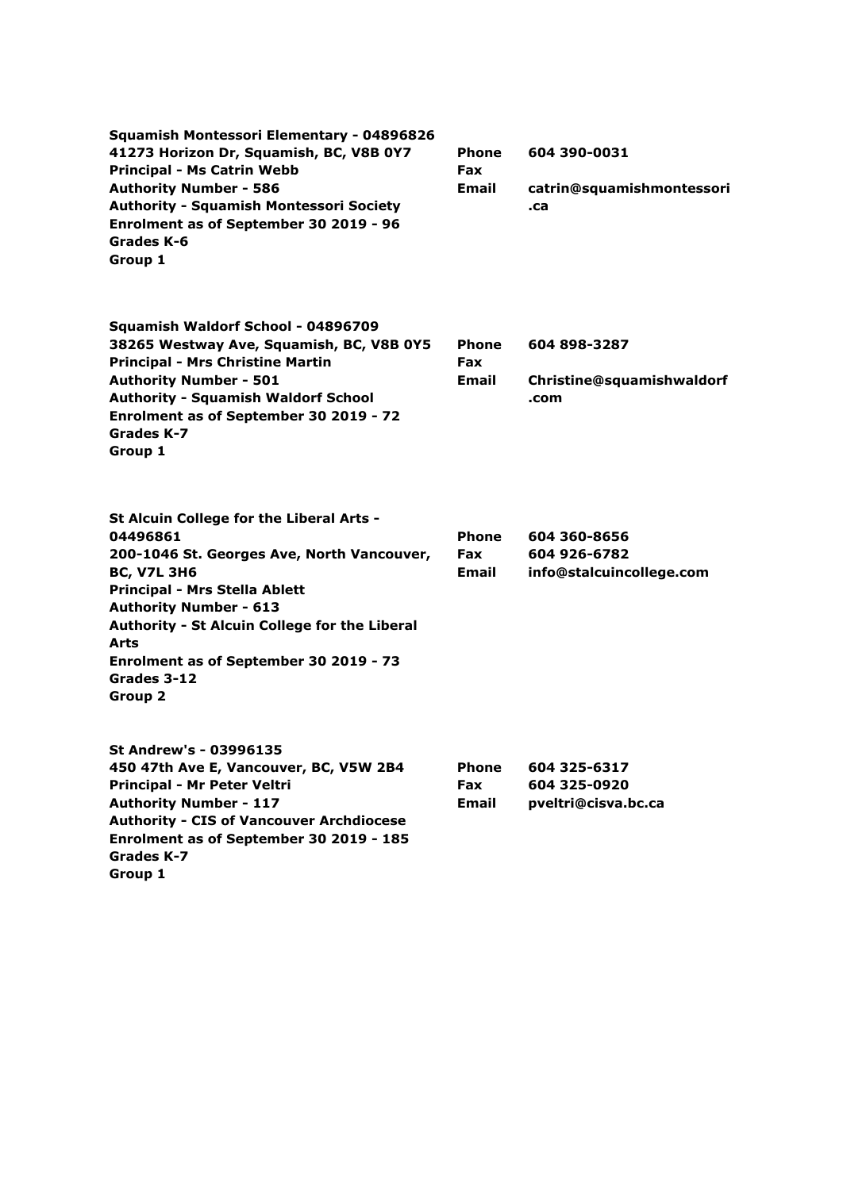**Squamish Montessori Elementary - 04896826**
**41273 Horizon Dr, Squamish, BC, V8B 0Y7**
**Principal - Ms Catrin Webb**
**Authority Number - 586**
**Authority - Squamish Montessori Society**
**Enrolment as of September 30 2019 - 96**
**Grades K-6**
**Group 1**

| | |
|---|---|
| **Phone** | **604 390-0031** |
| **Fax** | |
| **Email** | **catrin@squamishmontessori.ca** |

**Squamish Waldorf School - 04896709**
**38265 Westway Ave, Squamish, BC, V8B 0Y5**
**Principal - Mrs Christine Martin**
**Authority Number - 501**
**Authority - Squamish Waldorf School**
**Enrolment as of September 30 2019 - 72**
**Grades K-7**
**Group 1**

| | |
|---|---|
| **Phone** | **604 898-3287** |
| **Fax** | |
| **Email** | **Christine@squamishwaldorf.com** |

**St Alcuin College for the Liberal Arts - 04496861**
**200-1046 St. Georges Ave, North Vancouver, BC, V7L 3H6**
**Principal - Mrs Stella Ablett**
**Authority Number - 613**
**Authority - St Alcuin College for the Liberal Arts**
**Enrolment as of September 30 2019 - 73**
**Grades 3-12**
**Group 2**

| | |
|---|---|
| **Phone** | **604 360-8656** |
| **Fax** | **604 926-6782** |
| **Email** | **info@stalcuincollege.com** |

**St Andrew's - 03996135**
**450 47th Ave E, Vancouver, BC, V5W 2B4**
**Principal - Mr Peter Veltri**
**Authority Number - 117**
**Authority - CIS of Vancouver Archdiocese**
**Enrolment as of September 30 2019 - 185**
**Grades K-7**
**Group 1**

| | |
|---|---|
| **Phone** | **604 325-6317** |
| **Fax** | **604 325-0920** |
| **Email** | **pveltri@cisva.bc.ca** |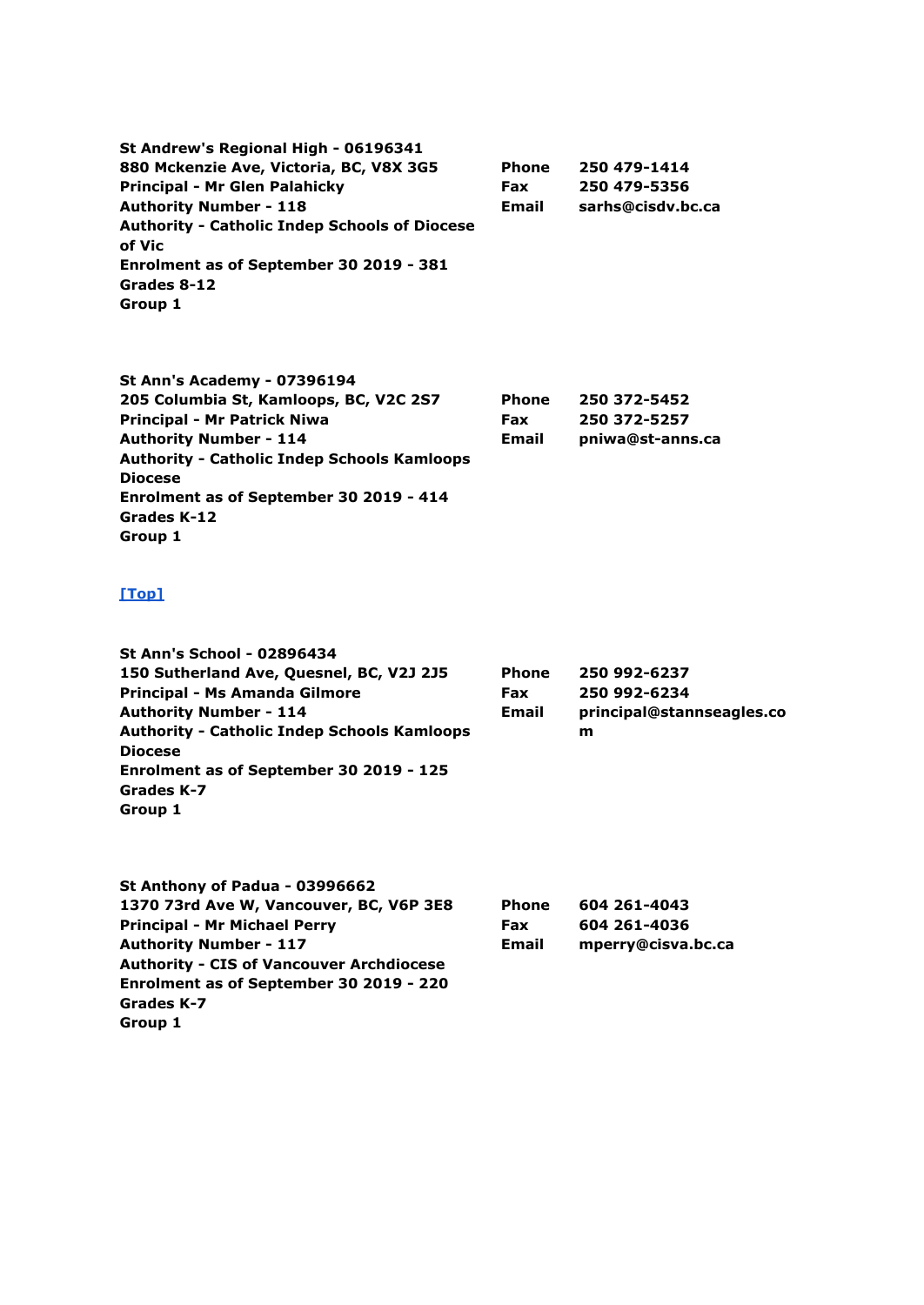**St Andrew's Regional High - 06196341**
**880 Mckenzie Ave, Victoria, BC, V8X 3G5**
**Principal - Mr Glen Palahicky**
**Authority Number - 118**
**Authority - Catholic Indep Schools of Diocese of Vic**
**Enrolment as of September 30 2019 - 381**
**Grades 8-12**
**Group 1**

| | |
|---|---|
| **Phone** | **250 479-1414** |
| **Fax** | **250 479-5356** |
| **Email** | **sarhs@cisdv.bc.ca** |

**St Ann's Academy - 07396194**
**205 Columbia St, Kamloops, BC, V2C 2S7**
**Principal - Mr Patrick Niwa**
**Authority Number - 114**
**Authority - Catholic Indep Schools Kamloops Diocese**
**Enrolment as of September 30 2019 - 414**
**Grades K-12**
**Group 1**

| | |
|---|---|
| **Phone** | **250 372-5452** |
| **Fax** | **250 372-5257** |
| **Email** | **pniwa@st-anns.ca** |

[Top]

**St Ann's School - 02896434**
**150 Sutherland Ave, Quesnel, BC, V2J 2J5**
**Principal - Ms Amanda Gilmore**
**Authority Number - 114**
**Authority - Catholic Indep Schools Kamloops Diocese**
**Enrolment as of September 30 2019 - 125**
**Grades K-7**
**Group 1**

| | |
|---|---|
| **Phone** | **250 992-6237** |
| **Fax** | **250 992-6234** |
| **Email** | **principal@stannseagles.com** |

**St Anthony of Padua - 03996662**
**1370 73rd Ave W, Vancouver, BC, V6P 3E8**
**Principal - Mr Michael Perry**
**Authority Number - 117**
**Authority - CIS of Vancouver Archdiocese**
**Enrolment as of September 30 2019 - 220**
**Grades K-7**
**Group 1**

| | |
|---|---|
| **Phone** | **604 261-4043** |
| **Fax** | **604 261-4036** |
| **Email** | **mperry@cisva.bc.ca** |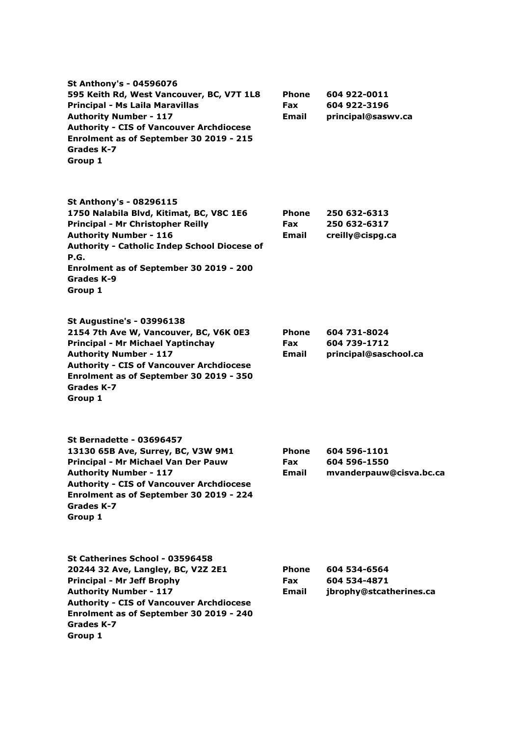**St Anthony's - 04596076**
**595 Keith Rd, West Vancouver, BC, V7T 1L8**
**Principal - Ms Laila Maravillas**
**Authority Number - 117**
**Authority - CIS of Vancouver Archdiocese**
**Enrolment as of September 30 2019 - 215**
**Grades K-7**
**Group 1**

**Phone** 604 922-0011
**Fax** 604 922-3196
**Email** principal@saswv.ca

**St Anthony's - 08296115**
**1750 Nalabila Blvd, Kitimat, BC, V8C 1E6**
**Principal - Mr Christopher Reilly**
**Authority Number - 116**
**Authority - Catholic Indep School Diocese of P.G.**
**Enrolment as of September 30 2019 - 200**
**Grades K-9**
**Group 1**

**Phone** 250 632-6313
**Fax** 250 632-6317
**Email** creilly@cispg.ca

**St Augustine's - 03996138**
**2154 7th Ave W, Vancouver, BC, V6K 0E3**
**Principal - Mr Michael Yaptinchay**
**Authority Number - 117**
**Authority - CIS of Vancouver Archdiocese**
**Enrolment as of September 30 2019 - 350**
**Grades K-7**
**Group 1**

**Phone** 604 731-8024
**Fax** 604 739-1712
**Email** principal@saschool.ca

**St Bernadette - 03696457**
**13130 65B Ave, Surrey, BC, V3W 9M1**
**Principal - Mr Michael Van Der Pauw**
**Authority Number - 117**
**Authority - CIS of Vancouver Archdiocese**
**Enrolment as of September 30 2019 - 224**
**Grades K-7**
**Group 1**

**Phone** 604 596-1101
**Fax** 604 596-1550
**Email** mvanderpauw@cisva.bc.ca

**St Catherines School - 03596458**
**20244 32 Ave, Langley, BC, V2Z 2E1**
**Principal - Mr Jeff Brophy**
**Authority Number - 117**
**Authority - CIS of Vancouver Archdiocese**
**Enrolment as of September 30 2019 - 240**
**Grades K-7**
**Group 1**

**Phone** 604 534-6564
**Fax** 604 534-4871
**Email** jbrophy@stcatherines.ca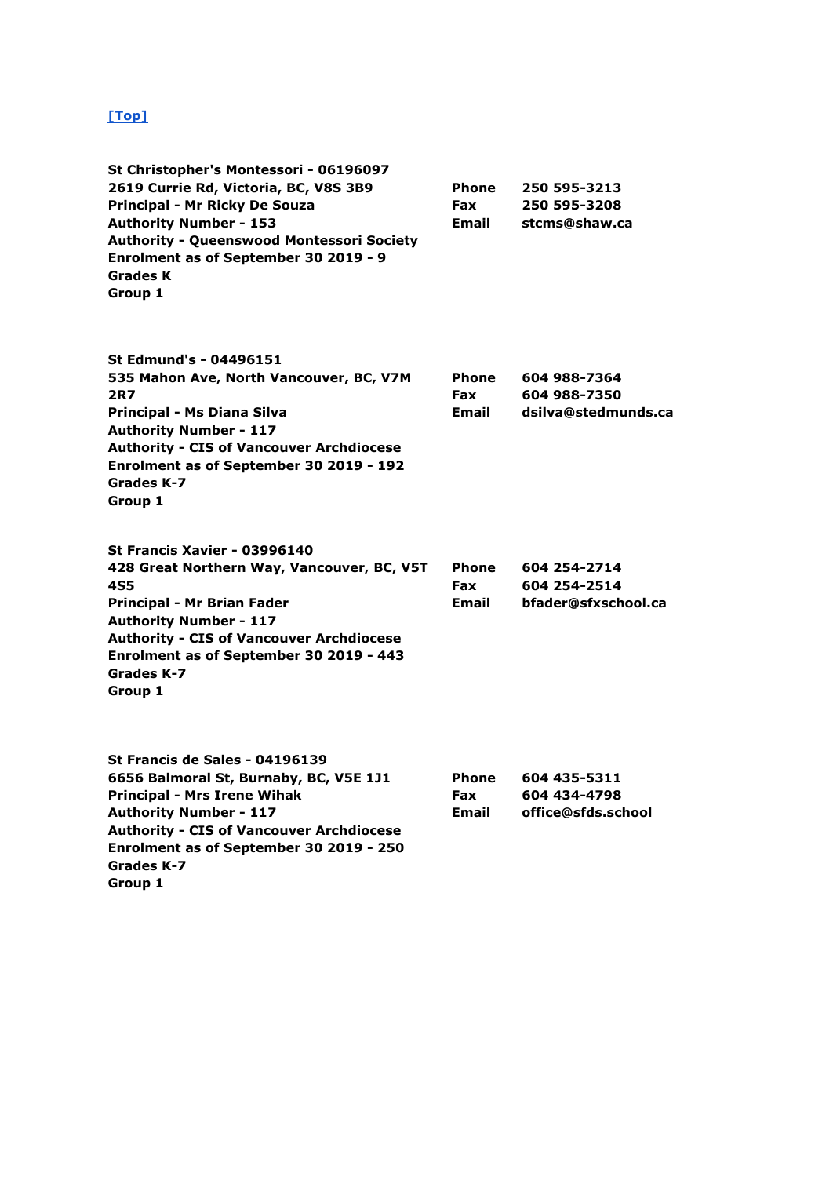[Top]

**St Christopher's Montessori - 06196097**
**2619 Currie Rd, Victoria, BC, V8S 3B9**
**Principal - Mr Ricky De Souza**
**Authority Number - 153**
**Authority - Queenswood Montessori Society**
**Enrolment as of September 30 2019 - 9**
**Grades K**
**Group 1**

| | |
|---|---|
| **Phone** | **250 595-3213** |
| **Fax** | **250 595-3208** |
| **Email** | **stcms@shaw.ca** |

**St Edmund's - 04496151**
**535 Mahon Ave, North Vancouver, BC, V7M 2R7**
**Principal - Ms Diana Silva**
**Authority Number - 117**
**Authority - CIS of Vancouver Archdiocese**
**Enrolment as of September 30 2019 - 192**
**Grades K-7**
**Group 1**

| | |
|---|---|
| **Phone** | **604 988-7364** |
| **Fax** | **604 988-7350** |
| **Email** | **dsilva@stedmunds.ca** |

**St Francis Xavier - 03996140**
**428 Great Northern Way, Vancouver, BC, V5T 4S5**
**Principal - Mr Brian Fader**
**Authority Number - 117**
**Authority - CIS of Vancouver Archdiocese**
**Enrolment as of September 30 2019 - 443**
**Grades K-7**
**Group 1**

| | |
|---|---|
| **Phone** | **604 254-2714** |
| **Fax** | **604 254-2514** |
| **Email** | **bfader@sfxschool.ca** |

**St Francis de Sales - 04196139**
**6656 Balmoral St, Burnaby, BC, V5E 1J1**
**Principal - Mrs Irene Wihak**
**Authority Number - 117**
**Authority - CIS of Vancouver Archdiocese**
**Enrolment as of September 30 2019 - 250**
**Grades K-7**
**Group 1**

| | |
|---|---|
| **Phone** | **604 435-5311** |
| **Fax** | **604 434-4798** |
| **Email** | **office@sfds.school** |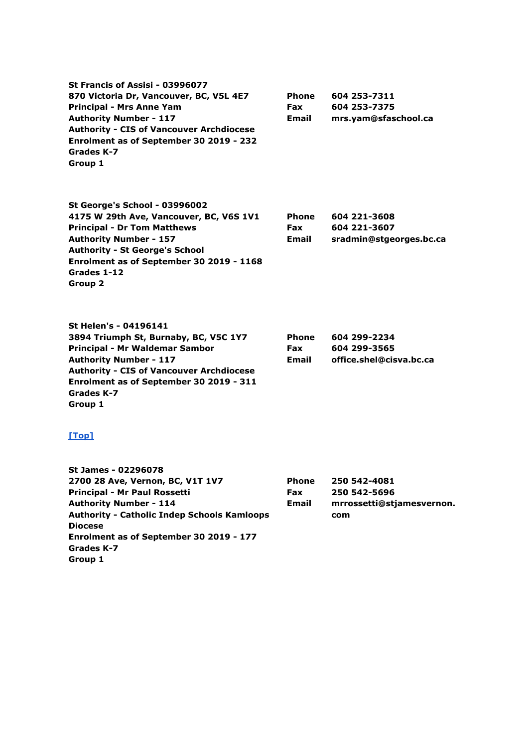**St Francis of Assisi - 03996077**
**870 Victoria Dr, Vancouver, BC, V5L 4E7**
**Principal - Mrs Anne Yam**
**Authority Number - 117**
**Authority - CIS of Vancouver Archdiocese**
**Enrolment as of September 30 2019 - 232**
**Grades K-7**
**Group 1**

**Phone** 604 253-7311
**Fax** 604 253-7375
**Email** mrs.yam@sfaschool.ca

**St George's School - 03996002**
**4175 W 29th Ave, Vancouver, BC, V6S 1V1**
**Principal - Dr Tom Matthews**
**Authority Number - 157**
**Authority - St George's School**
**Enrolment as of September 30 2019 - 1168**
**Grades 1-12**
**Group 2**

**Phone** 604 221-3608
**Fax** 604 221-3607
**Email** sradmin@stgeorges.bc.ca

**St Helen's - 04196141**
**3894 Triumph St, Burnaby, BC, V5C 1Y7**
**Principal - Mr Waldemar Sambor**
**Authority Number - 117**
**Authority - CIS of Vancouver Archdiocese**
**Enrolment as of September 30 2019 - 311**
**Grades K-7**
**Group 1**

**Phone** 604 299-2234
**Fax** 604 299-3565
**Email** office.shel@cisva.bc.ca

[Top]

**St James - 02296078**
**2700 28 Ave, Vernon, BC, V1T 1V7**
**Principal - Mr Paul Rossetti**
**Authority Number - 114**
**Authority - Catholic Indep Schools Kamloops Diocese**
**Enrolment as of September 30 2019 - 177**
**Grades K-7**
**Group 1**

**Phone** 250 542-4081
**Fax** 250 542-5696
**Email** mrrossetti@stjamesvernon.com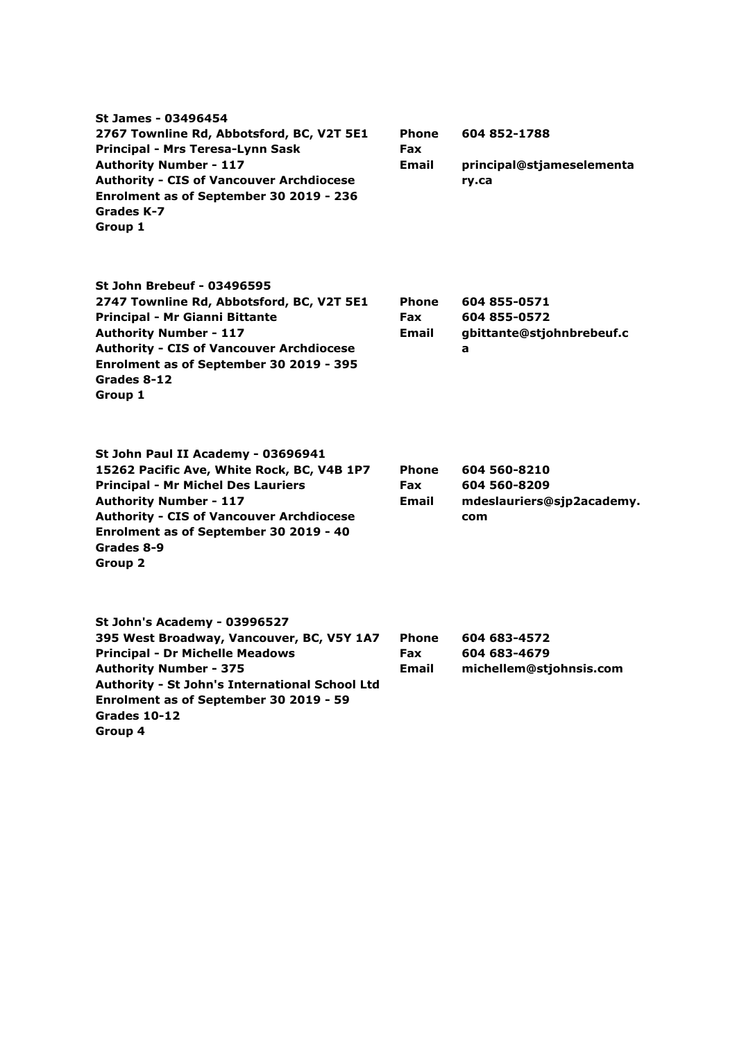**St James - 03496454**
**2767 Townline Rd, Abbotsford, BC, V2T 5E1**
**Principal - Mrs Teresa-Lynn Sask**
**Authority Number - 117**
**Authority - CIS of Vancouver Archdiocese**
**Enrolment as of September 30 2019 - 236**
**Grades K-7**
**Group 1**

| | |
|---|---|
| **Phone** | **604 852-1788** |
| **Fax** | |
| **Email** | **principal@stjameselementary.ca** |

**St John Brebeuf - 03496595**
**2747 Townline Rd, Abbotsford, BC, V2T 5E1**
**Principal - Mr Gianni Bittante**
**Authority Number - 117**
**Authority - CIS of Vancouver Archdiocese**
**Enrolment as of September 30 2019 - 395**
**Grades 8-12**
**Group 1**

| | |
|---|---|
| **Phone** | **604 855-0571** |
| **Fax** | **604 855-0572** |
| **Email** | **gbittante@stjohnbrebeuf.ca** |

**St John Paul II Academy - 03696941**
**15262 Pacific Ave, White Rock, BC, V4B 1P7**
**Principal - Mr Michel Des Lauriers**
**Authority Number - 117**
**Authority - CIS of Vancouver Archdiocese**
**Enrolment as of September 30 2019 - 40**
**Grades 8-9**
**Group 2**

| | |
|---|---|
| **Phone** | **604 560-8210** |
| **Fax** | **604 560-8209** |
| **Email** | **mdeslauriers@sjp2academy.com** |

**St John's Academy - 03996527**
**395 West Broadway, Vancouver, BC, V5Y 1A7**
**Principal - Dr Michelle Meadows**
**Authority Number - 375**
**Authority - St John's International School Ltd**
**Enrolment as of September 30 2019 - 59**
**Grades 10-12**
**Group 4**

| | |
|---|---|
| **Phone** | **604 683-4572** |
| **Fax** | **604 683-4679** |
| **Email** | **michellem@stjohnsis.com** |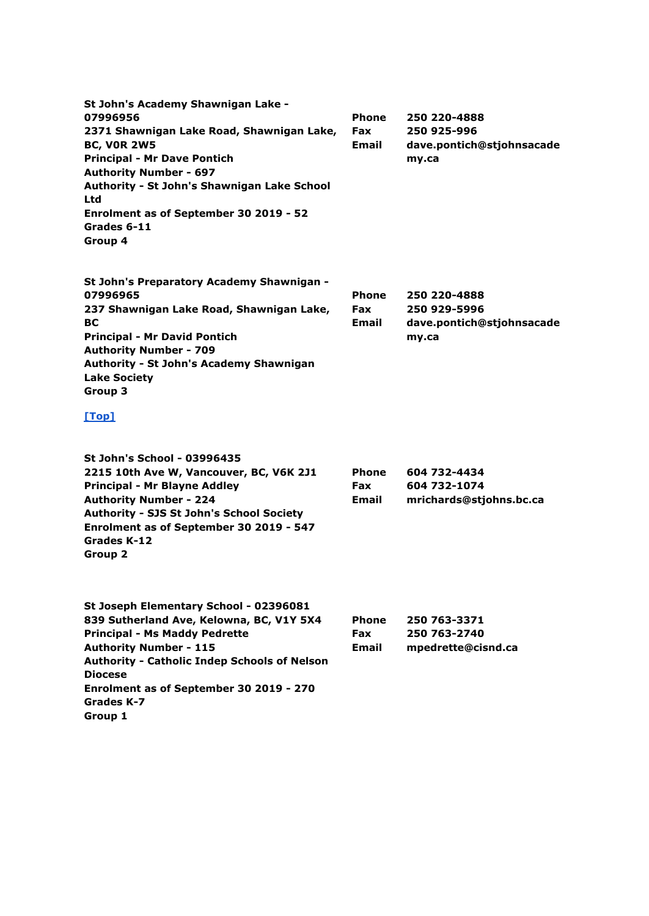**St John's Academy Shawnigan Lake - 07996956**
**2371 Shawnigan Lake Road, Shawnigan Lake, BC, V0R 2W5**
**Principal - Mr Dave Pontich**
**Authority Number - 697**
**Authority - St John's Shawnigan Lake School Ltd**
**Enrolment as of September 30 2019 - 52**
**Grades 6-11**
**Group 4**

| | |
|---|---|
| **Phone** | **250 220-4888** |
| **Fax** | **250 925-996** |
| **Email** | **dave.pontich@stjohnsacademy.ca** |

**St John's Preparatory Academy Shawnigan - 07996965**
**237 Shawnigan Lake Road, Shawnigan Lake, BC**
**Principal - Mr David Pontich**
**Authority Number - 709**
**Authority - St John's Academy Shawnigan Lake Society**
**Group 3**

| | |
|---|---|
| **Phone** | **250 220-4888** |
| **Fax** | **250 929-5996** |
| **Email** | **dave.pontich@stjohnsacademy.ca** |

[Top]

**St John's School - 03996435**
**2215 10th Ave W, Vancouver, BC, V6K 2J1**
**Principal - Mr Blayne Addley**
**Authority Number - 224**
**Authority - SJS St John's School Society**
**Enrolment as of September 30 2019 - 547**
**Grades K-12**
**Group 2**

| | |
|---|---|
| **Phone** | **604 732-4434** |
| **Fax** | **604 732-1074** |
| **Email** | **mrichards@stjohns.bc.ca** |

**St Joseph Elementary School - 02396081**
**839 Sutherland Ave, Kelowna, BC, V1Y 5X4**
**Principal - Ms Maddy Pedrette**
**Authority Number - 115**
**Authority - Catholic Indep Schools of Nelson Diocese**
**Enrolment as of September 30 2019 - 270**
**Grades K-7**
**Group 1**

| | |
|---|---|
| **Phone** | **250 763-3371** |
| **Fax** | **250 763-2740** |
| **Email** | **mpedrette@cisnd.ca** |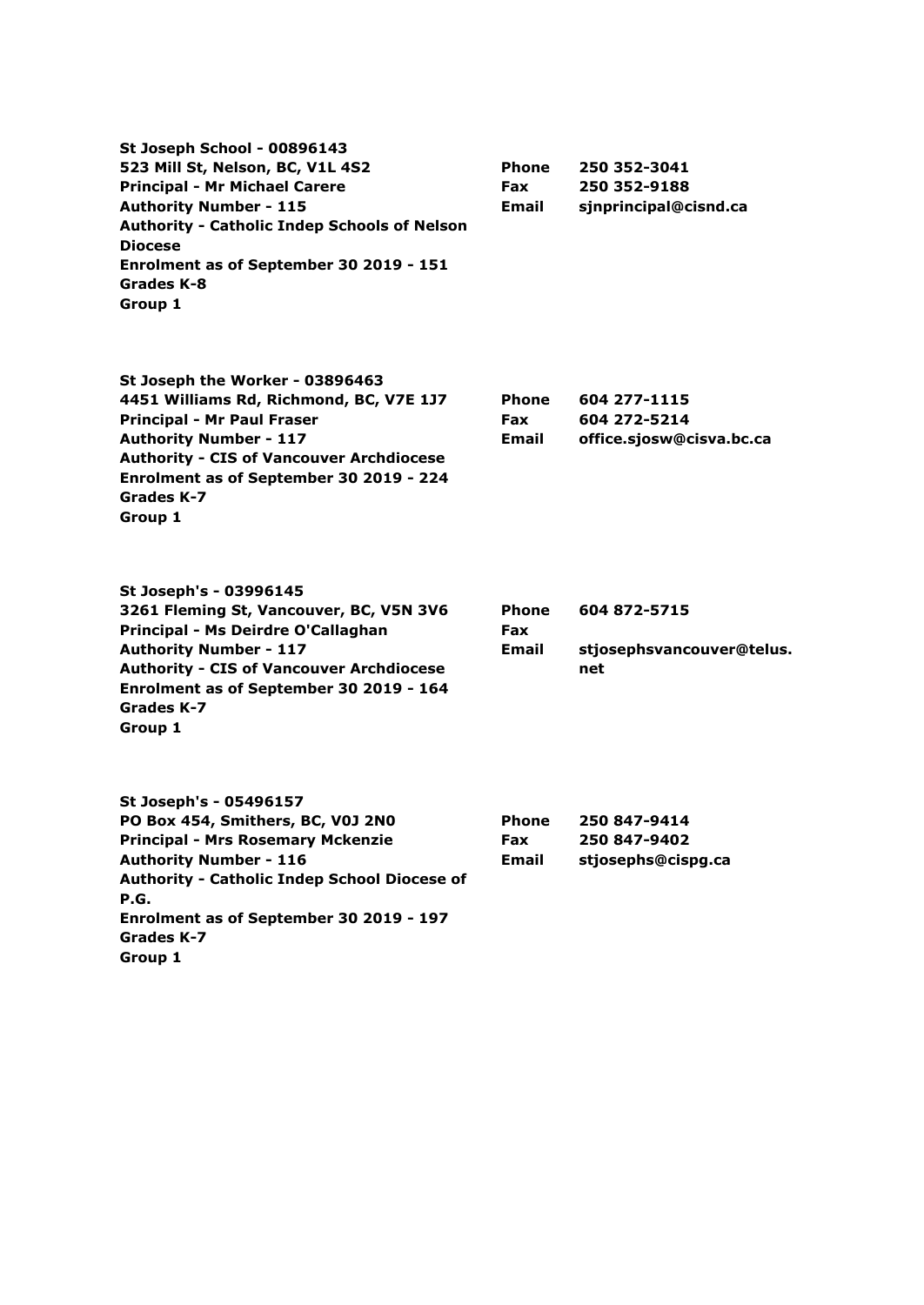**St Joseph School - 00896143**
**523 Mill St, Nelson, BC, V1L 4S2**
**Principal - Mr Michael Carere**
**Authority Number - 115**
**Authority - Catholic Indep Schools of Nelson Diocese**
**Enrolment as of September 30 2019 - 151**
**Grades K-8**
**Group 1**

**Phone** 250 352-3041
**Fax** 250 352-9188
**Email** sjnprincipal@cisnd.ca

**St Joseph the Worker - 03896463**
**4451 Williams Rd, Richmond, BC, V7E 1J7**
**Principal - Mr Paul Fraser**
**Authority Number - 117**
**Authority - CIS of Vancouver Archdiocese**
**Enrolment as of September 30 2019 - 224**
**Grades K-7**
**Group 1**

**Phone** 604 277-1115
**Fax** 604 272-5214
**Email** office.sjosw@cisva.bc.ca

**St Joseph's - 03996145**
**3261 Fleming St, Vancouver, BC, V5N 3V6**
**Principal - Ms Deirdre O'Callaghan**
**Authority Number - 117**
**Authority - CIS of Vancouver Archdiocese**
**Enrolment as of September 30 2019 - 164**
**Grades K-7**
**Group 1**

**Phone** 604 872-5715
**Fax**
**Email** stjosephsvancouver@telus.net

**St Joseph's - 05496157**
**PO Box 454, Smithers, BC, V0J 2N0**
**Principal - Mrs Rosemary Mckenzie**
**Authority Number - 116**
**Authority - Catholic Indep School Diocese of P.G.**
**Enrolment as of September 30 2019 - 197**
**Grades K-7**
**Group 1**

**Phone** 250 847-9414
**Fax** 250 847-9402
**Email** stjosephs@cispg.ca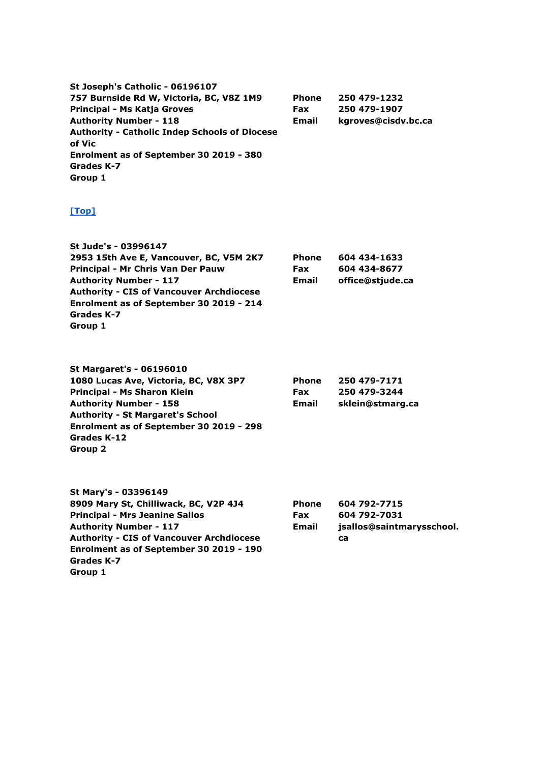**St Joseph's Catholic - 06196107**
**757 Burnside Rd W, Victoria, BC, V8Z 1M9**
**Principal - Ms Katja Groves**
**Authority Number - 118**
**Authority - Catholic Indep Schools of Diocese of Vic**
**Enrolment as of September 30 2019 - 380**
**Grades K-7**
**Group 1**

| | |
|---|---|
| **Phone** | **250 479-1232** |
| **Fax** | **250 479-1907** |
| **Email** | **kgroves@cisdv.bc.ca** |

**[Top]**

**St Jude's - 03996147**
**2953 15th Ave E, Vancouver, BC, V5M 2K7**
**Principal - Mr Chris Van Der Pauw**
**Authority Number - 117**
**Authority - CIS of Vancouver Archdiocese**
**Enrolment as of September 30 2019 - 214**
**Grades K-7**
**Group 1**

| | |
|---|---|
| **Phone** | **604 434-1633** |
| **Fax** | **604 434-8677** |
| **Email** | **office@stjude.ca** |

**St Margaret's - 06196010**
**1080 Lucas Ave, Victoria, BC, V8X 3P7**
**Principal - Ms Sharon Klein**
**Authority Number - 158**
**Authority - St Margaret's School**
**Enrolment as of September 30 2019 - 298**
**Grades K-12**
**Group 2**

| | |
|---|---|
| **Phone** | **250 479-7171** |
| **Fax** | **250 479-3244** |
| **Email** | **sklein@stmarg.ca** |

**St Mary's - 03396149**
**8909 Mary St, Chilliwack, BC, V2P 4J4**
**Principal - Mrs Jeanine Sallos**
**Authority Number - 117**
**Authority - CIS of Vancouver Archdiocese**
**Enrolment as of September 30 2019 - 190**
**Grades K-7**
**Group 1**

| | |
|---|---|
| **Phone** | **604 792-7715** |
| **Fax** | **604 792-7031** |
| **Email** | **jsallos@saintmarysschool.ca** |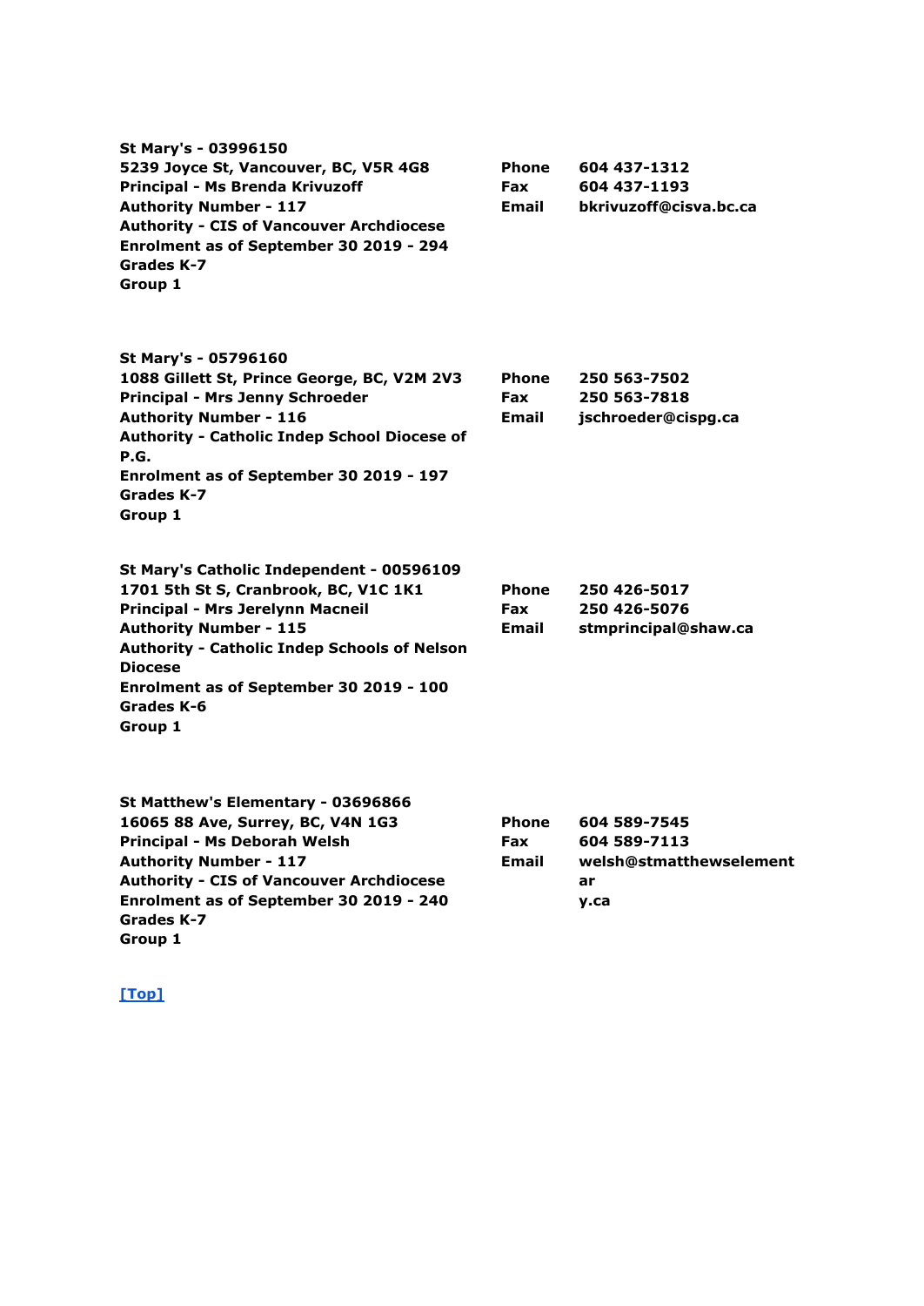**St Mary's - 03996150**
**5239 Joyce St, Vancouver, BC, V5R 4G8**
**Principal - Ms Brenda Krivuzoff**
**Authority Number - 117**
**Authority - CIS of Vancouver Archdiocese**
**Enrolment as of September 30 2019 - 294**
**Grades K-7**
**Group 1**

| | |
|---|---|
| **Phone** | **604 437-1312** |
| **Fax** | **604 437-1193** |
| **Email** | **bkrivuzoff@cisva.bc.ca** |

**St Mary's - 05796160**
**1088 Gillett St, Prince George, BC, V2M 2V3**
**Principal - Mrs Jenny Schroeder**
**Authority Number - 116**
**Authority - Catholic Indep School Diocese of P.G.**
**Enrolment as of September 30 2019 - 197**
**Grades K-7**
**Group 1**

| | |
|---|---|
| **Phone** | **250 563-7502** |
| **Fax** | **250 563-7818** |
| **Email** | **jschroeder@cispg.ca** |

**St Mary's Catholic Independent - 00596109**
**1701 5th St S, Cranbrook, BC, V1C 1K1**
**Principal - Mrs Jerelynn Macneil**
**Authority Number - 115**
**Authority - Catholic Indep Schools of Nelson Diocese**
**Enrolment as of September 30 2019 - 100**
**Grades K-6**
**Group 1**

| | |
|---|---|
| **Phone** | **250 426-5017** |
| **Fax** | **250 426-5076** |
| **Email** | **stmprincipal@shaw.ca** |

**St Matthew's Elementary - 03696866**
**16065 88 Ave, Surrey, BC, V4N 1G3**
**Principal - Ms Deborah Welsh**
**Authority Number - 117**
**Authority - CIS of Vancouver Archdiocese**
**Enrolment as of September 30 2019 - 240**
**Grades K-7**
**Group 1**

| | |
|---|---|
| **Phone** | **604 589-7545** |
| **Fax** | **604 589-7113** |
| **Email** | **welsh@stmatthewselementary.ca** |

[Top]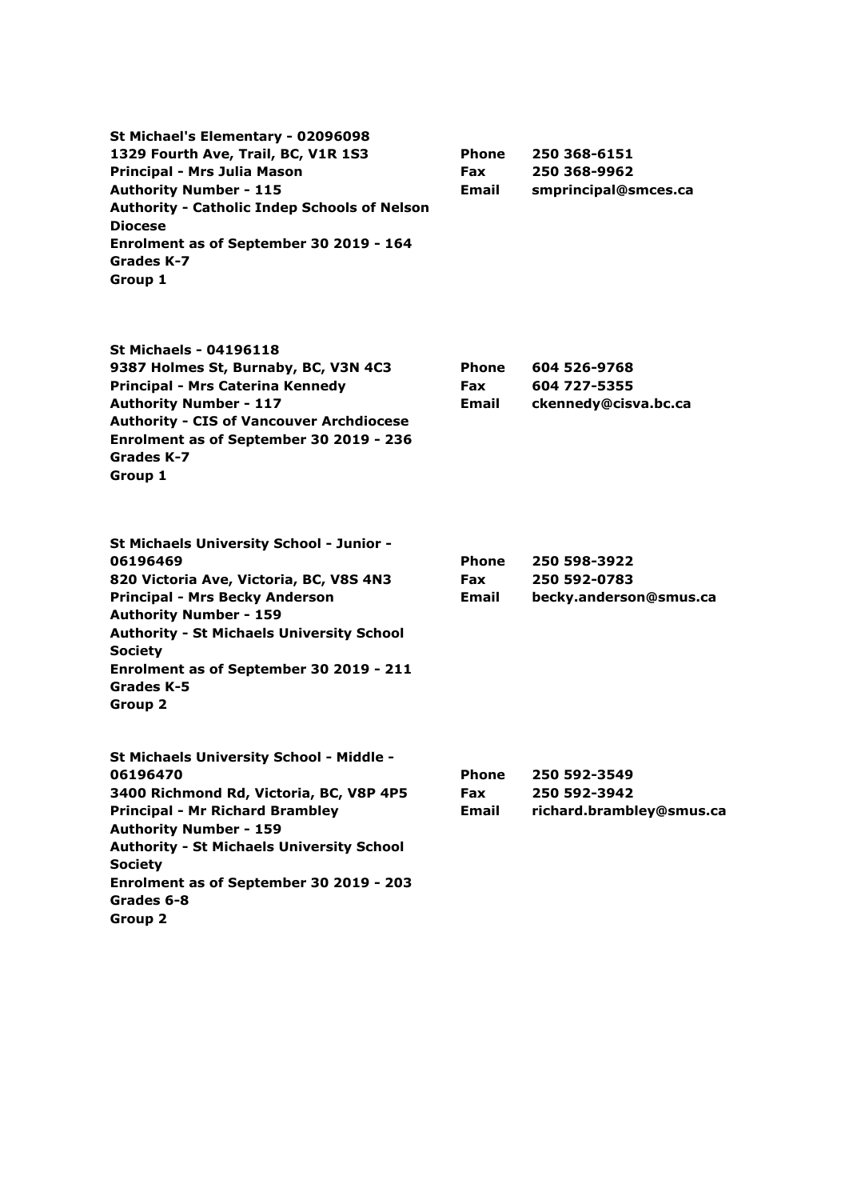**St Michael's Elementary - 02096098**
**1329 Fourth Ave, Trail, BC, V1R 1S3**
**Principal - Mrs Julia Mason**
**Authority Number - 115**
**Authority - Catholic Indep Schools of Nelson Diocese**
**Enrolment as of September 30 2019 - 164**
**Grades K-7**
**Group 1**

| | |
|---|---|
| **Phone** | **250 368-6151** |
| **Fax** | **250 368-9962** |
| **Email** | **smprincipal@smces.ca** |

**St Michaels - 04196118**
**9387 Holmes St, Burnaby, BC, V3N 4C3**
**Principal - Mrs Caterina Kennedy**
**Authority Number - 117**
**Authority - CIS of Vancouver Archdiocese**
**Enrolment as of September 30 2019 - 236**
**Grades K-7**
**Group 1**

| | |
|---|---|
| **Phone** | **604 526-9768** |
| **Fax** | **604 727-5355** |
| **Email** | **ckennedy@cisva.bc.ca** |

**St Michaels University School - Junior - 06196469**
**820 Victoria Ave, Victoria, BC, V8S 4N3**
**Principal - Mrs Becky Anderson**
**Authority Number - 159**
**Authority - St Michaels University School Society**
**Enrolment as of September 30 2019 - 211**
**Grades K-5**
**Group 2**

| | |
|---|---|
| **Phone** | **250 598-3922** |
| **Fax** | **250 592-0783** |
| **Email** | **becky.anderson@smus.ca** |

**St Michaels University School - Middle - 06196470**
**3400 Richmond Rd, Victoria, BC, V8P 4P5**
**Principal - Mr Richard Brambley**
**Authority Number - 159**
**Authority - St Michaels University School Society**
**Enrolment as of September 30 2019 - 203**
**Grades 6-8**
**Group 2**

| | |
|---|---|
| **Phone** | **250 592-3549** |
| **Fax** | **250 592-3942** |
| **Email** | **richard.brambley@smus.ca** |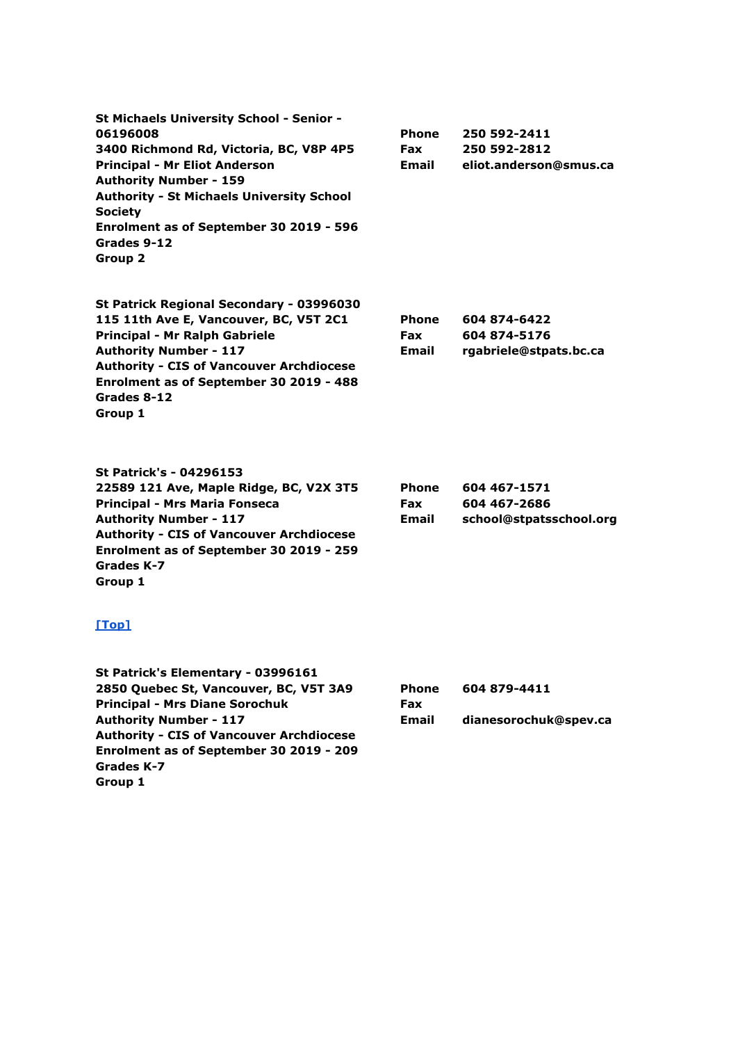**St Michaels University School - Senior - 06196008**
**3400 Richmond Rd, Victoria, BC, V8P 4P5**
**Principal - Mr Eliot Anderson**
**Authority Number - 159**
**Authority - St Michaels University School Society**
**Enrolment as of September 30 2019 - 596**
**Grades 9-12**
**Group 2**

| | |
|---|---|
| **Phone** | **250 592-2411** |
| **Fax** | **250 592-2812** |
| **Email** | **eliot.anderson@smus.ca** |

**St Patrick Regional Secondary - 03996030**
**115 11th Ave E, Vancouver, BC, V5T 2C1**
**Principal - Mr Ralph Gabriele**
**Authority Number - 117**
**Authority - CIS of Vancouver Archdiocese**
**Enrolment as of September 30 2019 - 488**
**Grades 8-12**
**Group 1**

| | |
|---|---|
| **Phone** | **604 874-6422** |
| **Fax** | **604 874-5176** |
| **Email** | **rgabriele@stpats.bc.ca** |

**St Patrick's - 04296153**
**22589 121 Ave, Maple Ridge, BC, V2X 3T5**
**Principal - Mrs Maria Fonseca**
**Authority Number - 117**
**Authority - CIS of Vancouver Archdiocese**
**Enrolment as of September 30 2019 - 259**
**Grades K-7**
**Group 1**

| | |
|---|---|
| **Phone** | **604 467-1571** |
| **Fax** | **604 467-2686** |
| **Email** | **school@stpatsschool.org** |

**[Top]**

**St Patrick's Elementary - 03996161**
**2850 Quebec St, Vancouver, BC, V5T 3A9**
**Principal - Mrs Diane Sorochuk**
**Authority Number - 117**
**Authority - CIS of Vancouver Archdiocese**
**Enrolment as of September 30 2019 - 209**
**Grades K-7**
**Group 1**

| | |
|---|---|
| **Phone** | **604 879-4411** |
| **Fax** | |
| **Email** | **dianesorochuk@spev.ca** |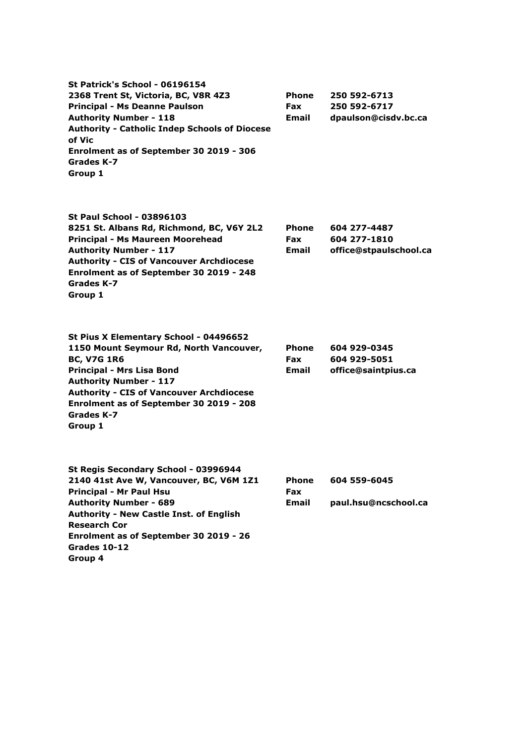**St Patrick's School - 06196154**
**2368 Trent St, Victoria, BC, V8R 4Z3**
**Principal - Ms Deanne Paulson**
**Authority Number - 118**
**Authority - Catholic Indep Schools of Diocese of Vic**
**Enrolment as of September 30 2019 - 306**
**Grades K-7**
**Group 1**

**Phone** 250 592-6713
**Fax** 250 592-6717
**Email** dpaulson@cisdv.bc.ca

**St Paul School - 03896103**
**8251 St. Albans Rd, Richmond, BC, V6Y 2L2**
**Principal - Ms Maureen Moorehead**
**Authority Number - 117**
**Authority - CIS of Vancouver Archdiocese**
**Enrolment as of September 30 2019 - 248**
**Grades K-7**
**Group 1**

**Phone** 604 277-4487
**Fax** 604 277-1810
**Email** office@stpaulschool.ca

**St Pius X Elementary School - 04496652**
**1150 Mount Seymour Rd, North Vancouver, BC, V7G 1R6**
**Principal - Mrs Lisa Bond**
**Authority Number - 117**
**Authority - CIS of Vancouver Archdiocese**
**Enrolment as of September 30 2019 - 208**
**Grades K-7**
**Group 1**

**Phone** 604 929-0345
**Fax** 604 929-5051
**Email** office@saintpius.ca

**St Regis Secondary School - 03996944**
**2140 41st Ave W, Vancouver, BC, V6M 1Z1**
**Principal - Mr Paul Hsu**
**Authority Number - 689**
**Authority - New Castle Inst. of English Research Cor**
**Enrolment as of September 30 2019 - 26**
**Grades 10-12**
**Group 4**

**Phone** 604 559-6045
**Fax**
**Email** paul.hsu@ncschool.ca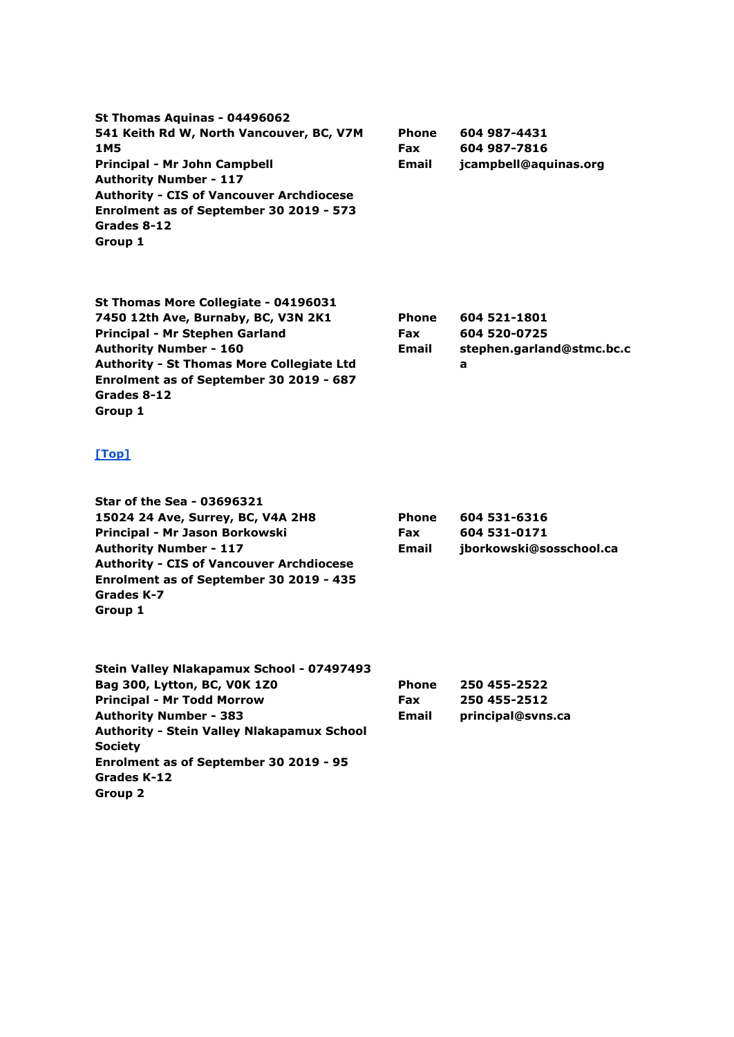**St Thomas Aquinas - 04496062**
**541 Keith Rd W, North Vancouver, BC, V7M 1M5**
**Principal - Mr John Campbell**
**Authority Number - 117**
**Authority - CIS of Vancouver Archdiocese**
**Enrolment as of September 30 2019 - 573**
**Grades 8-12**
**Group 1**

| | |
|---|---|
| **Phone** | **604 987-4431** |
| **Fax** | **604 987-7816** |
| **Email** | **jcampbell@aquinas.org** |

**St Thomas More Collegiate - 04196031**
**7450 12th Ave, Burnaby, BC, V3N 2K1**
**Principal - Mr Stephen Garland**
**Authority Number - 160**
**Authority - St Thomas More Collegiate Ltd**
**Enrolment as of September 30 2019 - 687**
**Grades 8-12**
**Group 1**

| | |
|---|---|
| **Phone** | **604 521-1801** |
| **Fax** | **604 520-0725** |
| **Email** | **stephen.garland@stmc.bc.ca** |

**[Top]**

**Star of the Sea - 03696321**
**15024 24 Ave, Surrey, BC, V4A 2H8**
**Principal - Mr Jason Borkowski**
**Authority Number - 117**
**Authority - CIS of Vancouver Archdiocese**
**Enrolment as of September 30 2019 - 435**
**Grades K-7**
**Group 1**

| | |
|---|---|
| **Phone** | **604 531-6316** |
| **Fax** | **604 531-0171** |
| **Email** | **jborkowski@sosschool.ca** |

**Stein Valley Nlakapamux School - 07497493**
**Bag 300, Lytton, BC, V0K 1Z0**
**Principal - Mr Todd Morrow**
**Authority Number - 383**
**Authority - Stein Valley Nlakapamux School Society**
**Enrolment as of September 30 2019 - 95**
**Grades K-12**
**Group 2**

| | |
|---|---|
| **Phone** | **250 455-2522** |
| **Fax** | **250 455-2512** |
| **Email** | **principal@svns.ca** |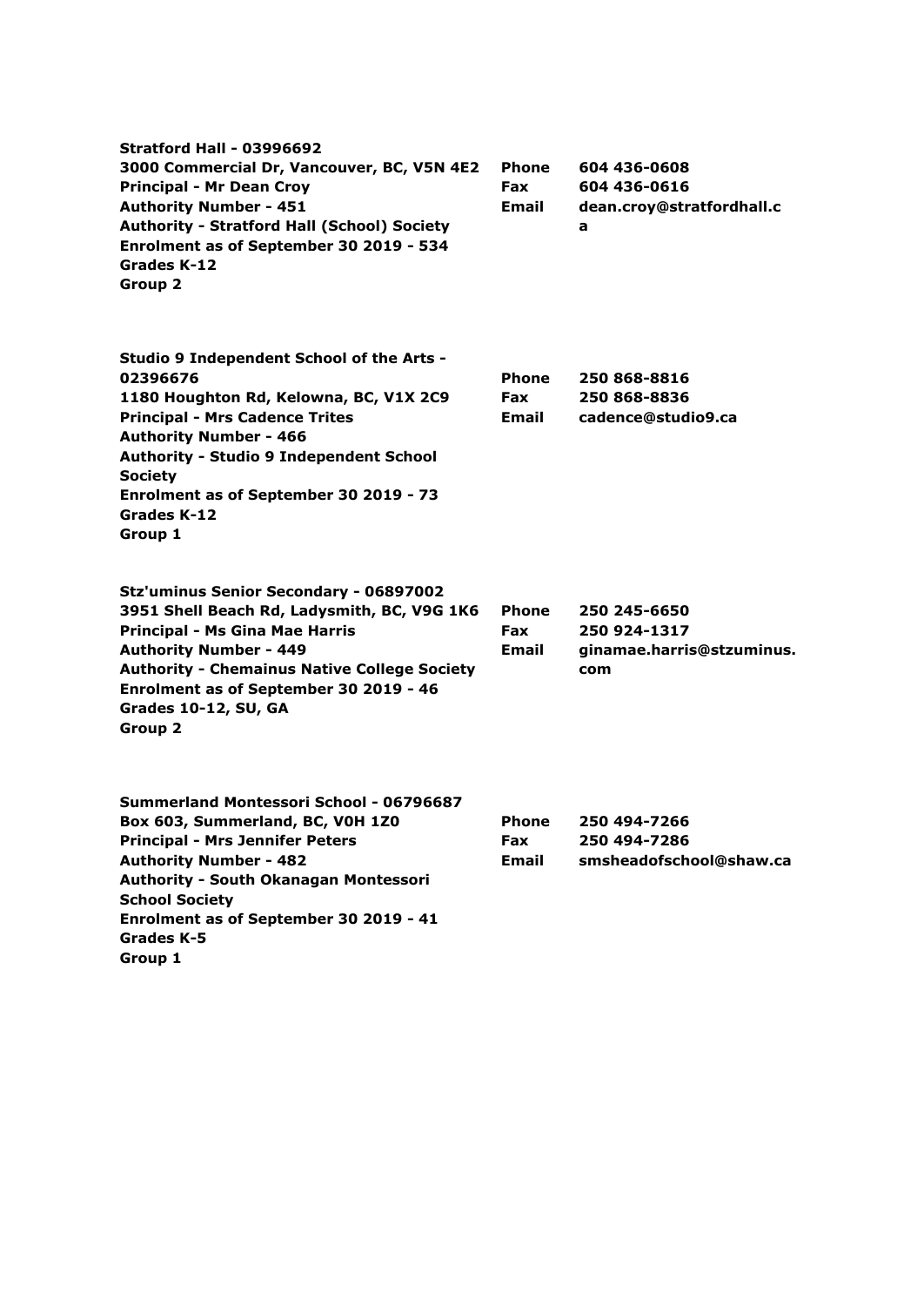**Stratford Hall - 03996692**
**3000 Commercial Dr, Vancouver, BC, V5N 4E2**
**Principal - Mr Dean Croy**
**Authority Number - 451**
**Authority - Stratford Hall (School) Society**
**Enrolment as of September 30 2019 - 534**
**Grades K-12**
**Group 2**

**Phone** 604 436-0608
**Fax** 604 436-0616
**Email** dean.croy@stratfordhall.ca

**Studio 9 Independent School of the Arts - 02396676**
**1180 Houghton Rd, Kelowna, BC, V1X 2C9**
**Principal - Mrs Cadence Trites**
**Authority Number - 466**
**Authority - Studio 9 Independent School Society**
**Enrolment as of September 30 2019 - 73**
**Grades K-12**
**Group 1**

**Phone** 250 868-8816
**Fax** 250 868-8836
**Email** cadence@studio9.ca

**Stz'uminus Senior Secondary - 06897002**
**3951 Shell Beach Rd, Ladysmith, BC, V9G 1K6**
**Principal - Ms Gina Mae Harris**
**Authority Number - 449**
**Authority - Chemainus Native College Society**
**Enrolment as of September 30 2019 - 46**
**Grades 10-12, SU, GA**
**Group 2**

**Phone** 250 245-6650
**Fax** 250 924-1317
**Email** ginamae.harris@stzuminus.com

**Summerland Montessori School - 06796687**
**Box 603, Summerland, BC, V0H 1Z0**
**Principal - Mrs Jennifer Peters**
**Authority Number - 482**
**Authority - South Okanagan Montessori School Society**
**Enrolment as of September 30 2019 - 41**
**Grades K-5**
**Group 1**

**Phone** 250 494-7266
**Fax** 250 494-7286
**Email** smsheadofschool@shaw.ca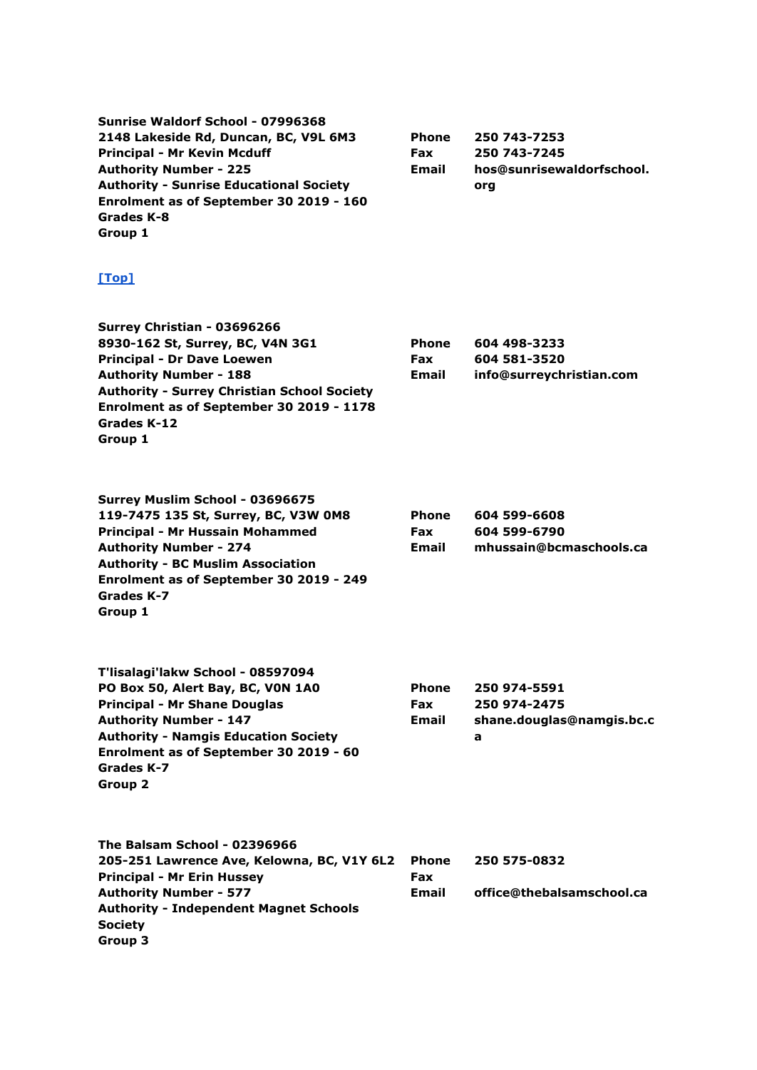**Sunrise Waldorf School - 07996368**
**2148 Lakeside Rd, Duncan, BC, V9L 6M3**
**Principal - Mr Kevin Mcduff**
**Authority Number - 225**
**Authority - Sunrise Educational Society**
**Enrolment as of September 30 2019 - 160**
**Grades K-8**
**Group 1**

| | |
|---|---|
| **Phone** | **250 743-7253** |
| **Fax** | **250 743-7245** |
| **Email** | **hos@sunrisewaldorfschool.org** |

[Top]

**Surrey Christian - 03696266**
**8930-162 St, Surrey, BC, V4N 3G1**
**Principal - Dr Dave Loewen**
**Authority Number - 188**
**Authority - Surrey Christian School Society**
**Enrolment as of September 30 2019 - 1178**
**Grades K-12**
**Group 1**

| | |
|---|---|
| **Phone** | **604 498-3233** |
| **Fax** | **604 581-3520** |
| **Email** | **info@surreychristian.com** |

**Surrey Muslim School - 03696675**
**119-7475 135 St, Surrey, BC, V3W 0M8**
**Principal - Mr Hussain Mohammed**
**Authority Number - 274**
**Authority - BC Muslim Association**
**Enrolment as of September 30 2019 - 249**
**Grades K-7**
**Group 1**

| | |
|---|---|
| **Phone** | **604 599-6608** |
| **Fax** | **604 599-6790** |
| **Email** | **mhussain@bcmaschools.ca** |

**T'lisalagi'lakw School - 08597094**
**PO Box 50, Alert Bay, BC, V0N 1A0**
**Principal - Mr Shane Douglas**
**Authority Number - 147**
**Authority - Namgis Education Society**
**Enrolment as of September 30 2019 - 60**
**Grades K-7**
**Group 2**

| | |
|---|---|
| **Phone** | **250 974-5591** |
| **Fax** | **250 974-2475** |
| **Email** | **shane.douglas@namgis.bc.ca** |

**The Balsam School - 02396966**
**205-251 Lawrence Ave, Kelowna, BC, V1Y 6L2**
**Principal - Mr Erin Hussey**
**Authority Number - 577**
**Authority - Independent Magnet Schools Society**
**Group 3**

| | |
|---|---|
| **Phone** | **250 575-0832** |
| **Fax** | |
| **Email** | **office@thebalsamschool.ca** |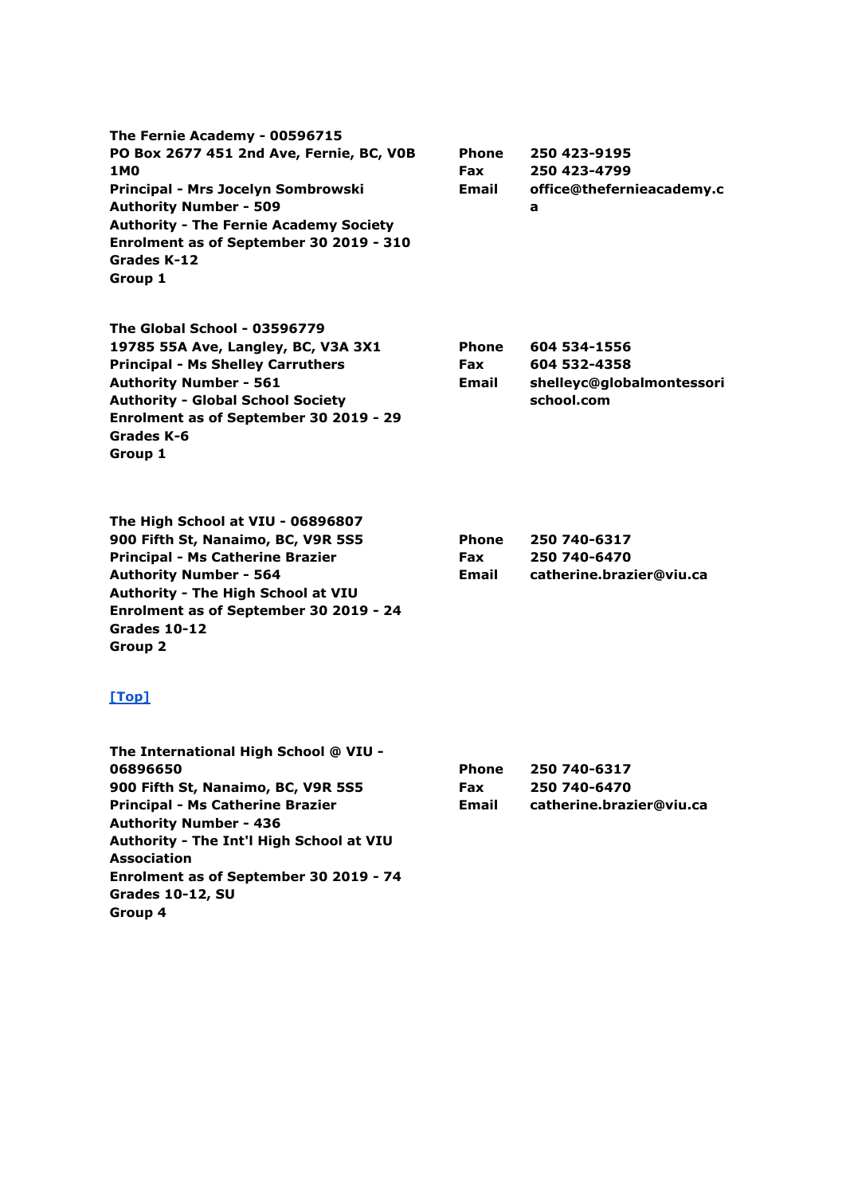**The Fernie Academy - 00596715**
**PO Box 2677 451 2nd Ave, Fernie, BC, V0B 1M0**
**Principal - Mrs Jocelyn Sombrowski**
**Authority Number - 509**
**Authority - The Fernie Academy Society**
**Enrolment as of September 30 2019 - 310**
**Grades K-12**
**Group 1**

| | |
|---|---|
| **Phone** | **250 423-9195** |
| **Fax** | **250 423-4799** |
| **Email** | **office@thefernieacademy.ca** |

**The Global School - 03596779**
**19785 55A Ave, Langley, BC, V3A 3X1**
**Principal - Ms Shelley Carruthers**
**Authority Number - 561**
**Authority - Global School Society**
**Enrolment as of September 30 2019 - 29**
**Grades K-6**
**Group 1**

| | |
|---|---|
| **Phone** | **604 534-1556** |
| **Fax** | **604 532-4358** |
| **Email** | **shelleyc@globalmontessorischool.com** |

**The High School at VIU - 06896807**
**900 Fifth St, Nanaimo, BC, V9R 5S5**
**Principal - Ms Catherine Brazier**
**Authority Number - 564**
**Authority - The High School at VIU**
**Enrolment as of September 30 2019 - 24**
**Grades 10-12**
**Group 2**

| | |
|---|---|
| **Phone** | **250 740-6317** |
| **Fax** | **250 740-6470** |
| **Email** | **catherine.brazier@viu.ca** |

[Top]

**The International High School @ VIU - 06896650**
**900 Fifth St, Nanaimo, BC, V9R 5S5**
**Principal - Ms Catherine Brazier**
**Authority Number - 436**
**Authority - The Int'l High School at VIU Association**
**Enrolment as of September 30 2019 - 74**
**Grades 10-12, SU**
**Group 4**

| | |
|---|---|
| **Phone** | **250 740-6317** |
| **Fax** | **250 740-6470** |
| **Email** | **catherine.brazier@viu.ca** |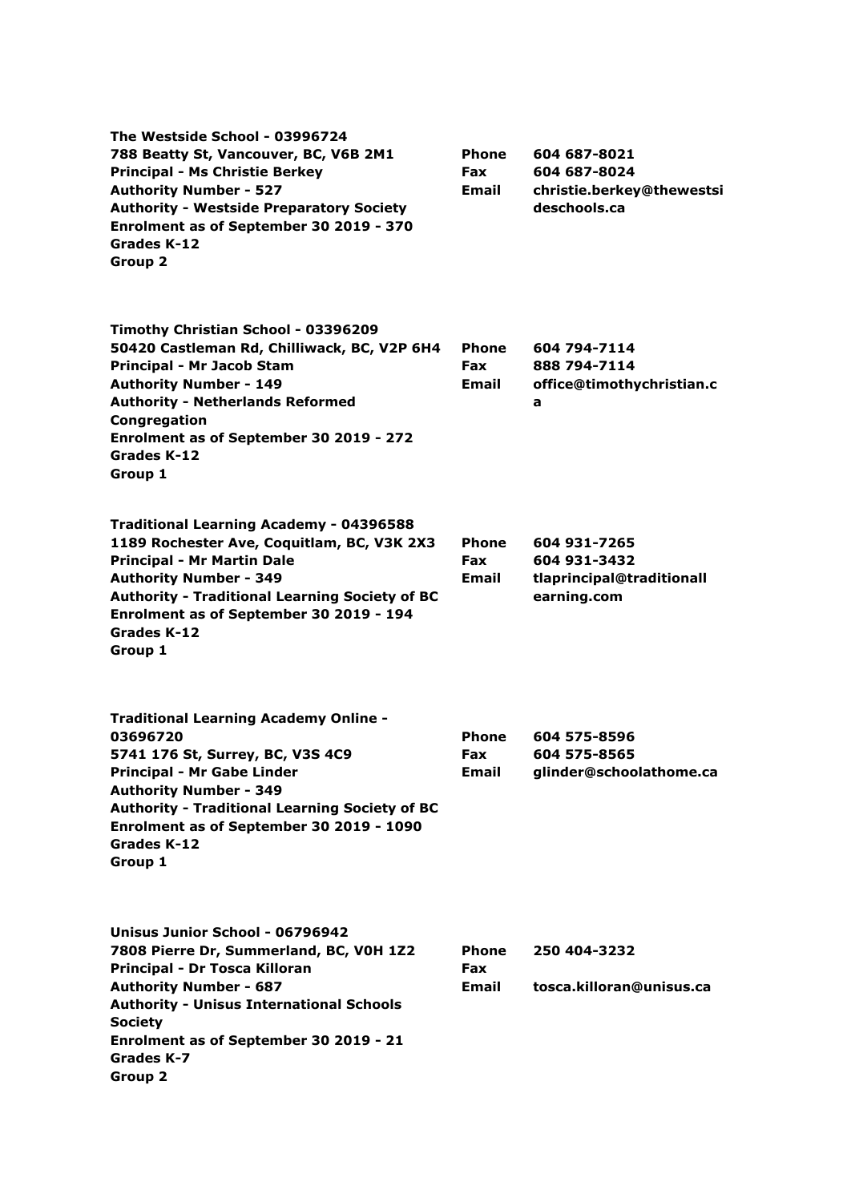**The Westside School - 03996724**
**788 Beatty St, Vancouver, BC, V6B 2M1**
**Principal - Ms Christie Berkey**
**Authority Number - 527**
**Authority - Westside Preparatory Society**
**Enrolment as of September 30 2019 - 370**
**Grades K-12**
**Group 2**

| | |
|---|---|
| **Phone** | **604 687-8021** |
| **Fax** | **604 687-8024** |
| **Email** | **christie.berkey@thewestsideschools.ca** |

**Timothy Christian School - 03396209**
**50420 Castleman Rd, Chilliwack, BC, V2P 6H4**
**Principal - Mr Jacob Stam**
**Authority Number - 149**
**Authority - Netherlands Reformed Congregation**
**Enrolment as of September 30 2019 - 272**
**Grades K-12**
**Group 1**

| | |
|---|---|
| **Phone** | **604 794-7114** |
| **Fax** | **888 794-7114** |
| **Email** | **office@timothychristian.ca** |

**Traditional Learning Academy - 04396588**
**1189 Rochester Ave, Coquitlam, BC, V3K 2X3**
**Principal - Mr Martin Dale**
**Authority Number - 349**
**Authority - Traditional Learning Society of BC**
**Enrolment as of September 30 2019 - 194**
**Grades K-12**
**Group 1**

| | |
|---|---|
| **Phone** | **604 931-7265** |
| **Fax** | **604 931-3432** |
| **Email** | **tlaprincipal@traditionallearning.com** |

**Traditional Learning Academy Online - 03696720**
**5741 176 St, Surrey, BC, V3S 4C9**
**Principal - Mr Gabe Linder**
**Authority Number - 349**
**Authority - Traditional Learning Society of BC**
**Enrolment as of September 30 2019 - 1090**
**Grades K-12**
**Group 1**

| | |
|---|---|
| **Phone** | **604 575-8596** |
| **Fax** | **604 575-8565** |
| **Email** | **glinder@schoolathome.ca** |

**Unisus Junior School - 06796942**
**7808 Pierre Dr, Summerland, BC, V0H 1Z2**
**Principal - Dr Tosca Killoran**
**Authority Number - 687**
**Authority - Unisus International Schools Society**
**Enrolment as of September 30 2019 - 21**
**Grades K-7**
**Group 2**

| | |
|---|---|
| **Phone** | **250 404-3232** |
| **Fax** | |
| **Email** | **tosca.killoran@unisus.ca** |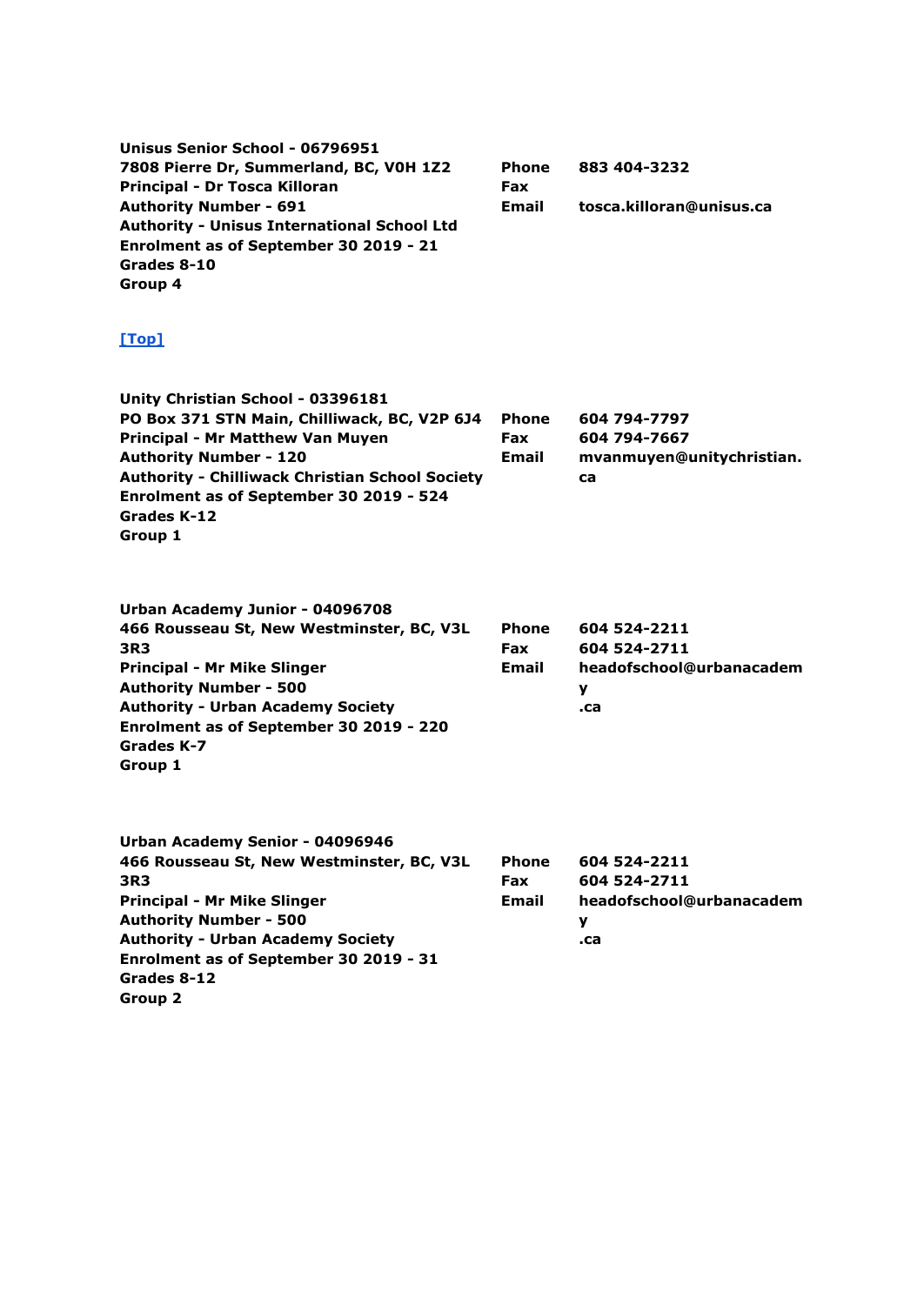**Unisus Senior School - 06796951**
**7808 Pierre Dr, Summerland, BC, V0H 1Z2**
**Principal - Dr Tosca Killoran**
**Authority Number - 691**
**Authority - Unisus International School Ltd**
**Enrolment as of September 30 2019 - 21**
**Grades 8-10**
**Group 4**

| | |
|---|---|
| **Phone** | **883 404-3232** |
| **Fax** | |
| **Email** | **tosca.killoran@unisus.ca** |

[Top]

**Unity Christian School - 03396181**
**PO Box 371 STN Main, Chilliwack, BC, V2P 6J4**
**Principal - Mr Matthew Van Muyen**
**Authority Number - 120**
**Authority - Chilliwack Christian School Society**
**Enrolment as of September 30 2019 - 524**
**Grades K-12**
**Group 1**

| | |
|---|---|
| **Phone** | **604 794-7797** |
| **Fax** | **604 794-7667** |
| **Email** | **mvanmuyen@unitychristian.ca** |

**Urban Academy Junior - 04096708**
**466 Rousseau St, New Westminster, BC, V3L 3R3**
**Principal - Mr Mike Slinger**
**Authority Number - 500**
**Authority - Urban Academy Society**
**Enrolment as of September 30 2019 - 220**
**Grades K-7**
**Group 1**

| | |
|---|---|
| **Phone** | **604 524-2211** |
| **Fax** | **604 524-2711** |
| **Email** | **headofschool@urbanacademy.ca** |

**Urban Academy Senior - 04096946**
**466 Rousseau St, New Westminster, BC, V3L 3R3**
**Principal - Mr Mike Slinger**
**Authority Number - 500**
**Authority - Urban Academy Society**
**Enrolment as of September 30 2019 - 31**
**Grades 8-12**
**Group 2**

| | |
|---|---|
| **Phone** | **604 524-2211** |
| **Fax** | **604 524-2711** |
| **Email** | **headofschool@urbanacademy.ca** |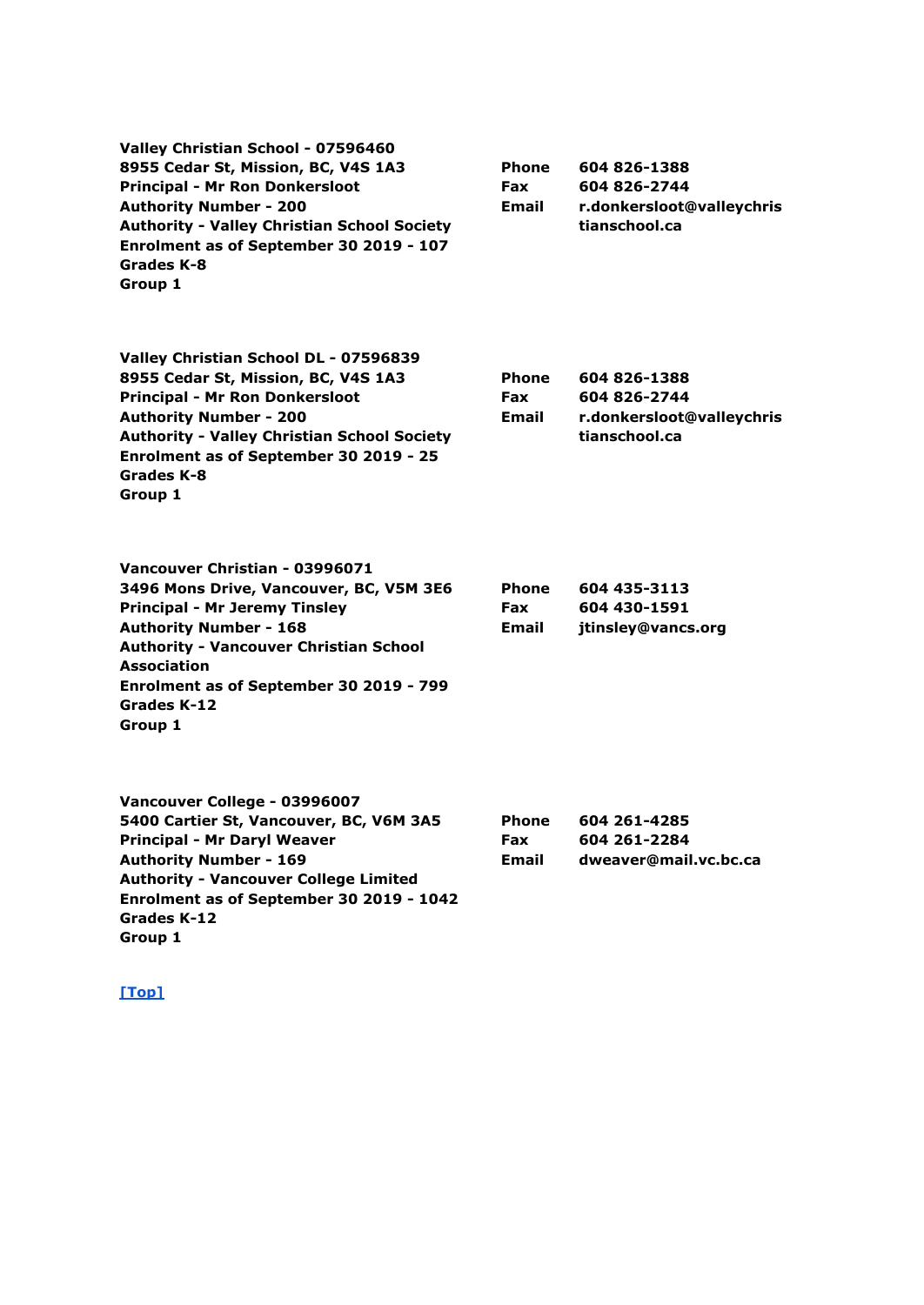**Valley Christian School - 07596460**
**8955 Cedar St, Mission, BC, V4S 1A3**
**Principal - Mr Ron Donkersloot**
**Authority Number - 200**
**Authority - Valley Christian School Society**
**Enrolment as of September 30 2019 - 107**
**Grades K-8**
**Group 1**

**Phone** 604 826-1388
**Fax** 604 826-2744
**Email** r.donkersloot@valleychristianschool.ca

**Valley Christian School DL - 07596839**
**8955 Cedar St, Mission, BC, V4S 1A3**
**Principal - Mr Ron Donkersloot**
**Authority Number - 200**
**Authority - Valley Christian School Society**
**Enrolment as of September 30 2019 - 25**
**Grades K-8**
**Group 1**

**Phone** 604 826-1388
**Fax** 604 826-2744
**Email** r.donkersloot@valleychristianschool.ca

**Vancouver Christian - 03996071**
**3496 Mons Drive, Vancouver, BC, V5M 3E6**
**Principal - Mr Jeremy Tinsley**
**Authority Number - 168**
**Authority - Vancouver Christian School Association**
**Enrolment as of September 30 2019 - 799**
**Grades K-12**
**Group 1**

**Phone** 604 435-3113
**Fax** 604 430-1591
**Email** jtinsley@vancs.org

**Vancouver College - 03996007**
**5400 Cartier St, Vancouver, BC, V6M 3A5**
**Principal - Mr Daryl Weaver**
**Authority Number - 169**
**Authority - Vancouver College Limited**
**Enrolment as of September 30 2019 - 1042**
**Grades K-12**
**Group 1**

**Phone** 604 261-4285
**Fax** 604 261-2284
**Email** dweaver@mail.vc.bc.ca

[Top]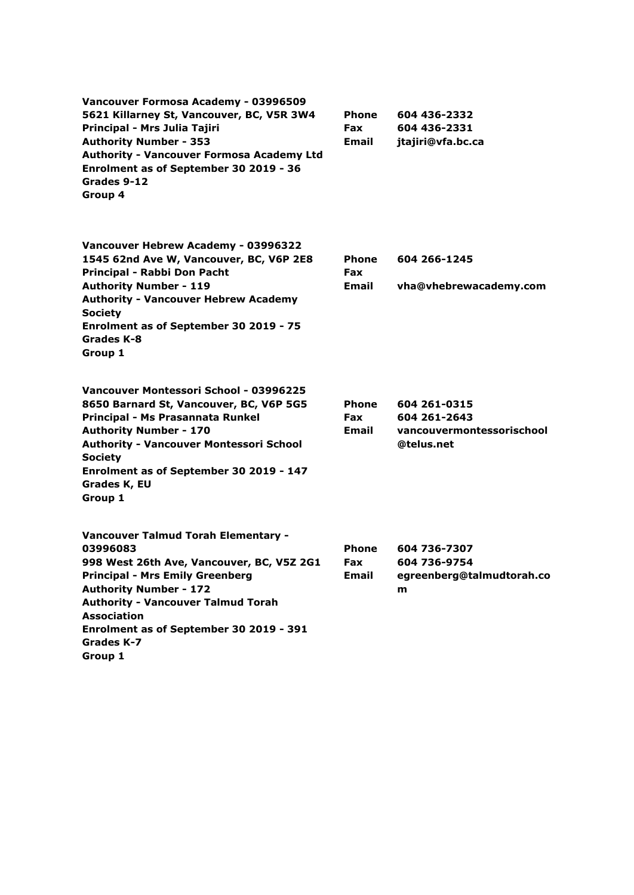**Vancouver Formosa Academy - 03996509**
**5621 Killarney St, Vancouver, BC, V5R 3W4**
**Principal - Mrs Julia Tajiri**
**Authority Number - 353**
**Authority - Vancouver Formosa Academy Ltd**
**Enrolment as of September 30 2019 - 36**
**Grades 9-12**
**Group 4**

**Phone** 604 436-2332
**Fax** 604 436-2331
**Email** jtajiri@vfa.bc.ca

**Vancouver Hebrew Academy - 03996322**
**1545 62nd Ave W, Vancouver, BC, V6P 2E8**
**Principal - Rabbi Don Pacht**
**Authority Number - 119**
**Authority - Vancouver Hebrew Academy Society**
**Enrolment as of September 30 2019 - 75**
**Grades K-8**
**Group 1**

**Phone** 604 266-1245
**Fax**
**Email** vha@vhebrewacademy.com

**Vancouver Montessori School - 03996225**
**8650 Barnard St, Vancouver, BC, V6P 5G5**
**Principal - Ms Prasannata Runkel**
**Authority Number - 170**
**Authority - Vancouver Montessori School Society**
**Enrolment as of September 30 2019 - 147**
**Grades K, EU**
**Group 1**

**Phone** 604 261-0315
**Fax** 604 261-2643
**Email** vancouvermontessorischool@telus.net

**Vancouver Talmud Torah Elementary - 03996083**
**998 West 26th Ave, Vancouver, BC, V5Z 2G1**
**Principal - Mrs Emily Greenberg**
**Authority Number - 172**
**Authority - Vancouver Talmud Torah Association**
**Enrolment as of September 30 2019 - 391**
**Grades K-7**
**Group 1**

**Phone** 604 736-7307
**Fax** 604 736-9754
**Email** egreenberg@talmudtorah.com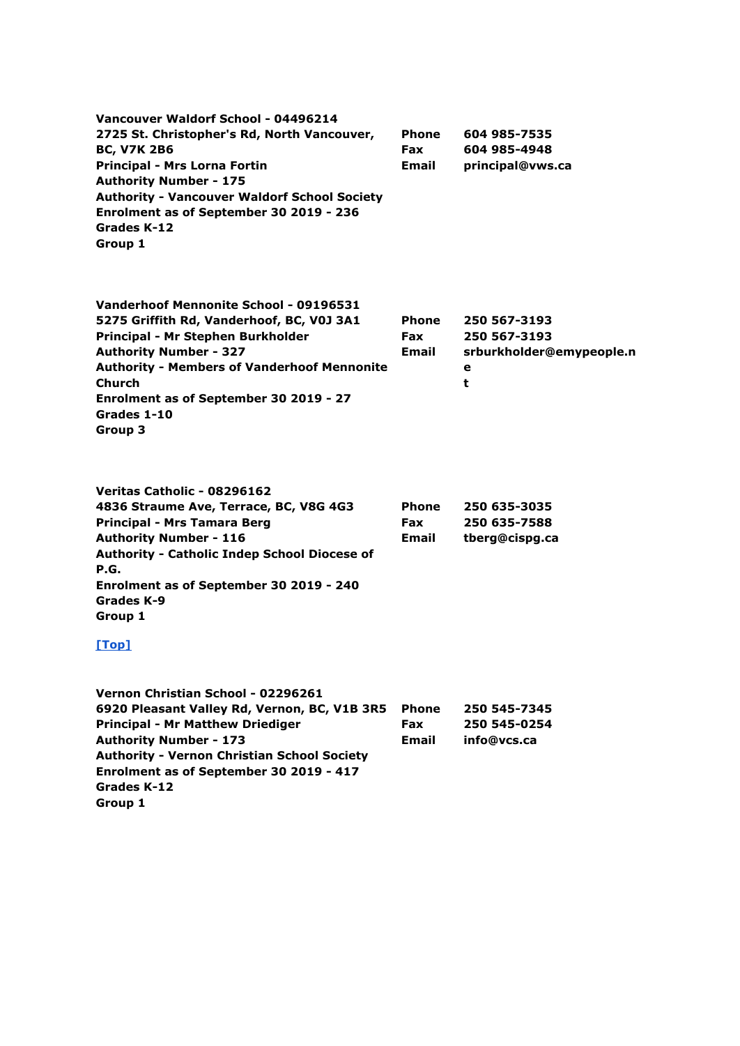**Vancouver Waldorf School - 04496214**
**2725 St. Christopher's Rd, North Vancouver, BC, V7K 2B6**
**Principal - Mrs Lorna Fortin**
**Authority Number - 175**
**Authority - Vancouver Waldorf School Society**
**Enrolment as of September 30 2019 - 236**
**Grades K-12**
**Group 1**

| | |
|---|---|
| **Phone** | **604 985-7535** |
| **Fax** | **604 985-4948** |
| **Email** | **principal@vws.ca** |

**Vanderhoof Mennonite School - 09196531**
**5275 Griffith Rd, Vanderhoof, BC, V0J 3A1**
**Principal - Mr Stephen Burkholder**
**Authority Number - 327**
**Authority - Members of Vanderhoof Mennonite Church**
**Enrolment as of September 30 2019 - 27**
**Grades 1-10**
**Group 3**

| | |
|---|---|
| **Phone** | **250 567-3193** |
| **Fax** | **250 567-3193** |
| **Email** | **srburkholder@emypeople.net** |

**Veritas Catholic - 08296162**
**4836 Straume Ave, Terrace, BC, V8G 4G3**
**Principal - Mrs Tamara Berg**
**Authority Number - 116**
**Authority - Catholic Indep School Diocese of P.G.**
**Enrolment as of September 30 2019 - 240**
**Grades K-9**
**Group 1**

| | |
|---|---|
| **Phone** | **250 635-3035** |
| **Fax** | **250 635-7588** |
| **Email** | **tberg@cispg.ca** |

[Top]

**Vernon Christian School - 02296261**
**6920 Pleasant Valley Rd, Vernon, BC, V1B 3R5**
**Principal - Mr Matthew Driediger**
**Authority Number - 173**
**Authority - Vernon Christian School Society**
**Enrolment as of September 30 2019 - 417**
**Grades K-12**
**Group 1**

| | |
|---|---|
| **Phone** | **250 545-7345** |
| **Fax** | **250 545-0254** |
| **Email** | **info@vcs.ca** |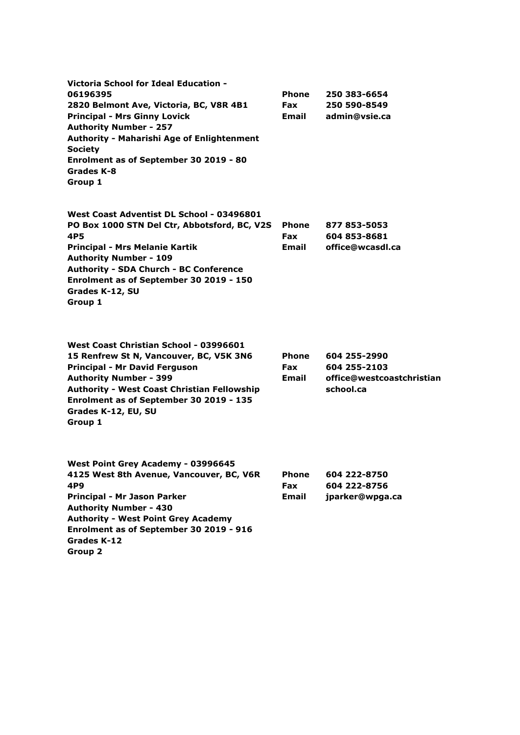**Victoria School for Ideal Education - 06196395**
**2820 Belmont Ave, Victoria, BC, V8R 4B1**
**Principal - Mrs Ginny Lovick**
**Authority Number - 257**
**Authority - Maharishi Age of Enlightenment Society**
**Enrolment as of September 30 2019 - 80**
**Grades K-8**
**Group 1**

**Phone** 250 383-6654
**Fax** 250 590-8549
**Email** admin@vsie.ca

**West Coast Adventist DL School - 03496801**
**PO Box 1000 STN Del Ctr, Abbotsford, BC, V2S 4P5**
**Principal - Mrs Melanie Kartik**
**Authority Number - 109**
**Authority - SDA Church - BC Conference**
**Enrolment as of September 30 2019 - 150**
**Grades K-12, SU**
**Group 1**

**Phone** 877 853-5053
**Fax** 604 853-8681
**Email** office@wcasdl.ca

**West Coast Christian School - 03996601**
**15 Renfrew St N, Vancouver, BC, V5K 3N6**
**Principal - Mr David Ferguson**
**Authority Number - 399**
**Authority - West Coast Christian Fellowship**
**Enrolment as of September 30 2019 - 135**
**Grades K-12, EU, SU**
**Group 1**

**Phone** 604 255-2990
**Fax** 604 255-2103
**Email** office@westcoastchristianschool.ca

**West Point Grey Academy - 03996645**
**4125 West 8th Avenue, Vancouver, BC, V6R 4P9**
**Principal - Mr Jason Parker**
**Authority Number - 430**
**Authority - West Point Grey Academy**
**Enrolment as of September 30 2019 - 916**
**Grades K-12**
**Group 2**

**Phone** 604 222-8750
**Fax** 604 222-8756
**Email** jparker@wpga.ca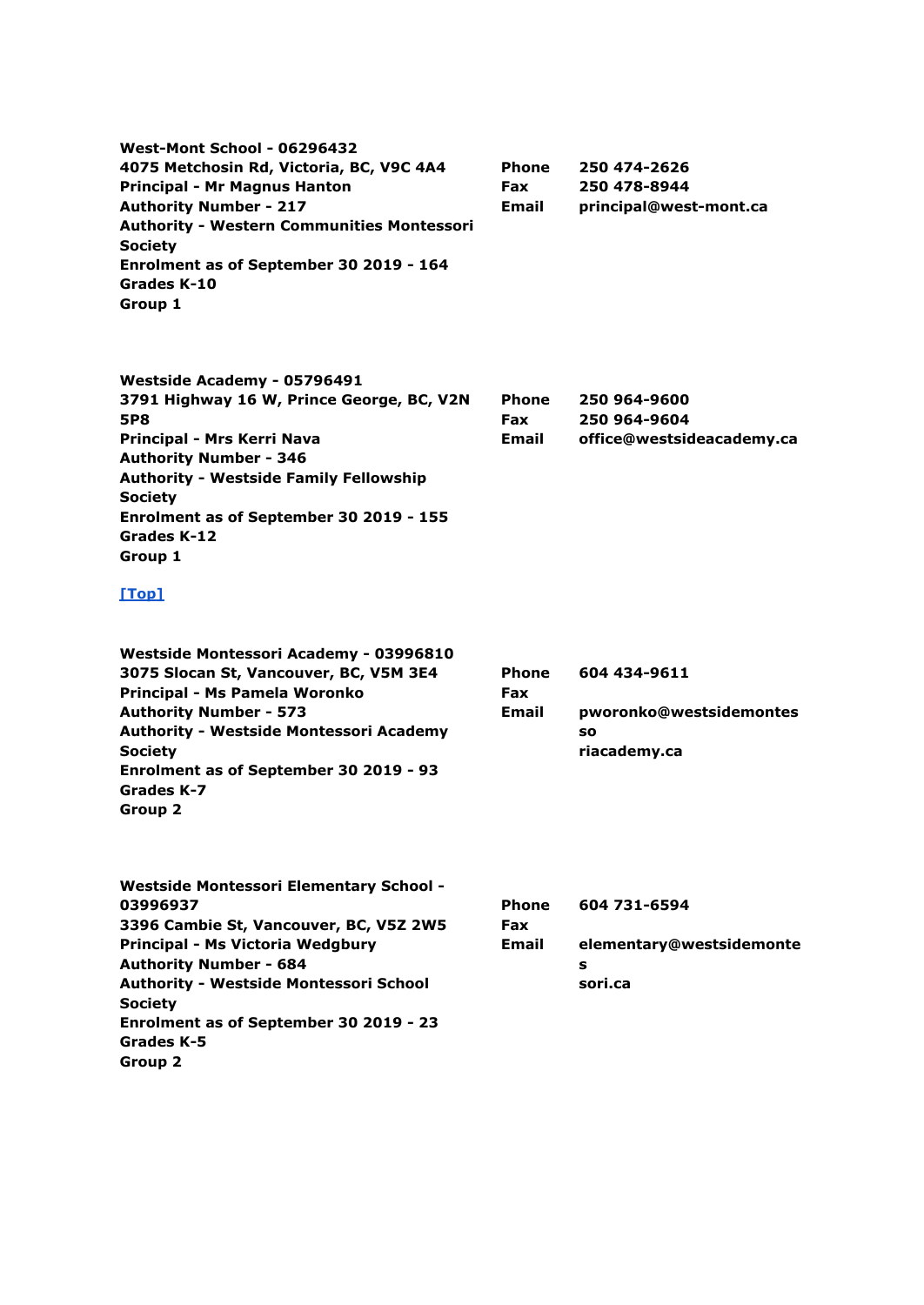**West-Mont School - 06296432**
**4075 Metchosin Rd, Victoria, BC, V9C 4A4**
**Principal - Mr Magnus Hanton**
**Authority Number - 217**
**Authority - Western Communities Montessori Society**
**Enrolment as of September 30 2019 - 164**
**Grades K-10**
**Group 1**

| | |
|---|---|
| **Phone** | **250 474-2626** |
| **Fax** | **250 478-8944** |
| **Email** | **principal@west-mont.ca** |

**Westside Academy - 05796491**
**3791 Highway 16 W, Prince George, BC, V2N 5P8**
**Principal - Mrs Kerri Nava**
**Authority Number - 346**
**Authority - Westside Family Fellowship Society**
**Enrolment as of September 30 2019 - 155**
**Grades K-12**
**Group 1**

| | |
|---|---|
| **Phone** | **250 964-9600** |
| **Fax** | **250 964-9604** |
| **Email** | **office@westsideacademy.ca** |

[Top]

**Westside Montessori Academy - 03996810**
**3075 Slocan St, Vancouver, BC, V5M 3E4**
**Principal - Ms Pamela Woronko**
**Authority Number - 573**
**Authority - Westside Montessori Academy Society**
**Enrolment as of September 30 2019 - 93**
**Grades K-7**
**Group 2**

| | |
|---|---|
| **Phone** | **604 434-9611** |
| **Fax** | |
| **Email** | **pworonko@westsidemontessoriacademy.ca** |

**Westside Montessori Elementary School - 03996937**
**3396 Cambie St, Vancouver, BC, V5Z 2W5**
**Principal - Ms Victoria Wedgbury**
**Authority Number - 684**
**Authority - Westside Montessori School Society**
**Enrolment as of September 30 2019 - 23**
**Grades K-5**
**Group 2**

| | |
|---|---|
| **Phone** | **604 731-6594** |
| **Fax** | |
| **Email** | **elementary@westsidemontessori.ca** |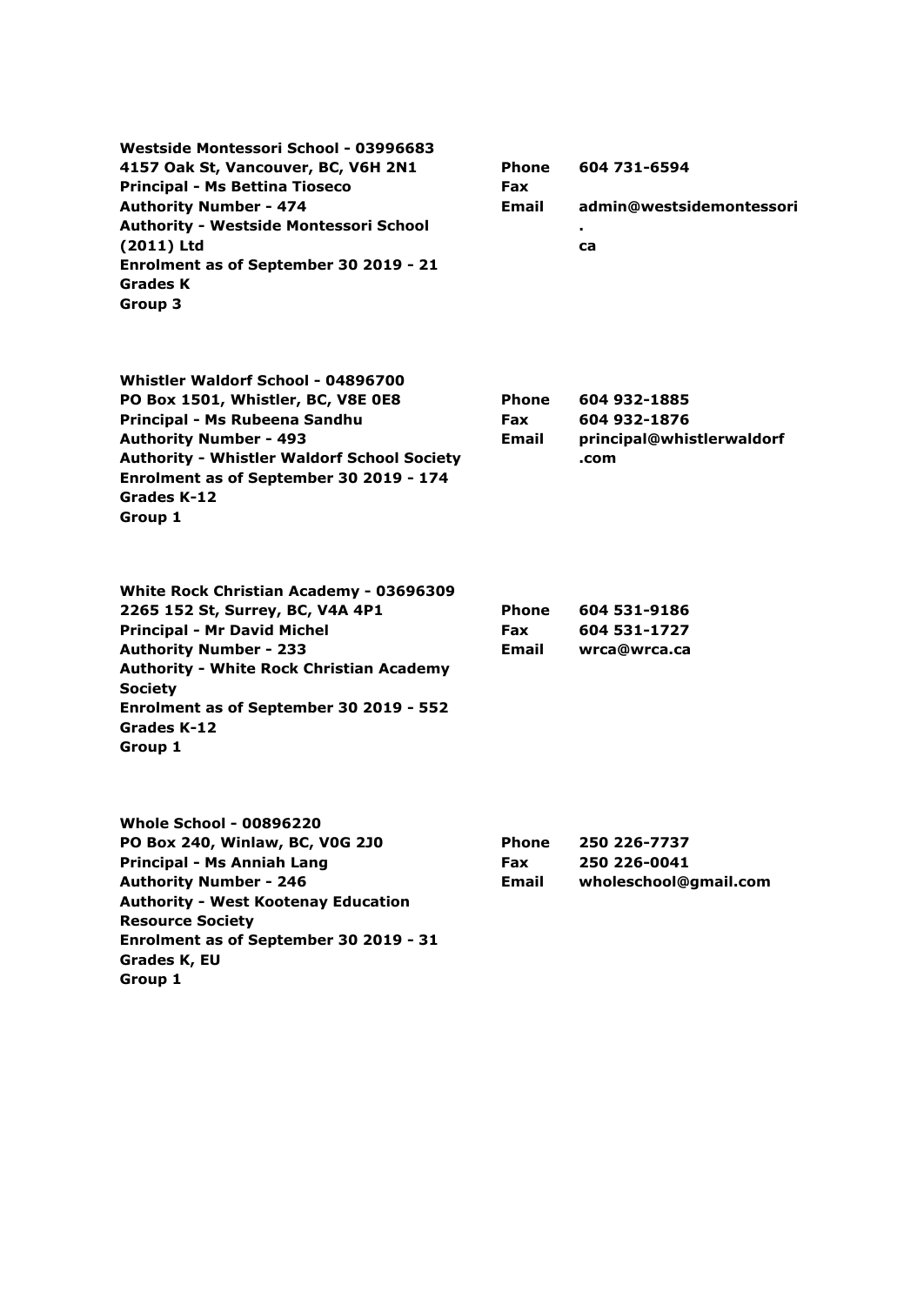**Westside Montessori School - 03996683**
**4157 Oak St, Vancouver, BC, V6H 2N1**
**Principal - Ms Bettina Tioseco**
**Authority Number - 474**
**Authority - Westside Montessori School (2011) Ltd**
**Enrolment as of September 30 2019 - 21**
**Grades K**
**Group 3**

| | |
|---|---|
| **Phone** | **604 731-6594** |
| **Fax** | |
| **Email** | **admin@westsidemontessori.ca** |

**Whistler Waldorf School - 04896700**
**PO Box 1501, Whistler, BC, V8E 0E8**
**Principal - Ms Rubeena Sandhu**
**Authority Number - 493**
**Authority - Whistler Waldorf School Society**
**Enrolment as of September 30 2019 - 174**
**Grades K-12**
**Group 1**

| | |
|---|---|
| **Phone** | **604 932-1885** |
| **Fax** | **604 932-1876** |
| **Email** | **principal@whistlerwaldorf.com** |

**White Rock Christian Academy - 03696309**
**2265 152 St, Surrey, BC, V4A 4P1**
**Principal - Mr David Michel**
**Authority Number - 233**
**Authority - White Rock Christian Academy Society**
**Enrolment as of September 30 2019 - 552**
**Grades K-12**
**Group 1**

| | |
|---|---|
| **Phone** | **604 531-9186** |
| **Fax** | **604 531-1727** |
| **Email** | **wrca@wrca.ca** |

**Whole School - 00896220**
**PO Box 240, Winlaw, BC, V0G 2J0**
**Principal - Ms Anniah Lang**
**Authority Number - 246**
**Authority - West Kootenay Education Resource Society**
**Enrolment as of September 30 2019 - 31**
**Grades K, EU**
**Group 1**

| | |
|---|---|
| **Phone** | **250 226-7737** |
| **Fax** | **250 226-0041** |
| **Email** | **wholeschool@gmail.com** |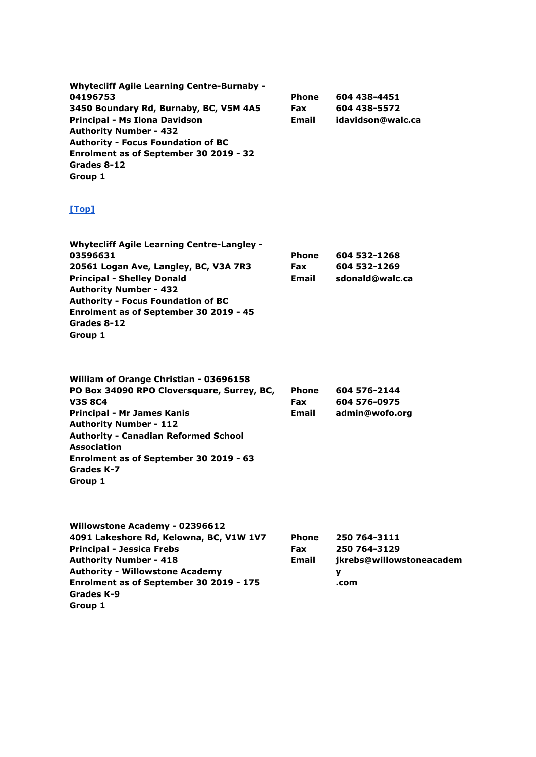**Whytecliff Agile Learning Centre-Burnaby - 04196753**
**3450 Boundary Rd, Burnaby, BC, V5M 4A5**
**Principal - Ms Ilona Davidson**
**Authority Number - 432**
**Authority - Focus Foundation of BC**
**Enrolment as of September 30 2019 - 32**
**Grades 8-12**
**Group 1**

| | |
|---|---|
| **Phone** | **604 438-4451** |
| **Fax** | **604 438-5572** |
| **Email** | **idavidson@walc.ca** |

**[Top]**

**Whytecliff Agile Learning Centre-Langley - 03596631**
**20561 Logan Ave, Langley, BC, V3A 7R3**
**Principal - Shelley Donald**
**Authority Number - 432**
**Authority - Focus Foundation of BC**
**Enrolment as of September 30 2019 - 45**
**Grades 8-12**
**Group 1**

| | |
|---|---|
| **Phone** | **604 532-1268** |
| **Fax** | **604 532-1269** |
| **Email** | **sdonald@walc.ca** |

**William of Orange Christian - 03696158**
**PO Box 34090 RPO Cloversquare, Surrey, BC, V3S 8C4**
**Principal - Mr James Kanis**
**Authority Number - 112**
**Authority - Canadian Reformed School Association**
**Enrolment as of September 30 2019 - 63**
**Grades K-7**
**Group 1**

| | |
|---|---|
| **Phone** | **604 576-2144** |
| **Fax** | **604 576-0975** |
| **Email** | **admin@wofo.org** |

**Willowstone Academy - 02396612**
**4091 Lakeshore Rd, Kelowna, BC, V1W 1V7**
**Principal - Jessica Frebs**
**Authority Number - 418**
**Authority - Willowstone Academy**
**Enrolment as of September 30 2019 - 175**
**Grades K-9**
**Group 1**

| | |
|---|---|
| **Phone** | **250 764-3111** |
| **Fax** | **250 764-3129** |
| **Email** | **jkrebs@willowstoneacademy.com** |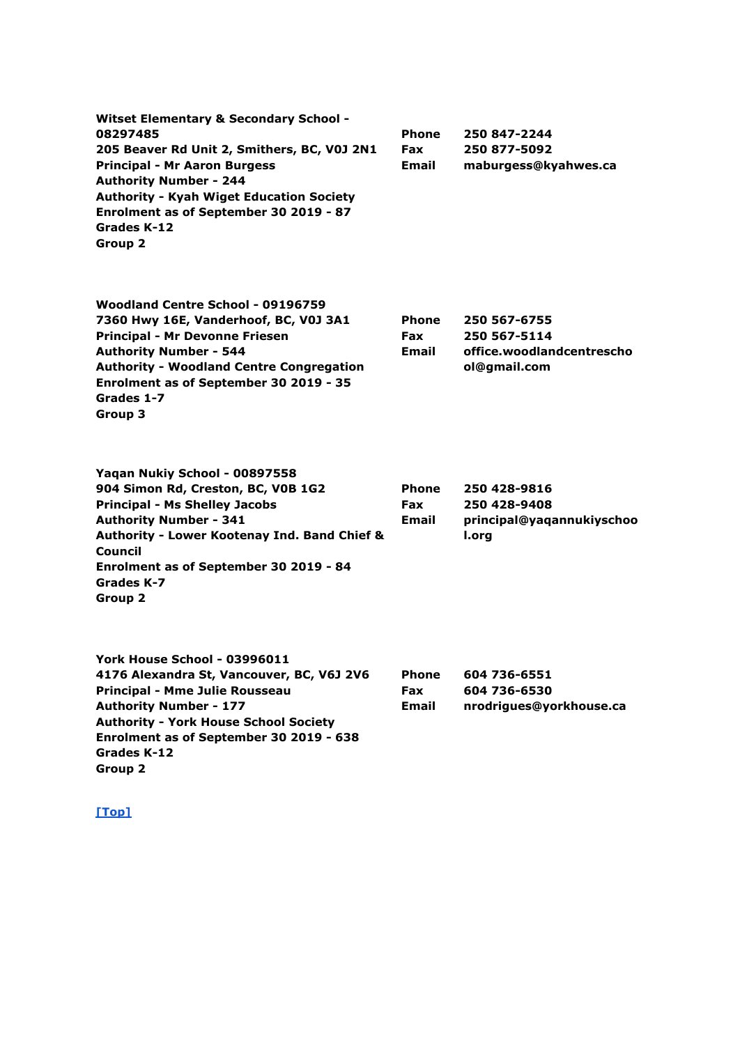**Witset Elementary & Secondary School - 08297485**
**205 Beaver Rd Unit 2, Smithers, BC, V0J 2N1**
**Principal - Mr Aaron Burgess**
**Authority Number - 244**
**Authority - Kyah Wiget Education Society**
**Enrolment as of September 30 2019 - 87**
**Grades K-12**
**Group 2**

**Phone** 250 847-2244
**Fax** 250 877-5092
**Email** maburgess@kyahwes.ca

**Woodland Centre School - 09196759**
**7360 Hwy 16E, Vanderhoof, BC, V0J 3A1**
**Principal - Mr Devonne Friesen**
**Authority Number - 544**
**Authority - Woodland Centre Congregation**
**Enrolment as of September 30 2019 - 35**
**Grades 1-7**
**Group 3**

**Phone** 250 567-6755
**Fax** 250 567-5114
**Email** office.woodlandcentreschool@gmail.com

**Yaqan Nukiy School - 00897558**
**904 Simon Rd, Creston, BC, V0B 1G2**
**Principal - Ms Shelley Jacobs**
**Authority Number - 341**
**Authority - Lower Kootenay Ind. Band Chief & Council**
**Enrolment as of September 30 2019 - 84**
**Grades K-7**
**Group 2**

**Phone** 250 428-9816
**Fax** 250 428-9408
**Email** principal@yaqannukiyschool.org

**York House School - 03996011**
**4176 Alexandra St, Vancouver, BC, V6J 2V6**
**Principal - Mme Julie Rousseau**
**Authority Number - 177**
**Authority - York House School Society**
**Enrolment as of September 30 2019 - 638**
**Grades K-12**
**Group 2**

**Phone** 604 736-6551
**Fax** 604 736-6530
**Email** nrodrigues@yorkhouse.ca

[Top]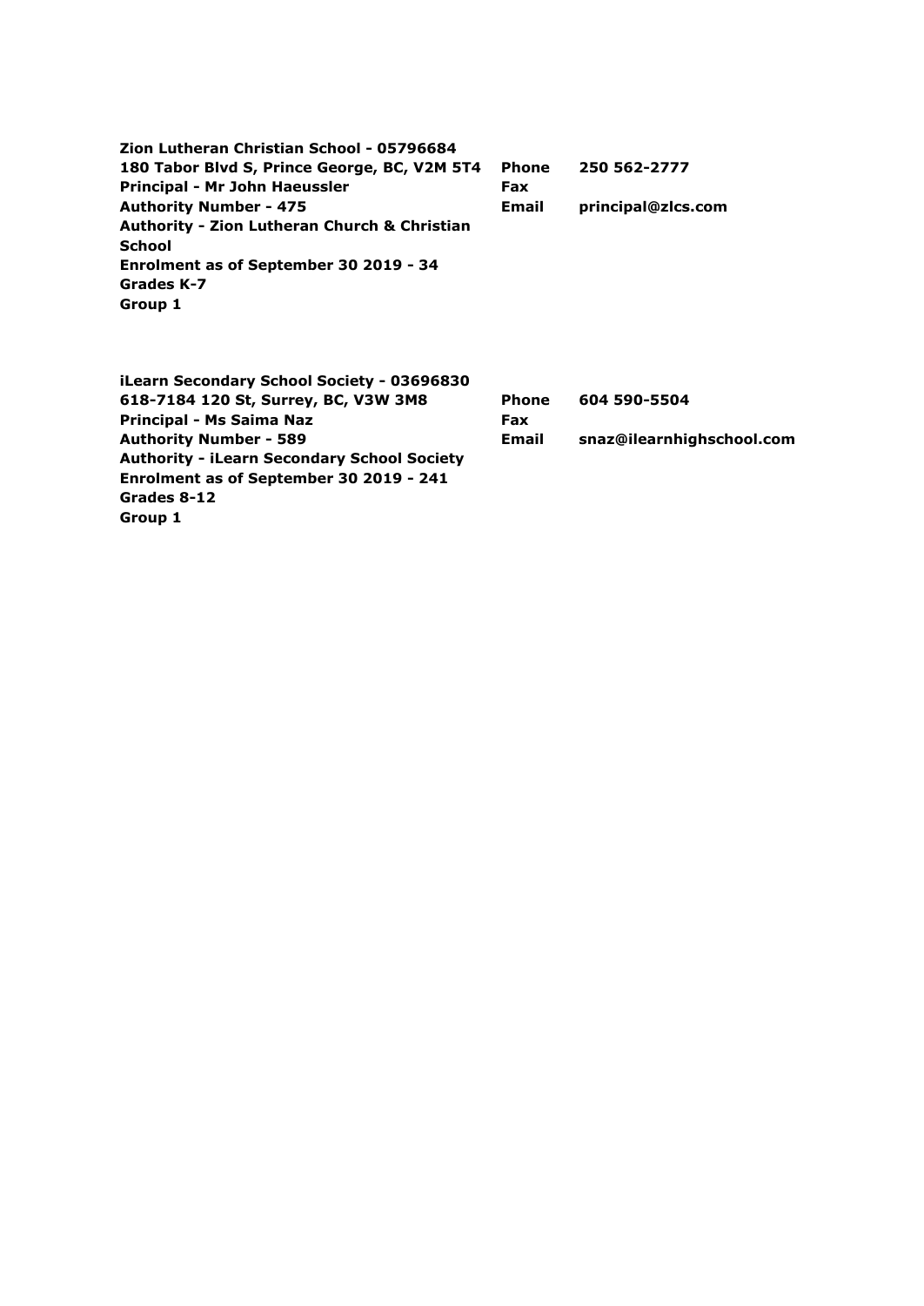**Zion Lutheran Christian School - 05796684**
**180 Tabor Blvd S, Prince George, BC, V2M 5T4**
**Principal - Mr John Haeussler**
**Authority Number - 475**
**Authority - Zion Lutheran Church & Christian School**
**Enrolment as of September 30 2019 - 34**
**Grades K-7**
**Group 1**

**Phone** 250 562-2777
**Fax**
**Email** principal@zlcs.com

**iLearn Secondary School Society - 03696830**
**618-7184 120 St, Surrey, BC, V3W 3M8**
**Principal - Ms Saima Naz**
**Authority Number - 589**
**Authority - iLearn Secondary School Society**
**Enrolment as of September 30 2019 - 241**
**Grades 8-12**
**Group 1**

**Phone** 604 590-5504
**Fax**
**Email** snaz@ilearnhighschool.com